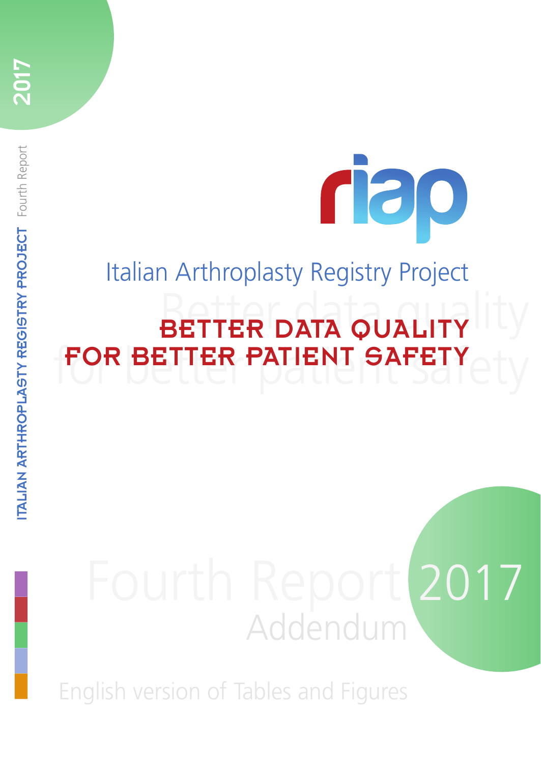# riap

## Italian Arthroplasty Registry Project

**BETTER DATA QUALITY FOR BETTER PATIENT SAFETY**

# Fourth Report 2017

## Addendum

English version of Tables and Figures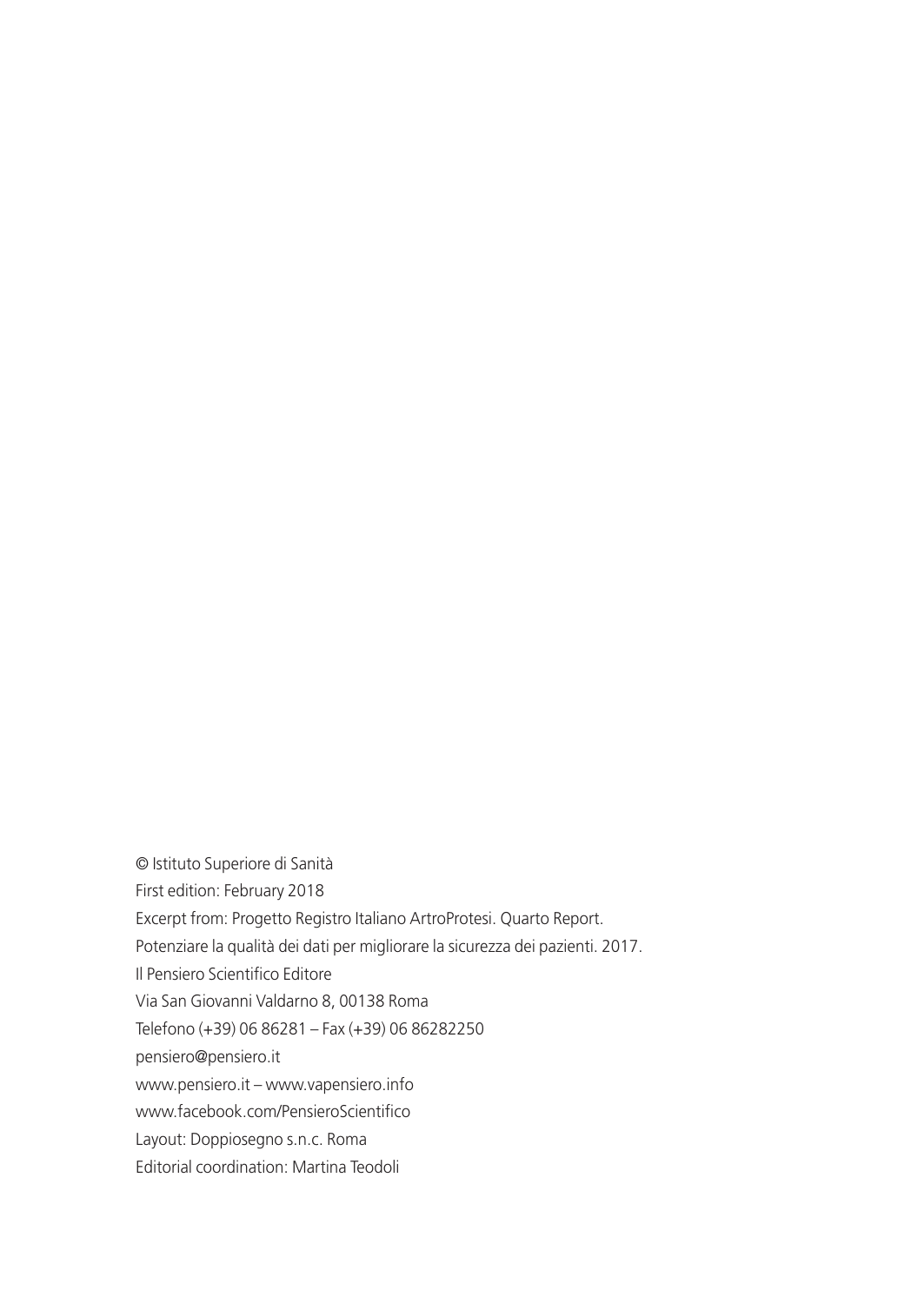© Istituto Superiore di Sanità

First edition: February 2018

Excerpt from: Progetto Registro Italiano ArtroProtesi. Quarto Report.

Potenziare la qualità dei dati per migliorare la sicurezza dei pazienti. 2017.

Il Pensiero Scientifico Editore

Via San Giovanni Valdarno 8, 00138 Roma

Telefono (+39) 06 86281 – Fax (+39) 06 86282250

pensiero@pensiero.it

www.pensiero.it – www.vapensiero.info

www.facebook.com/PensieroScientifico

Layout: Doppiosegno s.n.c. Roma

Editorial coordination: Martina Teodoli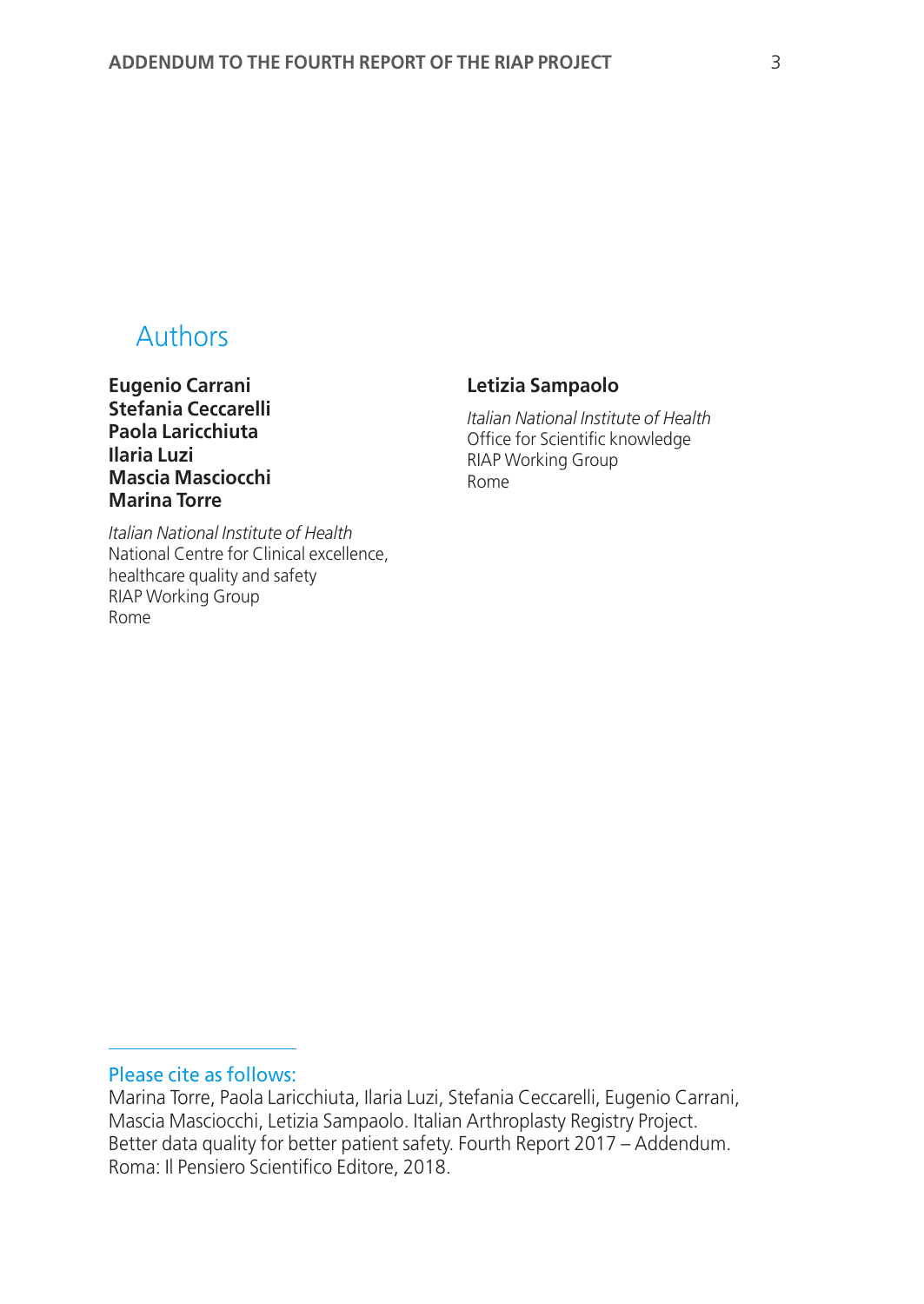## Authors

**Eugenio Carrani**
**Stefania Ceccarelli**
**Paola Laricchiuta**
**Ilaria Luzi**
**Mascia Masciocchi**
**Marina Torre**

*Italian National Institute of Health*
National Centre for Clinical excellence, healthcare quality and safety
RIAP Working Group
Rome

**Letizia Sampaolo**

*Italian National Institute of Health*
Office for Scientific knowledge
RIAP Working Group
Rome

Please cite as follows:
Marina Torre, Paola Laricchiuta, Ilaria Luzi, Stefania Ceccarelli, Eugenio Carrani, Mascia Masciocchi, Letizia Sampaolo. Italian Arthroplasty Registry Project. Better data quality for better patient safety. Fourth Report 2017 – Addendum. Roma: Il Pensiero Scientifico Editore, 2018.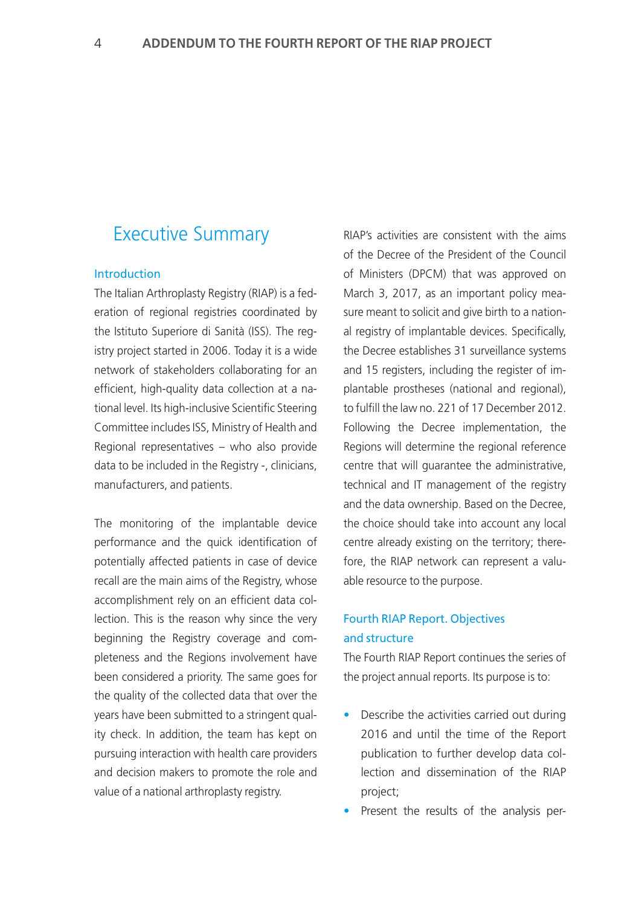# Executive Summary

## Introduction

The Italian Arthroplasty Registry (RIAP) is a federation of regional registries coordinated by the Istituto Superiore di Sanità (ISS). The registry project started in 2006. Today it is a wide network of stakeholders collaborating for an efficient, high-quality data collection at a national level. Its high-inclusive Scientific Steering Committee includes ISS, Ministry of Health and Regional representatives – who also provide data to be included in the Registry -, clinicians, manufacturers, and patients.

The monitoring of the implantable device performance and the quick identification of potentially affected patients in case of device recall are the main aims of the Registry, whose accomplishment rely on an efficient data collection. This is the reason why since the very beginning the Registry coverage and completeness and the Regions involvement have been considered a priority. The same goes for the quality of the collected data that over the years have been submitted to a stringent quality check. In addition, the team has kept on pursuing interaction with health care providers and decision makers to promote the role and value of a national arthroplasty registry.

RIAP's activities are consistent with the aims of the Decree of the President of the Council of Ministers (DPCM) that was approved on March 3, 2017, as an important policy measure meant to solicit and give birth to a national registry of implantable devices. Specifically, the Decree establishes 31 surveillance systems and 15 registers, including the register of implantable prostheses (national and regional), to fulfill the law no. 221 of 17 December 2012. Following the Decree implementation, the Regions will determine the regional reference centre that will guarantee the administrative, technical and IT management of the registry and the data ownership. Based on the Decree, the choice should take into account any local centre already existing on the territory; therefore, the RIAP network can represent a valuable resource to the purpose.

## Fourth RIAP Report. Objectives and structure

The Fourth RIAP Report continues the series of the project annual reports. Its purpose is to:

- Describe the activities carried out during 2016 and until the time of the Report publication to further develop data collection and dissemination of the RIAP project;
- Present the results of the analysis per-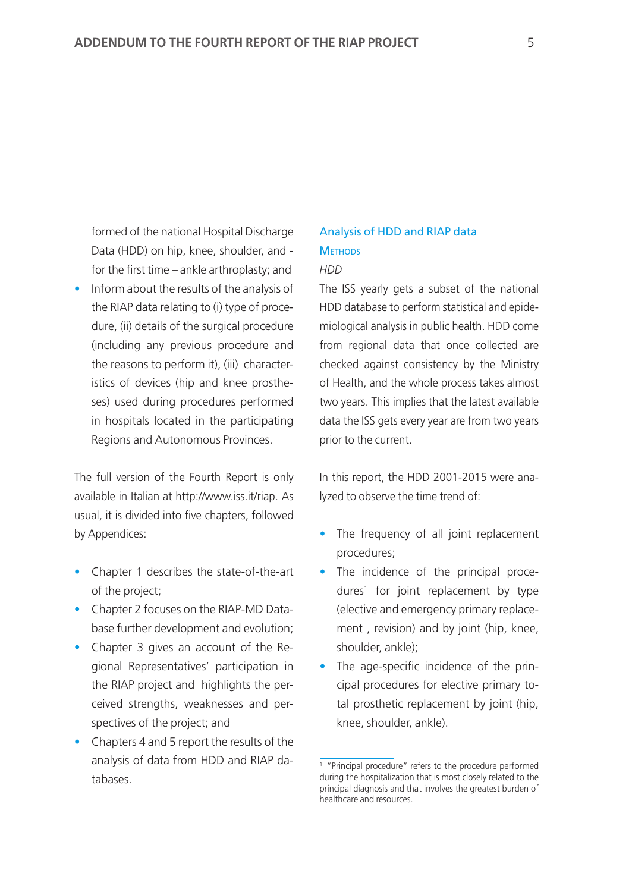formed of the national Hospital Discharge Data (HDD) on hip, knee, shoulder, and - for the first time – ankle arthroplasty; and

- Inform about the results of the analysis of the RIAP data relating to (i) type of procedure, (ii) details of the surgical procedure (including any previous procedure and the reasons to perform it), (iii) characteristics of devices (hip and knee prostheses) used during procedures performed in hospitals located in the participating Regions and Autonomous Provinces.

The full version of the Fourth Report is only available in Italian at http://www.iss.it/riap. As usual, it is divided into five chapters, followed by Appendices:

- Chapter 1 describes the state-of-the-art of the project;
- Chapter 2 focuses on the RIAP-MD Database further development and evolution;
- Chapter 3 gives an account of the Regional Representatives' participation in the RIAP project and highlights the perceived strengths, weaknesses and perspectives of the project; and
- Chapters 4 and 5 report the results of the analysis of data from HDD and RIAP databases.

## Analysis of HDD and RIAP data

### Methods

*HDD*

The ISS yearly gets a subset of the national HDD database to perform statistical and epidemiological analysis in public health. HDD come from regional data that once collected are checked against consistency by the Ministry of Health, and the whole process takes almost two years. This implies that the latest available data the ISS gets every year are from two years prior to the current.

In this report, the HDD 2001-2015 were analyzed to observe the time trend of:

- The frequency of all joint replacement procedures;
- The incidence of the principal procedures[1] for joint replacement by type (elective and emergency primary replacement , revision) and by joint (hip, knee, shoulder, ankle);
- The age-specific incidence of the principal procedures for elective primary total prosthetic replacement by joint (hip, knee, shoulder, ankle).

[1] "Principal procedure" refers to the procedure performed during the hospitalization that is most closely related to the principal diagnosis and that involves the greatest burden of healthcare and resources.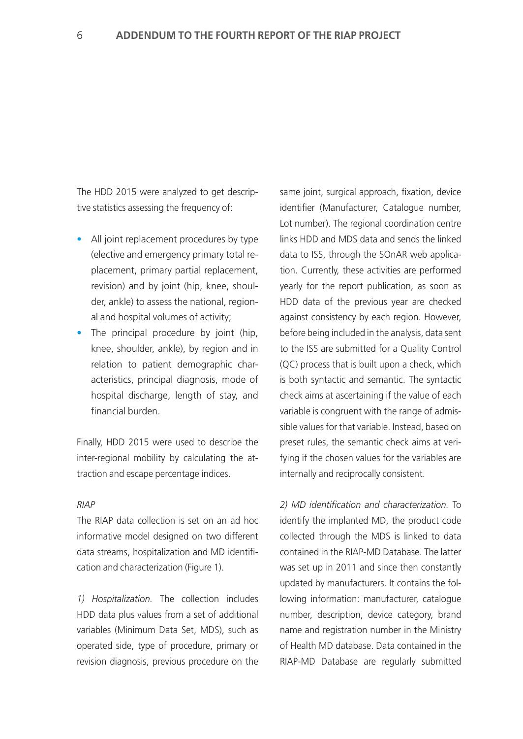The HDD 2015 were analyzed to get descriptive statistics assessing the frequency of:

- All joint replacement procedures by type (elective and emergency primary total replacement, primary partial replacement, revision) and by joint (hip, knee, shoulder, ankle) to assess the national, regional and hospital volumes of activity;
- The principal procedure by joint (hip, knee, shoulder, ankle), by region and in relation to patient demographic characteristics, principal diagnosis, mode of hospital discharge, length of stay, and financial burden.

Finally, HDD 2015 were used to describe the inter-regional mobility by calculating the attraction and escape percentage indices.

*RIAP*

The RIAP data collection is set on an ad hoc informative model designed on two different data streams, hospitalization and MD identification and characterization (Figure 1).

*1) Hospitalization.* The collection includes HDD data plus values from a set of additional variables (Minimum Data Set, MDS), such as operated side, type of procedure, primary or revision diagnosis, previous procedure on the same joint, surgical approach, fixation, device identifier (Manufacturer, Catalogue number, Lot number). The regional coordination centre links HDD and MDS data and sends the linked data to ISS, through the SOnAR web application. Currently, these activities are performed yearly for the report publication, as soon as HDD data of the previous year are checked against consistency by each region. However, before being included in the analysis, data sent to the ISS are submitted for a Quality Control (QC) process that is built upon a check, which is both syntactic and semantic. The syntactic check aims at ascertaining if the value of each variable is congruent with the range of admissible values for that variable. Instead, based on preset rules, the semantic check aims at verifying if the chosen values for the variables are internally and reciprocally consistent.

*2) MD identification and characterization.* To identify the implanted MD, the product code collected through the MDS is linked to data contained in the RIAP-MD Database. The latter was set up in 2011 and since then constantly updated by manufacturers. It contains the following information: manufacturer, catalogue number, description, device category, brand name and registration number in the Ministry of Health MD database. Data contained in the RIAP-MD Database are regularly submitted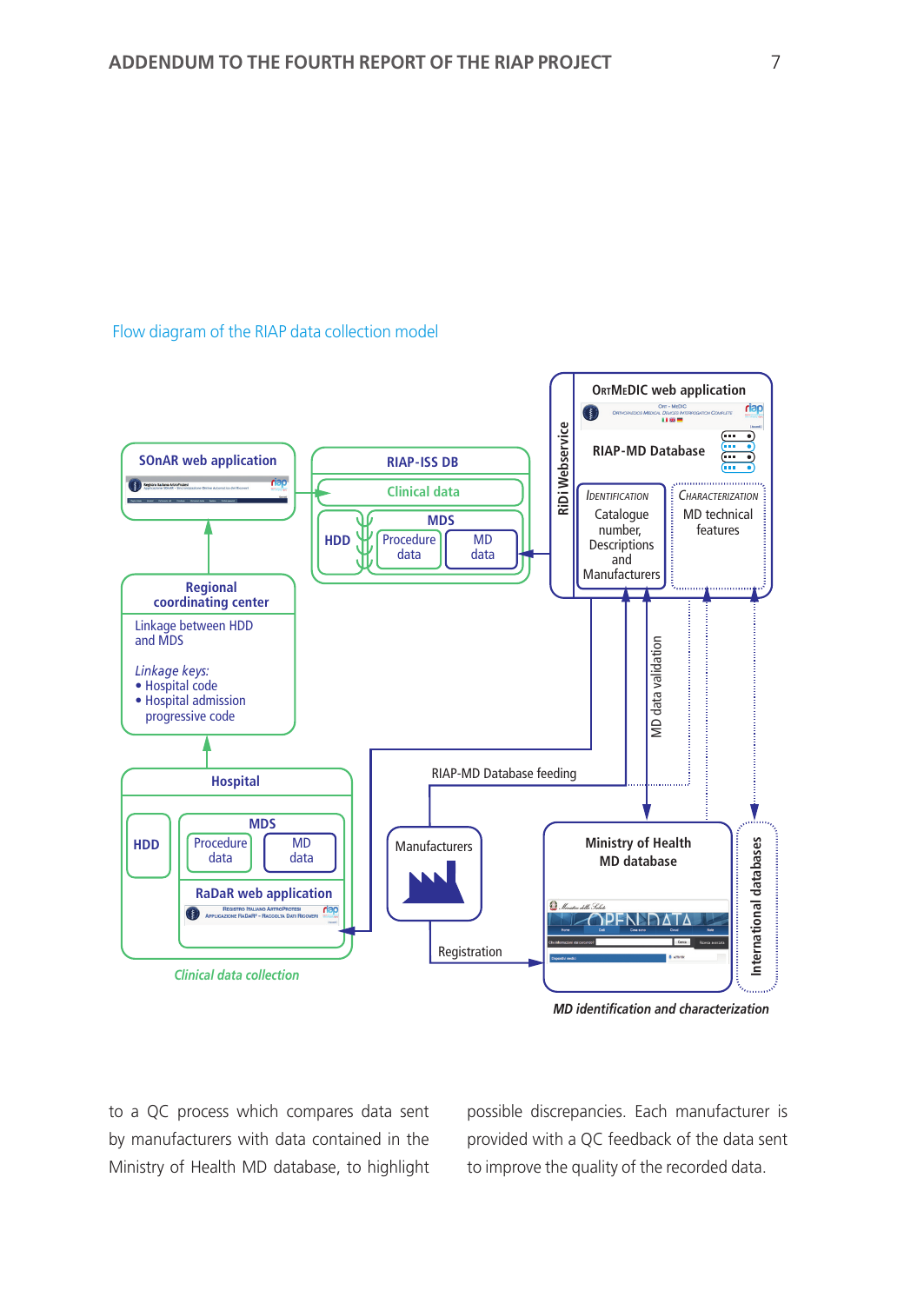Flow diagram of the RIAP data collection model

SOnAR web application

RIAP-ISS DB

Clinical data

HDD

MDS

Procedure data

MD data

OrtMeDIC web application

RIAP-MD Database

RiDi Webservice

Identification
Catalogue number, Descriptions and Manufacturers

Characterization
MD technical features

Regional coordinating center

Linkage between HDD and MDS

*Linkage keys:*
- Hospital code
- Hospital admission progressive code

MD data validation

RIAP-MD Database feeding

Hospital

HDD

MDS

Procedure data

MD data

RaDaR web application

Manufacturers

Registration

Ministry of Health MD database

International databases

*Clinical data collection*

*MD identification and characterization*

to a QC process which compares data sent by manufacturers with data contained in the Ministry of Health MD database, to highlight possible discrepancies. Each manufacturer is provided with a QC feedback of the data sent to improve the quality of the recorded data.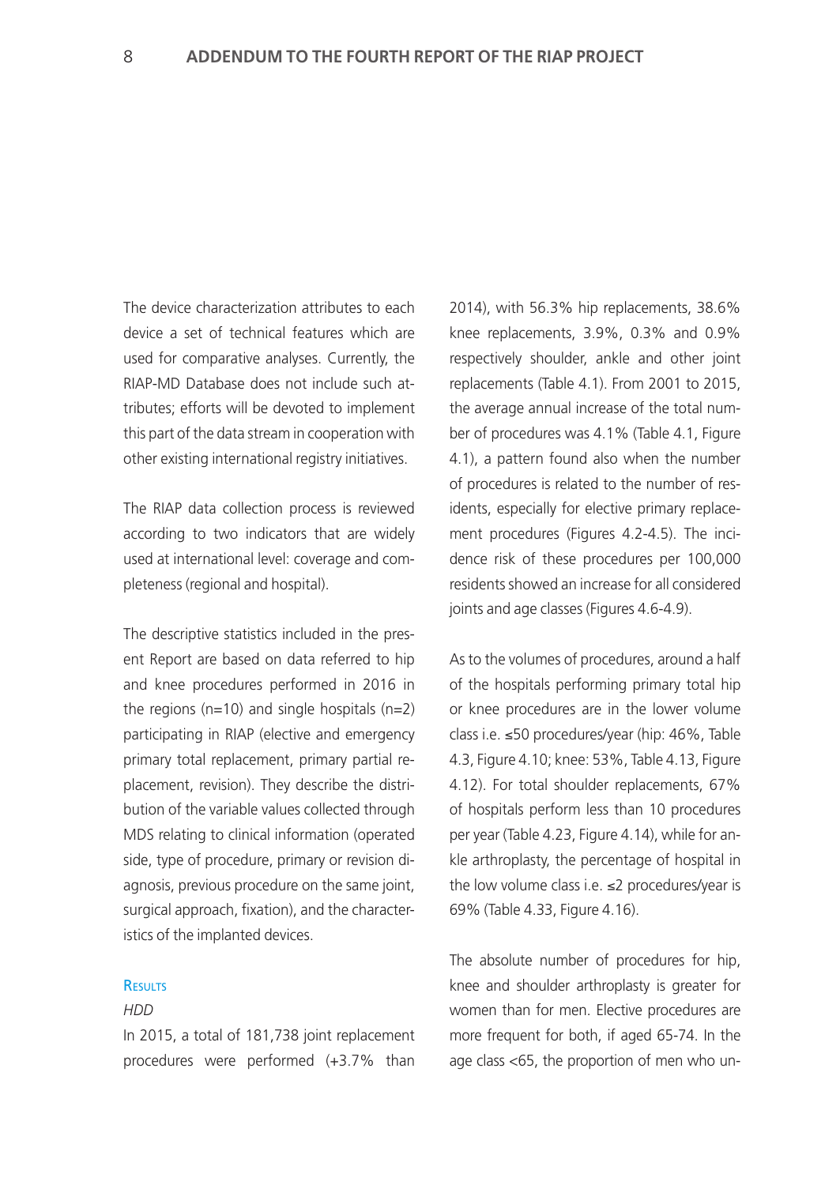The device characterization attributes to each device a set of technical features which are used for comparative analyses. Currently, the RIAP-MD Database does not include such attributes; efforts will be devoted to implement this part of the data stream in cooperation with other existing international registry initiatives.

The RIAP data collection process is reviewed according to two indicators that are widely used at international level: coverage and completeness (regional and hospital).

The descriptive statistics included in the present Report are based on data referred to hip and knee procedures performed in 2016 in the regions (n=10) and single hospitals (n=2) participating in RIAP (elective and emergency primary total replacement, primary partial replacement, revision). They describe the distribution of the variable values collected through MDS relating to clinical information (operated side, type of procedure, primary or revision diagnosis, previous procedure on the same joint, surgical approach, fixation), and the characteristics of the implanted devices.

#### Results

*HDD*

In 2015, a total of 181,738 joint replacement procedures were performed (+3.7% than 2014), with 56.3% hip replacements, 38.6% knee replacements, 3.9%, 0.3% and 0.9% respectively shoulder, ankle and other joint replacements (Table 4.1). From 2001 to 2015, the average annual increase of the total number of procedures was 4.1% (Table 4.1, Figure 4.1), a pattern found also when the number of procedures is related to the number of residents, especially for elective primary replacement procedures (Figures 4.2-4.5). The incidence risk of these procedures per 100,000 residents showed an increase for all considered joints and age classes (Figures 4.6-4.9).

As to the volumes of procedures, around a half of the hospitals performing primary total hip or knee procedures are in the lower volume class i.e. ≤50 procedures/year (hip: 46%, Table 4.3, Figure 4.10; knee: 53%, Table 4.13, Figure 4.12). For total shoulder replacements, 67% of hospitals perform less than 10 procedures per year (Table 4.23, Figure 4.14), while for ankle arthroplasty, the percentage of hospital in the low volume class i.e. ≤2 procedures/year is 69% (Table 4.33, Figure 4.16).

The absolute number of procedures for hip, knee and shoulder arthroplasty is greater for women than for men. Elective procedures are more frequent for both, if aged 65-74. In the age class <65, the proportion of men who un-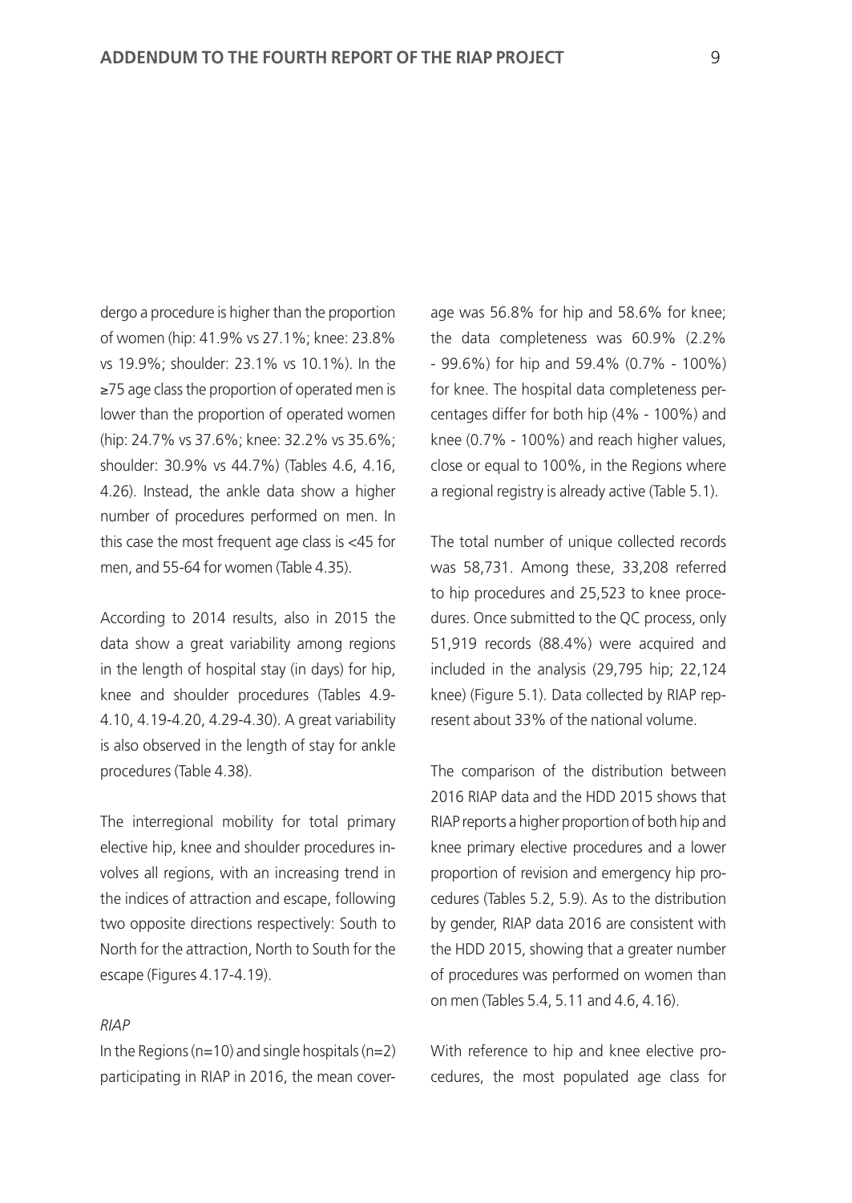dergo a procedure is higher than the proportion of women (hip: 41.9% vs 27.1%; knee: 23.8% vs 19.9%; shoulder: 23.1% vs 10.1%). In the ≥75 age class the proportion of operated men is lower than the proportion of operated women (hip: 24.7% vs 37.6%; knee: 32.2% vs 35.6%; shoulder: 30.9% vs 44.7%) (Tables 4.6, 4.16, 4.26). Instead, the ankle data show a higher number of procedures performed on men. In this case the most frequent age class is <45 for men, and 55-64 for women (Table 4.35).

According to 2014 results, also in 2015 the data show a great variability among regions in the length of hospital stay (in days) for hip, knee and shoulder procedures (Tables 4.9-4.10, 4.19-4.20, 4.29-4.30). A great variability is also observed in the length of stay for ankle procedures (Table 4.38).

The interregional mobility for total primary elective hip, knee and shoulder procedures involves all regions, with an increasing trend in the indices of attraction and escape, following two opposite directions respectively: South to North for the attraction, North to South for the escape (Figures 4.17-4.19).

*RIAP*

In the Regions (n=10) and single hospitals (n=2) participating in RIAP in 2016, the mean coverage was 56.8% for hip and 58.6% for knee; the data completeness was 60.9% (2.2% - 99.6%) for hip and 59.4% (0.7% - 100%) for knee. The hospital data completeness percentages differ for both hip (4% - 100%) and knee (0.7% - 100%) and reach higher values, close or equal to 100%, in the Regions where a regional registry is already active (Table 5.1).

The total number of unique collected records was 58,731. Among these, 33,208 referred to hip procedures and 25,523 to knee procedures. Once submitted to the QC process, only 51,919 records (88.4%) were acquired and included in the analysis (29,795 hip; 22,124 knee) (Figure 5.1). Data collected by RIAP represent about 33% of the national volume.

The comparison of the distribution between 2016 RIAP data and the HDD 2015 shows that RIAP reports a higher proportion of both hip and knee primary elective procedures and a lower proportion of revision and emergency hip procedures (Tables 5.2, 5.9). As to the distribution by gender, RIAP data 2016 are consistent with the HDD 2015, showing that a greater number of procedures was performed on women than on men (Tables 5.4, 5.11 and 4.6, 4.16).

With reference to hip and knee elective procedures, the most populated age class for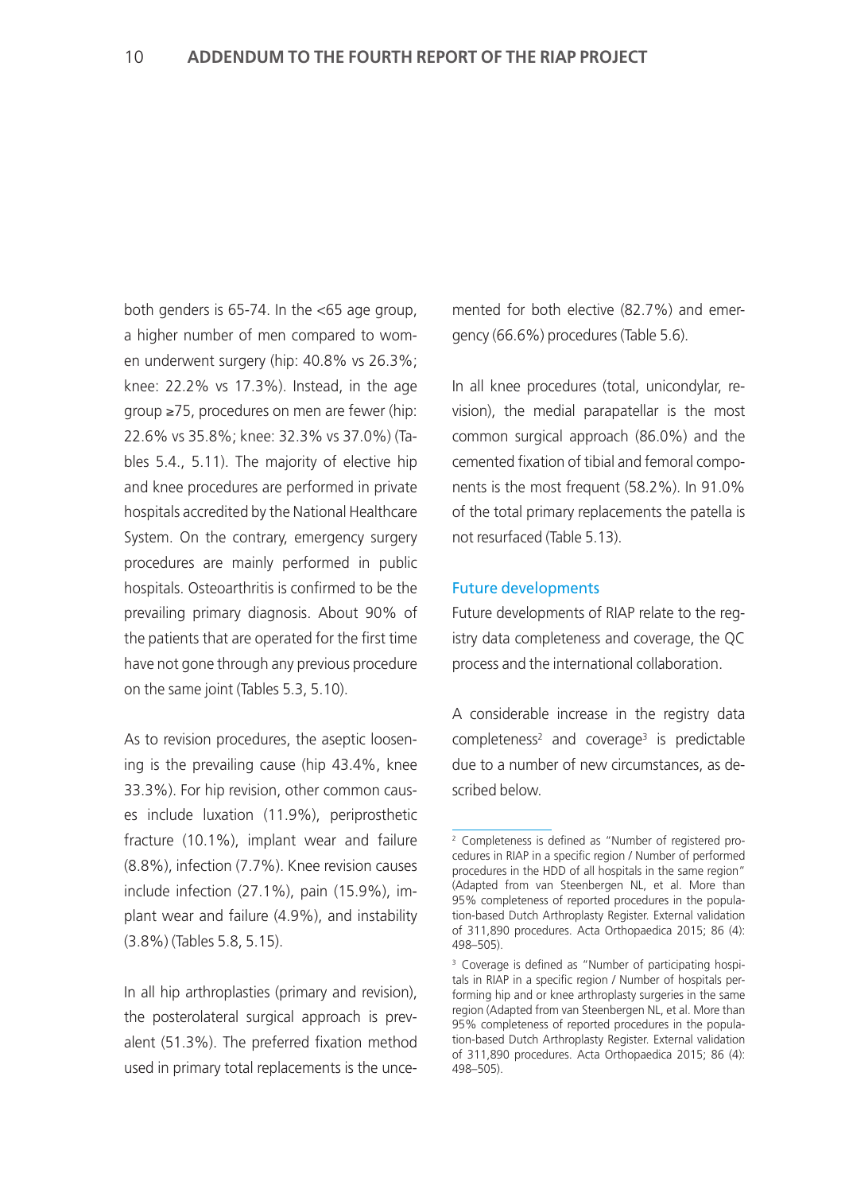both genders is 65-74. In the <65 age group, a higher number of men compared to women underwent surgery (hip: 40.8% vs 26.3%; knee: 22.2% vs 17.3%). Instead, in the age group ≥75, procedures on men are fewer (hip: 22.6% vs 35.8%; knee: 32.3% vs 37.0%) (Tables 5.4., 5.11). The majority of elective hip and knee procedures are performed in private hospitals accredited by the National Healthcare System. On the contrary, emergency surgery procedures are mainly performed in public hospitals. Osteoarthritis is confirmed to be the prevailing primary diagnosis. About 90% of the patients that are operated for the first time have not gone through any previous procedure on the same joint (Tables 5.3, 5.10).

As to revision procedures, the aseptic loosening is the prevailing cause (hip 43.4%, knee 33.3%). For hip revision, other common causes include luxation (11.9%), periprosthetic fracture (10.1%), implant wear and failure (8.8%), infection (7.7%). Knee revision causes include infection (27.1%), pain (15.9%), implant wear and failure (4.9%), and instability (3.8%) (Tables 5.8, 5.15).

In all hip arthroplasties (primary and revision), the posterolateral surgical approach is prevalent (51.3%). The preferred fixation method used in primary total replacements is the uncemented for both elective (82.7%) and emergency (66.6%) procedures (Table 5.6).

In all knee procedures (total, unicondylar, revision), the medial parapatellar is the most common surgical approach (86.0%) and the cemented fixation of tibial and femoral components is the most frequent (58.2%). In 91.0% of the total primary replacements the patella is not resurfaced (Table 5.13).

## Future developments

Future developments of RIAP relate to the registry data completeness and coverage, the QC process and the international collaboration.

A considerable increase in the registry data completeness[2] and coverage[3] is predictable due to a number of new circumstances, as described below.

---

[2] Completeness is defined as "Number of registered procedures in RIAP in a specific region / Number of performed procedures in the HDD of all hospitals in the same region" (Adapted from van Steenbergen NL, et al. More than 95% completeness of reported procedures in the population-based Dutch Arthroplasty Register. External validation of 311,890 procedures. Acta Orthopaedica 2015; 86 (4): 498–505).

[3] Coverage is defined as "Number of participating hospitals in RIAP in a specific region / Number of hospitals performing hip and or knee arthroplasty surgeries in the same region (Adapted from van Steenbergen NL, et al. More than 95% completeness of reported procedures in the population-based Dutch Arthroplasty Register. External validation of 311,890 procedures. Acta Orthopaedica 2015; 86 (4): 498–505).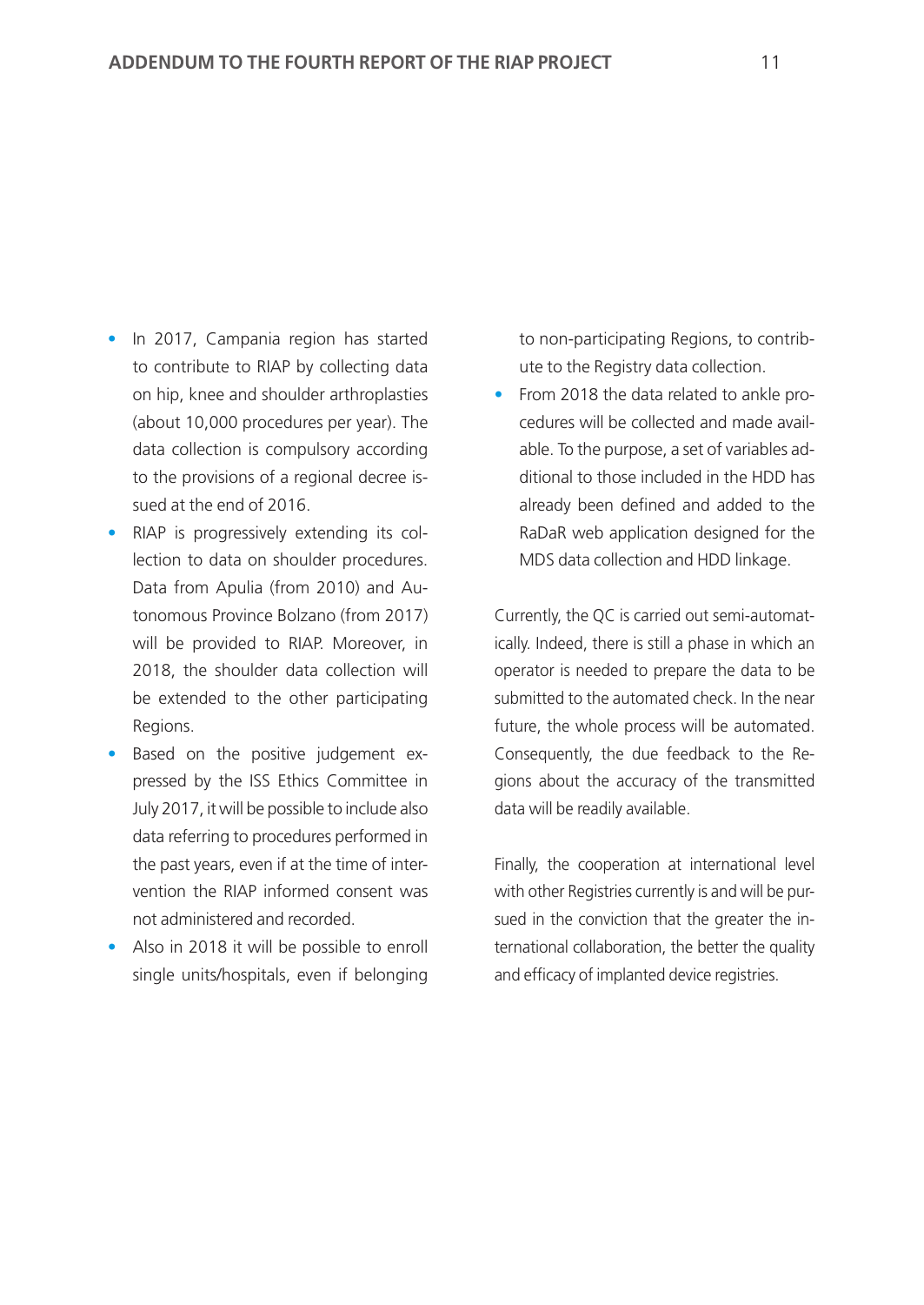- In 2017, Campania region has started to contribute to RIAP by collecting data on hip, knee and shoulder arthroplasties (about 10,000 procedures per year). The data collection is compulsory according to the provisions of a regional decree issued at the end of 2016.
- RIAP is progressively extending its collection to data on shoulder procedures. Data from Apulia (from 2010) and Autonomous Province Bolzano (from 2017) will be provided to RIAP. Moreover, in 2018, the shoulder data collection will be extended to the other participating Regions.
- Based on the positive judgement expressed by the ISS Ethics Committee in July 2017, it will be possible to include also data referring to procedures performed in the past years, even if at the time of intervention the RIAP informed consent was not administered and recorded.
- Also in 2018 it will be possible to enroll single units/hospitals, even if belonging to non-participating Regions, to contribute to the Registry data collection.
- From 2018 the data related to ankle procedures will be collected and made available. To the purpose, a set of variables additional to those included in the HDD has already been defined and added to the RaDaR web application designed for the MDS data collection and HDD linkage.

Currently, the QC is carried out semi-automatically. Indeed, there is still a phase in which an operator is needed to prepare the data to be submitted to the automated check. In the near future, the whole process will be automated. Consequently, the due feedback to the Regions about the accuracy of the transmitted data will be readily available.

Finally, the cooperation at international level with other Registries currently is and will be pursued in the conviction that the greater the international collaboration, the better the quality and efficacy of implanted device registries.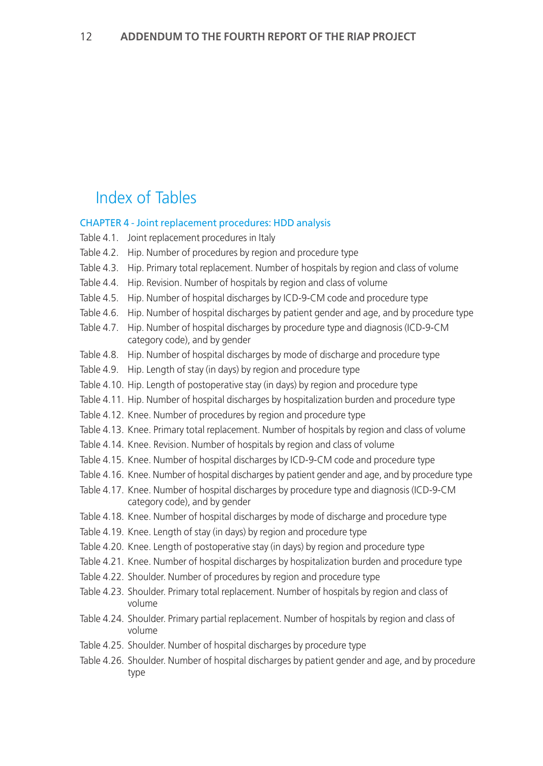# Index of Tables

## CHAPTER 4 - Joint replacement procedures: HDD analysis

- Table 4.1. Joint replacement procedures in Italy
- Table 4.2. Hip. Number of procedures by region and procedure type
- Table 4.3. Hip. Primary total replacement. Number of hospitals by region and class of volume
- Table 4.4. Hip. Revision. Number of hospitals by region and class of volume
- Table 4.5. Hip. Number of hospital discharges by ICD-9-CM code and procedure type
- Table 4.6. Hip. Number of hospital discharges by patient gender and age, and by procedure type
- Table 4.7. Hip. Number of hospital discharges by procedure type and diagnosis (ICD-9-CM category code), and by gender
- Table 4.8. Hip. Number of hospital discharges by mode of discharge and procedure type
- Table 4.9. Hip. Length of stay (in days) by region and procedure type
- Table 4.10. Hip. Length of postoperative stay (in days) by region and procedure type
- Table 4.11. Hip. Number of hospital discharges by hospitalization burden and procedure type
- Table 4.12. Knee. Number of procedures by region and procedure type
- Table 4.13. Knee. Primary total replacement. Number of hospitals by region and class of volume
- Table 4.14. Knee. Revision. Number of hospitals by region and class of volume
- Table 4.15. Knee. Number of hospital discharges by ICD-9-CM code and procedure type
- Table 4.16. Knee. Number of hospital discharges by patient gender and age, and by procedure type
- Table 4.17. Knee. Number of hospital discharges by procedure type and diagnosis (ICD-9-CM category code), and by gender
- Table 4.18. Knee. Number of hospital discharges by mode of discharge and procedure type
- Table 4.19. Knee. Length of stay (in days) by region and procedure type
- Table 4.20. Knee. Length of postoperative stay (in days) by region and procedure type
- Table 4.21. Knee. Number of hospital discharges by hospitalization burden and procedure type
- Table 4.22. Shoulder. Number of procedures by region and procedure type
- Table 4.23. Shoulder. Primary total replacement. Number of hospitals by region and class of volume
- Table 4.24. Shoulder. Primary partial replacement. Number of hospitals by region and class of volume
- Table 4.25. Shoulder. Number of hospital discharges by procedure type
- Table 4.26. Shoulder. Number of hospital discharges by patient gender and age, and by procedure type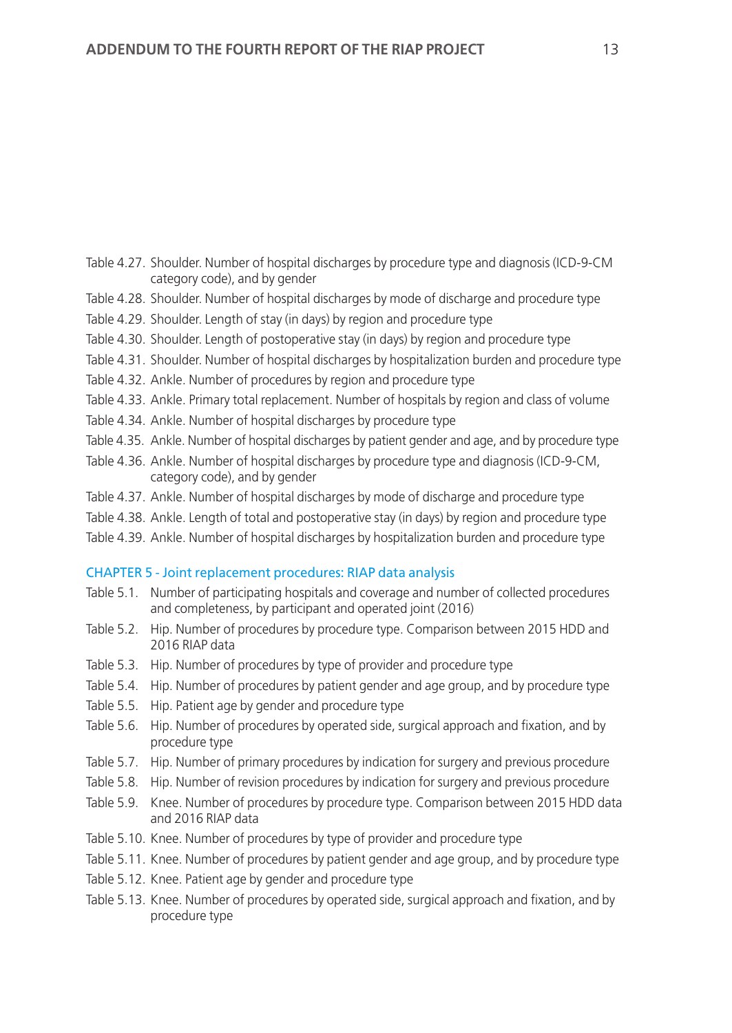Table 4.27. Shoulder. Number of hospital discharges by procedure type and diagnosis (ICD-9-CM category code), and by gender

Table 4.28. Shoulder. Number of hospital discharges by mode of discharge and procedure type

Table 4.29. Shoulder. Length of stay (in days) by region and procedure type

Table 4.30. Shoulder. Length of postoperative stay (in days) by region and procedure type

Table 4.31. Shoulder. Number of hospital discharges by hospitalization burden and procedure type

Table 4.32. Ankle. Number of procedures by region and procedure type

Table 4.33. Ankle. Primary total replacement. Number of hospitals by region and class of volume

Table 4.34. Ankle. Number of hospital discharges by procedure type

Table 4.35. Ankle. Number of hospital discharges by patient gender and age, and by procedure type

Table 4.36. Ankle. Number of hospital discharges by procedure type and diagnosis (ICD-9-CM, category code), and by gender

Table 4.37. Ankle. Number of hospital discharges by mode of discharge and procedure type

Table 4.38. Ankle. Length of total and postoperative stay (in days) by region and procedure type

Table 4.39. Ankle. Number of hospital discharges by hospitalization burden and procedure type

## CHAPTER 5 - Joint replacement procedures: RIAP data analysis

Table 5.1. Number of participating hospitals and coverage and number of collected procedures and completeness, by participant and operated joint (2016)

Table 5.2. Hip. Number of procedures by procedure type. Comparison between 2015 HDD and 2016 RIAP data

Table 5.3. Hip. Number of procedures by type of provider and procedure type

Table 5.4. Hip. Number of procedures by patient gender and age group, and by procedure type

Table 5.5. Hip. Patient age by gender and procedure type

Table 5.6. Hip. Number of procedures by operated side, surgical approach and fixation, and by procedure type

Table 5.7. Hip. Number of primary procedures by indication for surgery and previous procedure

Table 5.8. Hip. Number of revision procedures by indication for surgery and previous procedure

Table 5.9. Knee. Number of procedures by procedure type. Comparison between 2015 HDD data and 2016 RIAP data

Table 5.10. Knee. Number of procedures by type of provider and procedure type

Table 5.11. Knee. Number of procedures by patient gender and age group, and by procedure type

Table 5.12. Knee. Patient age by gender and procedure type

Table 5.13. Knee. Number of procedures by operated side, surgical approach and fixation, and by procedure type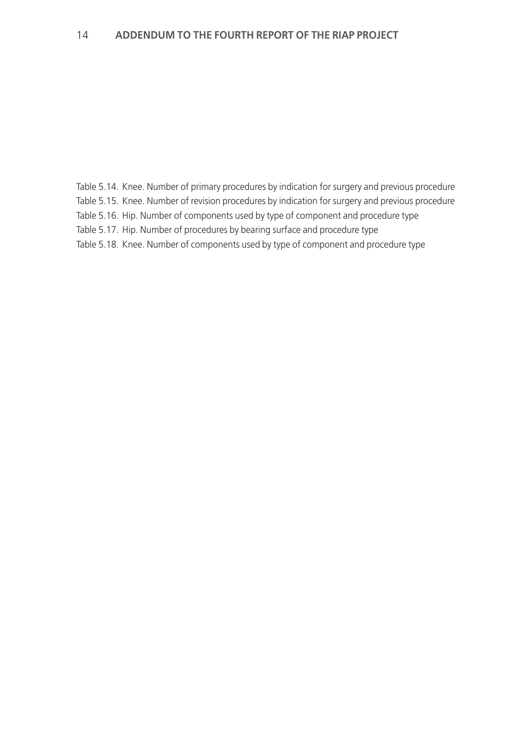Table 5.14. Knee. Number of primary procedures by indication for surgery and previous procedure

Table 5.15. Knee. Number of revision procedures by indication for surgery and previous procedure

Table 5.16. Hip. Number of components used by type of component and procedure type

Table 5.17. Hip. Number of procedures by bearing surface and procedure type

Table 5.18. Knee. Number of components used by type of component and procedure type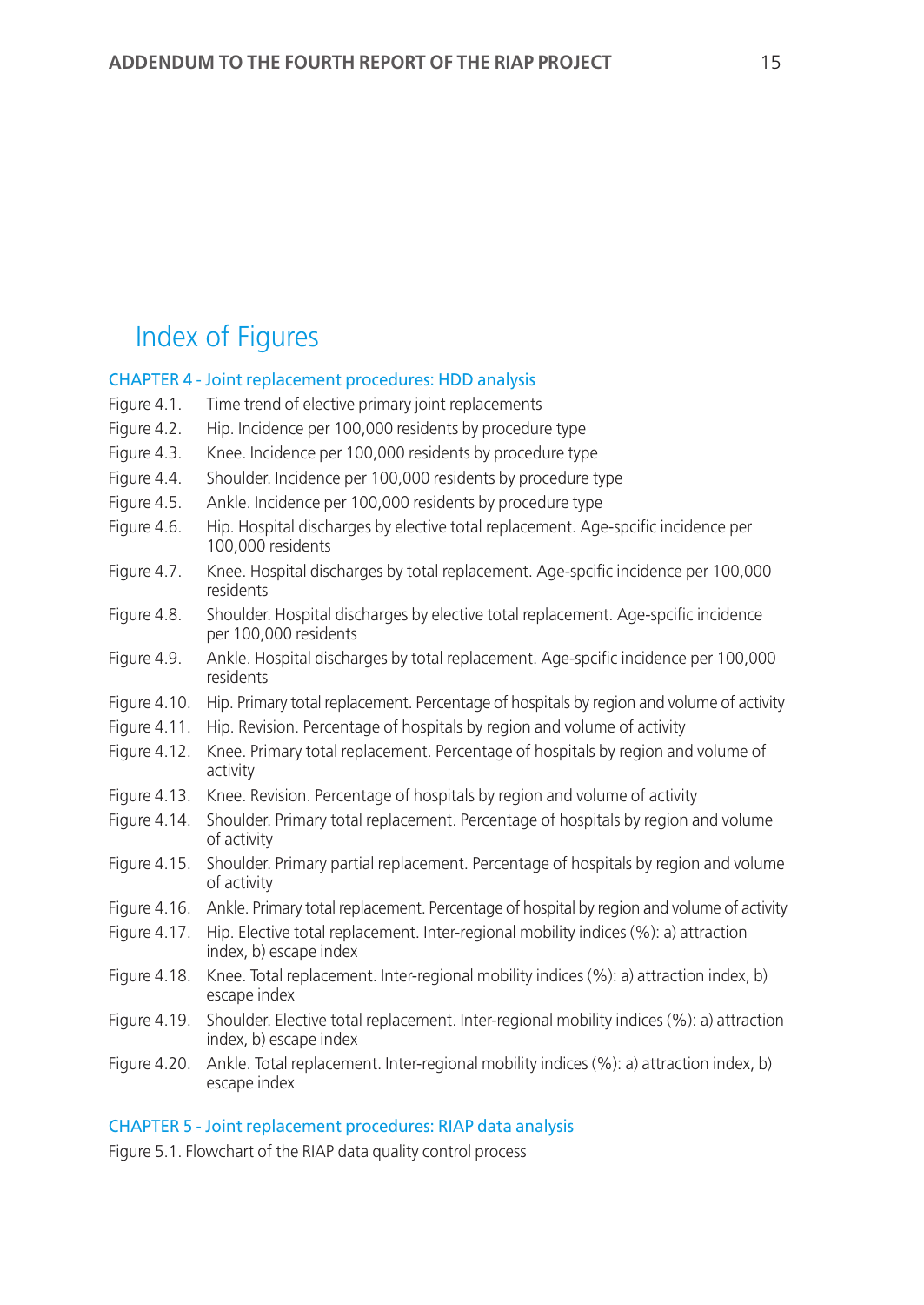# Index of Figures

## CHAPTER 4 - Joint replacement procedures: HDD analysis

- Figure 4.1. Time trend of elective primary joint replacements
- Figure 4.2. Hip. Incidence per 100,000 residents by procedure type
- Figure 4.3. Knee. Incidence per 100,000 residents by procedure type
- Figure 4.4. Shoulder. Incidence per 100,000 residents by procedure type
- Figure 4.5. Ankle. Incidence per 100,000 residents by procedure type
- Figure 4.6. Hip. Hospital discharges by elective total replacement. Age-spcific incidence per 100,000 residents
- Figure 4.7. Knee. Hospital discharges by total replacement. Age-spcific incidence per 100,000 residents
- Figure 4.8. Shoulder. Hospital discharges by elective total replacement. Age-spcific incidence per 100,000 residents
- Figure 4.9. Ankle. Hospital discharges by total replacement. Age-spcific incidence per 100,000 residents
- Figure 4.10. Hip. Primary total replacement. Percentage of hospitals by region and volume of activity
- Figure 4.11. Hip. Revision. Percentage of hospitals by region and volume of activity
- Figure 4.12. Knee. Primary total replacement. Percentage of hospitals by region and volume of activity
- Figure 4.13. Knee. Revision. Percentage of hospitals by region and volume of activity
- Figure 4.14. Shoulder. Primary total replacement. Percentage of hospitals by region and volume of activity
- Figure 4.15. Shoulder. Primary partial replacement. Percentage of hospitals by region and volume of activity
- Figure 4.16. Ankle. Primary total replacement. Percentage of hospital by region and volume of activity
- Figure 4.17. Hip. Elective total replacement. Inter-regional mobility indices (%): a) attraction index, b) escape index
- Figure 4.18. Knee. Total replacement. Inter-regional mobility indices (%): a) attraction index, b) escape index
- Figure 4.19. Shoulder. Elective total replacement. Inter-regional mobility indices (%): a) attraction index, b) escape index
- Figure 4.20. Ankle. Total replacement. Inter-regional mobility indices (%): a) attraction index, b) escape index

## CHAPTER 5 - Joint replacement procedures: RIAP data analysis

- Figure 5.1. Flowchart of the RIAP data quality control process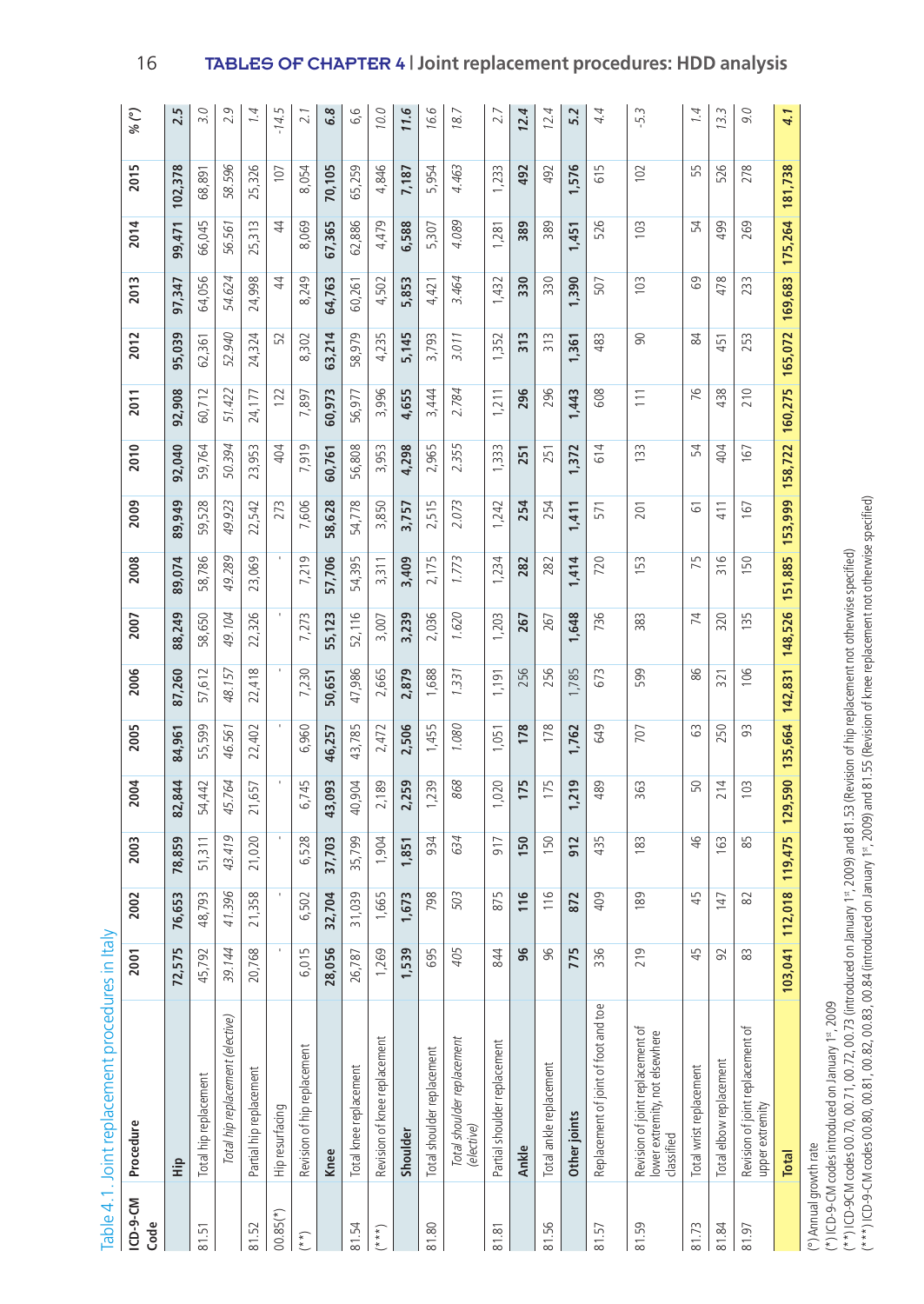Table 4.1. Joint replacement procedures in Italy

| ICD-9-CM Code | Procedure | 2001 | 2002 | 2003 | 2004 | 2005 | 2006 | 2007 | 2008 | 2009 | 2010 | 2011 | 2012 | 2013 | 2014 | 2015 | % (°) |
|---|---|---|---|---|---|---|---|---|---|---|---|---|---|---|---|---|---|
| | **Hip** | **72,575** | **76,653** | **78,859** | **82,844** | **84,961** | **87,260** | **88,249** | **89,074** | **89,949** | **92,040** | **92,908** | **95,039** | **97,347** | **99,471** | **102,378** | **2.5** |
| 81.51 | Total hip replacement | 45,792 | 48,793 | 51,311 | 54,442 | 55,599 | 57,612 | 58,650 | 58,786 | 59,528 | 59,764 | 60,712 | 62,361 | 64,056 | 66,045 | 68,891 | 3.0 |
| | *Total hip replacement (elective)* | *39.144* | *41.396* | *43.419* | *45.764* | *46.561* | *48.157* | *49.104* | *49.289* | *49.923* | *50.394* | *51.422* | *52.940* | *54.624* | *56.561* | *58.596* | *2.9* |
| 81.52 | Partial hip replacement | 20,768 | 21,358 | 21,020 | 21,657 | 22,402 | 22,418 | 22,326 | 23,069 | 22,542 | 23,953 | 24,177 | 24,324 | 24,998 | 25,313 | 25,326 | 1.4 |
| 00.85(*) | Hip resurfacing | - | - | - | - | - | - | - | - | 273 | 404 | 122 | 52 | 44 | 44 | 107 | -14.5 |
| (**) | Revision of hip replacement | 6,015 | 6,502 | 6,528 | 6,745 | 6,960 | 7,230 | 7,273 | 7,219 | 7,606 | 7,919 | 7,897 | 8,302 | 8,249 | 8,069 | 8,054 | 2.1 |
| | **Knee** | **28,056** | **32,704** | **37,703** | **43,093** | **46,257** | **50,651** | **55,123** | **57,706** | **58,628** | **60,761** | **60,973** | **63,214** | **64,763** | **67,365** | **70,105** | **6.8** |
| 81.54 | Total knee replacement | 26,787 | 31,039 | 35,799 | 40,904 | 43,785 | 47,986 | 52,116 | 54,395 | 54,778 | 56,808 | 56,977 | 58,979 | 60,261 | 62,886 | 65,259 | 6.6 |
| (***) | Revision of knee replacement | 1,269 | 1,665 | 1,904 | 2,189 | 2,472 | 2,665 | 3,007 | 3,311 | 3,850 | 3,953 | 3,996 | 4,235 | 4,502 | 4,479 | 4,846 | 10.0 |
| | **Shoulder** | **1,539** | **1,673** | **1,851** | **2,259** | **2,506** | **2,879** | **3,239** | **3,409** | **3,757** | **4,298** | **4,655** | **5,145** | **5,853** | **6,588** | **7,187** | **11.6** |
| 81.80 | Total shoulder replacement | 695 | 798 | 934 | 1,239 | 1,455 | 1,688 | 2,036 | 2,175 | 2,515 | 2,965 | 3,444 | 3,793 | 4,421 | 5,307 | 5,954 | 16.6 |
| | *Total shoulder replacement (elective)* | *405* | *503* | *634* | *868* | *1.080* | *1.331* | *1.620* | *1.773* | *2.073* | *2.355* | *2.784* | *3.011* | *3.464* | *4.089* | *4.463* | *18.7* |
| 81.81 | Partial shoulder replacement | 844 | 875 | 917 | 1,020 | 1,051 | 1,191 | 1,203 | 1,234 | 1,242 | 1,333 | 1,211 | 1,352 | 1,432 | 1,281 | 1,233 | 2.7 |
| | **Ankle** | **96** | **116** | **150** | **175** | **178** | **256** | **267** | **282** | **254** | **251** | **296** | **313** | **330** | **389** | **492** | **12.4** |
| 81.56 | Total ankle replacement | 96 | 116 | 150 | 175 | 178 | 256 | 267 | 282 | 254 | 251 | 296 | 313 | 330 | 389 | 492 | 12.4 |
| | **Other joints** | **775** | **872** | **912** | **1,219** | **1,762** | **1,785** | **1,648** | **1,414** | **1,411** | **1,372** | **1,443** | **1,361** | **1,390** | **1,451** | **1,576** | **5.2** |
| 81.57 | Replacement of joint of foot and toe | 336 | 409 | 435 | 489 | 649 | 673 | 736 | 720 | 571 | 614 | 608 | 483 | 507 | 526 | 615 | 4.4 |
| 81.59 | Revision of joint replacement of lower extremity, not elsewhere classified | 219 | 189 | 183 | 363 | 707 | 599 | 383 | 153 | 201 | 133 | 111 | 90 | 103 | 103 | 102 | -5.3 |
| 81.73 | Total wrist replacement | 45 | 45 | 46 | 50 | 63 | 86 | 74 | 75 | 61 | 54 | 76 | 84 | 69 | 54 | 55 | 1.4 |
| 81.84 | Total elbow replacement | 92 | 147 | 163 | 214 | 250 | 321 | 320 | 316 | 411 | 404 | 438 | 451 | 478 | 499 | 526 | 13.3 |
| 81.97 | Revision of joint replacement of upper extremity | 83 | 82 | 85 | 103 | 93 | 106 | 135 | 150 | 167 | 167 | 210 | 253 | 233 | 269 | 278 | 9.0 |
| | **Total** | **103,041** | **112,018** | **119,475** | **129,590** | **135,664** | **142,831** | **148,526** | **151,885** | **153,999** | **158,722** | **160,275** | **165,072** | **169,683** | **175,264** | **181,738** | **4.1** |

(°) Annual growth rate
(*) ICD-9-CM codes introduced on January 1st, 2009
(**) ICD-9CM codes 00.70, 00.71, 00.72, 00.73 (introduced on January 1st, 2009) and 81.53 (Revision of hip replacement not otherwise specified)
(***) ICD-9-CM codes 00.80, 00.81, 00.82, 00.83, 00.84 (introduced on January 1st, 2009) and 81.55 (Revision of knee replacement not otherwise specified)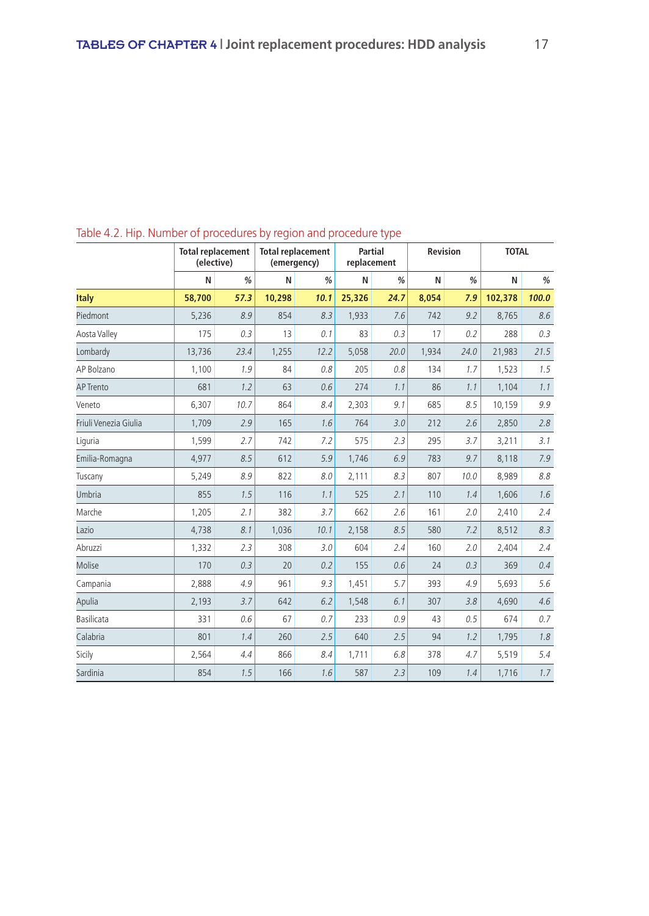Table 4.2. Hip. Number of procedures by region and procedure type

| | Total replacement (elective) | | Total replacement (emergency) | | Partial replacement | | Revision | | TOTAL | |
|---|---|---|---|---|---|---|---|---|---|---|
| | N | % | N | % | N | % | N | % | N | % |
| **Italy** | **58,700** | ***57.3*** | **10,298** | ***10.1*** | **25,326** | ***24.7*** | **8,054** | ***7.9*** | **102,378** | ***100.0*** |
| Piedmont | 5,236 | *8.9* | 854 | *8.3* | 1,933 | *7.6* | 742 | *9.2* | 8,765 | *8.6* |
| Aosta Valley | 175 | *0.3* | 13 | *0.1* | 83 | *0.3* | 17 | *0.2* | 288 | *0.3* |
| Lombardy | 13,736 | *23.4* | 1,255 | *12.2* | 5,058 | *20.0* | 1,934 | *24.0* | 21,983 | *21.5* |
| AP Bolzano | 1,100 | *1.9* | 84 | *0.8* | 205 | *0.8* | 134 | *1.7* | 1,523 | *1.5* |
| AP Trento | 681 | *1.2* | 63 | *0.6* | 274 | *1.1* | 86 | *1.1* | 1,104 | *1.1* |
| Veneto | 6,307 | *10.7* | 864 | *8.4* | 2,303 | *9.1* | 685 | *8.5* | 10,159 | *9.9* |
| Friuli Venezia Giulia | 1,709 | *2.9* | 165 | *1.6* | 764 | *3.0* | 212 | *2.6* | 2,850 | *2.8* |
| Liguria | 1,599 | *2.7* | 742 | *7.2* | 575 | *2.3* | 295 | *3.7* | 3,211 | *3.1* |
| Emilia-Romagna | 4,977 | *8.5* | 612 | *5.9* | 1,746 | *6.9* | 783 | *9.7* | 8,118 | *7.9* |
| Tuscany | 5,249 | *8.9* | 822 | *8.0* | 2,111 | *8.3* | 807 | *10.0* | 8,989 | *8.8* |
| Umbria | 855 | *1.5* | 116 | *1.1* | 525 | *2.1* | 110 | *1.4* | 1,606 | *1.6* |
| Marche | 1,205 | *2.1* | 382 | *3.7* | 662 | *2.6* | 161 | *2.0* | 2,410 | *2.4* |
| Lazio | 4,738 | *8.1* | 1,036 | *10.1* | 2,158 | *8.5* | 580 | *7.2* | 8,512 | *8.3* |
| Abruzzi | 1,332 | *2.3* | 308 | *3.0* | 604 | *2.4* | 160 | *2.0* | 2,404 | *2.4* |
| Molise | 170 | *0.3* | 20 | *0.2* | 155 | *0.6* | 24 | *0.3* | 369 | *0.4* |
| Campania | 2,888 | *4.9* | 961 | *9.3* | 1,451 | *5.7* | 393 | *4.9* | 5,693 | *5.6* |
| Apulia | 2,193 | *3.7* | 642 | *6.2* | 1,548 | *6.1* | 307 | *3.8* | 4,690 | *4.6* |
| Basilicata | 331 | *0.6* | 67 | *0.7* | 233 | *0.9* | 43 | *0.5* | 674 | *0.7* |
| Calabria | 801 | *1.4* | 260 | *2.5* | 640 | *2.5* | 94 | *1.2* | 1,795 | *1.8* |
| Sicily | 2,564 | *4.4* | 866 | *8.4* | 1,711 | *6.8* | 378 | *4.7* | 5,519 | *5.4* |
| Sardinia | 854 | *1.5* | 166 | *1.6* | 587 | *2.3* | 109 | *1.4* | 1,716 | *1.7* |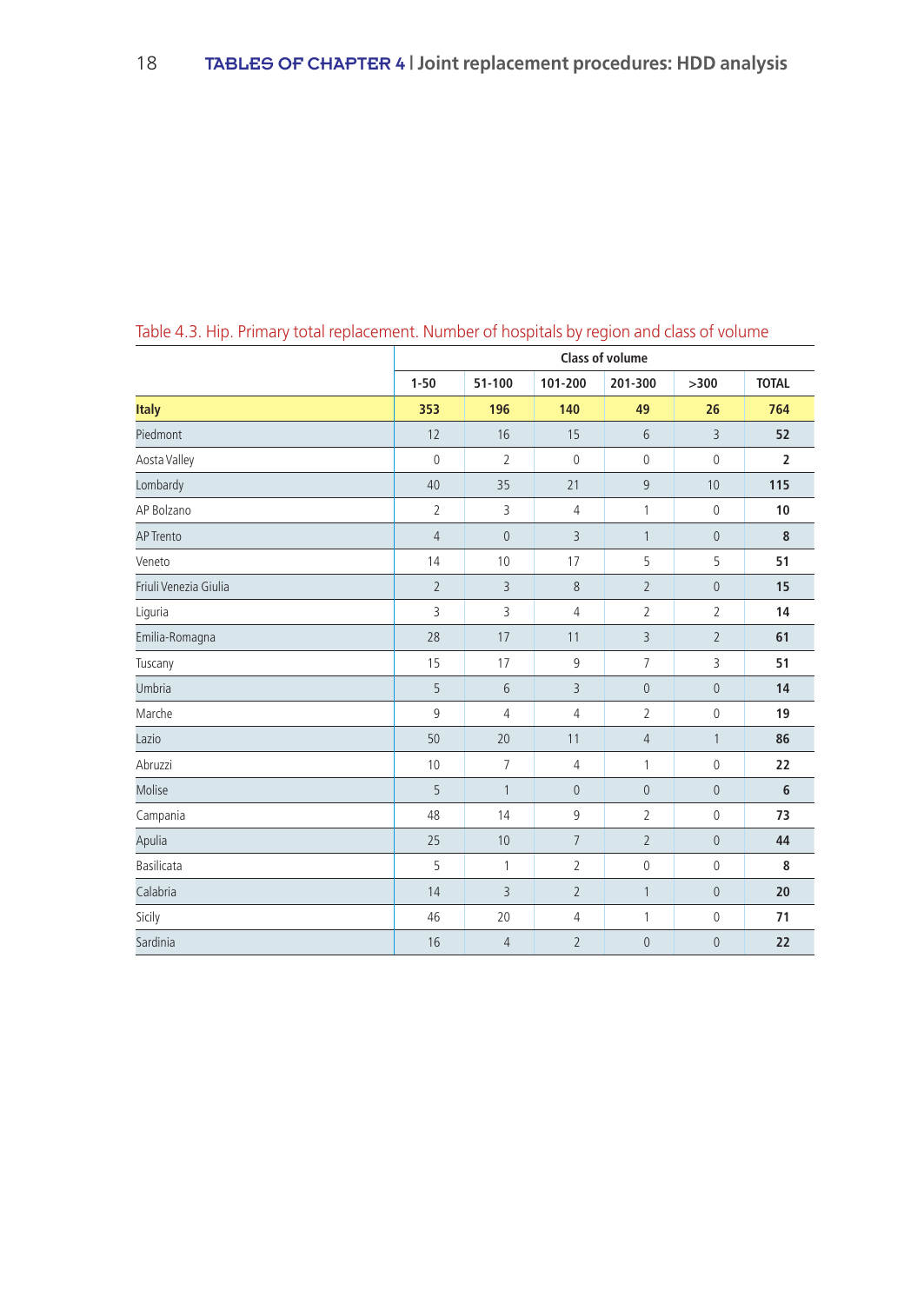Table 4.3. Hip. Primary total replacement. Number of hospitals by region and class of volume

| | Class of volume | | | | | |
|---|---|---|---|---|---|---|
| | 1-50 | 51-100 | 101-200 | 201-300 | >300 | TOTAL |
| **Italy** | **353** | **196** | **140** | **49** | **26** | **764** |
| Piedmont | 12 | 16 | 15 | 6 | 3 | **52** |
| Aosta Valley | 0 | 2 | 0 | 0 | 0 | **2** |
| Lombardy | 40 | 35 | 21 | 9 | 10 | **115** |
| AP Bolzano | 2 | 3 | 4 | 1 | 0 | **10** |
| AP Trento | 4 | 0 | 3 | 1 | 0 | **8** |
| Veneto | 14 | 10 | 17 | 5 | 5 | **51** |
| Friuli Venezia Giulia | 2 | 3 | 8 | 2 | 0 | **15** |
| Liguria | 3 | 3 | 4 | 2 | 2 | **14** |
| Emilia-Romagna | 28 | 17 | 11 | 3 | 2 | **61** |
| Tuscany | 15 | 17 | 9 | 7 | 3 | **51** |
| Umbria | 5 | 6 | 3 | 0 | 0 | **14** |
| Marche | 9 | 4 | 4 | 2 | 0 | **19** |
| Lazio | 50 | 20 | 11 | 4 | 1 | **86** |
| Abruzzi | 10 | 7 | 4 | 1 | 0 | **22** |
| Molise | 5 | 1 | 0 | 0 | 0 | **6** |
| Campania | 48 | 14 | 9 | 2 | 0 | **73** |
| Apulia | 25 | 10 | 7 | 2 | 0 | **44** |
| Basilicata | 5 | 1 | 2 | 0 | 0 | **8** |
| Calabria | 14 | 3 | 2 | 1 | 0 | **20** |
| Sicily | 46 | 20 | 4 | 1 | 0 | **71** |
| Sardinia | 16 | 4 | 2 | 0 | 0 | **22** |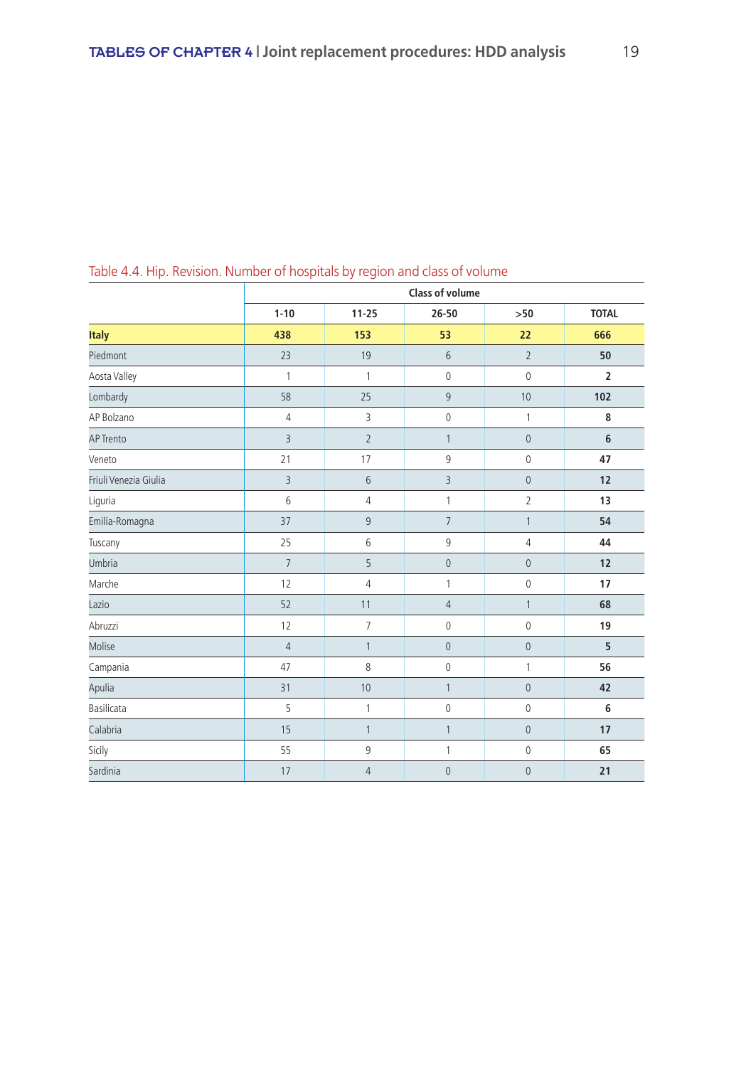Table 4.4. Hip. Revision. Number of hospitals by region and class of volume

| | Class of volume | | | | |
|---|---|---|---|---|---|
| | 1-10 | 11-25 | 26-50 | >50 | TOTAL |
| **Italy** | **438** | **153** | **53** | **22** | **666** |
| Piedmont | 23 | 19 | 6 | 2 | **50** |
| Aosta Valley | 1 | 1 | 0 | 0 | **2** |
| Lombardy | 58 | 25 | 9 | 10 | **102** |
| AP Bolzano | 4 | 3 | 0 | 1 | **8** |
| AP Trento | 3 | 2 | 1 | 0 | **6** |
| Veneto | 21 | 17 | 9 | 0 | **47** |
| Friuli Venezia Giulia | 3 | 6 | 3 | 0 | **12** |
| Liguria | 6 | 4 | 1 | 2 | **13** |
| Emilia-Romagna | 37 | 9 | 7 | 1 | **54** |
| Tuscany | 25 | 6 | 9 | 4 | **44** |
| Umbria | 7 | 5 | 0 | 0 | **12** |
| Marche | 12 | 4 | 1 | 0 | **17** |
| Lazio | 52 | 11 | 4 | 1 | **68** |
| Abruzzi | 12 | 7 | 0 | 0 | **19** |
| Molise | 4 | 1 | 0 | 0 | **5** |
| Campania | 47 | 8 | 0 | 1 | **56** |
| Apulia | 31 | 10 | 1 | 0 | **42** |
| Basilicata | 5 | 1 | 0 | 0 | **6** |
| Calabria | 15 | 1 | 1 | 0 | **17** |
| Sicily | 55 | 9 | 1 | 0 | **65** |
| Sardinia | 17 | 4 | 0 | 0 | **21** |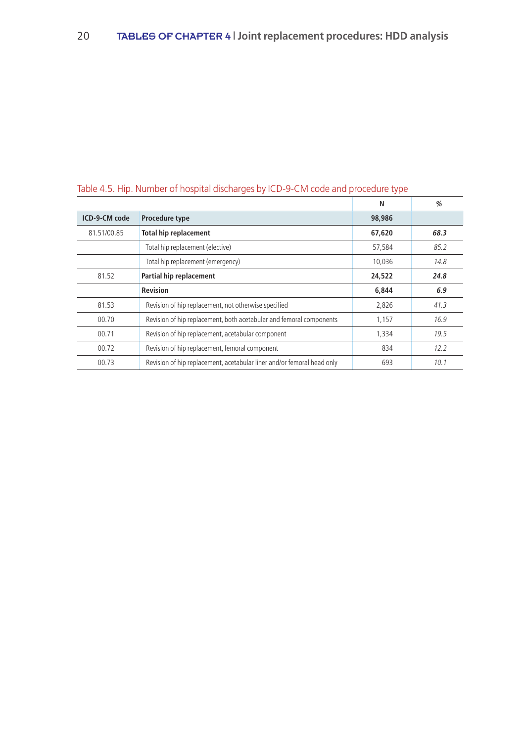Table 4.5. Hip. Number of hospital discharges by ICD-9-CM code and procedure type

| ICD-9-CM code | Procedure type | N | % |
|---|---|---|---|
| | | **98,986** | |
| 81.51/00.85 | **Total hip replacement** | **67,620** | ***68.3*** |
| | Total hip replacement (elective) | 57,584 | *85.2* |
| | Total hip replacement (emergency) | 10,036 | *14.8* |
| 81.52 | **Partial hip replacement** | **24,522** | ***24.8*** |
| | **Revision** | **6,844** | ***6.9*** |
| 81.53 | Revision of hip replacement, not otherwise specified | 2,826 | *41.3* |
| 00.70 | Revision of hip replacement, both acetabular and femoral components | 1,157 | *16.9* |
| 00.71 | Revision of hip replacement, acetabular component | 1,334 | *19.5* |
| 00.72 | Revision of hip replacement, femoral component | 834 | *12.2* |
| 00.73 | Revision of hip replacement, acetabular liner and/or femoral head only | 693 | *10.1* |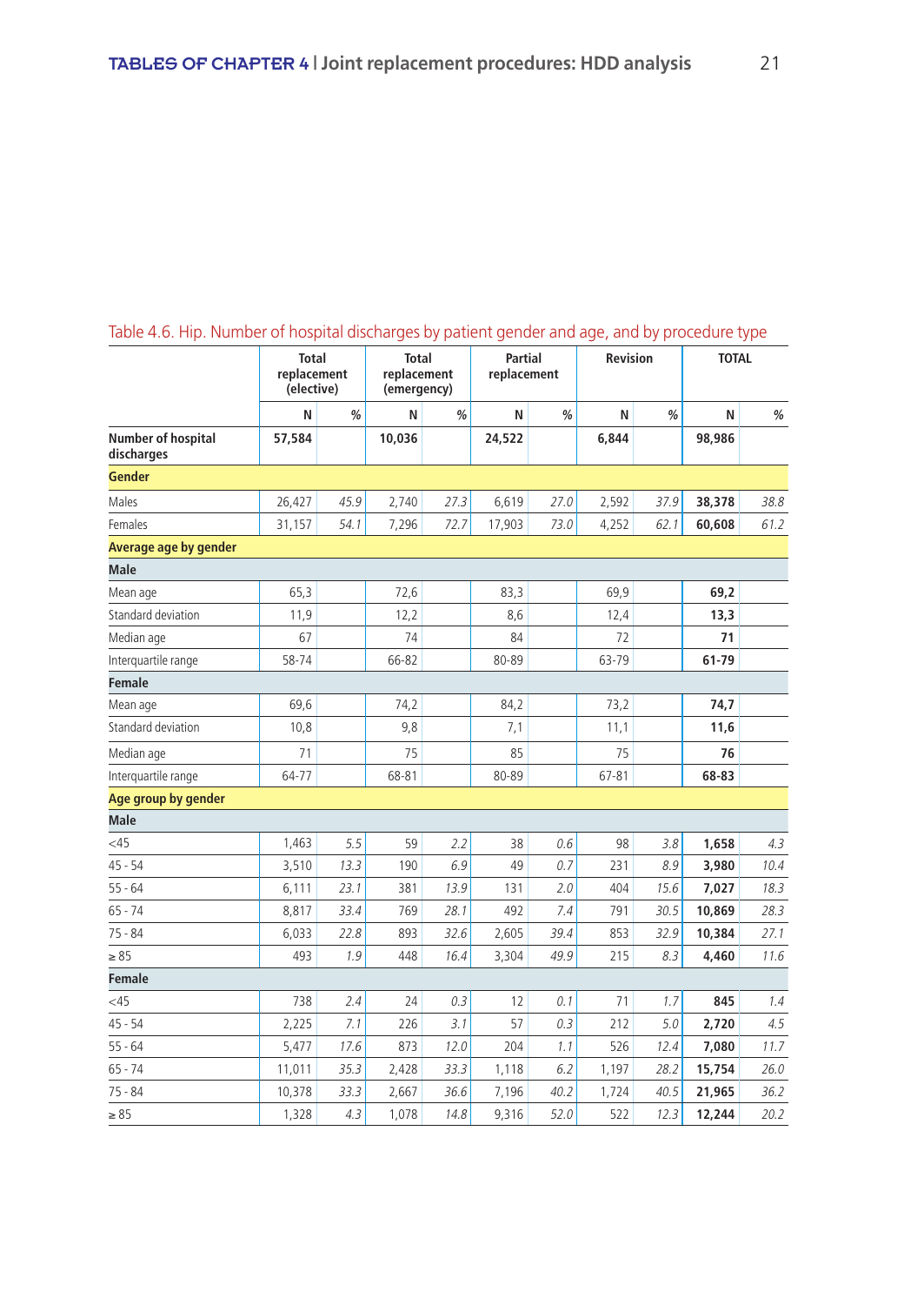Table 4.6. Hip. Number of hospital discharges by patient gender and age, and by procedure type

| | Total replacement (elective) | | Total replacement (emergency) | | Partial replacement | | Revision | | TOTAL | |
|---|---|---|---|---|---|---|---|---|---|---|
| | N | % | N | % | N | % | N | % | N | % |
| **Number of hospital discharges** | **57,584** | | **10,036** | | **24,522** | | **6,844** | | **98,986** | |
| **Gender** | | | | | | | | | | |
| Males | 26,427 | *45.9* | 2,740 | *27.3* | 6,619 | *27.0* | 2,592 | *37.9* | **38,378** | *38.8* |
| Females | 31,157 | *54.1* | 7,296 | *72.7* | 17,903 | *73.0* | 4,252 | *62.1* | **60,608** | *61.2* |
| **Average age by gender** | | | | | | | | | | |
| **Male** | | | | | | | | | | |
| Mean age | 65,3 | | 72,6 | | 83,3 | | 69,9 | | **69,2** | |
| Standard deviation | 11,9 | | 12,2 | | 8,6 | | 12,4 | | **13,3** | |
| Median age | 67 | | 74 | | 84 | | 72 | | **71** | |
| Interquartile range | 58-74 | | 66-82 | | 80-89 | | 63-79 | | **61-79** | |
| **Female** | | | | | | | | | | |
| Mean age | 69,6 | | 74,2 | | 84,2 | | 73,2 | | **74,7** | |
| Standard deviation | 10,8 | | 9,8 | | 7,1 | | 11,1 | | **11,6** | |
| Median age | 71 | | 75 | | 85 | | 75 | | **76** | |
| Interquartile range | 64-77 | | 68-81 | | 80-89 | | 67-81 | | **68-83** | |
| **Age group by gender** | | | | | | | | | | |
| **Male** | | | | | | | | | | |
| <45 | 1,463 | *5.5* | 59 | *2.2* | 38 | *0.6* | 98 | *3.8* | **1,658** | *4.3* |
| 45 - 54 | 3,510 | *13.3* | 190 | *6.9* | 49 | *0.7* | 231 | *8.9* | **3,980** | *10.4* |
| 55 - 64 | 6,111 | *23.1* | 381 | *13.9* | 131 | *2.0* | 404 | *15.6* | **7,027** | *18.3* |
| 65 - 74 | 8,817 | *33.4* | 769 | *28.1* | 492 | *7.4* | 791 | *30.5* | **10,869** | *28.3* |
| 75 - 84 | 6,033 | *22.8* | 893 | *32.6* | 2,605 | *39.4* | 853 | *32.9* | **10,384** | *27.1* |
| ≥ 85 | 493 | *1.9* | 448 | *16.4* | 3,304 | *49.9* | 215 | *8.3* | **4,460** | *11.6* |
| **Female** | | | | | | | | | | |
| <45 | 738 | *2.4* | 24 | *0.3* | 12 | *0.1* | 71 | *1.7* | **845** | *1.4* |
| 45 - 54 | 2,225 | *7.1* | 226 | *3.1* | 57 | *0.3* | 212 | *5.0* | **2,720** | *4.5* |
| 55 - 64 | 5,477 | *17.6* | 873 | *12.0* | 204 | *1.1* | 526 | *12.4* | **7,080** | *11.7* |
| 65 - 74 | 11,011 | *35.3* | 2,428 | *33.3* | 1,118 | *6.2* | 1,197 | *28.2* | **15,754** | *26.0* |
| 75 - 84 | 10,378 | *33.3* | 2,667 | *36.6* | 7,196 | *40.2* | 1,724 | *40.5* | **21,965** | *36.2* |
| ≥ 85 | 1,328 | *4.3* | 1,078 | *14.8* | 9,316 | *52.0* | 522 | *12.3* | **12,244** | *20.2* |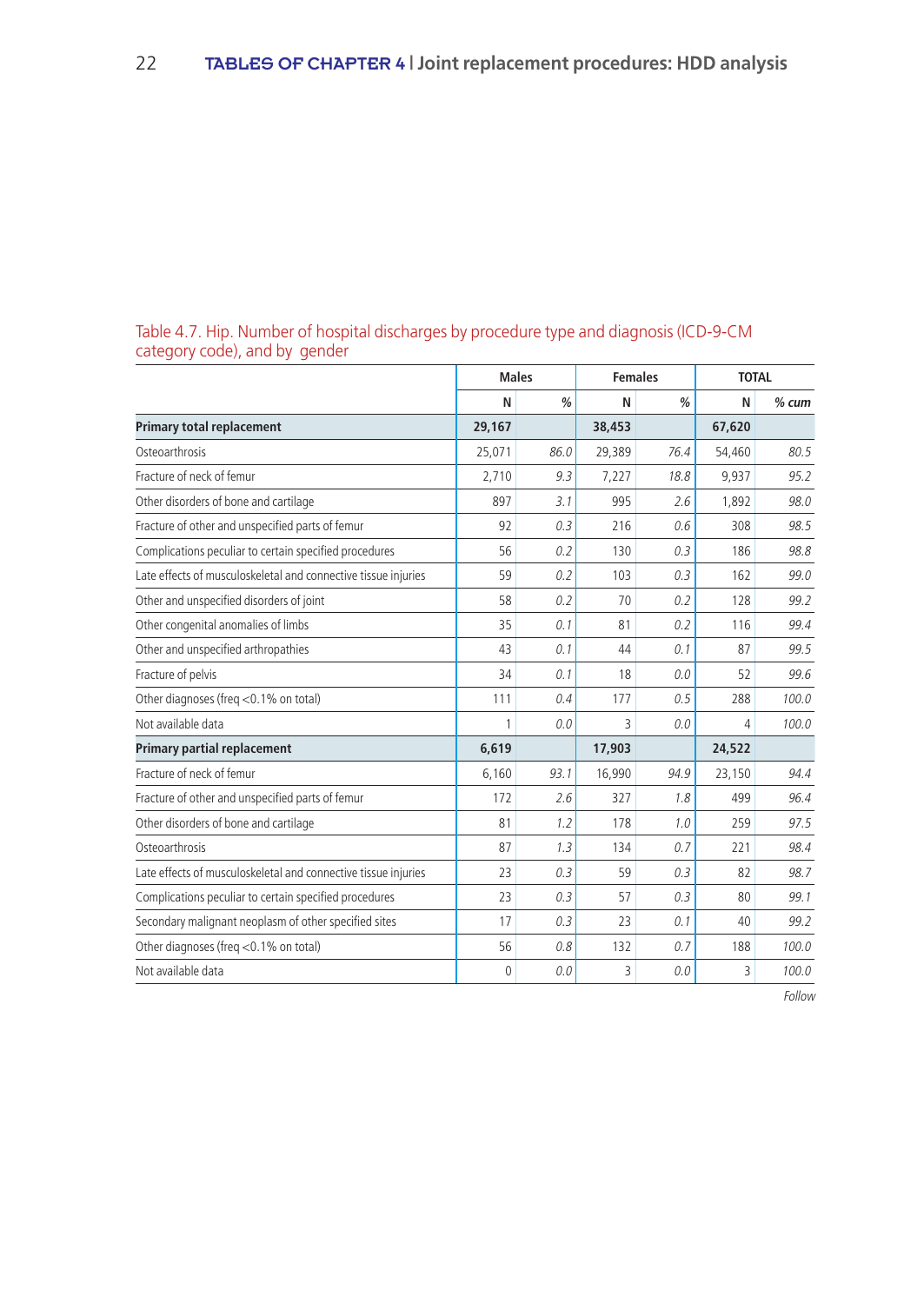Table 4.7. Hip. Number of hospital discharges by procedure type and diagnosis (ICD-9-CM category code), and by gender

| | Males | | Females | | TOTAL | |
|---|---|---|---|---|---|---|
| | N | % | N | % | N | *% cum* |
| **Primary total replacement** | **29,167** | | **38,453** | | **67,620** | |
| Osteoarthrosis | 25,071 | *86.0* | 29,389 | *76.4* | 54,460 | *80.5* |
| Fracture of neck of femur | 2,710 | *9.3* | 7,227 | *18.8* | 9,937 | *95.2* |
| Other disorders of bone and cartilage | 897 | *3.1* | 995 | *2.6* | 1,892 | *98.0* |
| Fracture of other and unspecified parts of femur | 92 | *0.3* | 216 | *0.6* | 308 | *98.5* |
| Complications peculiar to certain specified procedures | 56 | *0.2* | 130 | *0.3* | 186 | *98.8* |
| Late effects of musculoskeletal and connective tissue injuries | 59 | *0.2* | 103 | *0.3* | 162 | *99.0* |
| Other and unspecified disorders of joint | 58 | *0.2* | 70 | *0.2* | 128 | *99.2* |
| Other congenital anomalies of limbs | 35 | *0.1* | 81 | *0.2* | 116 | *99.4* |
| Other and unspecified arthropathies | 43 | *0.1* | 44 | *0.1* | 87 | *99.5* |
| Fracture of pelvis | 34 | *0.1* | 18 | *0.0* | 52 | *99.6* |
| Other diagnoses (freq <0.1% on total) | 111 | *0.4* | 177 | *0.5* | 288 | *100.0* |
| Not available data | 1 | *0.0* | 3 | *0.0* | 4 | *100.0* |
| **Primary partial replacement** | **6,619** | | **17,903** | | **24,522** | |
| Fracture of neck of femur | 6,160 | *93.1* | 16,990 | *94.9* | 23,150 | *94.4* |
| Fracture of other and unspecified parts of femur | 172 | *2.6* | 327 | *1.8* | 499 | *96.4* |
| Other disorders of bone and cartilage | 81 | *1.2* | 178 | *1.0* | 259 | *97.5* |
| Osteoarthrosis | 87 | *1.3* | 134 | *0.7* | 221 | *98.4* |
| Late effects of musculoskeletal and connective tissue injuries | 23 | *0.3* | 59 | *0.3* | 82 | *98.7* |
| Complications peculiar to certain specified procedures | 23 | *0.3* | 57 | *0.3* | 80 | *99.1* |
| Secondary malignant neoplasm of other specified sites | 17 | *0.3* | 23 | *0.1* | 40 | *99.2* |
| Other diagnoses (freq <0.1% on total) | 56 | *0.8* | 132 | *0.7* | 188 | *100.0* |
| Not available data | 0 | *0.0* | 3 | *0.0* | 3 | *100.0* |

*Follow*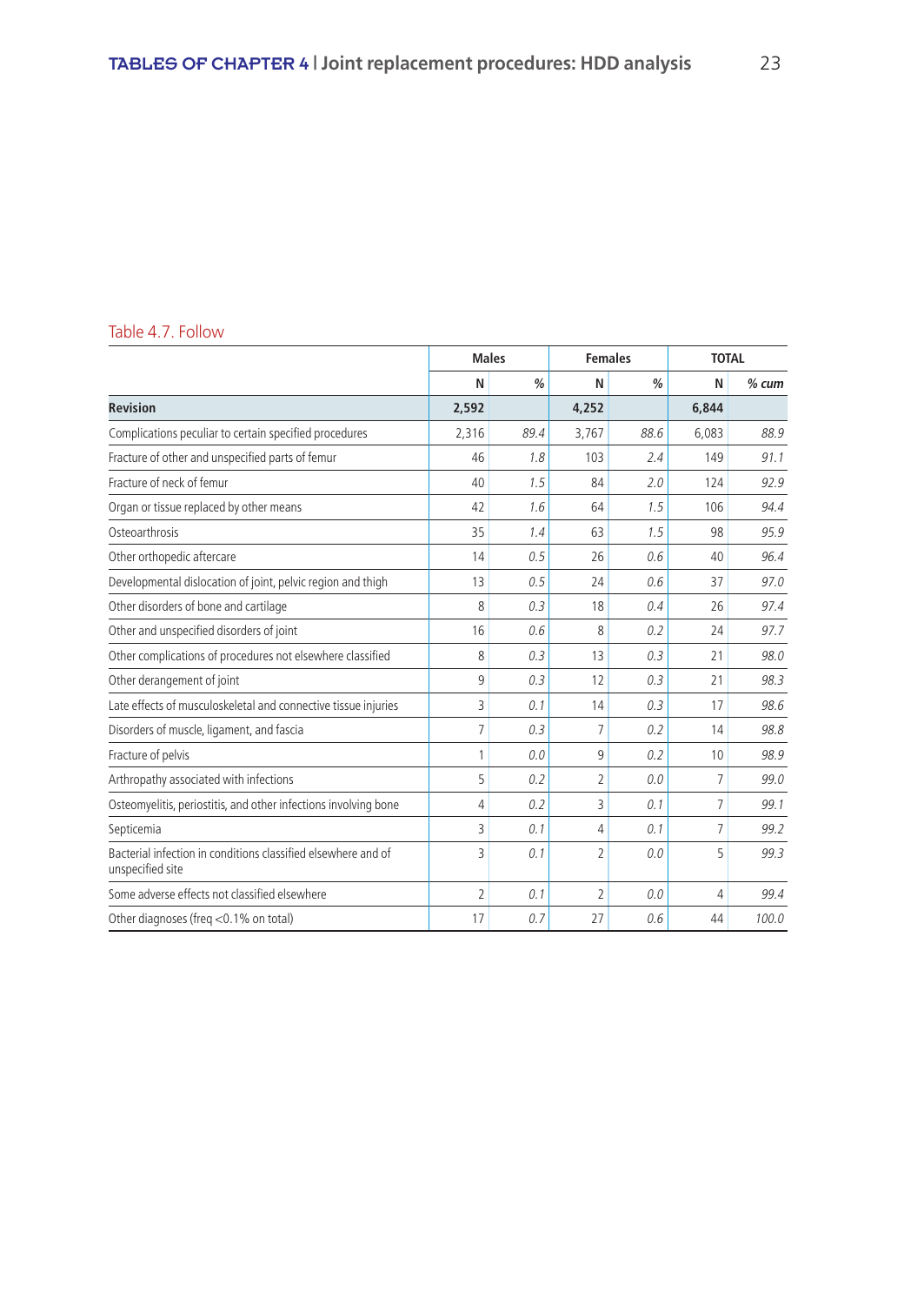Table 4.7. Follow

| | Males | | Females | | TOTAL | |
|---|---|---|---|---|---|---|
| | N | % | N | % | N | *% cum* |
| **Revision** | **2,592** | | **4,252** | | **6,844** | |
| Complications peculiar to certain specified procedures | 2,316 | *89.4* | 3,767 | *88.6* | 6,083 | *88.9* |
| Fracture of other and unspecified parts of femur | 46 | *1.8* | 103 | *2.4* | 149 | *91.1* |
| Fracture of neck of femur | 40 | *1.5* | 84 | *2.0* | 124 | *92.9* |
| Organ or tissue replaced by other means | 42 | *1.6* | 64 | *1.5* | 106 | *94.4* |
| Osteoarthrosis | 35 | *1.4* | 63 | *1.5* | 98 | *95.9* |
| Other orthopedic aftercare | 14 | *0.5* | 26 | *0.6* | 40 | *96.4* |
| Developmental dislocation of joint, pelvic region and thigh | 13 | *0.5* | 24 | *0.6* | 37 | *97.0* |
| Other disorders of bone and cartilage | 8 | *0.3* | 18 | *0.4* | 26 | *97.4* |
| Other and unspecified disorders of joint | 16 | *0.6* | 8 | *0.2* | 24 | *97.7* |
| Other complications of procedures not elsewhere classified | 8 | *0.3* | 13 | *0.3* | 21 | *98.0* |
| Other derangement of joint | 9 | *0.3* | 12 | *0.3* | 21 | *98.3* |
| Late effects of musculoskeletal and connective tissue injuries | 3 | *0.1* | 14 | *0.3* | 17 | *98.6* |
| Disorders of muscle, ligament, and fascia | 7 | *0.3* | 7 | *0.2* | 14 | *98.8* |
| Fracture of pelvis | 1 | *0.0* | 9 | *0.2* | 10 | *98.9* |
| Arthropathy associated with infections | 5 | *0.2* | 2 | *0.0* | 7 | *99.0* |
| Osteomyelitis, periostitis, and other infections involving bone | 4 | *0.2* | 3 | *0.1* | 7 | *99.1* |
| Septicemia | 3 | *0.1* | 4 | *0.1* | 7 | *99.2* |
| Bacterial infection in conditions classified elsewhere and of unspecified site | 3 | *0.1* | 2 | *0.0* | 5 | *99.3* |
| Some adverse effects not classified elsewhere | 2 | *0.1* | 2 | *0.0* | 4 | *99.4* |
| Other diagnoses (freq <0.1% on total) | 17 | *0.7* | 27 | *0.6* | 44 | *100.0* |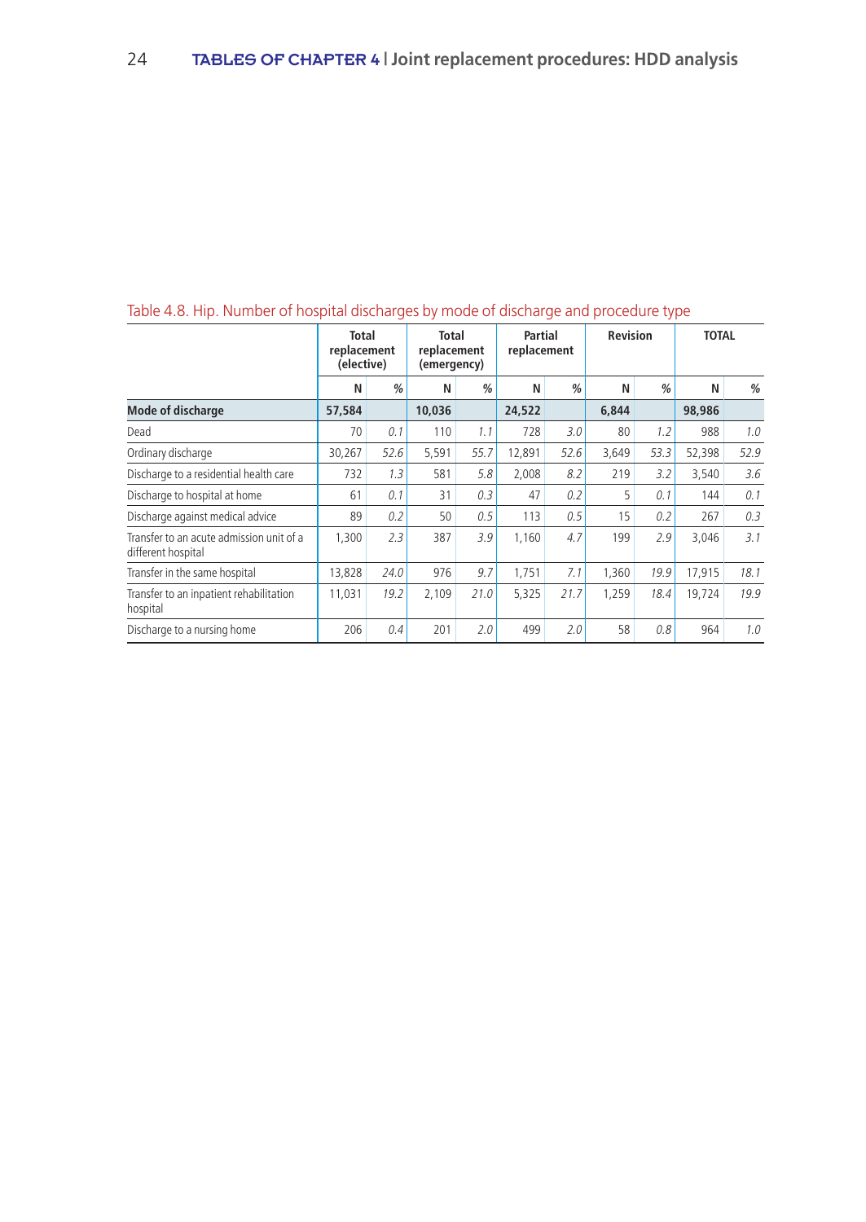Table 4.8. Hip. Number of hospital discharges by mode of discharge and procedure type

| | Total replacement (elective) | | Total replacement (emergency) | | Partial replacement | | Revision | | TOTAL | |
|---|---|---|---|---|---|---|---|---|---|---|
| | N | % | N | % | N | % | N | % | N | % |
| **Mode of discharge** | **57,584** | | **10,036** | | **24,522** | | **6,844** | | **98,986** | |
| Dead | 70 | *0.1* | 110 | *1.1* | 728 | *3.0* | 80 | *1.2* | 988 | *1.0* |
| Ordinary discharge | 30,267 | *52.6* | 5,591 | *55.7* | 12,891 | *52.6* | 3,649 | *53.3* | 52,398 | *52.9* |
| Discharge to a residential health care | 732 | *1.3* | 581 | *5.8* | 2,008 | *8.2* | 219 | *3.2* | 3,540 | *3.6* |
| Discharge to hospital at home | 61 | *0.1* | 31 | *0.3* | 47 | *0.2* | 5 | *0.1* | 144 | *0.1* |
| Discharge against medical advice | 89 | *0.2* | 50 | *0.5* | 113 | *0.5* | 15 | *0.2* | 267 | *0.3* |
| Transfer to an acute admission unit of a different hospital | 1,300 | *2.3* | 387 | *3.9* | 1,160 | *4.7* | 199 | *2.9* | 3,046 | *3.1* |
| Transfer in the same hospital | 13,828 | *24.0* | 976 | *9.7* | 1,751 | *7.1* | 1,360 | *19.9* | 17,915 | *18.1* |
| Transfer to an inpatient rehabilitation hospital | 11,031 | *19.2* | 2,109 | *21.0* | 5,325 | *21.7* | 1,259 | *18.4* | 19,724 | *19.9* |
| Discharge to a nursing home | 206 | *0.4* | 201 | *2.0* | 499 | *2.0* | 58 | *0.8* | 964 | *1.0* |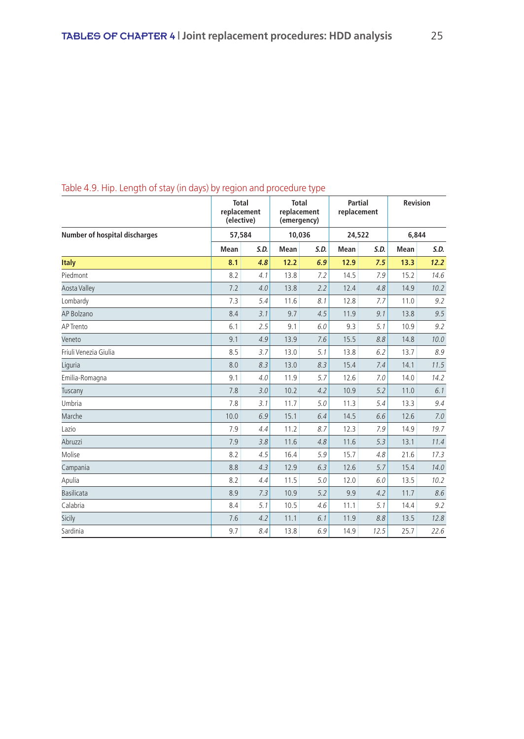Table 4.9. Hip. Length of stay (in days) by region and procedure type

| | Total replacement (elective) | | Total replacement (emergency) | | Partial replacement | | Revision | |
|---|---|---|---|---|---|---|---|---|
| **Number of hospital discharges** | 57,584 | | 10,036 | | 24,522 | | 6,844 | |
| | **Mean** | ***S.D.*** | **Mean** | ***S.D.*** | **Mean** | ***S.D.*** | **Mean** | ***S.D.*** |
| **Italy** | **8.1** | ***4.8*** | **12.2** | ***6.9*** | **12.9** | ***7.5*** | **13.3** | ***12.2*** |
| Piedmont | 8.2 | *4.1* | 13.8 | *7.2* | 14.5 | *7.9* | 15.2 | *14.6* |
| Aosta Valley | 7.2 | *4.0* | 13.8 | *2.2* | 12.4 | *4.8* | 14.9 | *10.2* |
| Lombardy | 7.3 | *5.4* | 11.6 | *8.1* | 12.8 | *7.7* | 11.0 | *9.2* |
| AP Bolzano | 8.4 | *3.1* | 9.7 | *4.5* | 11.9 | *9.1* | 13.8 | *9.5* |
| AP Trento | 6.1 | *2.5* | 9.1 | *6.0* | 9.3 | *5.1* | 10.9 | *9.2* |
| Veneto | 9.1 | *4.9* | 13.9 | *7.6* | 15.5 | *8.8* | 14.8 | *10.0* |
| Friuli Venezia Giulia | 8.5 | *3.7* | 13.0 | *5.1* | 13.8 | *6.2* | 13.7 | *8.9* |
| Liguria | 8.0 | *8.3* | 13.0 | *8.3* | 15.4 | *7.4* | 14.1 | *11.5* |
| Emilia-Romagna | 9.1 | *4.0* | 11.9 | *5.7* | 12.6 | *7.0* | 14.0 | *14.2* |
| Tuscany | 7.8 | *3.0* | 10.2 | *4.2* | 10.9 | *5.2* | 11.0 | *6.1* |
| Umbria | 7.8 | *3.1* | 11.7 | *5.0* | 11.3 | *5.4* | 13.3 | *9.4* |
| Marche | 10.0 | *6.9* | 15.1 | *6.4* | 14.5 | *6.6* | 12.6 | *7.0* |
| Lazio | 7.9 | *4.4* | 11.2 | *8.7* | 12.3 | *7.9* | 14.9 | *19.7* |
| Abruzzi | 7.9 | *3.8* | 11.6 | *4.8* | 11.6 | *5.3* | 13.1 | *11.4* |
| Molise | 8.2 | *4.5* | 16.4 | *5.9* | 15.7 | *4.8* | 21.6 | *17.3* |
| Campania | 8.8 | *4.3* | 12.9 | *6.3* | 12.6 | *5.7* | 15.4 | *14.0* |
| Apulia | 8.2 | *4.4* | 11.5 | *5.0* | 12.0 | *6.0* | 13.5 | *10.2* |
| Basilicata | 8.9 | *7.3* | 10.9 | *5.2* | 9.9 | *4.2* | 11.7 | *8.6* |
| Calabria | 8.4 | *5.1* | 10.5 | *4.6* | 11.1 | *5.1* | 14.4 | *9.2* |
| Sicily | 7.6 | *4.2* | 11.1 | *6.1* | 11.9 | *8.8* | 13.5 | *12.8* |
| Sardinia | 9.7 | *8.4* | 13.8 | *6.9* | 14.9 | *12.5* | 25.7 | *22.6* |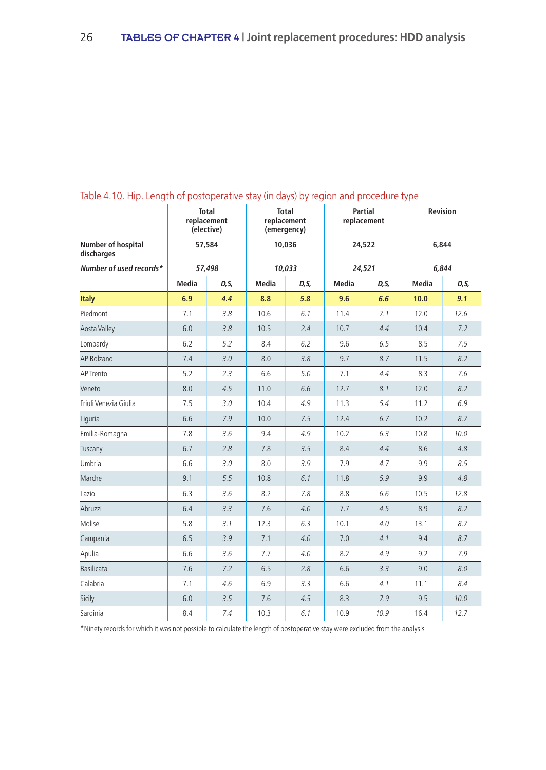Table 4.10. Hip. Length of postoperative stay (in days) by region and procedure type

| | Total replacement (elective) | | Total replacement (emergency) | | Partial replacement | | Revision | |
|---|---|---|---|---|---|---|---|---|
| **Number of hospital discharges** | **57,584** | | **10,036** | | **24,522** | | **6,844** | |
| ***Number of used records**** | ***57,498*** | | ***10,033*** | | ***24,521*** | | ***6,844*** | |
| | **Media** | ***D.S.*** | **Media** | ***D.S.*** | **Media** | ***D.S.*** | **Media** | ***D.S.*** |
| **Italy** | **6.9** | ***4.4*** | **8.8** | ***5.8*** | **9.6** | ***6.6*** | **10.0** | ***9.1*** |
| Piedmont | 7.1 | *3.8* | 10.6 | *6.1* | 11.4 | *7.1* | 12.0 | *12.6* |
| Aosta Valley | 6.0 | *3.8* | 10.5 | *2.4* | 10.7 | *4.4* | 10.4 | *7.2* |
| Lombardy | 6.2 | *5.2* | 8.4 | *6.2* | 9.6 | *6.5* | 8.5 | *7.5* |
| AP Bolzano | 7.4 | *3.0* | 8.0 | *3.8* | 9.7 | *8.7* | 11.5 | *8.2* |
| AP Trento | 5.2 | *2.3* | 6.6 | *5.0* | 7.1 | *4.4* | 8.3 | *7.6* |
| Veneto | 8.0 | *4.5* | 11.0 | *6.6* | 12.7 | *8.1* | 12.0 | *8.2* |
| Friuli Venezia Giulia | 7.5 | *3.0* | 10.4 | *4.9* | 11.3 | *5.4* | 11.2 | *6.9* |
| Liguria | 6.6 | *7.9* | 10.0 | *7.5* | 12.4 | *6.7* | 10.2 | *8.7* |
| Emilia-Romagna | 7.8 | *3.6* | 9.4 | *4.9* | 10.2 | *6.3* | 10.8 | *10.0* |
| Tuscany | 6.7 | *2.8* | 7.8 | *3.5* | 8.4 | *4.4* | 8.6 | *4.8* |
| Umbria | 6.6 | *3.0* | 8.0 | *3.9* | 7.9 | *4.7* | 9.9 | *8.5* |
| Marche | 9.1 | *5.5* | 10.8 | *6.1* | 11.8 | *5.9* | 9.9 | *4.8* |
| Lazio | 6.3 | *3.6* | 8.2 | *7.8* | 8.8 | *6.6* | 10.5 | *12.8* |
| Abruzzi | 6.4 | *3.3* | 7.6 | *4.0* | 7.7 | *4.5* | 8.9 | *8.2* |
| Molise | 5.8 | *3.1* | 12.3 | *6.3* | 10.1 | *4.0* | 13.1 | *8.7* |
| Campania | 6.5 | *3.9* | 7.1 | *4.0* | 7.0 | *4.1* | 9.4 | *8.7* |
| Apulia | 6.6 | *3.6* | 7.7 | *4.0* | 8.2 | *4.9* | 9.2 | *7.9* |
| Basilicata | 7.6 | *7.2* | 6.5 | *2.8* | 6.6 | *3.3* | 9.0 | *8.0* |
| Calabria | 7.1 | *4.6* | 6.9 | *3.3* | 6.6 | *4.1* | 11.1 | *8.4* |
| Sicily | 6.0 | *3.5* | 7.6 | *4.5* | 8.3 | *7.9* | 9.5 | *10.0* |
| Sardinia | 8.4 | *7.4* | 10.3 | *6.1* | 10.9 | *10.9* | 16.4 | *12.7* |

*Ninety records for which it was not possible to calculate the length of postoperative stay were excluded from the analysis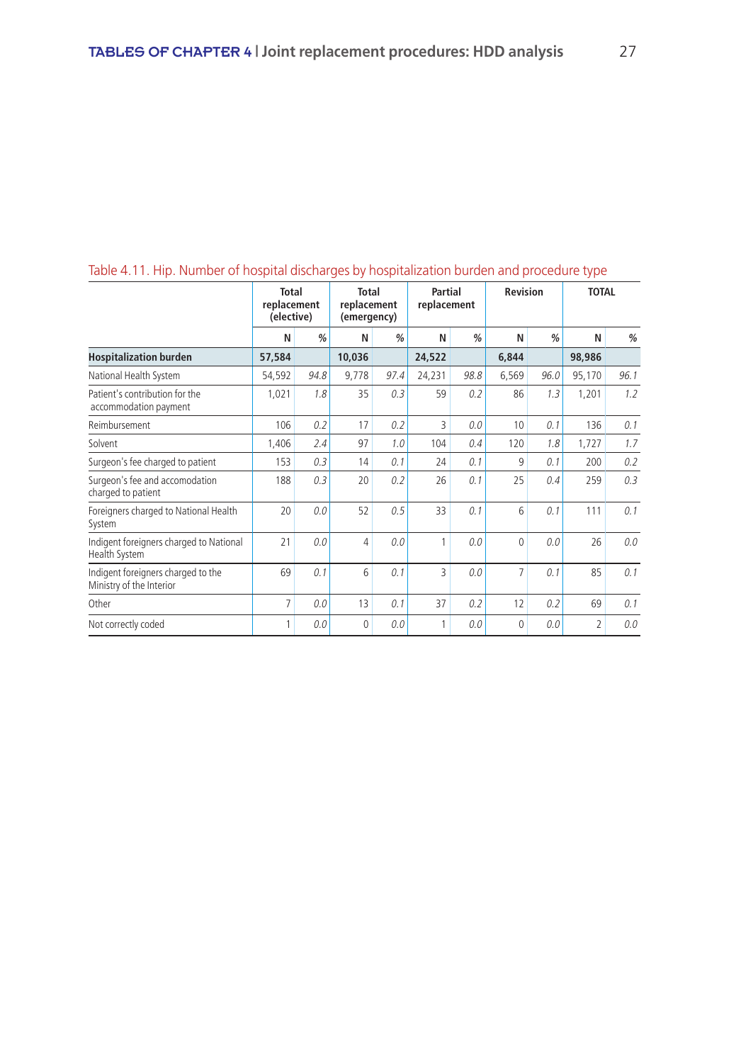Table 4.11. Hip. Number of hospital discharges by hospitalization burden and procedure type

| | Total replacement (elective) | | Total replacement (emergency) | | Partial replacement | | Revision | | TOTAL | |
|---|---|---|---|---|---|---|---|---|---|---|
| | N | % | N | % | N | % | N | % | N | % |
| **Hospitalization burden** | **57,584** | | **10,036** | | **24,522** | | **6,844** | | **98,986** | |
| National Health System | 54,592 | *94.8* | 9,778 | *97.4* | 24,231 | *98.8* | 6,569 | *96.0* | 95,170 | *96.1* |
| Patient's contribution for the accommodation payment | 1,021 | *1.8* | 35 | *0.3* | 59 | *0.2* | 86 | *1.3* | 1,201 | *1.2* |
| Reimbursement | 106 | *0.2* | 17 | *0.2* | 3 | *0.0* | 10 | *0.1* | 136 | *0.1* |
| Solvent | 1,406 | *2.4* | 97 | *1.0* | 104 | *0.4* | 120 | *1.8* | 1,727 | *1.7* |
| Surgeon's fee charged to patient | 153 | *0.3* | 14 | *0.1* | 24 | *0.1* | 9 | *0.1* | 200 | *0.2* |
| Surgeon's fee and accomodation charged to patient | 188 | *0.3* | 20 | *0.2* | 26 | *0.1* | 25 | *0.4* | 259 | *0.3* |
| Foreigners charged to National Health System | 20 | *0.0* | 52 | *0.5* | 33 | *0.1* | 6 | *0.1* | 111 | *0.1* |
| Indigent foreigners charged to National Health System | 21 | *0.0* | 4 | *0.0* | 1 | *0.0* | 0 | *0.0* | 26 | *0.0* |
| Indigent foreigners charged to the Ministry of the Interior | 69 | *0.1* | 6 | *0.1* | 3 | *0.0* | 7 | *0.1* | 85 | *0.1* |
| Other | 7 | *0.0* | 13 | *0.1* | 37 | *0.2* | 12 | *0.2* | 69 | *0.1* |
| Not correctly coded | 1 | *0.0* | 0 | *0.0* | 1 | *0.0* | 0 | *0.0* | 2 | *0.0* |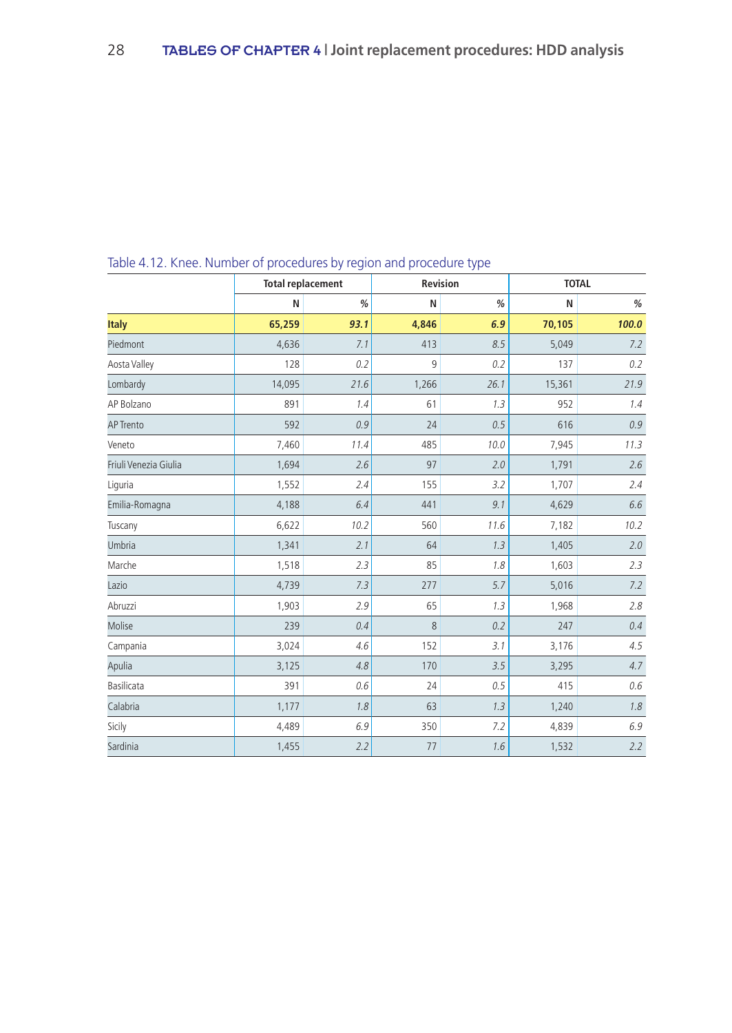Table 4.12. Knee. Number of procedures by region and procedure type

| | Total replacement | | Revision | | TOTAL | |
|---|---|---|---|---|---|---|
| | N | % | N | % | N | % |
| **Italy** | **65,259** | ***93.1*** | **4,846** | ***6.9*** | **70,105** | ***100.0*** |
| Piedmont | 4,636 | *7.1* | 413 | *8.5* | 5,049 | *7.2* |
| Aosta Valley | 128 | *0.2* | 9 | *0.2* | 137 | *0.2* |
| Lombardy | 14,095 | *21.6* | 1,266 | *26.1* | 15,361 | *21.9* |
| AP Bolzano | 891 | *1.4* | 61 | *1.3* | 952 | *1.4* |
| AP Trento | 592 | *0.9* | 24 | *0.5* | 616 | *0.9* |
| Veneto | 7,460 | *11.4* | 485 | *10.0* | 7,945 | *11.3* |
| Friuli Venezia Giulia | 1,694 | *2.6* | 97 | *2.0* | 1,791 | *2.6* |
| Liguria | 1,552 | *2.4* | 155 | *3.2* | 1,707 | *2.4* |
| Emilia-Romagna | 4,188 | *6.4* | 441 | *9.1* | 4,629 | *6.6* |
| Tuscany | 6,622 | *10.2* | 560 | *11.6* | 7,182 | *10.2* |
| Umbria | 1,341 | *2.1* | 64 | *1.3* | 1,405 | *2.0* |
| Marche | 1,518 | *2.3* | 85 | *1.8* | 1,603 | *2.3* |
| Lazio | 4,739 | *7.3* | 277 | *5.7* | 5,016 | *7.2* |
| Abruzzi | 1,903 | *2.9* | 65 | *1.3* | 1,968 | *2.8* |
| Molise | 239 | *0.4* | 8 | *0.2* | 247 | *0.4* |
| Campania | 3,024 | *4.6* | 152 | *3.1* | 3,176 | *4.5* |
| Apulia | 3,125 | *4.8* | 170 | *3.5* | 3,295 | *4.7* |
| Basilicata | 391 | *0.6* | 24 | *0.5* | 415 | *0.6* |
| Calabria | 1,177 | *1.8* | 63 | *1.3* | 1,240 | *1.8* |
| Sicily | 4,489 | *6.9* | 350 | *7.2* | 4,839 | *6.9* |
| Sardinia | 1,455 | *2.2* | 77 | *1.6* | 1,532 | *2.2* |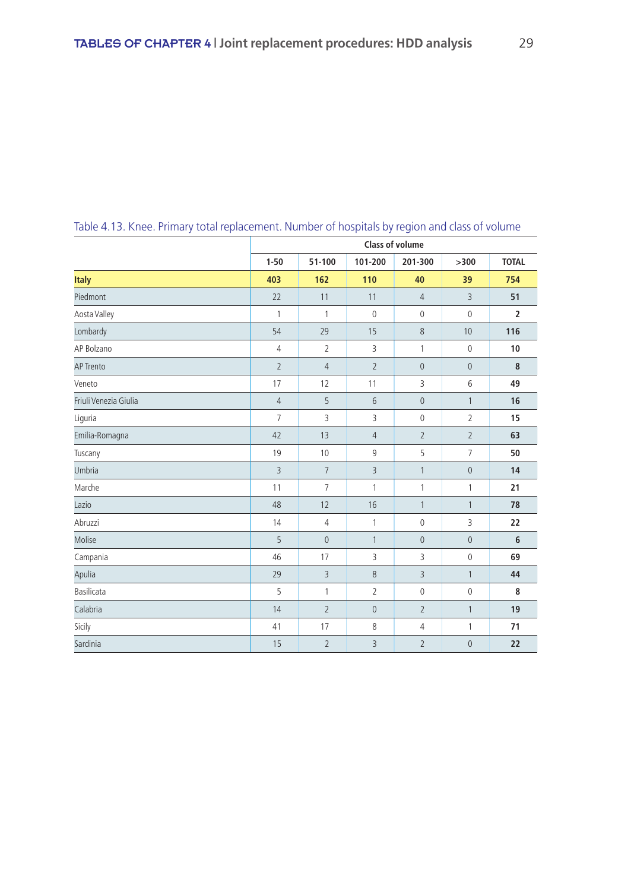Table 4.13. Knee. Primary total replacement. Number of hospitals by region and class of volume

| | Class of volume | | | | | |
|---|---|---|---|---|---|---|
| | 1-50 | 51-100 | 101-200 | 201-300 | >300 | TOTAL |
| **Italy** | **403** | **162** | **110** | **40** | **39** | **754** |
| Piedmont | 22 | 11 | 11 | 4 | 3 | **51** |
| Aosta Valley | 1 | 1 | 0 | 0 | 0 | **2** |
| Lombardy | 54 | 29 | 15 | 8 | 10 | **116** |
| AP Bolzano | 4 | 2 | 3 | 1 | 0 | **10** |
| AP Trento | 2 | 4 | 2 | 0 | 0 | **8** |
| Veneto | 17 | 12 | 11 | 3 | 6 | **49** |
| Friuli Venezia Giulia | 4 | 5 | 6 | 0 | 1 | **16** |
| Liguria | 7 | 3 | 3 | 0 | 2 | **15** |
| Emilia-Romagna | 42 | 13 | 4 | 2 | 2 | **63** |
| Tuscany | 19 | 10 | 9 | 5 | 7 | **50** |
| Umbria | 3 | 7 | 3 | 1 | 0 | **14** |
| Marche | 11 | 7 | 1 | 1 | 1 | **21** |
| Lazio | 48 | 12 | 16 | 1 | 1 | **78** |
| Abruzzi | 14 | 4 | 1 | 0 | 3 | **22** |
| Molise | 5 | 0 | 1 | 0 | 0 | **6** |
| Campania | 46 | 17 | 3 | 3 | 0 | **69** |
| Apulia | 29 | 3 | 8 | 3 | 1 | **44** |
| Basilicata | 5 | 1 | 2 | 0 | 0 | **8** |
| Calabria | 14 | 2 | 0 | 2 | 1 | **19** |
| Sicily | 41 | 17 | 8 | 4 | 1 | **71** |
| Sardinia | 15 | 2 | 3 | 2 | 0 | **22** |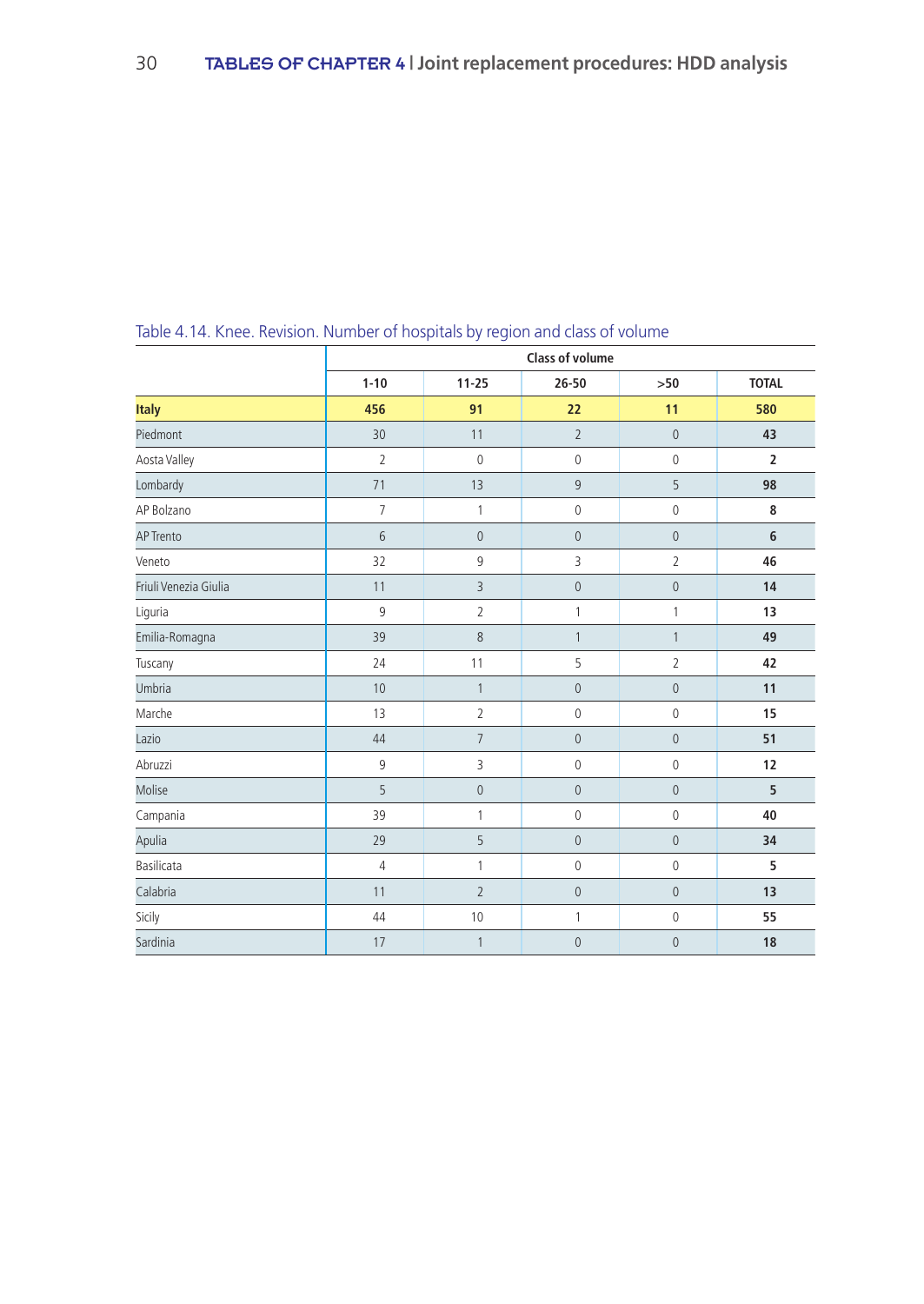Table 4.14. Knee. Revision. Number of hospitals by region and class of volume

| | Class of volume | | | | |
|---|---|---|---|---|---|
| | 1-10 | 11-25 | 26-50 | >50 | TOTAL |
| **Italy** | **456** | **91** | **22** | **11** | **580** |
| Piedmont | 30 | 11 | 2 | 0 | **43** |
| Aosta Valley | 2 | 0 | 0 | 0 | **2** |
| Lombardy | 71 | 13 | 9 | 5 | **98** |
| AP Bolzano | 7 | 1 | 0 | 0 | **8** |
| AP Trento | 6 | 0 | 0 | 0 | **6** |
| Veneto | 32 | 9 | 3 | 2 | **46** |
| Friuli Venezia Giulia | 11 | 3 | 0 | 0 | **14** |
| Liguria | 9 | 2 | 1 | 1 | **13** |
| Emilia-Romagna | 39 | 8 | 1 | 1 | **49** |
| Tuscany | 24 | 11 | 5 | 2 | **42** |
| Umbria | 10 | 1 | 0 | 0 | **11** |
| Marche | 13 | 2 | 0 | 0 | **15** |
| Lazio | 44 | 7 | 0 | 0 | **51** |
| Abruzzi | 9 | 3 | 0 | 0 | **12** |
| Molise | 5 | 0 | 0 | 0 | **5** |
| Campania | 39 | 1 | 0 | 0 | **40** |
| Apulia | 29 | 5 | 0 | 0 | **34** |
| Basilicata | 4 | 1 | 0 | 0 | **5** |
| Calabria | 11 | 2 | 0 | 0 | **13** |
| Sicily | 44 | 10 | 1 | 0 | **55** |
| Sardinia | 17 | 1 | 0 | 0 | **18** |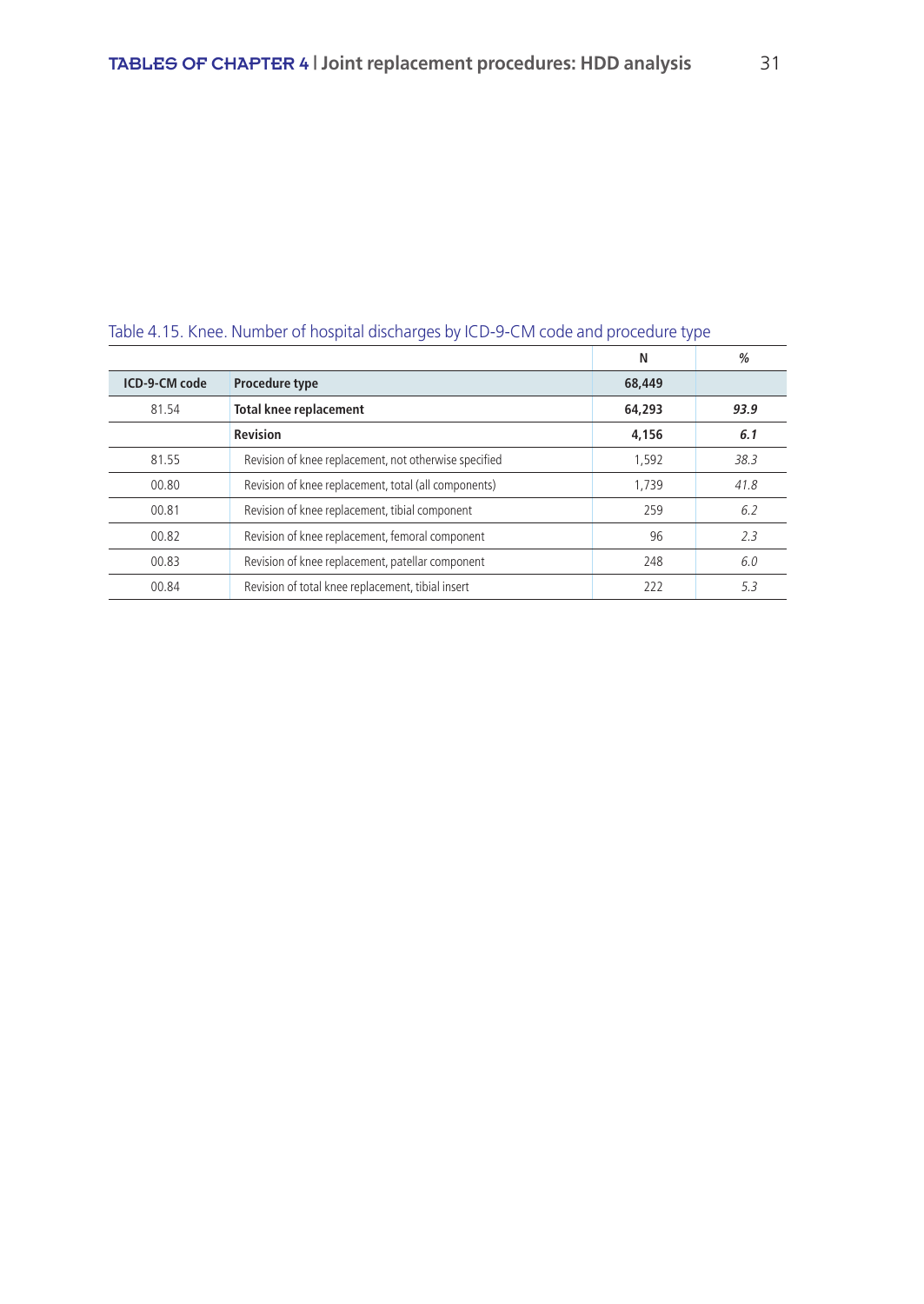Table 4.15. Knee. Number of hospital discharges by ICD-9-CM code and procedure type

| ICD-9-CM code | Procedure type | N | % |
|---|---|---|---|
| | | **68,449** | |
| 81.54 | **Total knee replacement** | **64,293** | ***93.9*** |
| | **Revision** | **4,156** | ***6.1*** |
| 81.55 | Revision of knee replacement, not otherwise specified | 1,592 | *38.3* |
| 00.80 | Revision of knee replacement, total (all components) | 1,739 | *41.8* |
| 00.81 | Revision of knee replacement, tibial component | 259 | *6.2* |
| 00.82 | Revision of knee replacement, femoral component | 96 | *2.3* |
| 00.83 | Revision of knee replacement, patellar component | 248 | *6.0* |
| 00.84 | Revision of total knee replacement, tibial insert | 222 | *5.3* |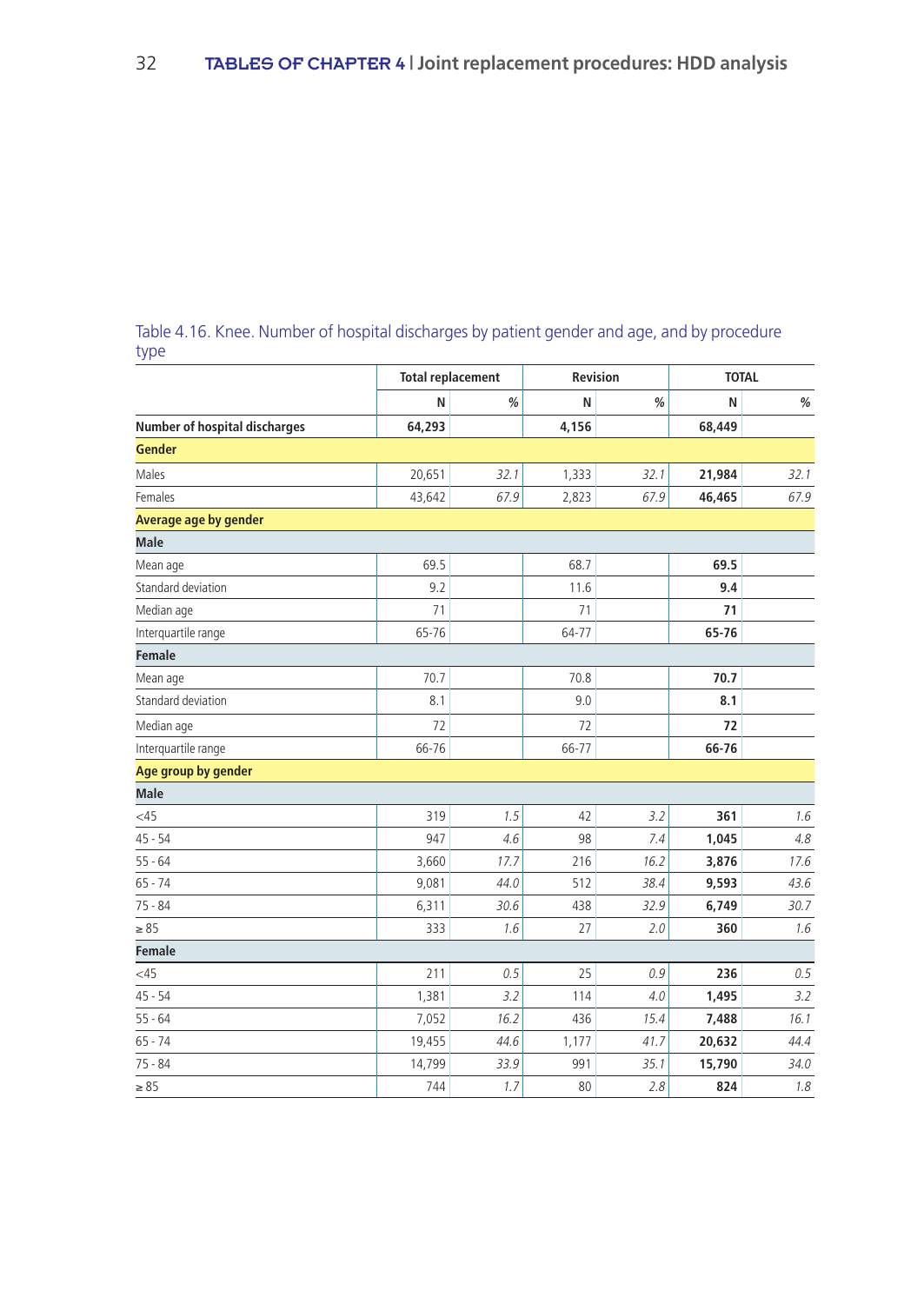Table 4.16. Knee. Number of hospital discharges by patient gender and age, and by procedure type

| | Total replacement | | Revision | | TOTAL | |
|---|---|---|---|---|---|---|
| | N | % | N | % | N | % |
| **Number of hospital discharges** | **64,293** | | **4,156** | | **68,449** | |
| **Gender** | | | | | | |
| Males | 20,651 | *32.1* | 1,333 | *32.1* | **21,984** | *32.1* |
| Females | 43,642 | *67.9* | 2,823 | *67.9* | **46,465** | *67.9* |
| **Average age by gender** | | | | | | |
| **Male** | | | | | | |
| Mean age | 69.5 | | 68.7 | | **69.5** | |
| Standard deviation | 9.2 | | 11.6 | | **9.4** | |
| Median age | 71 | | 71 | | **71** | |
| Interquartile range | 65-76 | | 64-77 | | **65-76** | |
| **Female** | | | | | | |
| Mean age | 70.7 | | 70.8 | | **70.7** | |
| Standard deviation | 8.1 | | 9.0 | | **8.1** | |
| Median age | 72 | | 72 | | **72** | |
| Interquartile range | 66-76 | | 66-77 | | **66-76** | |
| **Age group by gender** | | | | | | |
| **Male** | | | | | | |
| <45 | 319 | *1.5* | 42 | *3.2* | **361** | *1.6* |
| 45 - 54 | 947 | *4.6* | 98 | *7.4* | **1,045** | *4.8* |
| 55 - 64 | 3,660 | *17.7* | 216 | *16.2* | **3,876** | *17.6* |
| 65 - 74 | 9,081 | *44.0* | 512 | *38.4* | **9,593** | *43.6* |
| 75 - 84 | 6,311 | *30.6* | 438 | *32.9* | **6,749** | *30.7* |
| ≥ 85 | 333 | *1.6* | 27 | *2.0* | **360** | *1.6* |
| **Female** | | | | | | |
| <45 | 211 | *0.5* | 25 | *0.9* | **236** | *0.5* |
| 45 - 54 | 1,381 | *3.2* | 114 | *4.0* | **1,495** | *3.2* |
| 55 - 64 | 7,052 | *16.2* | 436 | *15.4* | **7,488** | *16.1* |
| 65 - 74 | 19,455 | *44.6* | 1,177 | *41.7* | **20,632** | *44.4* |
| 75 - 84 | 14,799 | *33.9* | 991 | *35.1* | **15,790** | *34.0* |
| ≥ 85 | 744 | *1.7* | 80 | *2.8* | **824** | *1.8* |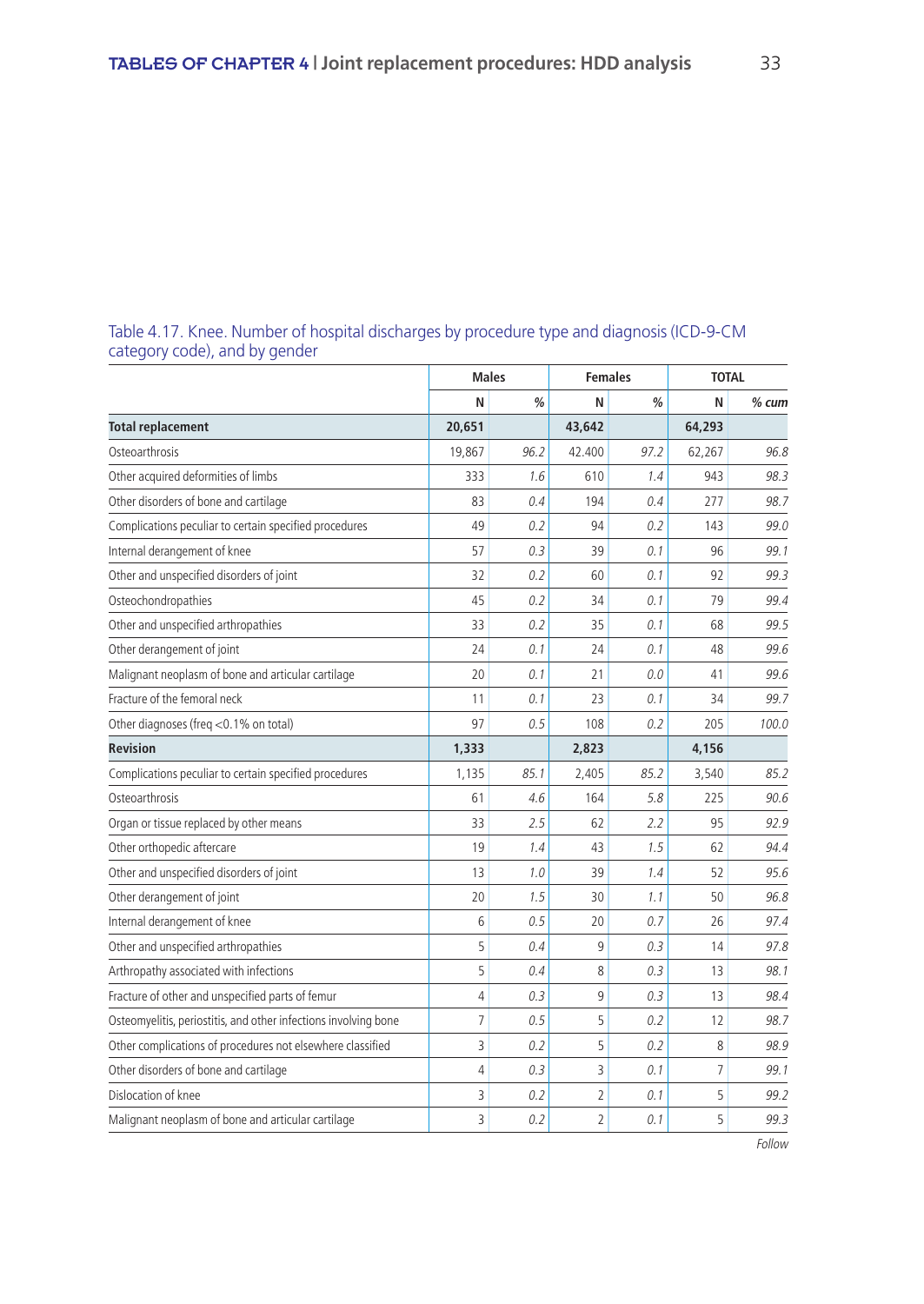Table 4.17. Knee. Number of hospital discharges by procedure type and diagnosis (ICD-9-CM category code), and by gender

| | Males | | Females | | TOTAL | |
|---|---|---|---|---|---|---|
| | N | % | N | % | N | % cum |
| **Total replacement** | **20,651** | | **43,642** | | **64,293** | |
| Osteoarthrosis | 19,867 | 96.2 | 42.400 | 97.2 | 62,267 | 96.8 |
| Other acquired deformities of limbs | 333 | 1.6 | 610 | 1.4 | 943 | 98.3 |
| Other disorders of bone and cartilage | 83 | 0.4 | 194 | 0.4 | 277 | 98.7 |
| Complications peculiar to certain specified procedures | 49 | 0.2 | 94 | 0.2 | 143 | 99.0 |
| Internal derangement of knee | 57 | 0.3 | 39 | 0.1 | 96 | 99.1 |
| Other and unspecified disorders of joint | 32 | 0.2 | 60 | 0.1 | 92 | 99.3 |
| Osteochondropathies | 45 | 0.2 | 34 | 0.1 | 79 | 99.4 |
| Other and unspecified arthropathies | 33 | 0.2 | 35 | 0.1 | 68 | 99.5 |
| Other derangement of joint | 24 | 0.1 | 24 | 0.1 | 48 | 99.6 |
| Malignant neoplasm of bone and articular cartilage | 20 | 0.1 | 21 | 0.0 | 41 | 99.6 |
| Fracture of the femoral neck | 11 | 0.1 | 23 | 0.1 | 34 | 99.7 |
| Other diagnoses (freq <0.1% on total) | 97 | 0.5 | 108 | 0.2 | 205 | 100.0 |
| **Revision** | **1,333** | | **2,823** | | **4,156** | |
| Complications peculiar to certain specified procedures | 1,135 | 85.1 | 2,405 | 85.2 | 3,540 | 85.2 |
| Osteoarthrosis | 61 | 4.6 | 164 | 5.8 | 225 | 90.6 |
| Organ or tissue replaced by other means | 33 | 2.5 | 62 | 2.2 | 95 | 92.9 |
| Other orthopedic aftercare | 19 | 1.4 | 43 | 1.5 | 62 | 94.4 |
| Other and unspecified disorders of joint | 13 | 1.0 | 39 | 1.4 | 52 | 95.6 |
| Other derangement of joint | 20 | 1.5 | 30 | 1.1 | 50 | 96.8 |
| Internal derangement of knee | 6 | 0.5 | 20 | 0.7 | 26 | 97.4 |
| Other and unspecified arthropathies | 5 | 0.4 | 9 | 0.3 | 14 | 97.8 |
| Arthropathy associated with infections | 5 | 0.4 | 8 | 0.3 | 13 | 98.1 |
| Fracture of other and unspecified parts of femur | 4 | 0.3 | 9 | 0.3 | 13 | 98.4 |
| Osteomyelitis, periostitis, and other infections involving bone | 7 | 0.5 | 5 | 0.2 | 12 | 98.7 |
| Other complications of procedures not elsewhere classified | 3 | 0.2 | 5 | 0.2 | 8 | 98.9 |
| Other disorders of bone and cartilage | 4 | 0.3 | 3 | 0.1 | 7 | 99.1 |
| Dislocation of knee | 3 | 0.2 | 2 | 0.1 | 5 | 99.2 |
| Malignant neoplasm of bone and articular cartilage | 3 | 0.2 | 2 | 0.1 | 5 | 99.3 |

*Follow*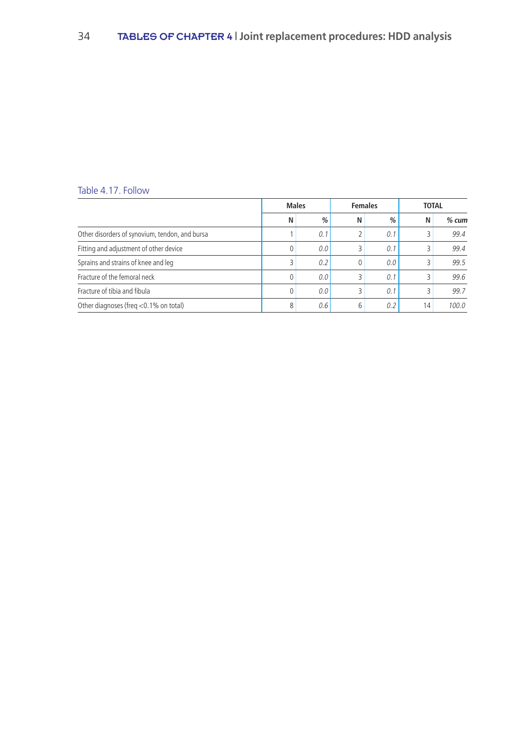Table 4.17. Follow

| | Males | | Females | | TOTAL | |
|---|---|---|---|---|---|---|
| | N | % | N | % | N | % cum |
| Other disorders of synovium, tendon, and bursa | 1 | *0.1* | 2 | *0.1* | 3 | *99.4* |
| Fitting and adjustment of other device | 0 | *0.0* | 3 | *0.1* | 3 | *99.4* |
| Sprains and strains of knee and leg | 3 | *0.2* | 0 | *0.0* | 3 | *99.5* |
| Fracture of the femoral neck | 0 | *0.0* | 3 | *0.1* | 3 | *99.6* |
| Fracture of tibia and fibula | 0 | *0.0* | 3 | *0.1* | 3 | *99.7* |
| Other diagnoses (freq <0.1% on total) | 8 | *0.6* | 6 | *0.2* | 14 | *100.0* |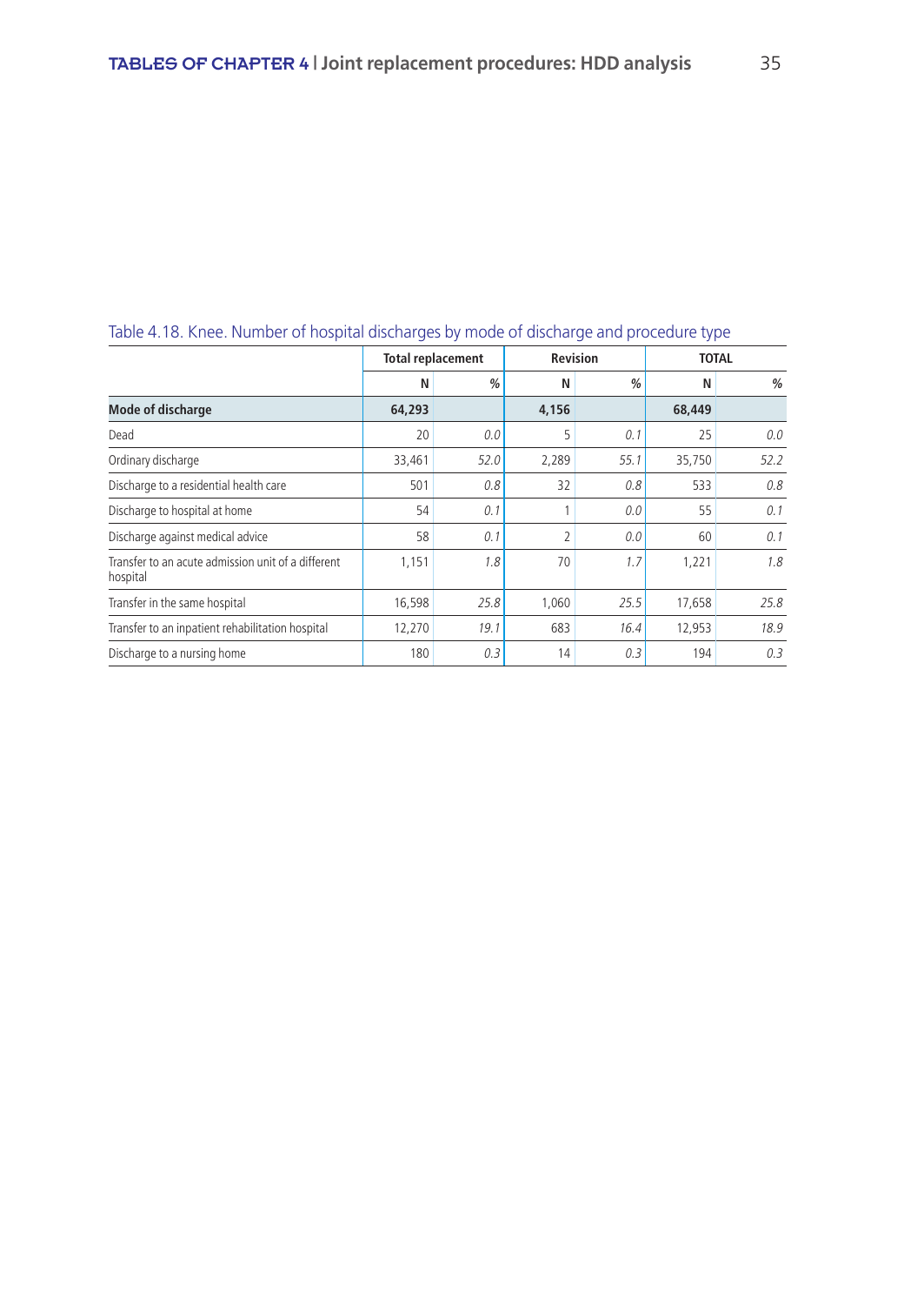Table 4.18. Knee. Number of hospital discharges by mode of discharge and procedure type

| | Total replacement | | Revision | | TOTAL | |
|---|---|---|---|---|---|---|
| | N | % | N | % | N | % |
| **Mode of discharge** | **64,293** | | **4,156** | | **68,449** | |
| Dead | 20 | *0.0* | 5 | *0.1* | 25 | *0.0* |
| Ordinary discharge | 33,461 | *52.0* | 2,289 | *55.1* | 35,750 | *52.2* |
| Discharge to a residential health care | 501 | *0.8* | 32 | *0.8* | 533 | *0.8* |
| Discharge to hospital at home | 54 | *0.1* | 1 | *0.0* | 55 | *0.1* |
| Discharge against medical advice | 58 | *0.1* | 2 | *0.0* | 60 | *0.1* |
| Transfer to an acute admission unit of a different hospital | 1,151 | *1.8* | 70 | *1.7* | 1,221 | *1.8* |
| Transfer in the same hospital | 16,598 | *25.8* | 1,060 | *25.5* | 17,658 | *25.8* |
| Transfer to an inpatient rehabilitation hospital | 12,270 | *19.1* | 683 | *16.4* | 12,953 | *18.9* |
| Discharge to a nursing home | 180 | *0.3* | 14 | *0.3* | 194 | *0.3* |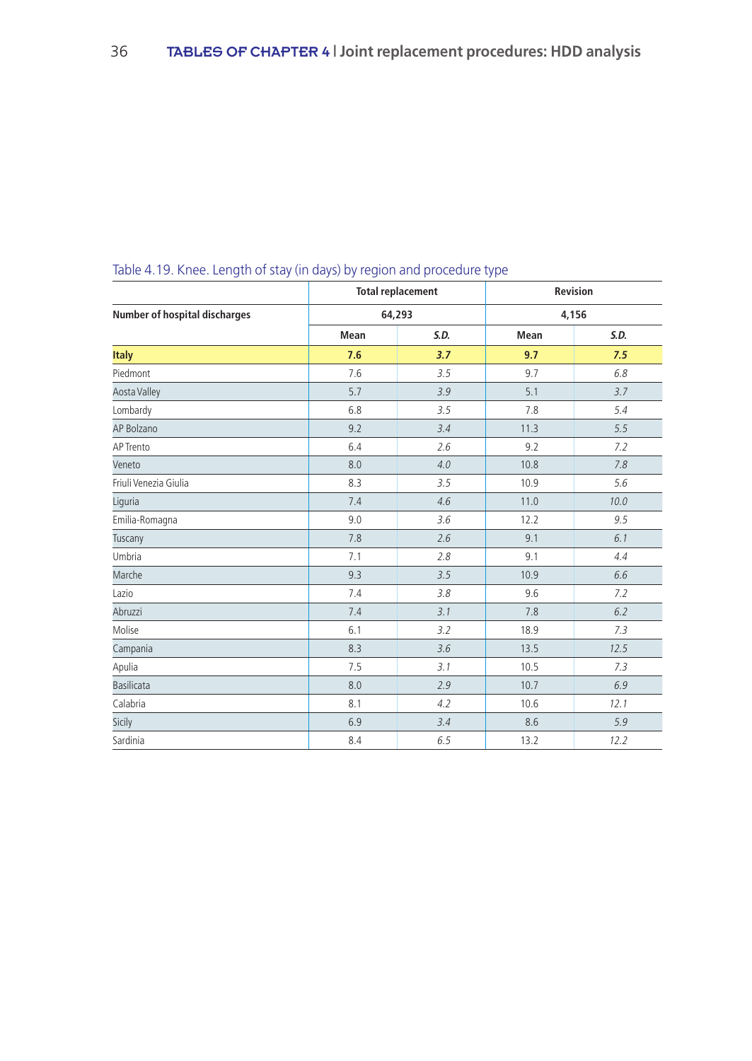Table 4.19. Knee. Length of stay (in days) by region and procedure type

| | Total replacement | | Revision | |
|---|---|---|---|---|
| **Number of hospital discharges** | 64,293 | | 4,156 | |
| | **Mean** | ***S.D.*** | **Mean** | ***S.D.*** |
| **Italy** | **7.6** | ***3.7*** | **9.7** | ***7.5*** |
| Piedmont | 7.6 | *3.5* | 9.7 | *6.8* |
| Aosta Valley | 5.7 | *3.9* | 5.1 | *3.7* |
| Lombardy | 6.8 | *3.5* | 7.8 | *5.4* |
| AP Bolzano | 9.2 | *3.4* | 11.3 | *5.5* |
| AP Trento | 6.4 | *2.6* | 9.2 | *7.2* |
| Veneto | 8.0 | *4.0* | 10.8 | *7.8* |
| Friuli Venezia Giulia | 8.3 | *3.5* | 10.9 | *5.6* |
| Liguria | 7.4 | *4.6* | 11.0 | *10.0* |
| Emilia-Romagna | 9.0 | *3.6* | 12.2 | *9.5* |
| Tuscany | 7.8 | *2.6* | 9.1 | *6.1* |
| Umbria | 7.1 | *2.8* | 9.1 | *4.4* |
| Marche | 9.3 | *3.5* | 10.9 | *6.6* |
| Lazio | 7.4 | *3.8* | 9.6 | *7.2* |
| Abruzzi | 7.4 | *3.1* | 7.8 | *6.2* |
| Molise | 6.1 | *3.2* | 18.9 | *7.3* |
| Campania | 8.3 | *3.6* | 13.5 | *12.5* |
| Apulia | 7.5 | *3.1* | 10.5 | *7.3* |
| Basilicata | 8.0 | *2.9* | 10.7 | *6.9* |
| Calabria | 8.1 | *4.2* | 10.6 | *12.1* |
| Sicily | 6.9 | *3.4* | 8.6 | *5.9* |
| Sardinia | 8.4 | *6.5* | 13.2 | *12.2* |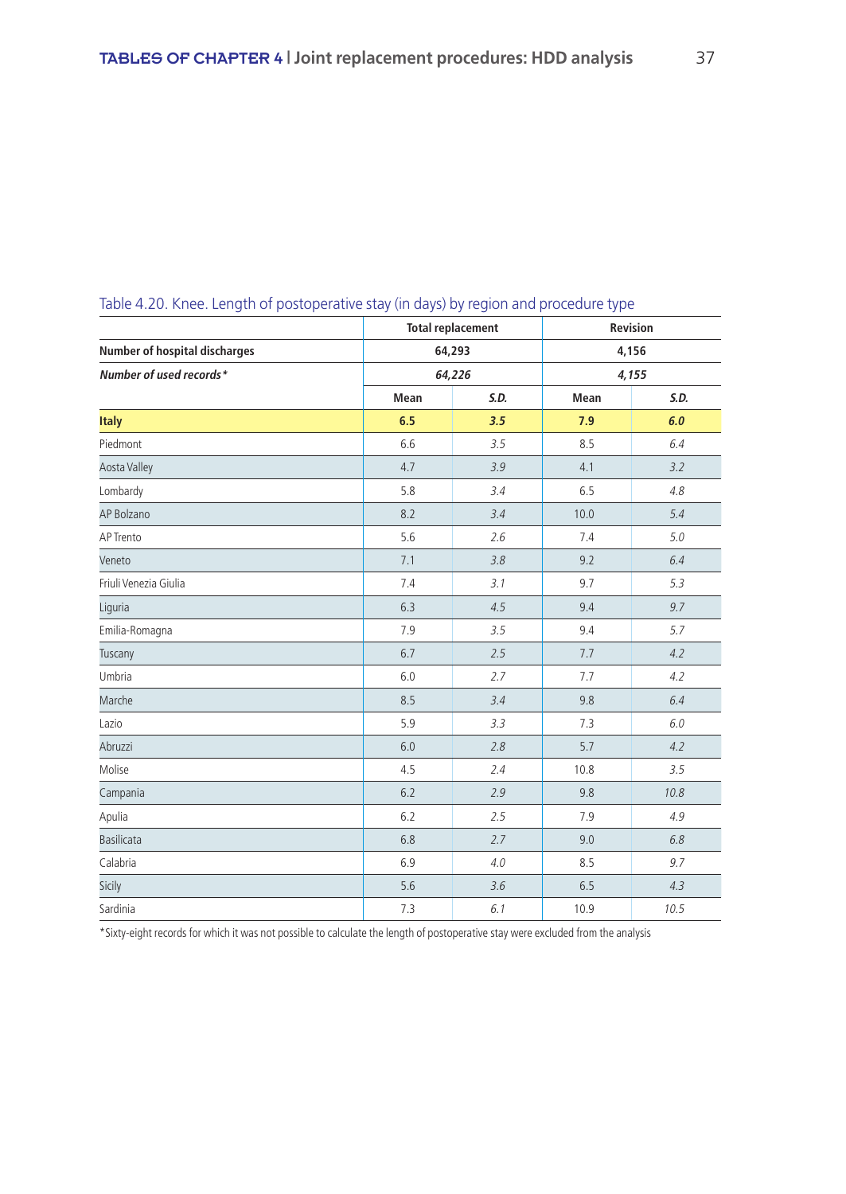Table 4.20. Knee. Length of postoperative stay (in days) by region and procedure type

| | Total replacement | | Revision | |
|---|---|---|---|---|
| **Number of hospital discharges** | **64,293** | | **4,156** | |
| ***Number of used records**** | ***64,226*** | | ***4,155*** | |
| | **Mean** | ***S.D.*** | **Mean** | ***S.D.*** |
| **Italy** | **6.5** | ***3.5*** | **7.9** | ***6.0*** |
| Piedmont | 6.6 | *3.5* | 8.5 | *6.4* |
| Aosta Valley | 4.7 | *3.9* | 4.1 | *3.2* |
| Lombardy | 5.8 | *3.4* | 6.5 | *4.8* |
| AP Bolzano | 8.2 | *3.4* | 10.0 | *5.4* |
| AP Trento | 5.6 | *2.6* | 7.4 | *5.0* |
| Veneto | 7.1 | *3.8* | 9.2 | *6.4* |
| Friuli Venezia Giulia | 7.4 | *3.1* | 9.7 | *5.3* |
| Liguria | 6.3 | *4.5* | 9.4 | *9.7* |
| Emilia-Romagna | 7.9 | *3.5* | 9.4 | *5.7* |
| Tuscany | 6.7 | *2.5* | 7.7 | *4.2* |
| Umbria | 6.0 | *2.7* | 7.7 | *4.2* |
| Marche | 8.5 | *3.4* | 9.8 | *6.4* |
| Lazio | 5.9 | *3.3* | 7.3 | *6.0* |
| Abruzzi | 6.0 | *2.8* | 5.7 | *4.2* |
| Molise | 4.5 | *2.4* | 10.8 | *3.5* |
| Campania | 6.2 | *2.9* | 9.8 | *10.8* |
| Apulia | 6.2 | *2.5* | 7.9 | *4.9* |
| Basilicata | 6.8 | *2.7* | 9.0 | *6.8* |
| Calabria | 6.9 | *4.0* | 8.5 | *9.7* |
| Sicily | 5.6 | *3.6* | 6.5 | *4.3* |
| Sardinia | 7.3 | *6.1* | 10.9 | *10.5* |

*Sixty-eight records for which it was not possible to calculate the length of postoperative stay were excluded from the analysis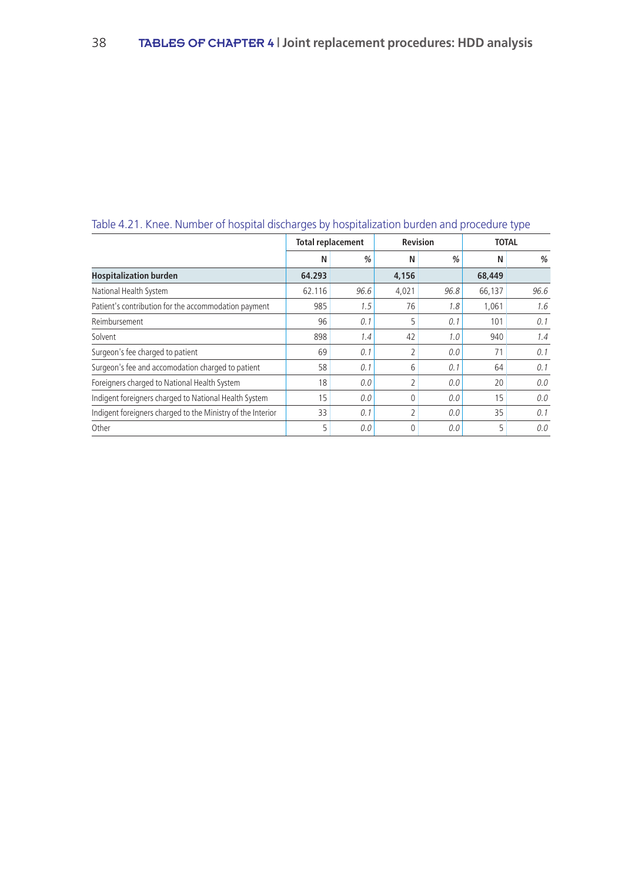Table 4.21. Knee. Number of hospital discharges by hospitalization burden and procedure type

| | Total replacement | | Revision | | TOTAL | |
|---|---|---|---|---|---|---|
| | N | % | N | % | N | % |
| **Hospitalization burden** | **64.293** | | **4,156** | | **68,449** | |
| National Health System | 62.116 | *96.6* | 4,021 | *96.8* | 66,137 | *96.6* |
| Patient's contribution for the accommodation payment | 985 | *1.5* | 76 | *1.8* | 1,061 | *1.6* |
| Reimbursement | 96 | *0.1* | 5 | *0.1* | 101 | *0.1* |
| Solvent | 898 | *1.4* | 42 | *1.0* | 940 | *1.4* |
| Surgeon's fee charged to patient | 69 | *0.1* | 2 | *0.0* | 71 | *0.1* |
| Surgeon's fee and accomodation charged to patient | 58 | *0.1* | 6 | *0.1* | 64 | *0.1* |
| Foreigners charged to National Health System | 18 | *0.0* | 2 | *0.0* | 20 | *0.0* |
| Indigent foreigners charged to National Health System | 15 | *0.0* | 0 | *0.0* | 15 | *0.0* |
| Indigent foreigners charged to the Ministry of the Interior | 33 | *0.1* | 2 | *0.0* | 35 | *0.1* |
| Other | 5 | *0.0* | 0 | *0.0* | 5 | *0.0* |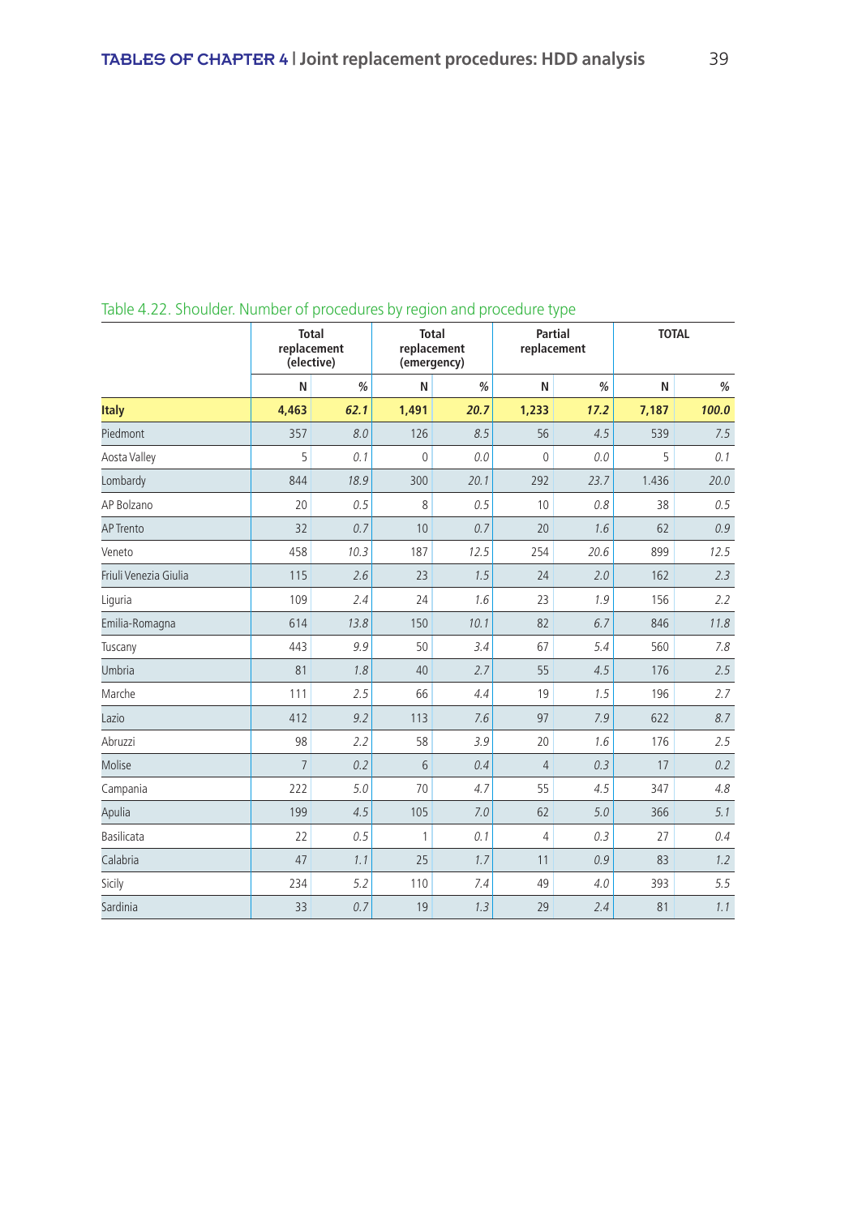Table 4.22. Shoulder. Number of procedures by region and procedure type

| | Total replacement (elective) | | Total replacement (emergency) | | Partial replacement | | TOTAL | |
|---|---|---|---|---|---|---|---|---|
| | N | % | N | % | N | % | N | % |
| **Italy** | **4,463** | ***62.1*** | **1,491** | ***20.7*** | **1,233** | ***17.2*** | **7,187** | ***100.0*** |
| Piedmont | 357 | *8.0* | 126 | *8.5* | 56 | *4.5* | 539 | *7.5* |
| Aosta Valley | 5 | *0.1* | 0 | *0.0* | 0 | *0.0* | 5 | *0.1* |
| Lombardy | 844 | *18.9* | 300 | *20.1* | 292 | *23.7* | 1.436 | *20.0* |
| AP Bolzano | 20 | *0.5* | 8 | *0.5* | 10 | *0.8* | 38 | *0.5* |
| AP Trento | 32 | *0.7* | 10 | *0.7* | 20 | *1.6* | 62 | *0.9* |
| Veneto | 458 | *10.3* | 187 | *12.5* | 254 | *20.6* | 899 | *12.5* |
| Friuli Venezia Giulia | 115 | *2.6* | 23 | *1.5* | 24 | *2.0* | 162 | *2.3* |
| Liguria | 109 | *2.4* | 24 | *1.6* | 23 | *1.9* | 156 | *2.2* |
| Emilia-Romagna | 614 | *13.8* | 150 | *10.1* | 82 | *6.7* | 846 | *11.8* |
| Tuscany | 443 | *9.9* | 50 | *3.4* | 67 | *5.4* | 560 | *7.8* |
| Umbria | 81 | *1.8* | 40 | *2.7* | 55 | *4.5* | 176 | *2.5* |
| Marche | 111 | *2.5* | 66 | *4.4* | 19 | *1.5* | 196 | *2.7* |
| Lazio | 412 | *9.2* | 113 | *7.6* | 97 | *7.9* | 622 | *8.7* |
| Abruzzi | 98 | *2.2* | 58 | *3.9* | 20 | *1.6* | 176 | *2.5* |
| Molise | 7 | *0.2* | 6 | *0.4* | 4 | *0.3* | 17 | *0.2* |
| Campania | 222 | *5.0* | 70 | *4.7* | 55 | *4.5* | 347 | *4.8* |
| Apulia | 199 | *4.5* | 105 | *7.0* | 62 | *5.0* | 366 | *5.1* |
| Basilicata | 22 | *0.5* | 1 | *0.1* | 4 | *0.3* | 27 | *0.4* |
| Calabria | 47 | *1.1* | 25 | *1.7* | 11 | *0.9* | 83 | *1.2* |
| Sicily | 234 | *5.2* | 110 | *7.4* | 49 | *4.0* | 393 | *5.5* |
| Sardinia | 33 | *0.7* | 19 | *1.3* | 29 | *2.4* | 81 | *1.1* |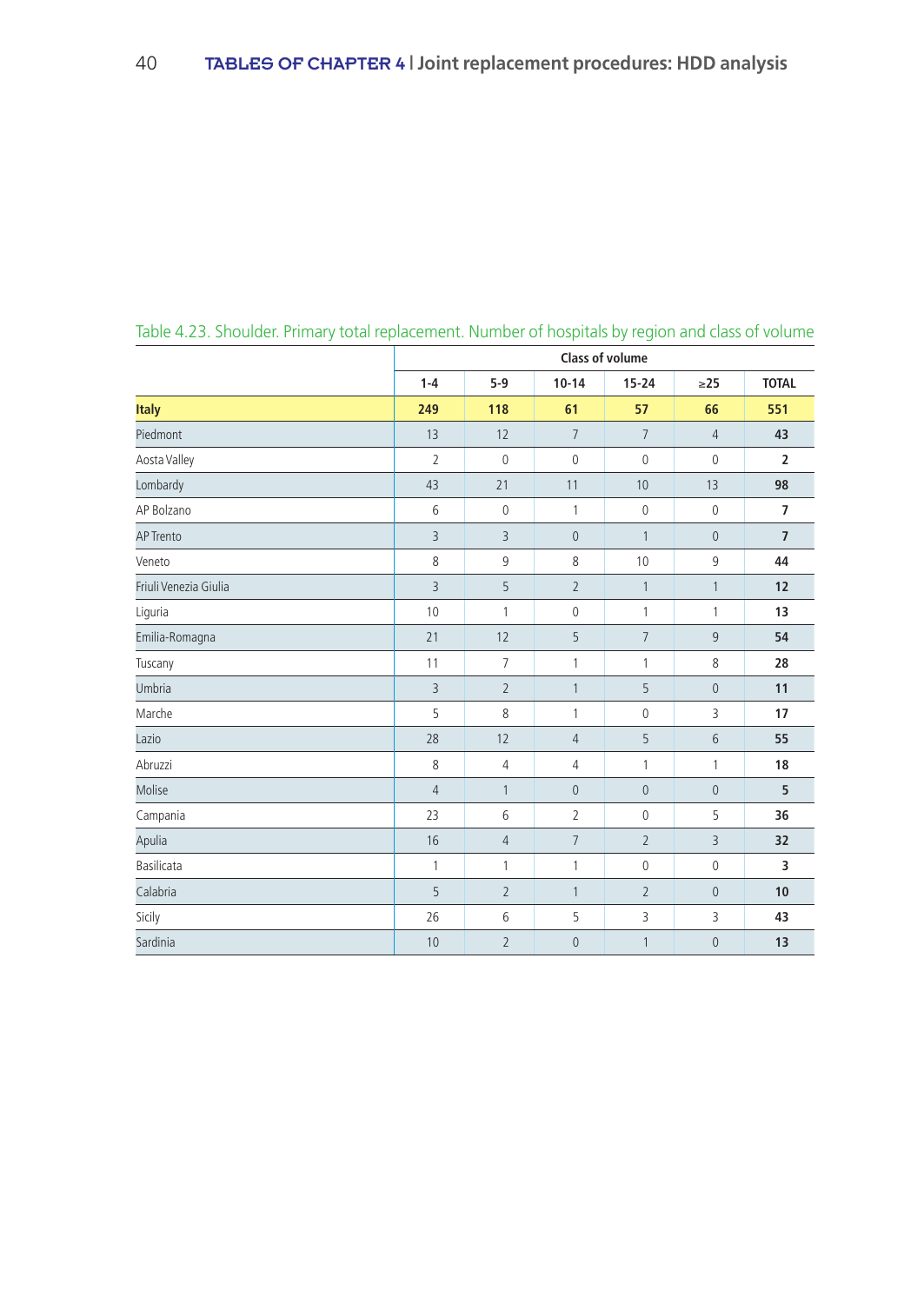Table 4.23. Shoulder. Primary total replacement. Number of hospitals by region and class of volume

| | Class of volume | | | | | |
|---|---|---|---|---|---|---|
| | 1-4 | 5-9 | 10-14 | 15-24 | ≥25 | TOTAL |
| **Italy** | **249** | **118** | **61** | **57** | **66** | **551** |
| Piedmont | 13 | 12 | 7 | 7 | 4 | **43** |
| Aosta Valley | 2 | 0 | 0 | 0 | 0 | **2** |
| Lombardy | 43 | 21 | 11 | 10 | 13 | **98** |
| AP Bolzano | 6 | 0 | 1 | 0 | 0 | **7** |
| AP Trento | 3 | 3 | 0 | 1 | 0 | **7** |
| Veneto | 8 | 9 | 8 | 10 | 9 | **44** |
| Friuli Venezia Giulia | 3 | 5 | 2 | 1 | 1 | **12** |
| Liguria | 10 | 1 | 0 | 1 | 1 | **13** |
| Emilia-Romagna | 21 | 12 | 5 | 7 | 9 | **54** |
| Tuscany | 11 | 7 | 1 | 1 | 8 | **28** |
| Umbria | 3 | 2 | 1 | 5 | 0 | **11** |
| Marche | 5 | 8 | 1 | 0 | 3 | **17** |
| Lazio | 28 | 12 | 4 | 5 | 6 | **55** |
| Abruzzi | 8 | 4 | 4 | 1 | 1 | **18** |
| Molise | 4 | 1 | 0 | 0 | 0 | **5** |
| Campania | 23 | 6 | 2 | 0 | 5 | **36** |
| Apulia | 16 | 4 | 7 | 2 | 3 | **32** |
| Basilicata | 1 | 1 | 1 | 0 | 0 | **3** |
| Calabria | 5 | 2 | 1 | 2 | 0 | **10** |
| Sicily | 26 | 6 | 5 | 3 | 3 | **43** |
| Sardinia | 10 | 2 | 0 | 1 | 0 | **13** |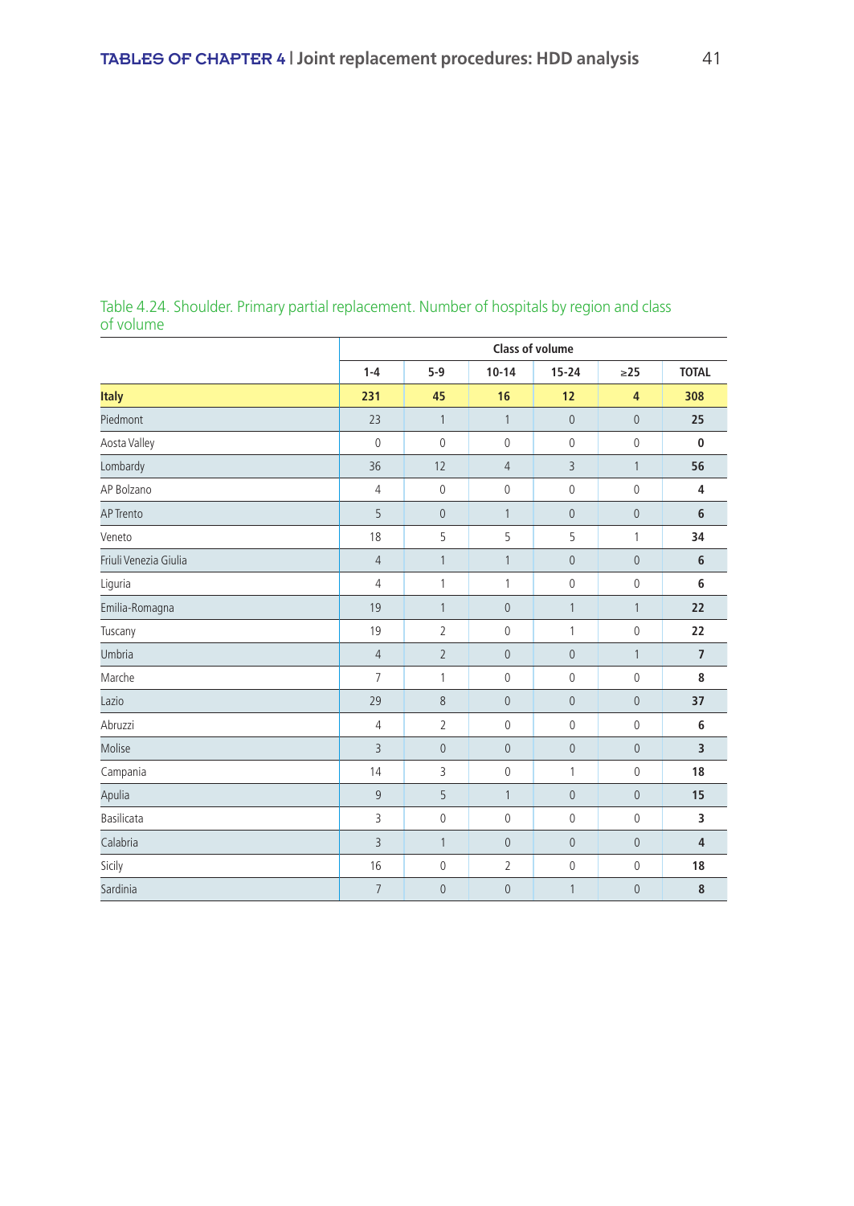Table 4.24. Shoulder. Primary partial replacement. Number of hospitals by region and class of volume

| | Class of volume | | | | | |
|---|---|---|---|---|---|---|
| | 1-4 | 5-9 | 10-14 | 15-24 | ≥25 | TOTAL |
| **Italy** | **231** | **45** | **16** | **12** | **4** | **308** |
| Piedmont | 23 | 1 | 1 | 0 | 0 | **25** |
| Aosta Valley | 0 | 0 | 0 | 0 | 0 | **0** |
| Lombardy | 36 | 12 | 4 | 3 | 1 | **56** |
| AP Bolzano | 4 | 0 | 0 | 0 | 0 | **4** |
| AP Trento | 5 | 0 | 1 | 0 | 0 | **6** |
| Veneto | 18 | 5 | 5 | 5 | 1 | **34** |
| Friuli Venezia Giulia | 4 | 1 | 1 | 0 | 0 | **6** |
| Liguria | 4 | 1 | 1 | 0 | 0 | **6** |
| Emilia-Romagna | 19 | 1 | 0 | 1 | 1 | **22** |
| Tuscany | 19 | 2 | 0 | 1 | 0 | **22** |
| Umbria | 4 | 2 | 0 | 0 | 1 | **7** |
| Marche | 7 | 1 | 0 | 0 | 0 | **8** |
| Lazio | 29 | 8 | 0 | 0 | 0 | **37** |
| Abruzzi | 4 | 2 | 0 | 0 | 0 | **6** |
| Molise | 3 | 0 | 0 | 0 | 0 | **3** |
| Campania | 14 | 3 | 0 | 1 | 0 | **18** |
| Apulia | 9 | 5 | 1 | 0 | 0 | **15** |
| Basilicata | 3 | 0 | 0 | 0 | 0 | **3** |
| Calabria | 3 | 1 | 0 | 0 | 0 | **4** |
| Sicily | 16 | 0 | 2 | 0 | 0 | **18** |
| Sardinia | 7 | 0 | 0 | 1 | 0 | **8** |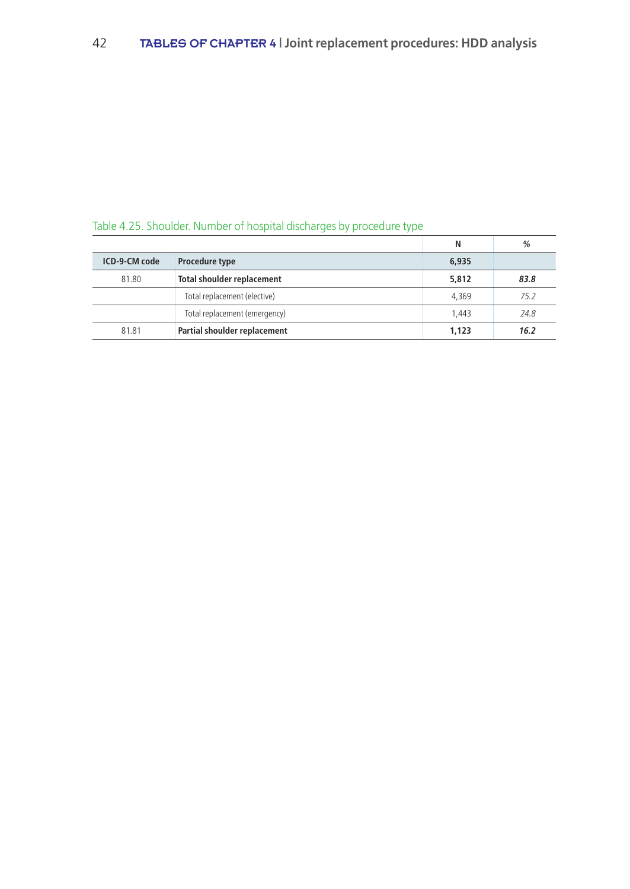Table 4.25. Shoulder. Number of hospital discharges by procedure type

| | | N | % |
|---|---|---|---|
| **ICD-9-CM code** | **Procedure type** | **6,935** | |
| 81.80 | **Total shoulder replacement** | **5,812** | ***83.8*** |
| | Total replacement (elective) | 4,369 | *75.2* |
| | Total replacement (emergency) | 1,443 | *24.8* |
| 81.81 | **Partial shoulder replacement** | **1,123** | ***16.2*** |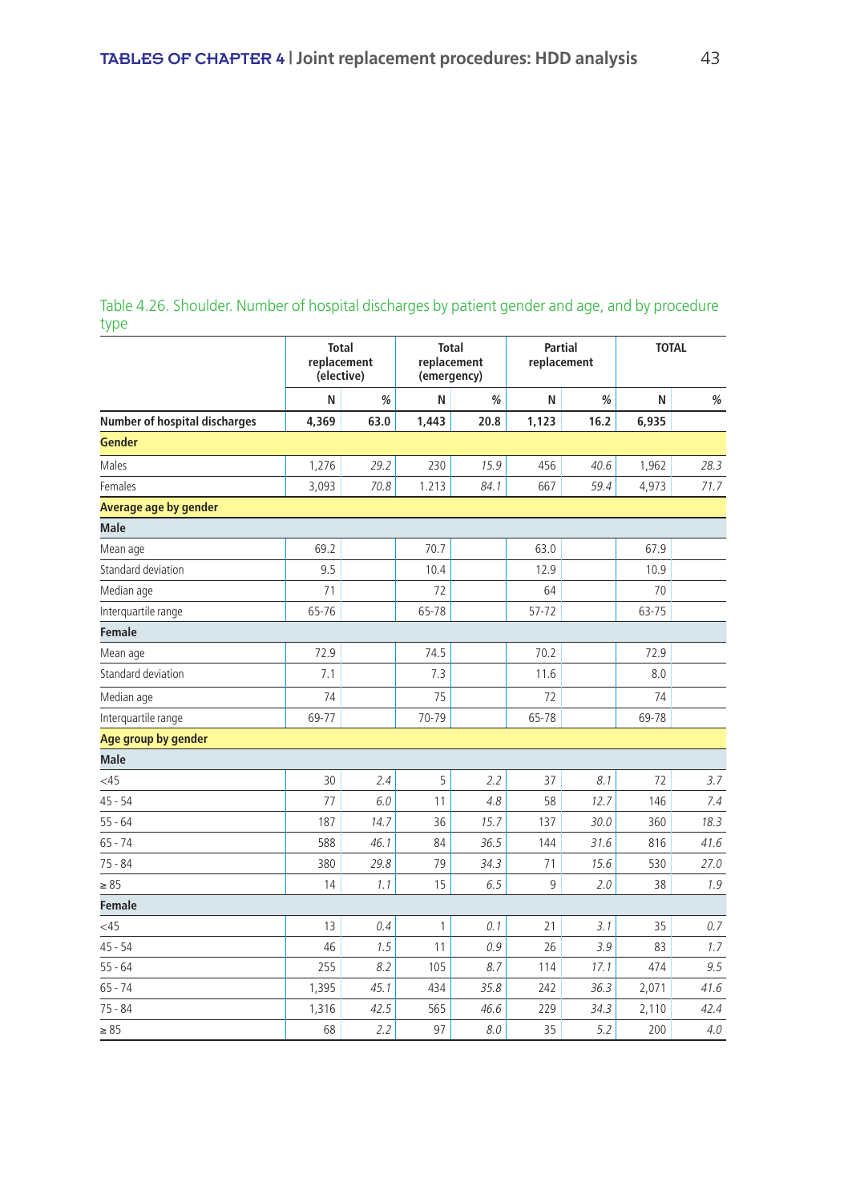Table 4.26. Shoulder. Number of hospital discharges by patient gender and age, and by procedure type

| | Total replacement (elective) | | Total replacement (emergency) | | Partial replacement | | TOTAL | |
|---|---|---|---|---|---|---|---|---|
| | N | % | N | % | N | % | N | % |
| **Number of hospital discharges** | **4,369** | **63.0** | **1,443** | **20.8** | **1,123** | **16.2** | **6,935** | |
| **Gender** | | | | | | | | |
| Males | 1,276 | *29.2* | 230 | *15.9* | 456 | *40.6* | 1,962 | *28.3* |
| Females | 3,093 | *70.8* | 1.213 | *84.1* | 667 | *59.4* | 4,973 | *71.7* |
| **Average age by gender** | | | | | | | | |
| **Male** | | | | | | | | |
| Mean age | 69.2 | | 70.7 | | 63.0 | | 67.9 | |
| Standard deviation | 9.5 | | 10.4 | | 12.9 | | 10.9 | |
| Median age | 71 | | 72 | | 64 | | 70 | |
| Interquartile range | 65-76 | | 65-78 | | 57-72 | | 63-75 | |
| **Female** | | | | | | | | |
| Mean age | 72.9 | | 74.5 | | 70.2 | | 72.9 | |
| Standard deviation | 7.1 | | 7.3 | | 11.6 | | 8.0 | |
| Median age | 74 | | 75 | | 72 | | 74 | |
| Interquartile range | 69-77 | | 70-79 | | 65-78 | | 69-78 | |
| **Age group by gender** | | | | | | | | |
| **Male** | | | | | | | | |
| <45 | 30 | *2.4* | 5 | *2.2* | 37 | *8.1* | 72 | *3.7* |
| 45 - 54 | 77 | *6.0* | 11 | *4.8* | 58 | *12.7* | 146 | *7.4* |
| 55 - 64 | 187 | *14.7* | 36 | *15.7* | 137 | *30.0* | 360 | *18.3* |
| 65 - 74 | 588 | *46.1* | 84 | *36.5* | 144 | *31.6* | 816 | *41.6* |
| 75 - 84 | 380 | *29.8* | 79 | *34.3* | 71 | *15.6* | 530 | *27.0* |
| ≥ 85 | 14 | *1.1* | 15 | *6.5* | 9 | *2.0* | 38 | *1.9* |
| **Female** | | | | | | | | |
| <45 | 13 | *0.4* | 1 | *0.1* | 21 | *3.1* | 35 | *0.7* |
| 45 - 54 | 46 | *1.5* | 11 | *0.9* | 26 | *3.9* | 83 | *1.7* |
| 55 - 64 | 255 | *8.2* | 105 | *8.7* | 114 | *17.1* | 474 | *9.5* |
| 65 - 74 | 1,395 | *45.1* | 434 | *35.8* | 242 | *36.3* | 2,071 | *41.6* |
| 75 - 84 | 1,316 | *42.5* | 565 | *46.6* | 229 | *34.3* | 2,110 | *42.4* |
| ≥ 85 | 68 | *2.2* | 97 | *8.0* | 35 | *5.2* | 200 | *4.0* |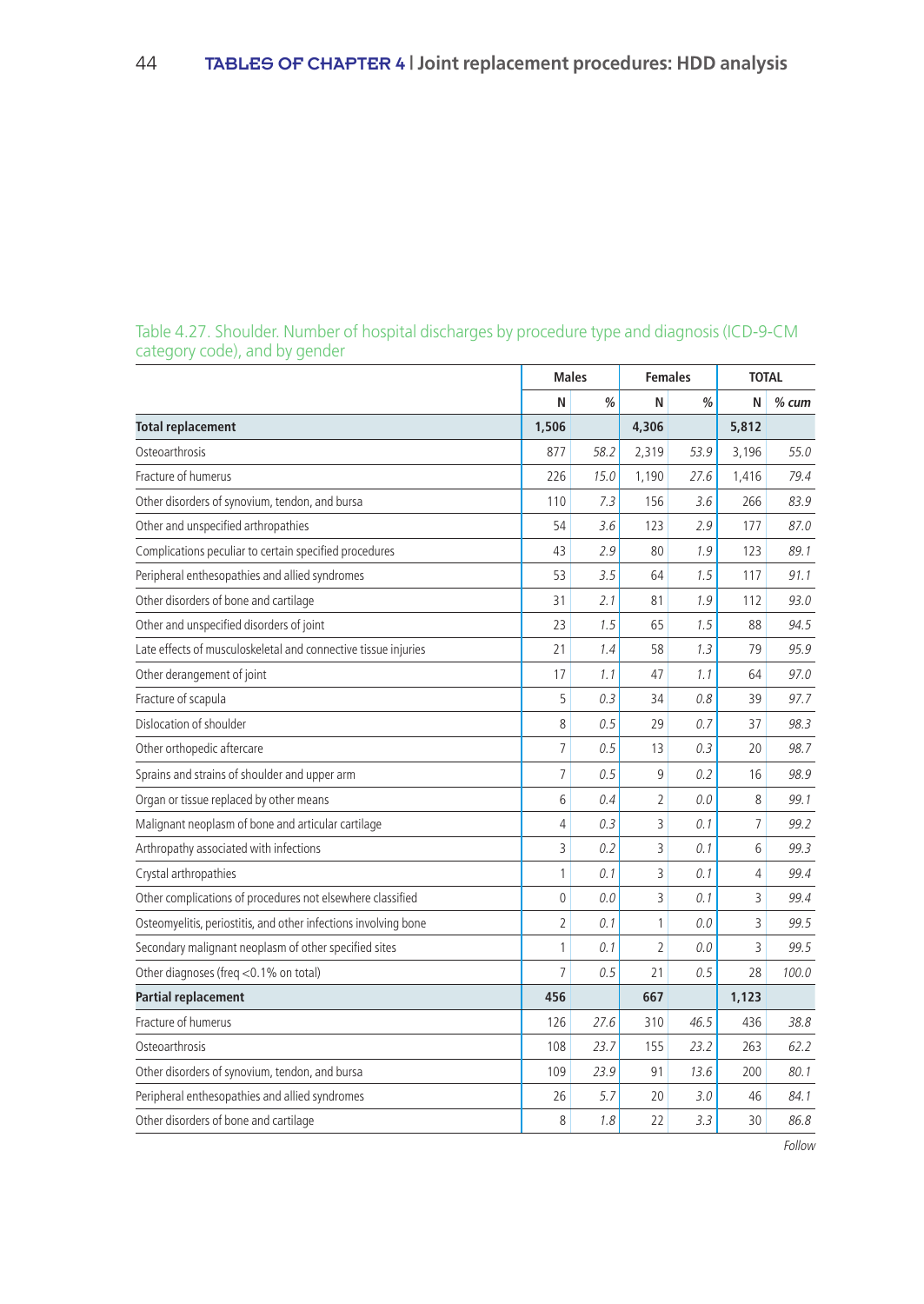Table 4.27. Shoulder. Number of hospital discharges by procedure type and diagnosis (ICD-9-CM category code), and by gender

| | Males | | Females | | TOTAL | |
|---|---|---|---|---|---|---|
| | N | % | N | % | N | % cum |
| **Total replacement** | **1,506** | | **4,306** | | **5,812** | |
| Osteoarthrosis | 877 | *58.2* | 2,319 | *53.9* | 3,196 | *55.0* |
| Fracture of humerus | 226 | *15.0* | 1,190 | *27.6* | 1,416 | *79.4* |
| Other disorders of synovium, tendon, and bursa | 110 | *7.3* | 156 | *3.6* | 266 | *83.9* |
| Other and unspecified arthropathies | 54 | *3.6* | 123 | *2.9* | 177 | *87.0* |
| Complications peculiar to certain specified procedures | 43 | *2.9* | 80 | *1.9* | 123 | *89.1* |
| Peripheral enthesopathies and allied syndromes | 53 | *3.5* | 64 | *1.5* | 117 | *91.1* |
| Other disorders of bone and cartilage | 31 | *2.1* | 81 | *1.9* | 112 | *93.0* |
| Other and unspecified disorders of joint | 23 | *1.5* | 65 | *1.5* | 88 | *94.5* |
| Late effects of musculoskeletal and connective tissue injuries | 21 | *1.4* | 58 | *1.3* | 79 | *95.9* |
| Other derangement of joint | 17 | *1.1* | 47 | *1.1* | 64 | *97.0* |
| Fracture of scapula | 5 | *0.3* | 34 | *0.8* | 39 | *97.7* |
| Dislocation of shoulder | 8 | *0.5* | 29 | *0.7* | 37 | *98.3* |
| Other orthopedic aftercare | 7 | *0.5* | 13 | *0.3* | 20 | *98.7* |
| Sprains and strains of shoulder and upper arm | 7 | *0.5* | 9 | *0.2* | 16 | *98.9* |
| Organ or tissue replaced by other means | 6 | *0.4* | 2 | *0.0* | 8 | *99.1* |
| Malignant neoplasm of bone and articular cartilage | 4 | *0.3* | 3 | *0.1* | 7 | *99.2* |
| Arthropathy associated with infections | 3 | *0.2* | 3 | *0.1* | 6 | *99.3* |
| Crystal arthropathies | 1 | *0.1* | 3 | *0.1* | 4 | *99.4* |
| Other complications of procedures not elsewhere classified | 0 | *0.0* | 3 | *0.1* | 3 | *99.4* |
| Osteomyelitis, periostitis, and other infections involving bone | 2 | *0.1* | 1 | *0.0* | 3 | *99.5* |
| Secondary malignant neoplasm of other specified sites | 1 | *0.1* | 2 | *0.0* | 3 | *99.5* |
| Other diagnoses (freq <0.1% on total) | 7 | *0.5* | 21 | *0.5* | 28 | *100.0* |
| **Partial replacement** | **456** | | **667** | | **1,123** | |
| Fracture of humerus | 126 | *27.6* | 310 | *46.5* | 436 | *38.8* |
| Osteoarthrosis | 108 | *23.7* | 155 | *23.2* | 263 | *62.2* |
| Other disorders of synovium, tendon, and bursa | 109 | *23.9* | 91 | *13.6* | 200 | *80.1* |
| Peripheral enthesopathies and allied syndromes | 26 | *5.7* | 20 | *3.0* | 46 | *84.1* |
| Other disorders of bone and cartilage | 8 | *1.8* | 22 | *3.3* | 30 | *86.8* |

*Follow*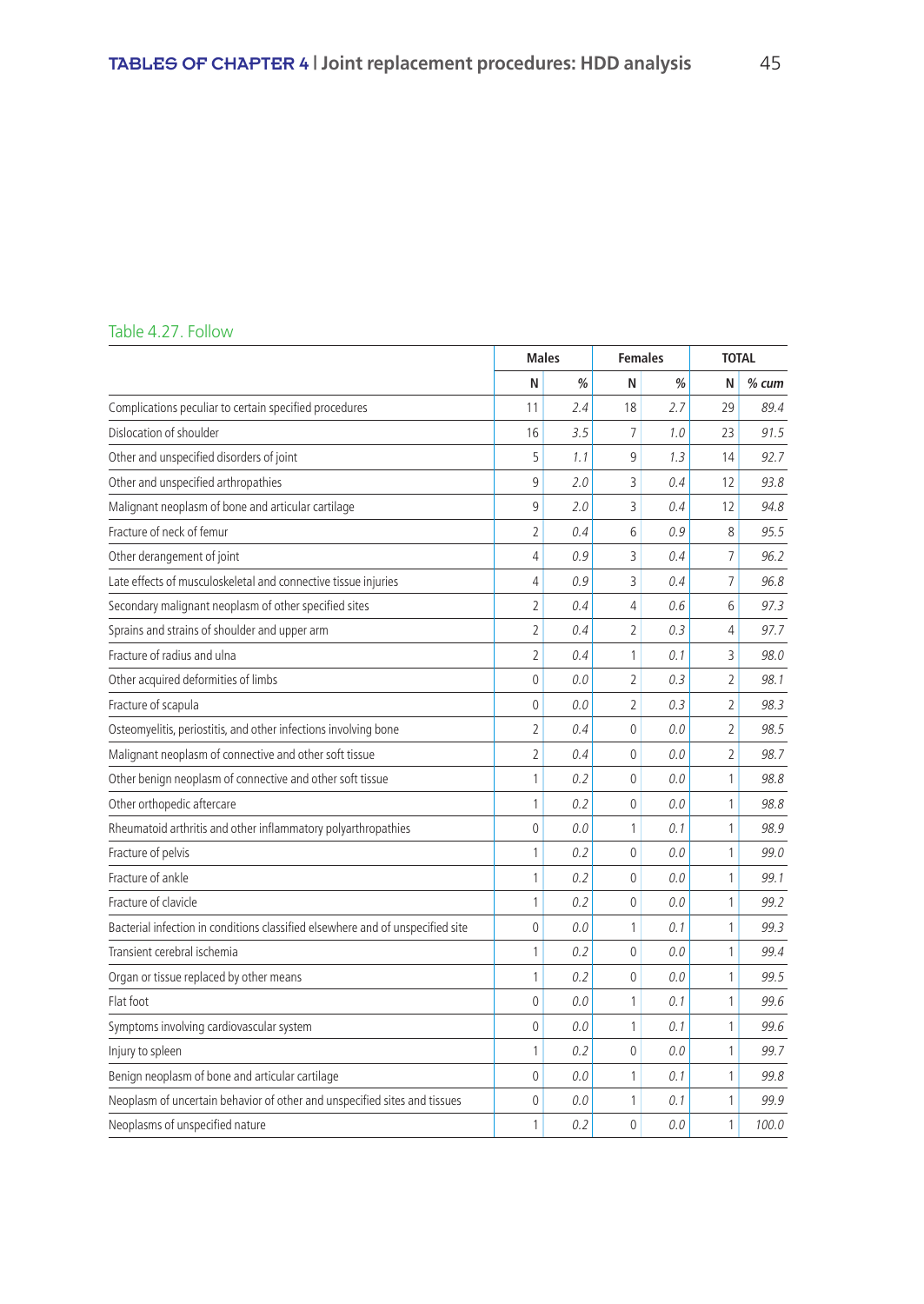Table 4.27. Follow

| | Males | | Females | | TOTAL | |
|---|---|---|---|---|---|---|
| | N | % | N | % | N | % cum |
| Complications peculiar to certain specified procedures | 11 | 2.4 | 18 | 2.7 | 29 | 89.4 |
| Dislocation of shoulder | 16 | 3.5 | 7 | 1.0 | 23 | 91.5 |
| Other and unspecified disorders of joint | 5 | 1.1 | 9 | 1.3 | 14 | 92.7 |
| Other and unspecified arthropathies | 9 | 2.0 | 3 | 0.4 | 12 | 93.8 |
| Malignant neoplasm of bone and articular cartilage | 9 | 2.0 | 3 | 0.4 | 12 | 94.8 |
| Fracture of neck of femur | 2 | 0.4 | 6 | 0.9 | 8 | 95.5 |
| Other derangement of joint | 4 | 0.9 | 3 | 0.4 | 7 | 96.2 |
| Late effects of musculoskeletal and connective tissue injuries | 4 | 0.9 | 3 | 0.4 | 7 | 96.8 |
| Secondary malignant neoplasm of other specified sites | 2 | 0.4 | 4 | 0.6 | 6 | 97.3 |
| Sprains and strains of shoulder and upper arm | 2 | 0.4 | 2 | 0.3 | 4 | 97.7 |
| Fracture of radius and ulna | 2 | 0.4 | 1 | 0.1 | 3 | 98.0 |
| Other acquired deformities of limbs | 0 | 0.0 | 2 | 0.3 | 2 | 98.1 |
| Fracture of scapula | 0 | 0.0 | 2 | 0.3 | 2 | 98.3 |
| Osteomyelitis, periostitis, and other infections involving bone | 2 | 0.4 | 0 | 0.0 | 2 | 98.5 |
| Malignant neoplasm of connective and other soft tissue | 2 | 0.4 | 0 | 0.0 | 2 | 98.7 |
| Other benign neoplasm of connective and other soft tissue | 1 | 0.2 | 0 | 0.0 | 1 | 98.8 |
| Other orthopedic aftercare | 1 | 0.2 | 0 | 0.0 | 1 | 98.8 |
| Rheumatoid arthritis and other inflammatory polyarthropathies | 0 | 0.0 | 1 | 0.1 | 1 | 98.9 |
| Fracture of pelvis | 1 | 0.2 | 0 | 0.0 | 1 | 99.0 |
| Fracture of ankle | 1 | 0.2 | 0 | 0.0 | 1 | 99.1 |
| Fracture of clavicle | 1 | 0.2 | 0 | 0.0 | 1 | 99.2 |
| Bacterial infection in conditions classified elsewhere and of unspecified site | 0 | 0.0 | 1 | 0.1 | 1 | 99.3 |
| Transient cerebral ischemia | 1 | 0.2 | 0 | 0.0 | 1 | 99.4 |
| Organ or tissue replaced by other means | 1 | 0.2 | 0 | 0.0 | 1 | 99.5 |
| Flat foot | 0 | 0.0 | 1 | 0.1 | 1 | 99.6 |
| Symptoms involving cardiovascular system | 0 | 0.0 | 1 | 0.1 | 1 | 99.6 |
| Injury to spleen | 1 | 0.2 | 0 | 0.0 | 1 | 99.7 |
| Benign neoplasm of bone and articular cartilage | 0 | 0.0 | 1 | 0.1 | 1 | 99.8 |
| Neoplasm of uncertain behavior of other and unspecified sites and tissues | 0 | 0.0 | 1 | 0.1 | 1 | 99.9 |
| Neoplasms of unspecified nature | 1 | 0.2 | 0 | 0.0 | 1 | 100.0 |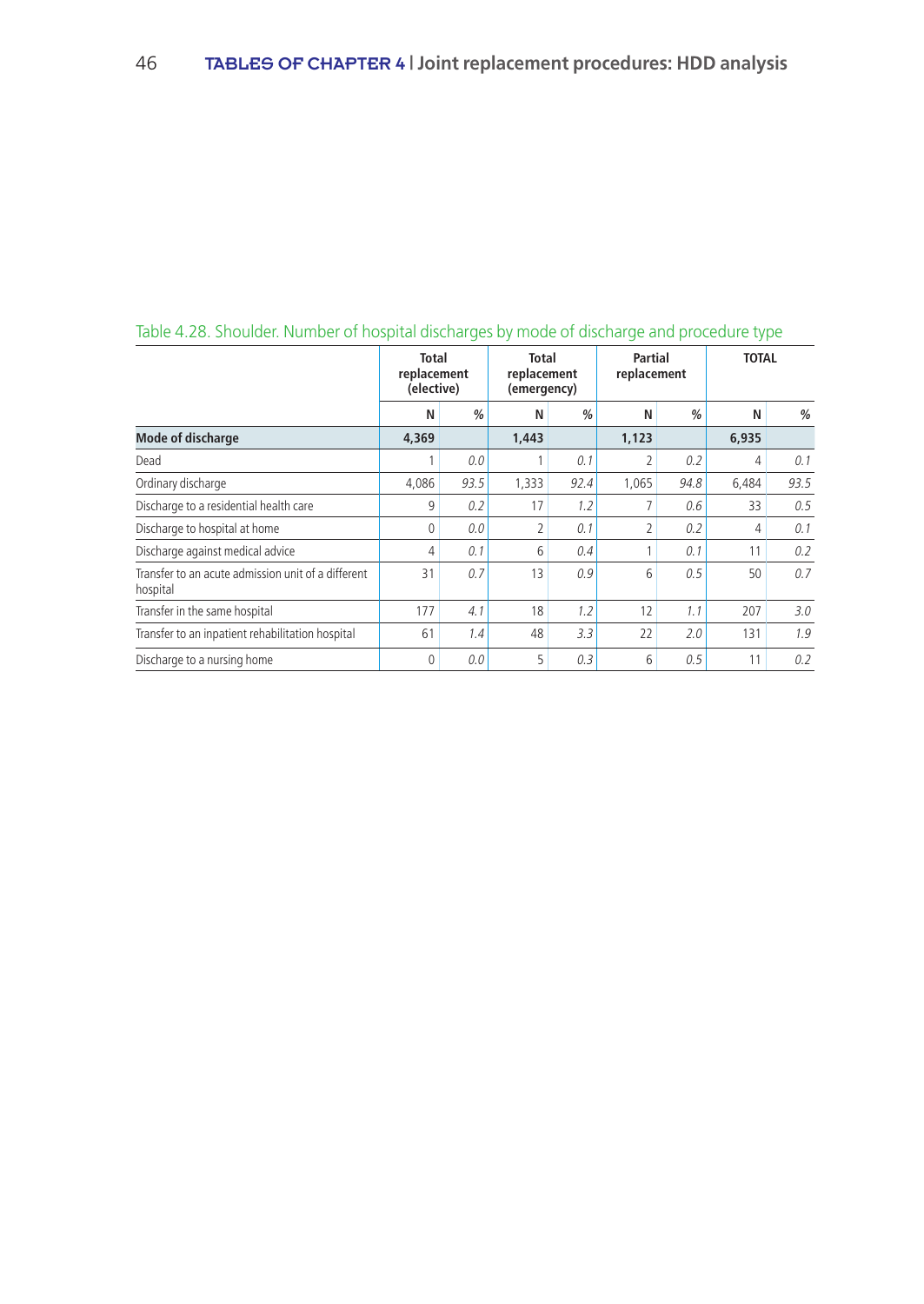Table 4.28. Shoulder. Number of hospital discharges by mode of discharge and procedure type

| | Total replacement (elective) | | Total replacement (emergency) | | Partial replacement | | TOTAL | |
|---|---|---|---|---|---|---|---|---|
| | N | % | N | % | N | % | N | % |
| **Mode of discharge** | **4,369** | | **1,443** | | **1,123** | | **6,935** | |
| Dead | 1 | *0.0* | 1 | *0.1* | 2 | *0.2* | 4 | *0.1* |
| Ordinary discharge | 4,086 | *93.5* | 1,333 | *92.4* | 1,065 | *94.8* | 6,484 | *93.5* |
| Discharge to a residential health care | 9 | *0.2* | 17 | *1.2* | 7 | *0.6* | 33 | *0.5* |
| Discharge to hospital at home | 0 | *0.0* | 2 | *0.1* | 2 | *0.2* | 4 | *0.1* |
| Discharge against medical advice | 4 | *0.1* | 6 | *0.4* | 1 | *0.1* | 11 | *0.2* |
| Transfer to an acute admission unit of a different hospital | 31 | *0.7* | 13 | *0.9* | 6 | *0.5* | 50 | *0.7* |
| Transfer in the same hospital | 177 | *4.1* | 18 | *1.2* | 12 | *1.1* | 207 | *3.0* |
| Transfer to an inpatient rehabilitation hospital | 61 | *1.4* | 48 | *3.3* | 22 | *2.0* | 131 | *1.9* |
| Discharge to a nursing home | 0 | *0.0* | 5 | *0.3* | 6 | *0.5* | 11 | *0.2* |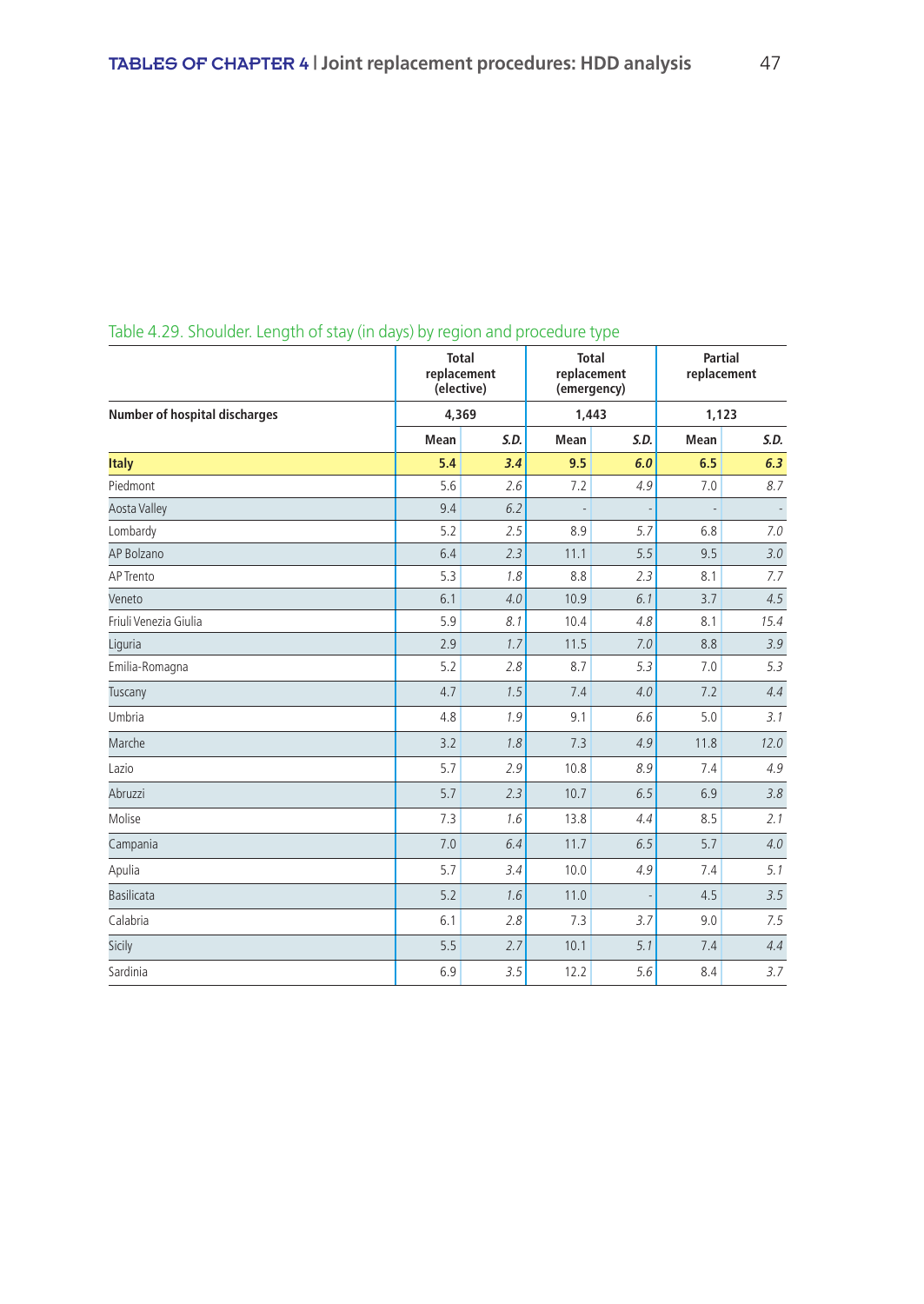Table 4.29. Shoulder. Length of stay (in days) by region and procedure type

| | Total replacement (elective) | | Total replacement (emergency) | | Partial replacement | |
|---|---|---|---|---|---|---|
| **Number of hospital discharges** | **4,369** | | **1,443** | | **1,123** | |
| | **Mean** | ***S.D.*** | **Mean** | ***S.D.*** | **Mean** | ***S.D.*** |
| **Italy** | **5.4** | ***3.4*** | **9.5** | ***6.0*** | **6.5** | ***6.3*** |
| Piedmont | 5.6 | *2.6* | 7.2 | *4.9* | 7.0 | *8.7* |
| Aosta Valley | 9.4 | *6.2* | - | - | - | - |
| Lombardy | 5.2 | *2.5* | 8.9 | *5.7* | 6.8 | *7.0* |
| AP Bolzano | 6.4 | *2.3* | 11.1 | *5.5* | 9.5 | *3.0* |
| AP Trento | 5.3 | *1.8* | 8.8 | *2.3* | 8.1 | *7.7* |
| Veneto | 6.1 | *4.0* | 10.9 | *6.1* | 3.7 | *4.5* |
| Friuli Venezia Giulia | 5.9 | *8.1* | 10.4 | *4.8* | 8.1 | *15.4* |
| Liguria | 2.9 | *1.7* | 11.5 | *7.0* | 8.8 | *3.9* |
| Emilia-Romagna | 5.2 | *2.8* | 8.7 | *5.3* | 7.0 | *5.3* |
| Tuscany | 4.7 | *1.5* | 7.4 | *4.0* | 7.2 | *4.4* |
| Umbria | 4.8 | *1.9* | 9.1 | *6.6* | 5.0 | *3.1* |
| Marche | 3.2 | *1.8* | 7.3 | *4.9* | 11.8 | *12.0* |
| Lazio | 5.7 | *2.9* | 10.8 | *8.9* | 7.4 | *4.9* |
| Abruzzi | 5.7 | *2.3* | 10.7 | *6.5* | 6.9 | *3.8* |
| Molise | 7.3 | *1.6* | 13.8 | *4.4* | 8.5 | *2.1* |
| Campania | 7.0 | *6.4* | 11.7 | *6.5* | 5.7 | *4.0* |
| Apulia | 5.7 | *3.4* | 10.0 | *4.9* | 7.4 | *5.1* |
| Basilicata | 5.2 | *1.6* | 11.0 | - | 4.5 | *3.5* |
| Calabria | 6.1 | *2.8* | 7.3 | *3.7* | 9.0 | *7.5* |
| Sicily | 5.5 | *2.7* | 10.1 | *5.1* | 7.4 | *4.4* |
| Sardinia | 6.9 | *3.5* | 12.2 | *5.6* | 8.4 | *3.7* |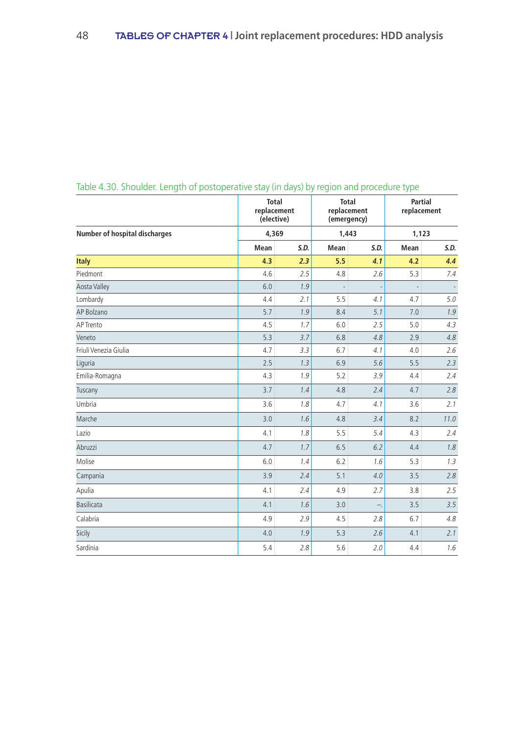Table 4.30. Shoulder. Length of postoperative stay (in days) by region and procedure type

| | Total replacement (elective) | | Total replacement (emergency) | | Partial replacement | |
|---|---|---|---|---|---|---|
| **Number of hospital discharges** | **4,369** | | **1,443** | | **1,123** | |
| | **Mean** | ***S.D.*** | **Mean** | ***S.D.*** | **Mean** | ***S.D.*** |
| **Italy** | **4.3** | ***2.3*** | **5.5** | ***4.1*** | **4.2** | ***4.4*** |
| Piedmont | 4.6 | *2.5* | 4.8 | *2.6* | 5.3 | *7.4* |
| Aosta Valley | 6.0 | *1.9* | - | - | - | - |
| Lombardy | 4.4 | *2.1* | 5.5 | *4.1* | 4.7 | *5.0* |
| AP Bolzano | 5.7 | *1.9* | 8.4 | *5.1* | 7.0 | *1.9* |
| AP Trento | 4.5 | *1.7* | 6.0 | *2.5* | 5.0 | *4.3* |
| Veneto | 5.3 | *3.7* | 6.8 | *4.8* | 2.9 | *4.8* |
| Friuli Venezia Giulia | 4.7 | *3.3* | 6.7 | *4.1* | 4.0 | *2.6* |
| Liguria | 2.5 | *1.3* | 6.9 | *5.6* | 5.5 | *2.3* |
| Emilia-Romagna | 4.3 | *1.9* | 5.2 | *3.9* | 4.4 | *2.4* |
| Tuscany | 3.7 | *1.4* | 4.8 | *2.4* | 4.7 | *2.8* |
| Umbria | 3.6 | *1.8* | 4.7 | *4.1* | 3.6 | *2.1* |
| Marche | 3.0 | *1.6* | 4.8 | *3.4* | 8.2 | *11.0* |
| Lazio | 4.1 | *1.8* | 5.5 | *5.4* | 4.3 | *2.4* |
| Abruzzi | 4.7 | *1.7* | 6.5 | *6.2* | 4.4 | *1.8* |
| Molise | 6.0 | *1.4* | 6.2 | *1.6* | 5.3 | *1.3* |
| Campania | 3.9 | *2.4* | 5.1 | *4.0* | 3.5 | *2.8* |
| Apulia | 4.1 | *2.4* | 4.9 | *2.7* | 3.8 | *2.5* |
| Basilicata | 4.1 | *1.6* | 3.0 | *–.* | 3.5 | *3.5* |
| Calabria | 4.9 | *2.9* | 4.5 | *2.8* | 6.7 | *4.8* |
| Sicily | 4.0 | *1.9* | 5.3 | *2.6* | 4.1 | *2.1* |
| Sardinia | 5.4 | *2.8* | 5.6 | *2.0* | 4.4 | *1.6* |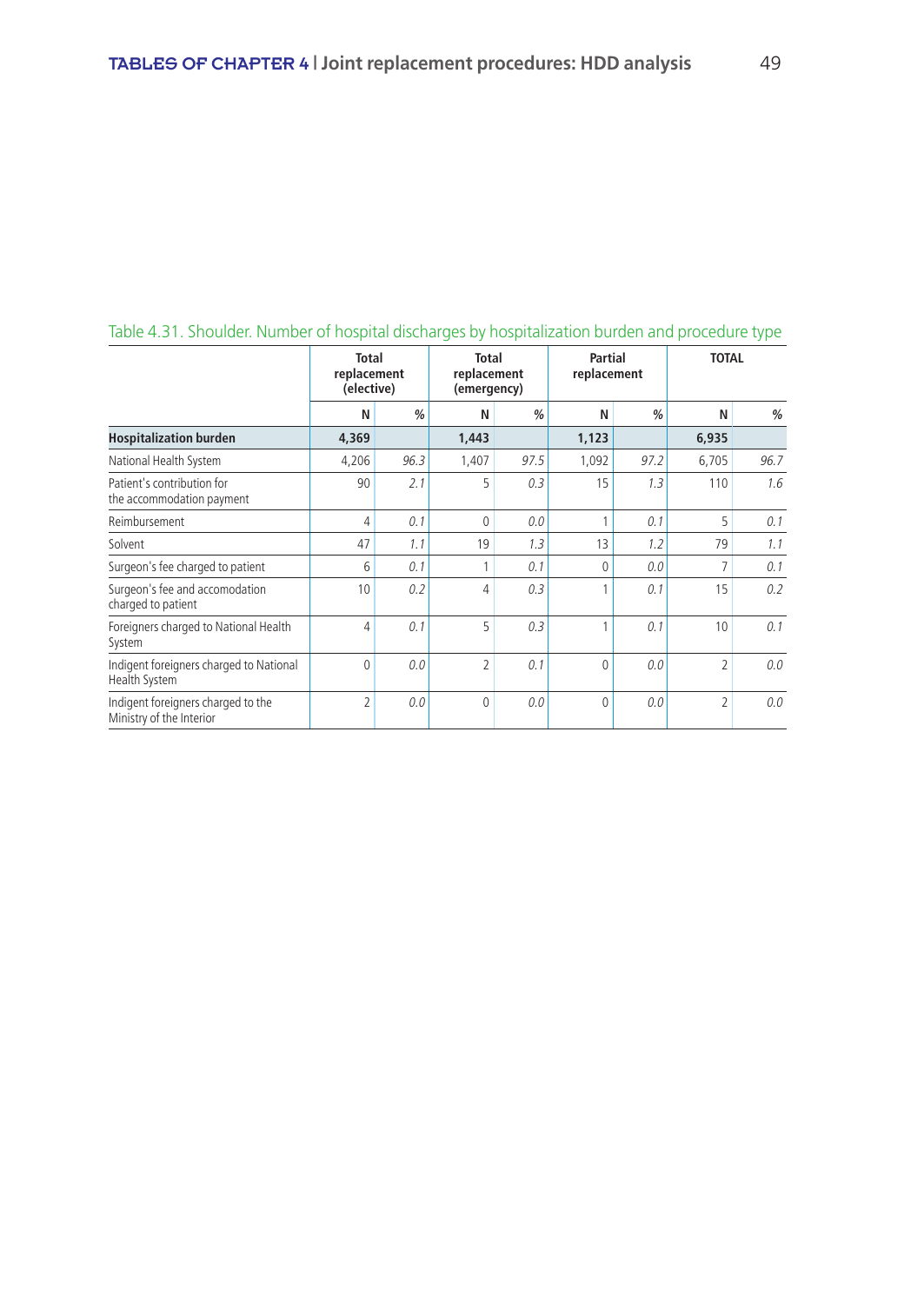Table 4.31. Shoulder. Number of hospital discharges by hospitalization burden and procedure type

| | Total replacement (elective) | | Total replacement (emergency) | | Partial replacement | | TOTAL | |
|---|---|---|---|---|---|---|---|---|
| | N | % | N | % | N | % | N | % |
| **Hospitalization burden** | **4,369** | | **1,443** | | **1,123** | | **6,935** | |
| National Health System | 4,206 | *96.3* | 1,407 | *97.5* | 1,092 | *97.2* | 6,705 | *96.7* |
| Patient's contribution for the accommodation payment | 90 | *2.1* | 5 | *0.3* | 15 | *1.3* | 110 | *1.6* |
| Reimbursement | 4 | *0.1* | 0 | *0.0* | 1 | *0.1* | 5 | *0.1* |
| Solvent | 47 | *1.1* | 19 | *1.3* | 13 | *1.2* | 79 | *1.1* |
| Surgeon's fee charged to patient | 6 | *0.1* | 1 | *0.1* | 0 | *0.0* | 7 | *0.1* |
| Surgeon's fee and accomodation charged to patient | 10 | *0.2* | 4 | *0.3* | 1 | *0.1* | 15 | *0.2* |
| Foreigners charged to National Health System | 4 | *0.1* | 5 | *0.3* | 1 | *0.1* | 10 | *0.1* |
| Indigent foreigners charged to National Health System | 0 | *0.0* | 2 | *0.1* | 0 | *0.0* | 2 | *0.0* |
| Indigent foreigners charged to the Ministry of the Interior | 2 | *0.0* | 0 | *0.0* | 0 | *0.0* | 2 | *0.0* |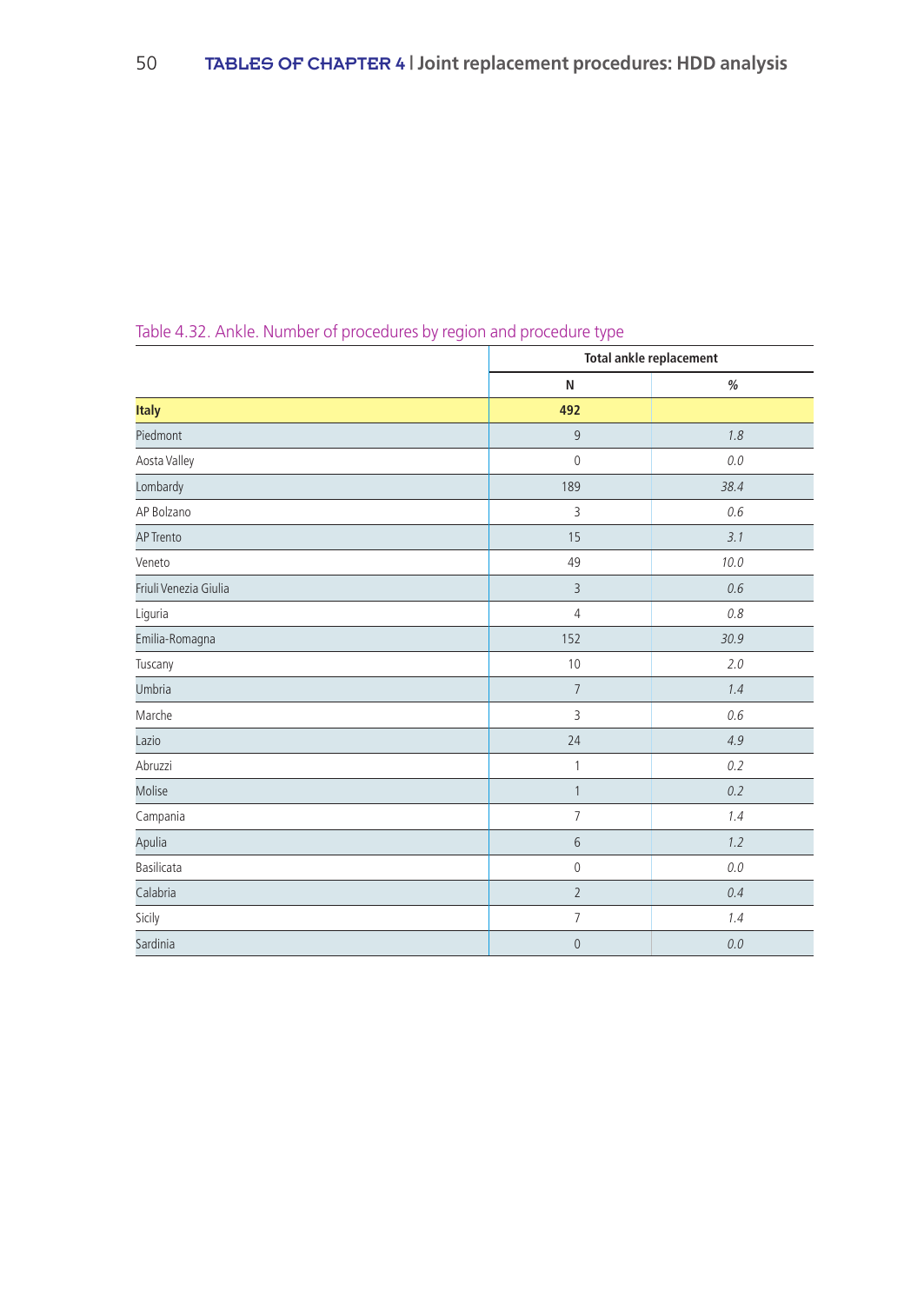Table 4.32. Ankle. Number of procedures by region and procedure type

| | Total ankle replacement | |
|---|---|---|
| | N | % |
| **Italy** | **492** | |
| Piedmont | 9 | *1.8* |
| Aosta Valley | 0 | *0.0* |
| Lombardy | 189 | *38.4* |
| AP Bolzano | 3 | *0.6* |
| AP Trento | 15 | *3.1* |
| Veneto | 49 | *10.0* |
| Friuli Venezia Giulia | 3 | *0.6* |
| Liguria | 4 | *0.8* |
| Emilia-Romagna | 152 | *30.9* |
| Tuscany | 10 | *2.0* |
| Umbria | 7 | *1.4* |
| Marche | 3 | *0.6* |
| Lazio | 24 | *4.9* |
| Abruzzi | 1 | *0.2* |
| Molise | 1 | *0.2* |
| Campania | 7 | *1.4* |
| Apulia | 6 | *1.2* |
| Basilicata | 0 | *0.0* |
| Calabria | 2 | *0.4* |
| Sicily | 7 | *1.4* |
| Sardinia | 0 | *0.0* |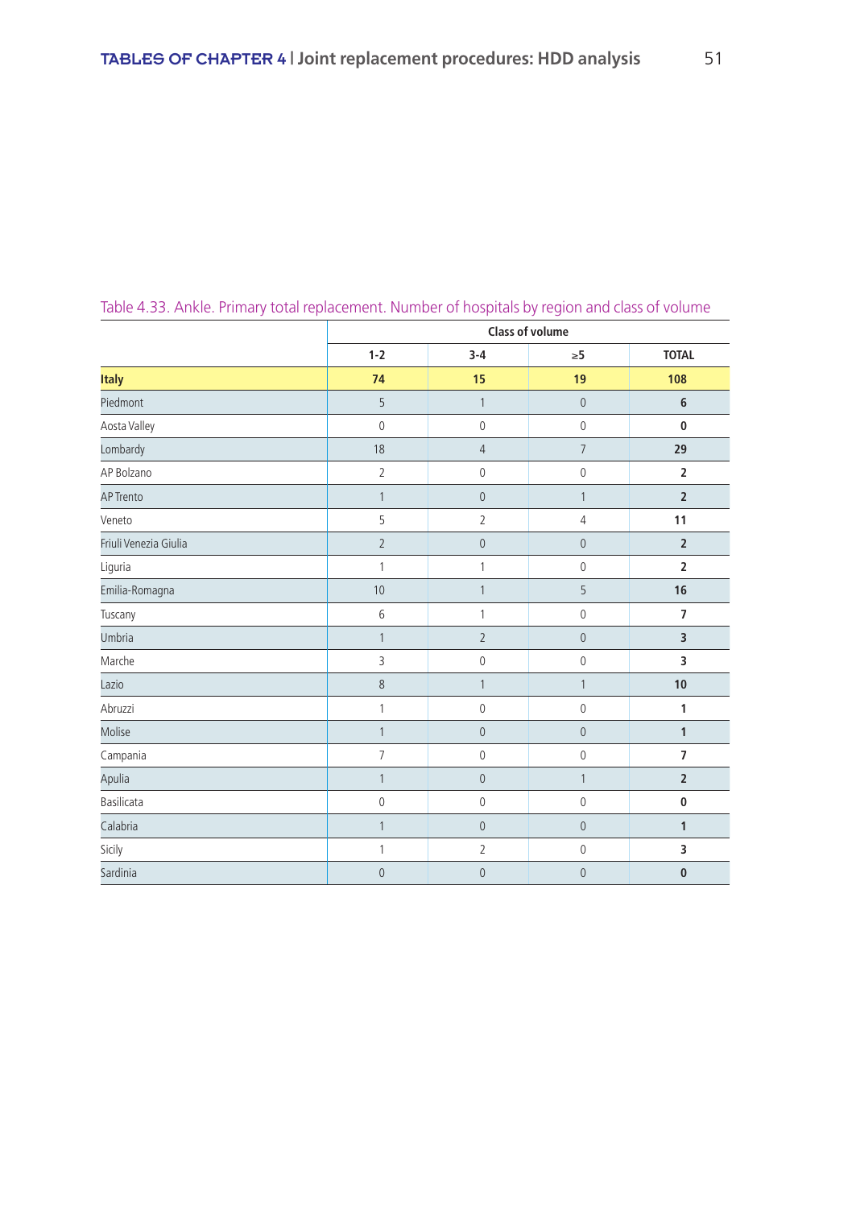Table 4.33. Ankle. Primary total replacement. Number of hospitals by region and class of volume

| | Class of volume | | | |
|---|---|---|---|---|
| | 1-2 | 3-4 | ≥5 | TOTAL |
| **Italy** | **74** | **15** | **19** | **108** |
| Piedmont | 5 | 1 | 0 | **6** |
| Aosta Valley | 0 | 0 | 0 | **0** |
| Lombardy | 18 | 4 | 7 | **29** |
| AP Bolzano | 2 | 0 | 0 | **2** |
| AP Trento | 1 | 0 | 1 | **2** |
| Veneto | 5 | 2 | 4 | **11** |
| Friuli Venezia Giulia | 2 | 0 | 0 | **2** |
| Liguria | 1 | 1 | 0 | **2** |
| Emilia-Romagna | 10 | 1 | 5 | **16** |
| Tuscany | 6 | 1 | 0 | **7** |
| Umbria | 1 | 2 | 0 | **3** |
| Marche | 3 | 0 | 0 | **3** |
| Lazio | 8 | 1 | 1 | **10** |
| Abruzzi | 1 | 0 | 0 | **1** |
| Molise | 1 | 0 | 0 | **1** |
| Campania | 7 | 0 | 0 | **7** |
| Apulia | 1 | 0 | 1 | **2** |
| Basilicata | 0 | 0 | 0 | **0** |
| Calabria | 1 | 0 | 0 | **1** |
| Sicily | 1 | 2 | 0 | **3** |
| Sardinia | 0 | 0 | 0 | **0** |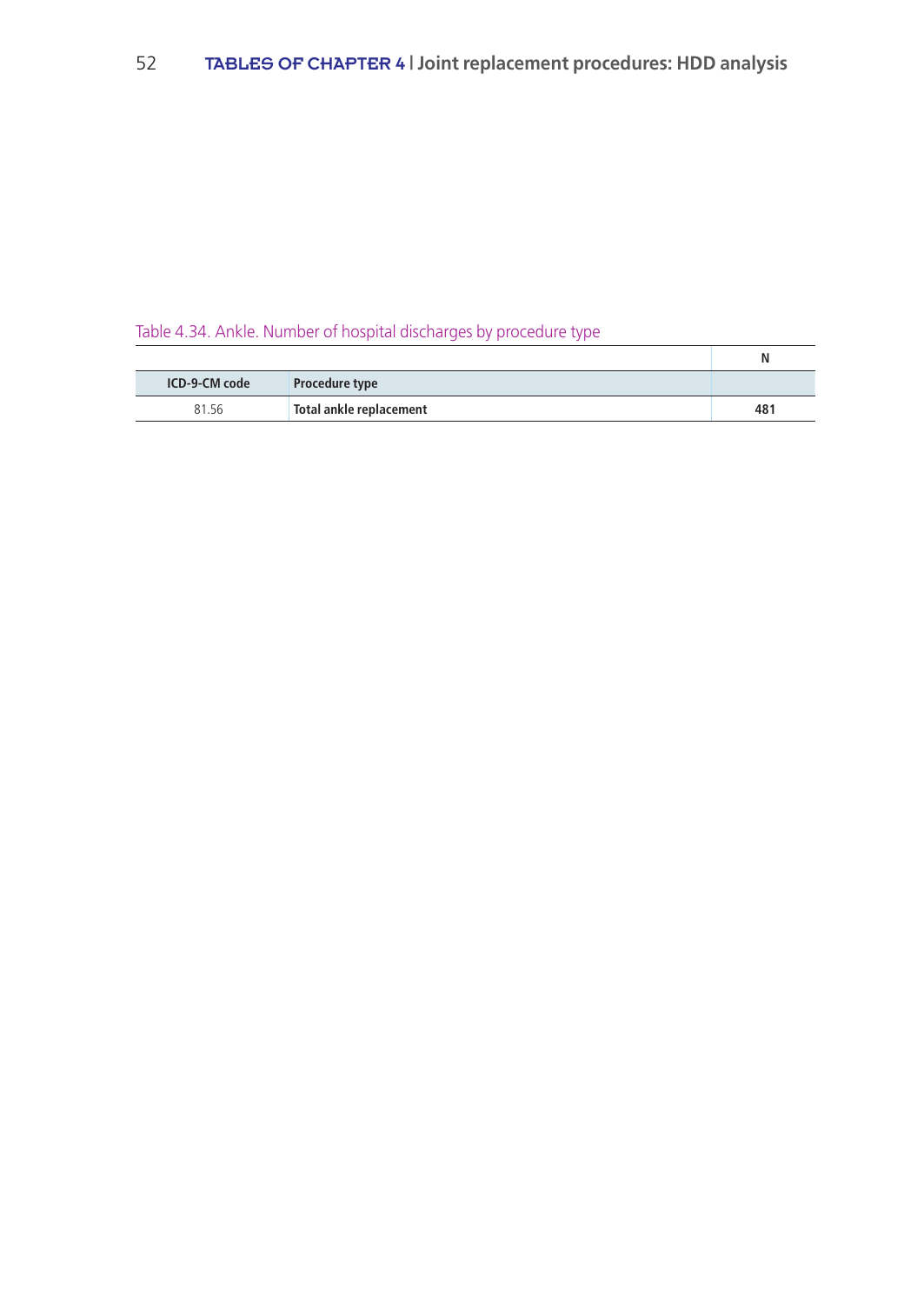Table 4.34. Ankle. Number of hospital discharges by procedure type

| ICD-9-CM code | Procedure type | N |
|---|---|---|
| 81.56 | **Total ankle replacement** | **481** |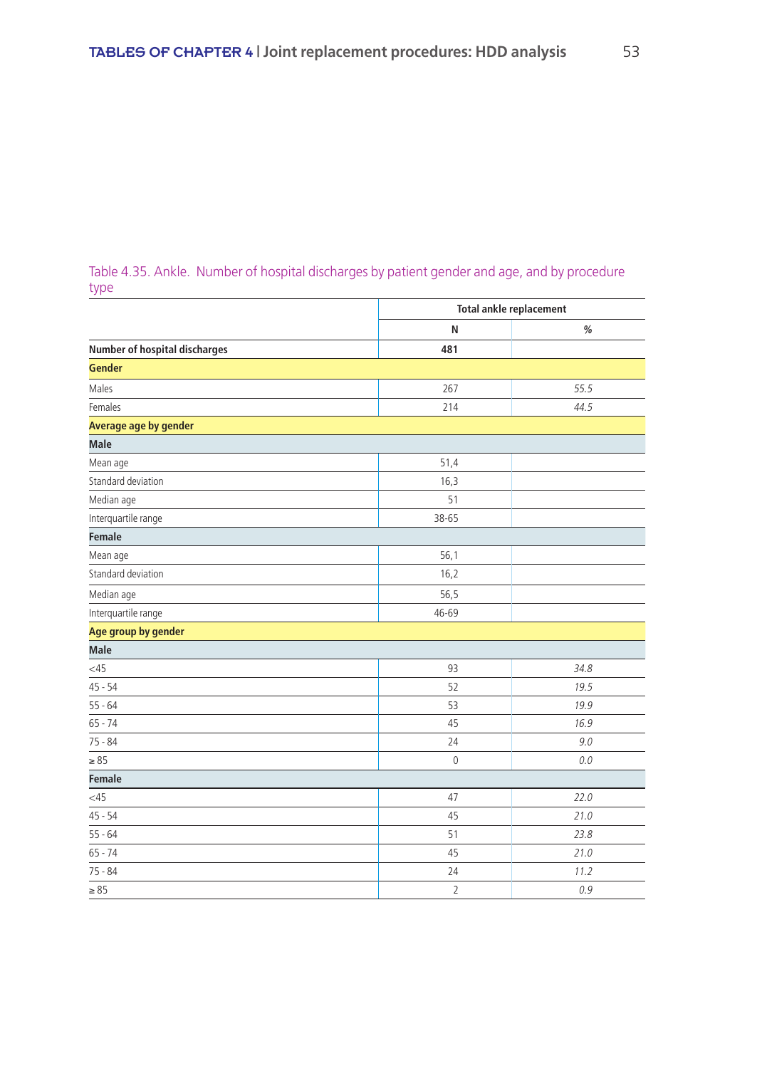Table 4.35. Ankle. Number of hospital discharges by patient gender and age, and by procedure type

| | Total ankle replacement | |
|---|---|---|
| | N | % |
| **Number of hospital discharges** | **481** | |
| **Gender** | | |
| Males | 267 | *55.5* |
| Females | 214 | *44.5* |
| **Average age by gender** | | |
| **Male** | | |
| Mean age | 51,4 | |
| Standard deviation | 16,3 | |
| Median age | 51 | |
| Interquartile range | 38-65 | |
| **Female** | | |
| Mean age | 56,1 | |
| Standard deviation | 16,2 | |
| Median age | 56,5 | |
| Interquartile range | 46-69 | |
| **Age group by gender** | | |
| **Male** | | |
| <45 | 93 | *34.8* |
| 45 - 54 | 52 | *19.5* |
| 55 - 64 | 53 | *19.9* |
| 65 - 74 | 45 | *16.9* |
| 75 - 84 | 24 | *9.0* |
| ≥ 85 | 0 | *0.0* |
| **Female** | | |
| <45 | 47 | *22.0* |
| 45 - 54 | 45 | *21.0* |
| 55 - 64 | 51 | *23.8* |
| 65 - 74 | 45 | *21.0* |
| 75 - 84 | 24 | *11.2* |
| ≥ 85 | 2 | *0.9* |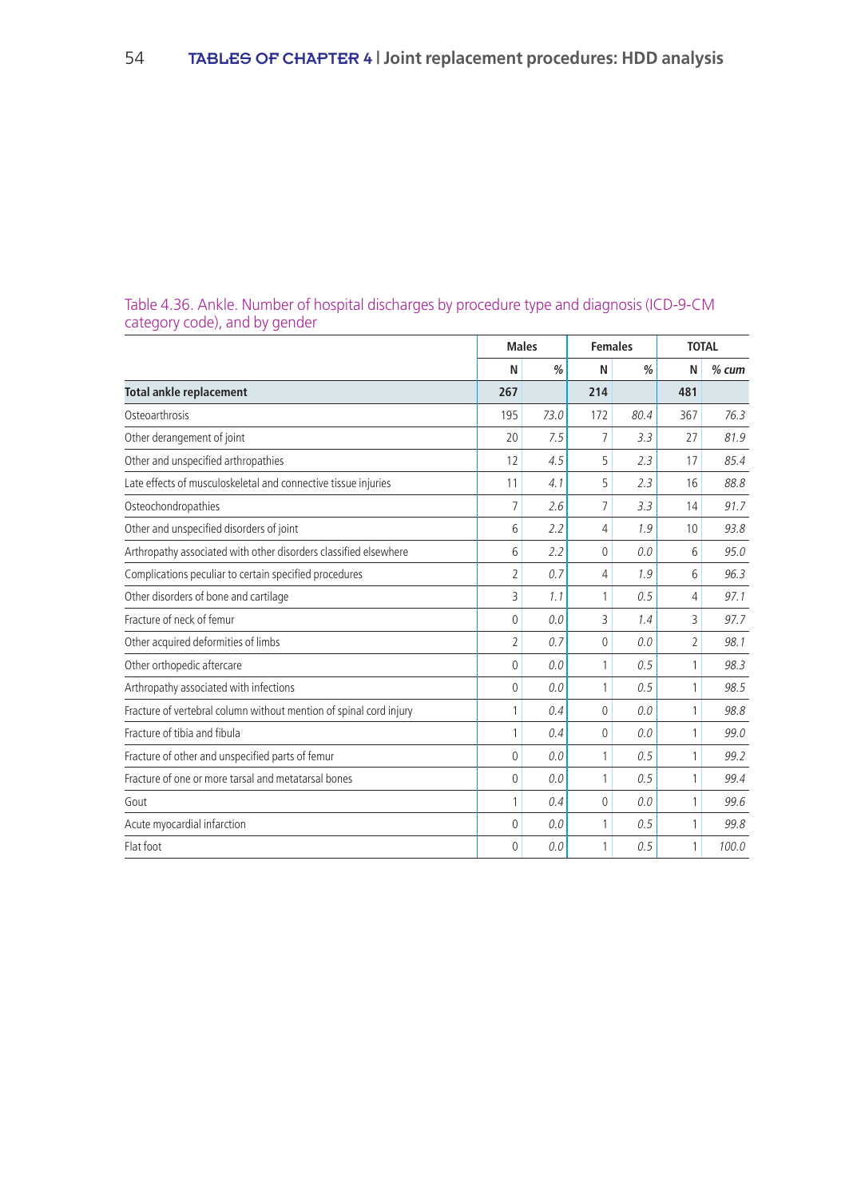Table 4.36. Ankle. Number of hospital discharges by procedure type and diagnosis (ICD-9-CM category code), and by gender

| | Males | | Females | | TOTAL | |
|---|---|---|---|---|---|---|
| | N | % | N | % | N | % cum |
| **Total ankle replacement** | **267** | | **214** | | **481** | |
| Osteoarthrosis | 195 | *73.0* | 172 | *80.4* | 367 | *76.3* |
| Other derangement of joint | 20 | *7.5* | 7 | *3.3* | 27 | *81.9* |
| Other and unspecified arthropathies | 12 | *4.5* | 5 | *2.3* | 17 | *85.4* |
| Late effects of musculoskeletal and connective tissue injuries | 11 | *4.1* | 5 | *2.3* | 16 | *88.8* |
| Osteochondropathies | 7 | *2.6* | 7 | *3.3* | 14 | *91.7* |
| Other and unspecified disorders of joint | 6 | *2.2* | 4 | *1.9* | 10 | *93.8* |
| Arthropathy associated with other disorders classified elsewhere | 6 | *2.2* | 0 | *0.0* | 6 | *95.0* |
| Complications peculiar to certain specified procedures | 2 | *0.7* | 4 | *1.9* | 6 | *96.3* |
| Other disorders of bone and cartilage | 3 | *1.1* | 1 | *0.5* | 4 | *97.1* |
| Fracture of neck of femur | 0 | *0.0* | 3 | *1.4* | 3 | *97.7* |
| Other acquired deformities of limbs | 2 | *0.7* | 0 | *0.0* | 2 | *98.1* |
| Other orthopedic aftercare | 0 | *0.0* | 1 | *0.5* | 1 | *98.3* |
| Arthropathy associated with infections | 0 | *0.0* | 1 | *0.5* | 1 | *98.5* |
| Fracture of vertebral column without mention of spinal cord injury | 1 | *0.4* | 0 | *0.0* | 1 | *98.8* |
| Fracture of tibia and fibula | 1 | *0.4* | 0 | *0.0* | 1 | *99.0* |
| Fracture of other and unspecified parts of femur | 0 | *0.0* | 1 | *0.5* | 1 | *99.2* |
| Fracture of one or more tarsal and metatarsal bones | 0 | *0.0* | 1 | *0.5* | 1 | *99.4* |
| Gout | 1 | *0.4* | 0 | *0.0* | 1 | *99.6* |
| Acute myocardial infarction | 0 | *0.0* | 1 | *0.5* | 1 | *99.8* |
| Flat foot | 0 | *0.0* | 1 | *0.5* | 1 | *100.0* |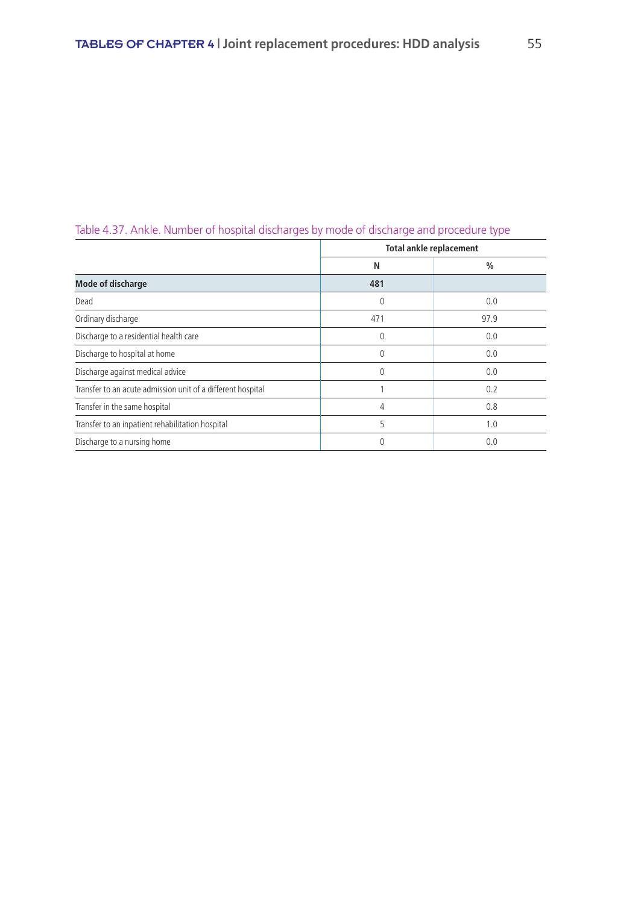Table 4.37. Ankle. Number of hospital discharges by mode of discharge and procedure type

| | Total ankle replacement | |
|---|---|---|
| | N | % |
| **Mode of discharge** | **481** | |
| Dead | 0 | 0.0 |
| Ordinary discharge | 471 | 97.9 |
| Discharge to a residential health care | 0 | 0.0 |
| Discharge to hospital at home | 0 | 0.0 |
| Discharge against medical advice | 0 | 0.0 |
| Transfer to an acute admission unit of a different hospital | 1 | 0.2 |
| Transfer in the same hospital | 4 | 0.8 |
| Transfer to an inpatient rehabilitation hospital | 5 | 1.0 |
| Discharge to a nursing home | 0 | 0.0 |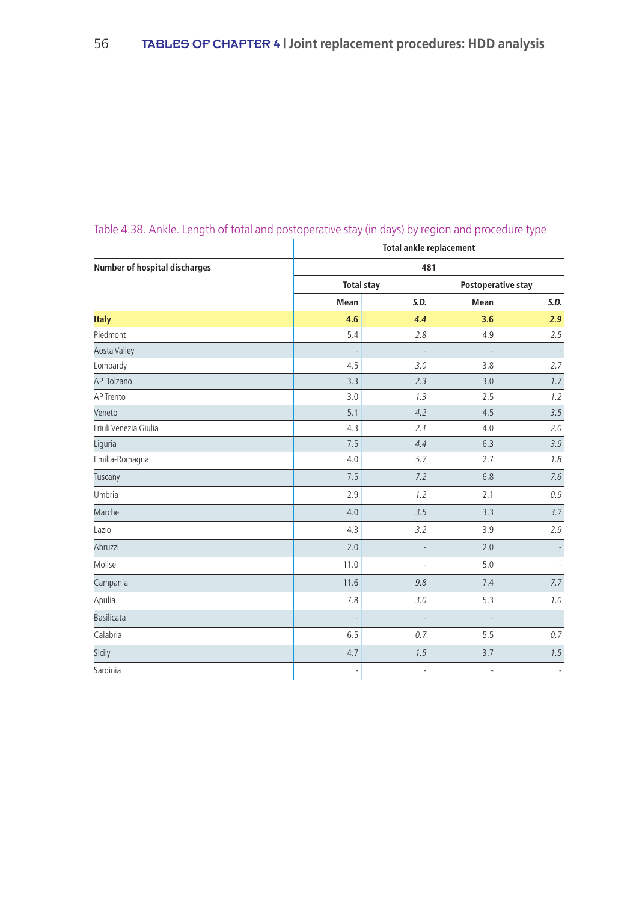Table 4.38. Ankle. Length of total and postoperative stay (in days) by region and procedure type

| | Total ankle replacement | | | |
|---|---|---|---|---|
| **Number of hospital discharges** | 481 | | | |
| | Total stay | | Postoperative stay | |
| | Mean | *S.D.* | Mean | *S.D.* |
| **Italy** | **4.6** | ***4.4*** | **3.6** | ***2.9*** |
| Piedmont | 5.4 | *2.8* | 4.9 | *2.5* |
| Aosta Valley | - | - | - | - |
| Lombardy | 4.5 | *3.0* | 3.8 | *2.7* |
| AP Bolzano | 3.3 | *2.3* | 3.0 | *1.7* |
| AP Trento | 3.0 | *1.3* | 2.5 | *1.2* |
| Veneto | 5.1 | *4.2* | 4.5 | *3.5* |
| Friuli Venezia Giulia | 4.3 | *2.1* | 4.0 | *2.0* |
| Liguria | 7.5 | *4.4* | 6.3 | *3.9* |
| Emilia-Romagna | 4.0 | *5.7* | 2.7 | *1.8* |
| Tuscany | 7.5 | *7.2* | 6.8 | *7.6* |
| Umbria | 2.9 | *1.2* | 2.1 | *0.9* |
| Marche | 4.0 | *3.5* | 3.3 | *3.2* |
| Lazio | 4.3 | *3.2* | 3.9 | *2.9* |
| Abruzzi | 2.0 | - | 2.0 | - |
| Molise | 11.0 | - | 5.0 | - |
| Campania | 11.6 | *9.8* | 7.4 | *7.7* |
| Apulia | 7.8 | *3.0* | 5.3 | *1.0* |
| Basilicata | - | - | - | - |
| Calabria | 6.5 | *0.7* | 5.5 | *0.7* |
| Sicily | 4.7 | *1.5* | 3.7 | *1.5* |
| Sardinia | - | - | - | - |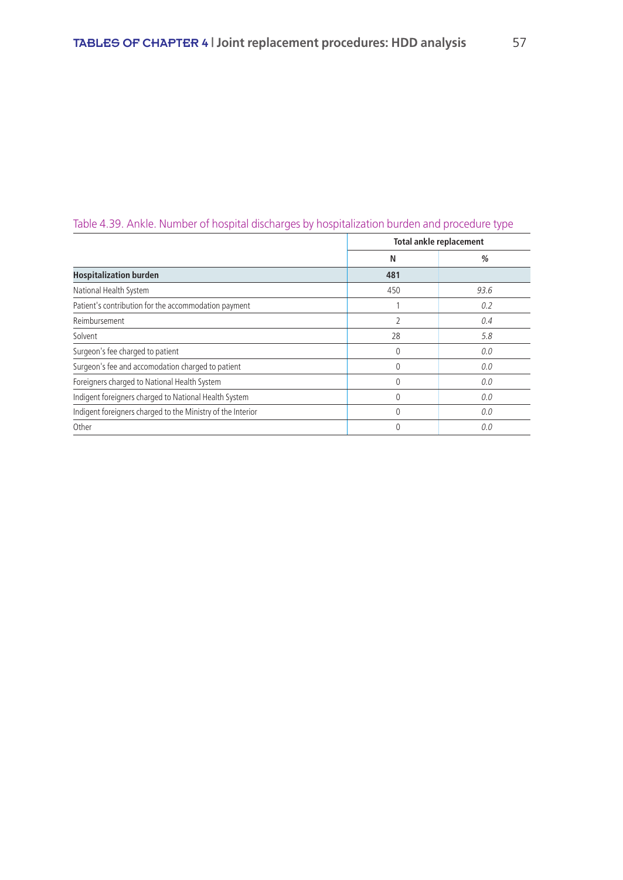Table 4.39. Ankle. Number of hospital discharges by hospitalization burden and procedure type

| | Total ankle replacement | |
|---|---|---|
| | N | % |
| **Hospitalization burden** | **481** | |
| National Health System | 450 | *93.6* |
| Patient's contribution for the accommodation payment | 1 | *0.2* |
| Reimbursement | 2 | *0.4* |
| Solvent | 28 | *5.8* |
| Surgeon's fee charged to patient | 0 | *0.0* |
| Surgeon's fee and accomodation charged to patient | 0 | *0.0* |
| Foreigners charged to National Health System | 0 | *0.0* |
| Indigent foreigners charged to National Health System | 0 | *0.0* |
| Indigent foreigners charged to the Ministry of the Interior | 0 | *0.0* |
| Other | 0 | *0.0* |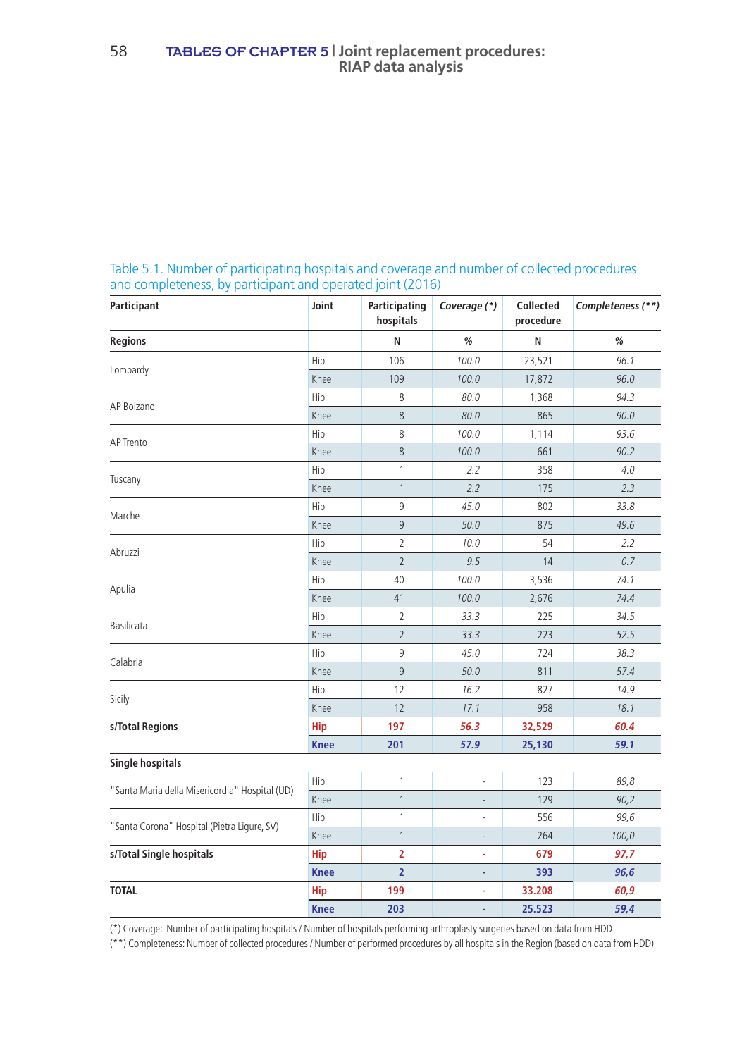Table 5.1. Number of participating hospitals and coverage and number of collected procedures and completeness, by participant and operated joint (2016)

| Participant | Joint | Participating hospitals | *Coverage (\*)* | Collected procedure | *Completeness (\*\*)* |
|---|---|---|---|---|---|
| **Regions** | | **N** | ***%*** | **N** | ***%*** |
| Lombardy | Hip | 106 | *100.0* | 23,521 | *96.1* |
| | Knee | 109 | *100.0* | 17,872 | *96.0* |
| AP Bolzano | Hip | 8 | *80.0* | 1,368 | *94.3* |
| | Knee | 8 | *80.0* | 865 | *90.0* |
| AP Trento | Hip | 8 | *100.0* | 1,114 | *93.6* |
| | Knee | 8 | *100.0* | 661 | *90.2* |
| Tuscany | Hip | 1 | *2.2* | 358 | *4.0* |
| | Knee | 1 | *2.2* | 175 | *2.3* |
| Marche | Hip | 9 | *45.0* | 802 | *33.8* |
| | Knee | 9 | *50.0* | 875 | *49.6* |
| Abruzzi | Hip | 2 | *10.0* | 54 | *2.2* |
| | Knee | 2 | *9.5* | 14 | *0.7* |
| Apulia | Hip | 40 | *100.0* | 3,536 | *74.1* |
| | Knee | 41 | *100.0* | 2,676 | *74.4* |
| Basilicata | Hip | 2 | *33.3* | 225 | *34.5* |
| | Knee | 2 | *33.3* | 223 | *52.5* |
| Calabria | Hip | 9 | *45.0* | 724 | *38.3* |
| | Knee | 9 | *50.0* | 811 | *57.4* |
| Sicily | Hip | 12 | *16.2* | 827 | *14.9* |
| | Knee | 12 | *17.1* | 958 | *18.1* |
| **s/Total Regions** | **Hip** | **197** | ***56.3*** | **32,529** | ***60.4*** |
| | **Knee** | **201** | ***57.9*** | **25,130** | ***59.1*** |
| **Single hospitals** | | | | | |
| "Santa Maria della Misericordia" Hospital (UD) | Hip | 1 | - | 123 | *89,8* |
| | Knee | 1 | - | 129 | *90,2* |
| "Santa Corona" Hospital (Pietra Ligure, SV) | Hip | 1 | - | 556 | *99,6* |
| | Knee | 1 | - | 264 | *100,0* |
| **s/Total Single hospitals** | **Hip** | **2** | **-** | **679** | ***97,7*** |
| | **Knee** | **2** | **-** | **393** | ***96,6*** |
| **TOTAL** | **Hip** | **199** | **-** | **33.208** | ***60,9*** |
| | **Knee** | **203** | **-** | **25.523** | ***59,4*** |

(\*) Coverage: Number of participating hospitals / Number of hospitals performing arthroplasty surgeries based on data from HDD
(\*\*) Completeness: Number of collected procedures / Number of performed procedures by all hospitals in the Region (based on data from HDD)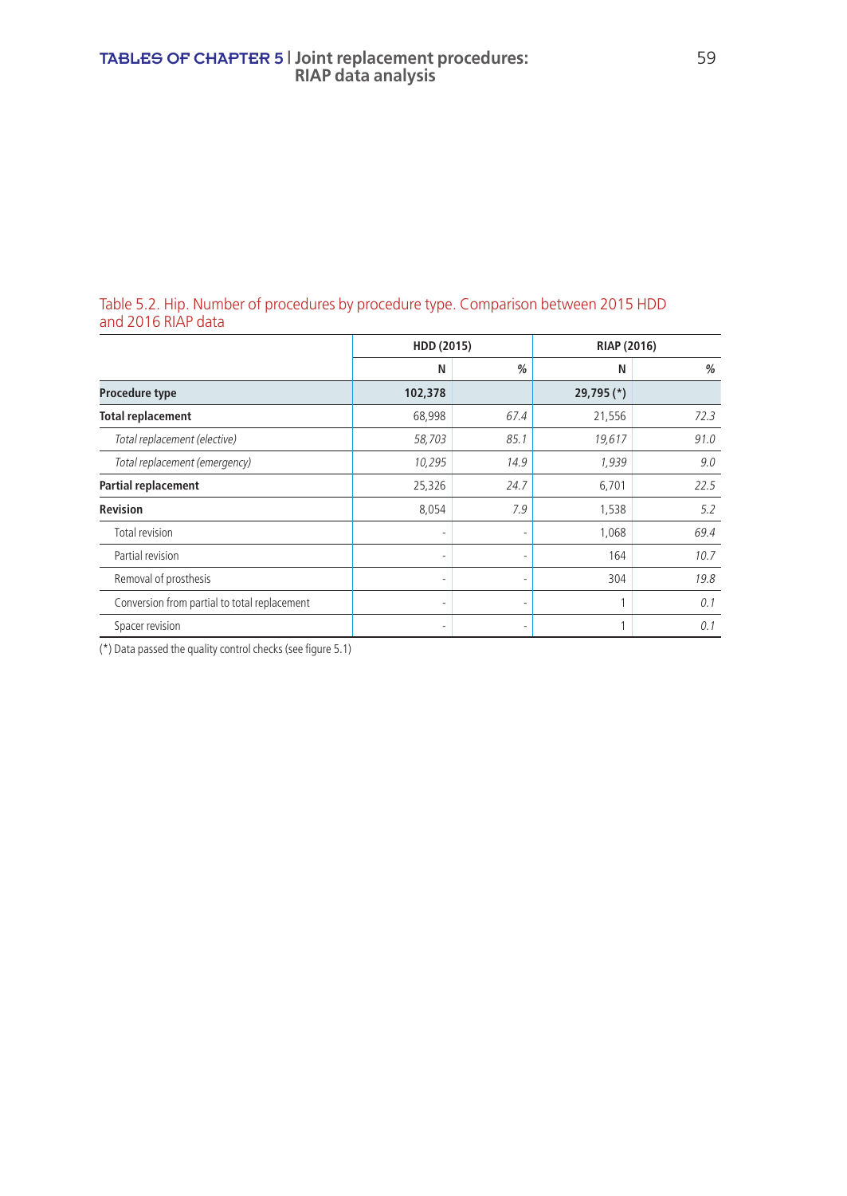Table 5.2. Hip. Number of procedures by procedure type. Comparison between 2015 HDD and 2016 RIAP data

| | HDD (2015) | | RIAP (2016) | |
|---|---|---|---|---|
| | N | % | N | % |
| **Procedure type** | **102,378** | | **29,795 (*)** | |
| **Total replacement** | 68,998 | *67.4* | 21,556 | *72.3* |
| *Total replacement (elective)* | *58,703* | *85.1* | *19,617* | *91.0* |
| *Total replacement (emergency)* | *10,295* | *14.9* | *1,939* | *9.0* |
| **Partial replacement** | 25,326 | *24.7* | 6,701 | *22.5* |
| **Revision** | 8,054 | *7.9* | 1,538 | *5.2* |
| Total revision | - | - | 1,068 | *69.4* |
| Partial revision | - | - | 164 | *10.7* |
| Removal of prosthesis | - | - | 304 | *19.8* |
| Conversion from partial to total replacement | - | - | 1 | *0.1* |
| Spacer revision | - | - | 1 | *0.1* |

(*) Data passed the quality control checks (see figure 5.1)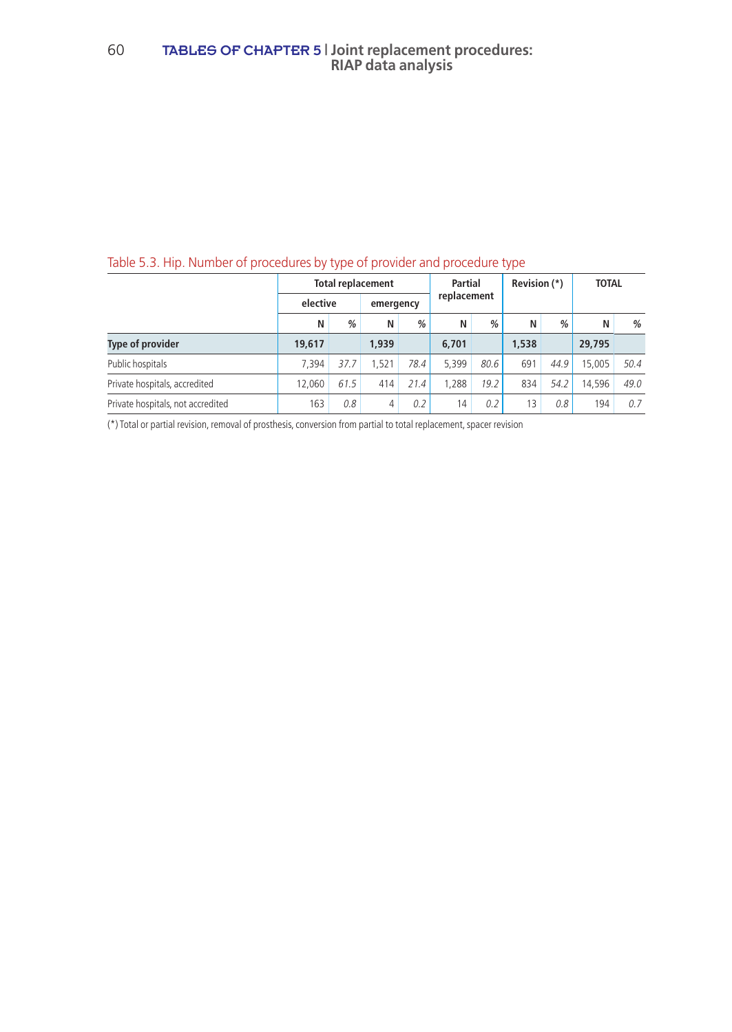Table 5.3. Hip. Number of procedures by type of provider and procedure type

| | Total replacement | | | | Partial replacement | | Revision (*) | | TOTAL | |
|---|---|---|---|---|---|---|---|---|---|---|
| | elective | | emergency | | | | | | | |
| | N | % | N | % | N | % | N | % | N | % |
| **Type of provider** | **19,617** | | **1,939** | | **6,701** | | **1,538** | | **29,795** | |
| Public hospitals | 7,394 | *37.7* | 1,521 | *78.4* | 5,399 | *80.6* | 691 | *44.9* | 15,005 | *50.4* |
| Private hospitals, accredited | 12,060 | *61.5* | 414 | *21.4* | 1,288 | *19.2* | 834 | *54.2* | 14,596 | *49.0* |
| Private hospitals, not accredited | 163 | *0.8* | 4 | *0.2* | 14 | *0.2* | 13 | *0.8* | 194 | *0.7* |

(*) Total or partial revision, removal of prosthesis, conversion from partial to total replacement, spacer revision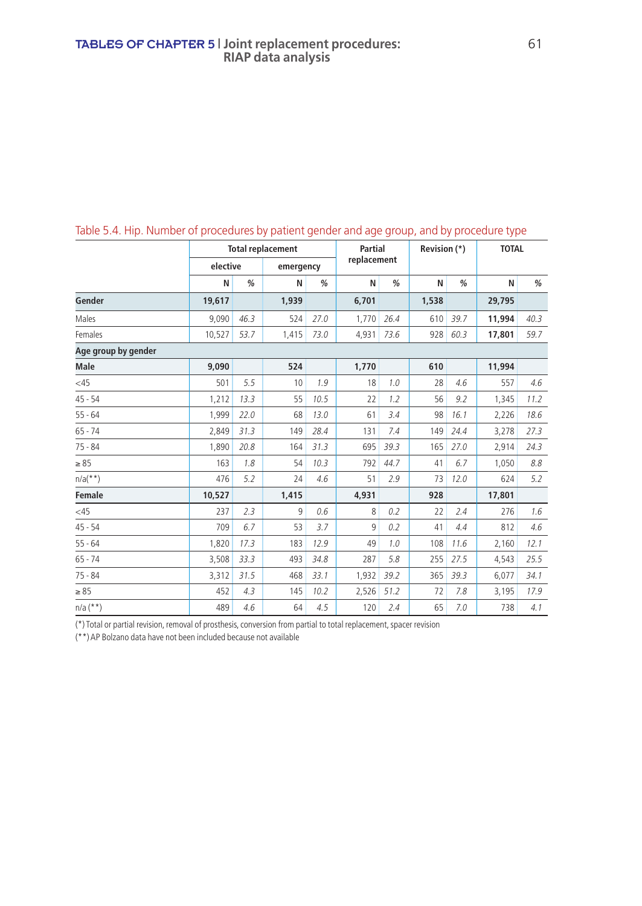Table 5.4. Hip. Number of procedures by patient gender and age group, and by procedure type

| | Total replacement | | | | Partial replacement | | Revision (*) | | TOTAL | |
|---|---|---|---|---|---|---|---|---|---|---|
| | elective | | emergency | | | | | | | |
| | N | % | N | % | N | % | N | % | N | % |
| **Gender** | **19,617** | | **1,939** | | **6,701** | | **1,538** | | **29,795** | |
| Males | 9,090 | *46.3* | 524 | *27.0* | 1,770 | *26.4* | 610 | *39.7* | **11,994** | *40.3* |
| Females | 10,527 | *53.7* | 1,415 | *73.0* | 4,931 | *73.6* | 928 | *60.3* | **17,801** | *59.7* |
| **Age group by gender** | | | | | | | | | | |
| **Male** | **9,090** | | **524** | | **1,770** | | **610** | | **11,994** | |
| <45 | 501 | *5.5* | 10 | *1.9* | 18 | *1.0* | 28 | *4.6* | 557 | *4.6* |
| 45 - 54 | 1,212 | *13.3* | 55 | *10.5* | 22 | *1.2* | 56 | *9.2* | 1,345 | *11.2* |
| 55 - 64 | 1,999 | *22.0* | 68 | *13.0* | 61 | *3.4* | 98 | *16.1* | 2,226 | *18.6* |
| 65 - 74 | 2,849 | *31.3* | 149 | *28.4* | 131 | *7.4* | 149 | *24.4* | 3,278 | *27.3* |
| 75 - 84 | 1,890 | *20.8* | 164 | *31.3* | 695 | *39.3* | 165 | *27.0* | 2,914 | *24.3* |
| ≥ 85 | 163 | *1.8* | 54 | *10.3* | 792 | *44.7* | 41 | *6.7* | 1,050 | *8.8* |
| n/a(**) | 476 | *5.2* | 24 | *4.6* | 51 | *2.9* | 73 | *12.0* | 624 | *5.2* |
| **Female** | **10,527** | | **1,415** | | **4,931** | | **928** | | **17,801** | |
| <45 | 237 | *2.3* | 9 | *0.6* | 8 | *0.2* | 22 | *2.4* | 276 | *1.6* |
| 45 - 54 | 709 | *6.7* | 53 | *3.7* | 9 | *0.2* | 41 | *4.4* | 812 | *4.6* |
| 55 - 64 | 1,820 | *17.3* | 183 | *12.9* | 49 | *1.0* | 108 | *11.6* | 2,160 | *12.1* |
| 65 - 74 | 3,508 | *33.3* | 493 | *34.8* | 287 | *5.8* | 255 | *27.5* | 4,543 | *25.5* |
| 75 - 84 | 3,312 | *31.5* | 468 | *33.1* | 1,932 | *39.2* | 365 | *39.3* | 6,077 | *34.1* |
| ≥ 85 | 452 | *4.3* | 145 | *10.2* | 2,526 | *51.2* | 72 | *7.8* | 3,195 | *17.9* |
| n/a (**) | 489 | *4.6* | 64 | *4.5* | 120 | *2.4* | 65 | *7.0* | 738 | *4.1* |

(*) Total or partial revision, removal of prosthesis, conversion from partial to total replacement, spacer revision

(**) AP Bolzano data have not been included because not available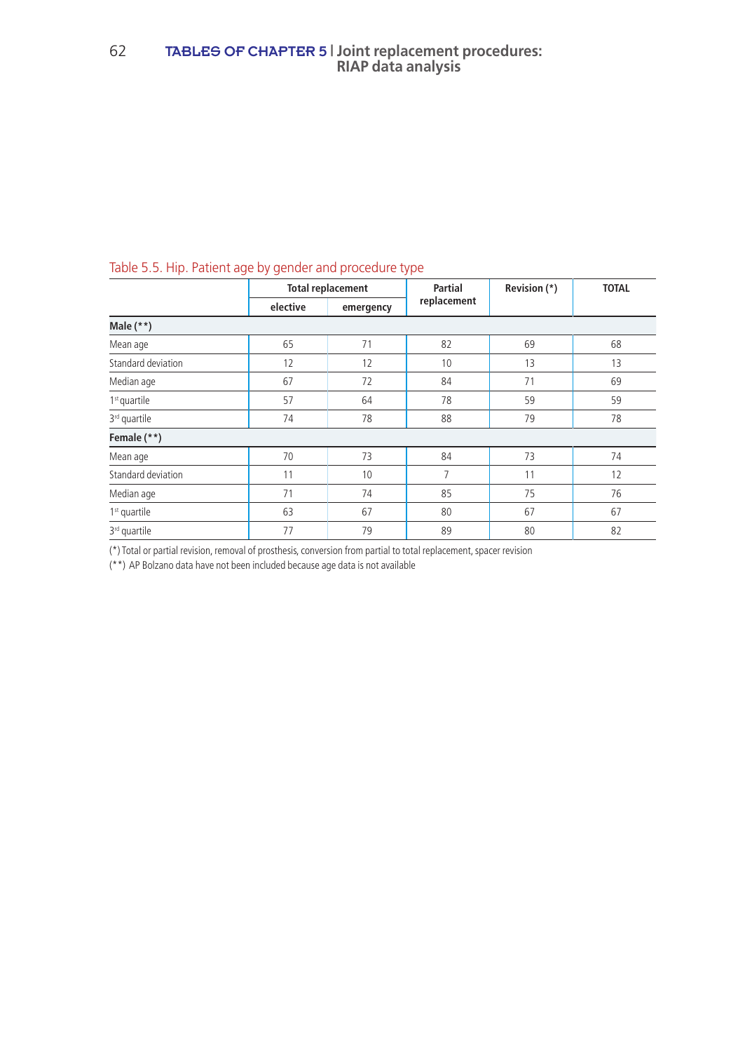Table 5.5. Hip. Patient age by gender and procedure type

| | Total replacement | | Partial replacement | Revision (*) | TOTAL |
|---|---|---|---|---|---|
| | elective | emergency | | | |
| **Male (**)** | | | | | |
| Mean age | 65 | 71 | 82 | 69 | 68 |
| Standard deviation | 12 | 12 | 10 | 13 | 13 |
| Median age | 67 | 72 | 84 | 71 | 69 |
| 1st quartile | 57 | 64 | 78 | 59 | 59 |
| 3rd quartile | 74 | 78 | 88 | 79 | 78 |
| **Female (**)** | | | | | |
| Mean age | 70 | 73 | 84 | 73 | 74 |
| Standard deviation | 11 | 10 | 7 | 11 | 12 |
| Median age | 71 | 74 | 85 | 75 | 76 |
| 1st quartile | 63 | 67 | 80 | 67 | 67 |
| 3rd quartile | 77 | 79 | 89 | 80 | 82 |

(*) Total or partial revision, removal of prosthesis, conversion from partial to total replacement, spacer revision

(**) AP Bolzano data have not been included because age data is not available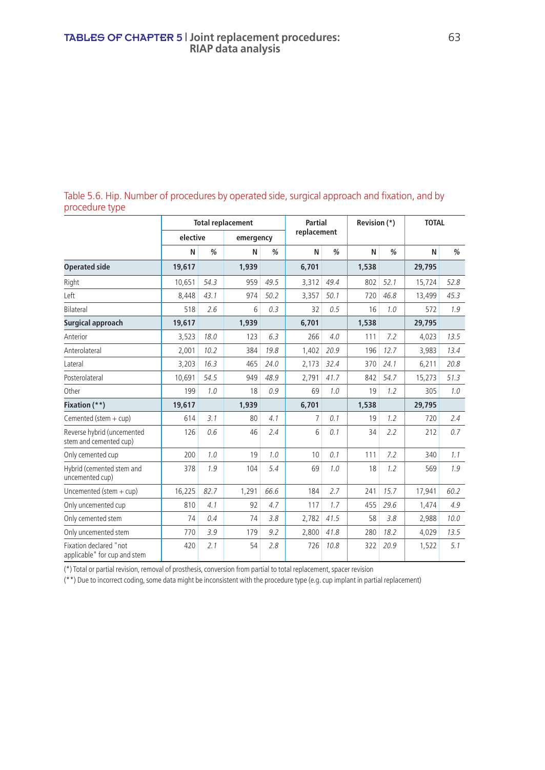Table 5.6. Hip. Number of procedures by operated side, surgical approach and fixation, and by procedure type

| | Total replacement | | | | Partial replacement | | Revision (*) | | TOTAL | |
|---|---|---|---|---|---|---|---|---|---|---|
| | elective | | emergency | | | | | | | |
| | N | % | N | % | N | % | N | % | N | % |
| **Operated side** | **19,617** | | **1,939** | | **6,701** | | **1,538** | | **29,795** | |
| Right | 10,651 | *54.3* | 959 | *49.5* | 3,312 | *49.4* | 802 | *52.1* | 15,724 | *52.8* |
| Left | 8,448 | *43.1* | 974 | *50.2* | 3,357 | *50.1* | 720 | *46.8* | 13,499 | *45.3* |
| Bilateral | 518 | *2.6* | 6 | *0.3* | 32 | *0.5* | 16 | *1.0* | 572 | *1.9* |
| **Surgical approach** | **19,617** | | **1,939** | | **6,701** | | **1,538** | | **29,795** | |
| Anterior | 3,523 | *18.0* | 123 | *6.3* | 266 | *4.0* | 111 | *7.2* | 4,023 | *13.5* |
| Anterolateral | 2,001 | *10.2* | 384 | *19.8* | 1,402 | *20.9* | 196 | *12.7* | 3,983 | *13.4* |
| Lateral | 3,203 | *16.3* | 465 | *24.0* | 2,173 | *32.4* | 370 | *24.1* | 6,211 | *20.8* |
| Posterolateral | 10,691 | *54.5* | 949 | *48.9* | 2,791 | *41.7* | 842 | *54.7* | 15,273 | *51.3* |
| Other | 199 | *1.0* | 18 | *0.9* | 69 | *1.0* | 19 | *1.2* | 305 | *1.0* |
| **Fixation (**)** | **19,617** | | **1,939** | | **6,701** | | **1,538** | | **29,795** | |
| Cemented (stem + cup) | 614 | *3.1* | 80 | *4.1* | 7 | *0.1* | 19 | *1.2* | 720 | *2.4* |
| Reverse hybrid (uncemented stem and cemented cup) | 126 | *0.6* | 46 | *2.4* | 6 | *0.1* | 34 | *2.2* | 212 | *0.7* |
| Only cemented cup | 200 | *1.0* | 19 | *1.0* | 10 | *0.1* | 111 | *7.2* | 340 | *1.1* |
| Hybrid (cemented stem and uncemented cup) | 378 | *1.9* | 104 | *5.4* | 69 | *1.0* | 18 | *1.2* | 569 | *1.9* |
| Uncemented (stem + cup) | 16,225 | *82.7* | 1,291 | *66.6* | 184 | *2.7* | 241 | *15.7* | 17,941 | *60.2* |
| Only uncemented cup | 810 | *4.1* | 92 | *4.7* | 117 | *1.7* | 455 | *29.6* | 1,474 | *4.9* |
| Only cemented stem | 74 | *0.4* | 74 | *3.8* | 2,782 | *41.5* | 58 | *3.8* | 2,988 | *10.0* |
| Only uncemented stem | 770 | *3.9* | 179 | *9.2* | 2,800 | *41.8* | 280 | *18.2* | 4,029 | *13.5* |
| Fixation declared "not applicable" for cup and stem | 420 | *2.1* | 54 | *2.8* | 726 | *10.8* | 322 | *20.9* | 1,522 | *5.1* |

(*) Total or partial revision, removal of prosthesis, conversion from partial to total replacement, spacer revision

(**) Due to incorrect coding, some data might be inconsistent with the procedure type (e.g. cup implant in partial replacement)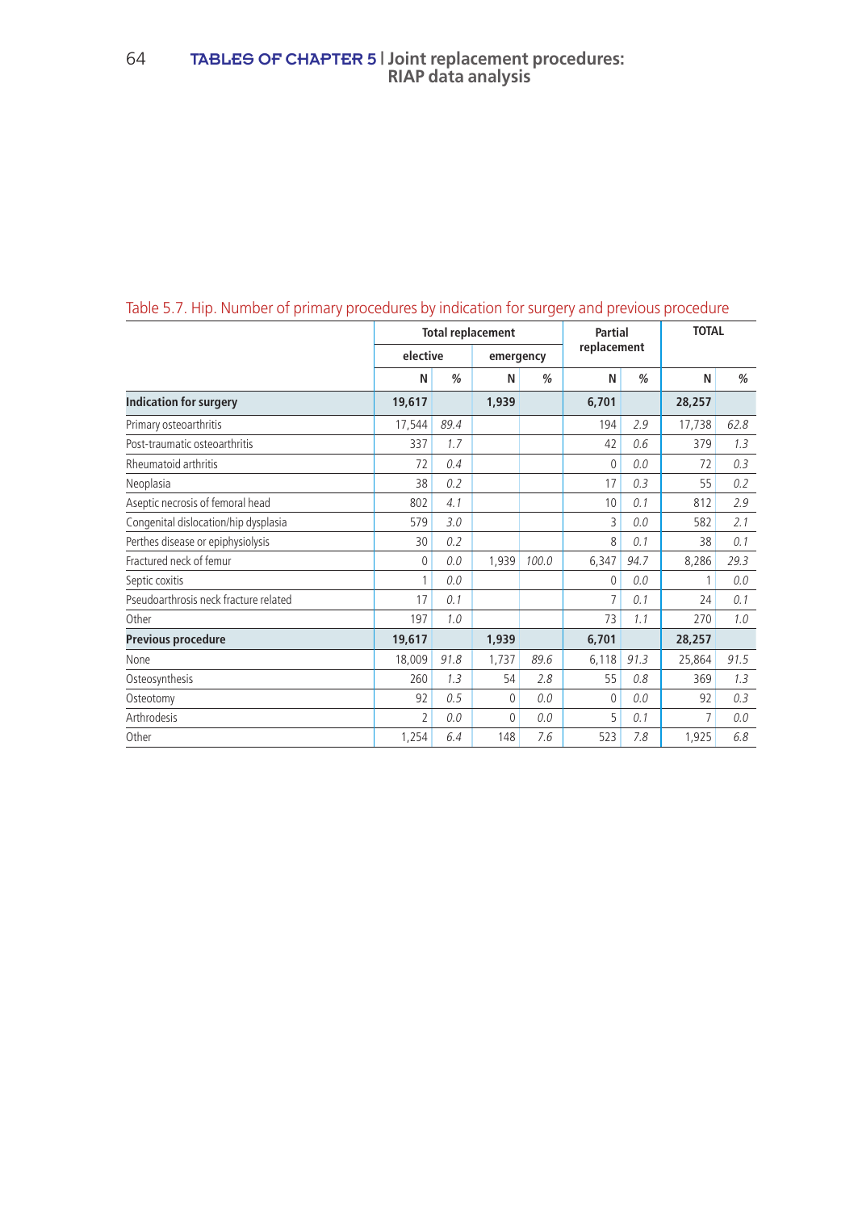Table 5.7. Hip. Number of primary procedures by indication for surgery and previous procedure

| | Total replacement | | | | Partial replacement | | TOTAL | |
|---|---|---|---|---|---|---|---|---|
| | elective | | emergency | | | | | |
| | N | % | N | % | N | % | N | % |
| **Indication for surgery** | **19,617** | | **1,939** | | **6,701** | | **28,257** | |
| Primary osteoarthritis | 17,544 | 89.4 | | | 194 | 2.9 | 17,738 | 62.8 |
| Post-traumatic osteoarthritis | 337 | 1.7 | | | 42 | 0.6 | 379 | 1.3 |
| Rheumatoid arthritis | 72 | 0.4 | | | 0 | 0.0 | 72 | 0.3 |
| Neoplasia | 38 | 0.2 | | | 17 | 0.3 | 55 | 0.2 |
| Aseptic necrosis of femoral head | 802 | 4.1 | | | 10 | 0.1 | 812 | 2.9 |
| Congenital dislocation/hip dysplasia | 579 | 3.0 | | | 3 | 0.0 | 582 | 2.1 |
| Perthes disease or epiphysiolysis | 30 | 0.2 | | | 8 | 0.1 | 38 | 0.1 |
| Fractured neck of femur | 0 | 0.0 | 1,939 | 100.0 | 6,347 | 94.7 | 8,286 | 29.3 |
| Septic coxitis | 1 | 0.0 | | | 0 | 0.0 | 1 | 0.0 |
| Pseudoarthrosis neck fracture related | 17 | 0.1 | | | 7 | 0.1 | 24 | 0.1 |
| Other | 197 | 1.0 | | | 73 | 1.1 | 270 | 1.0 |
| **Previous procedure** | **19,617** | | **1,939** | | **6,701** | | **28,257** | |
| None | 18,009 | 91.8 | 1,737 | 89.6 | 6,118 | 91.3 | 25,864 | 91.5 |
| Osteosynthesis | 260 | 1.3 | 54 | 2.8 | 55 | 0.8 | 369 | 1.3 |
| Osteotomy | 92 | 0.5 | 0 | 0.0 | 0 | 0.0 | 92 | 0.3 |
| Arthrodesis | 2 | 0.0 | 0 | 0.0 | 5 | 0.1 | 7 | 0.0 |
| Other | 1,254 | 6.4 | 148 | 7.6 | 523 | 7.8 | 1,925 | 6.8 |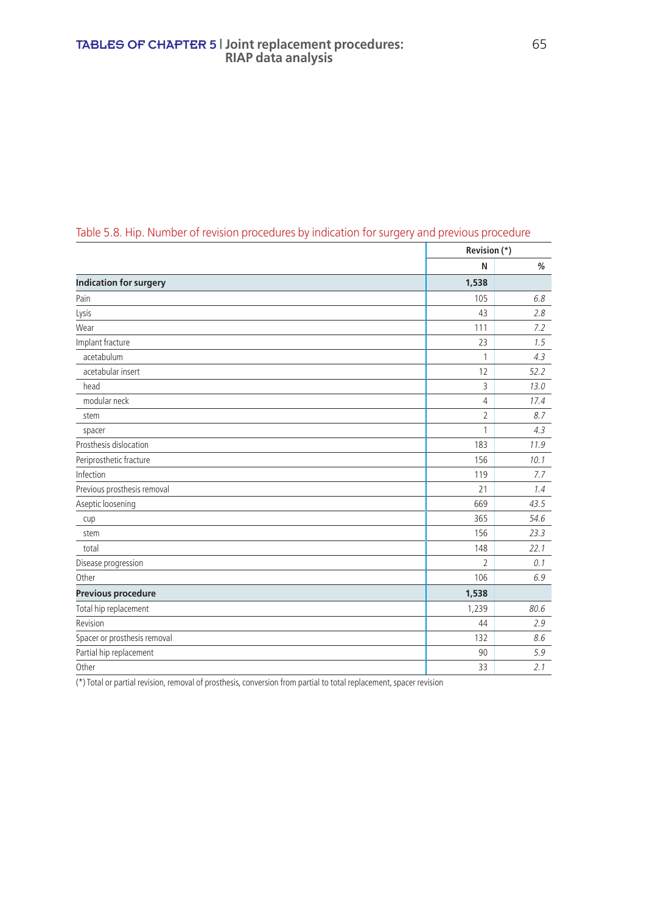Table 5.8. Hip. Number of revision procedures by indication for surgery and previous procedure

| | Revision (*) | |
|---|---|---|
| | N | % |
| **Indication for surgery** | **1,538** | |
| Pain | 105 | *6.8* |
| Lysis | 43 | *2.8* |
| Wear | 111 | *7.2* |
| Implant fracture | 23 | *1.5* |
| acetabulum | 1 | *4.3* |
| acetabular insert | 12 | *52.2* |
| head | 3 | *13.0* |
| modular neck | 4 | *17.4* |
| stem | 2 | *8.7* |
| spacer | 1 | *4.3* |
| Prosthesis dislocation | 183 | *11.9* |
| Periprosthetic fracture | 156 | *10.1* |
| Infection | 119 | *7.7* |
| Previous prosthesis removal | 21 | *1.4* |
| Aseptic loosening | 669 | *43.5* |
| cup | 365 | *54.6* |
| stem | 156 | *23.3* |
| total | 148 | *22.1* |
| Disease progression | 2 | *0.1* |
| Other | 106 | *6.9* |
| **Previous procedure** | **1,538** | |
| Total hip replacement | 1,239 | *80.6* |
| Revision | 44 | *2.9* |
| Spacer or prosthesis removal | 132 | *8.6* |
| Partial hip replacement | 90 | *5.9* |
| Other | 33 | *2.1* |

(*) Total or partial revision, removal of prosthesis, conversion from partial to total replacement, spacer revision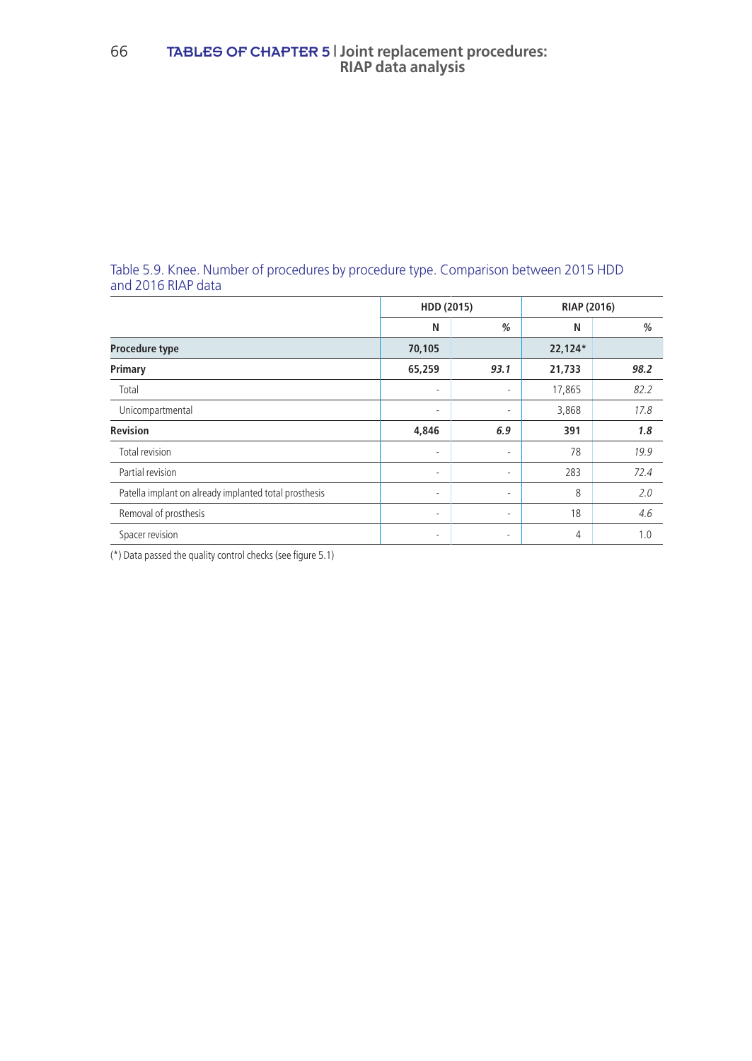Table 5.9. Knee. Number of procedures by procedure type. Comparison between 2015 HDD and 2016 RIAP data

| | HDD (2015) | | RIAP (2016) | |
|---|---|---|---|---|
| | **N** | *%* | **N** | *%* |
| **Procedure type** | **70,105** | | **22,124*** | |
| **Primary** | **65,259** | ***93.1*** | **21,733** | ***98.2*** |
| Total | - | - | 17,865 | *82.2* |
| Unicompartmental | - | - | 3,868 | *17.8* |
| **Revision** | **4,846** | ***6.9*** | **391** | ***1.8*** |
| Total revision | - | - | 78 | *19.9* |
| Partial revision | - | - | 283 | *72.4* |
| Patella implant on already implanted total prosthesis | - | - | 8 | *2.0* |
| Removal of prosthesis | - | - | 18 | *4.6* |
| Spacer revision | - | - | 4 | 1.0 |

(*) Data passed the quality control checks (see figure 5.1)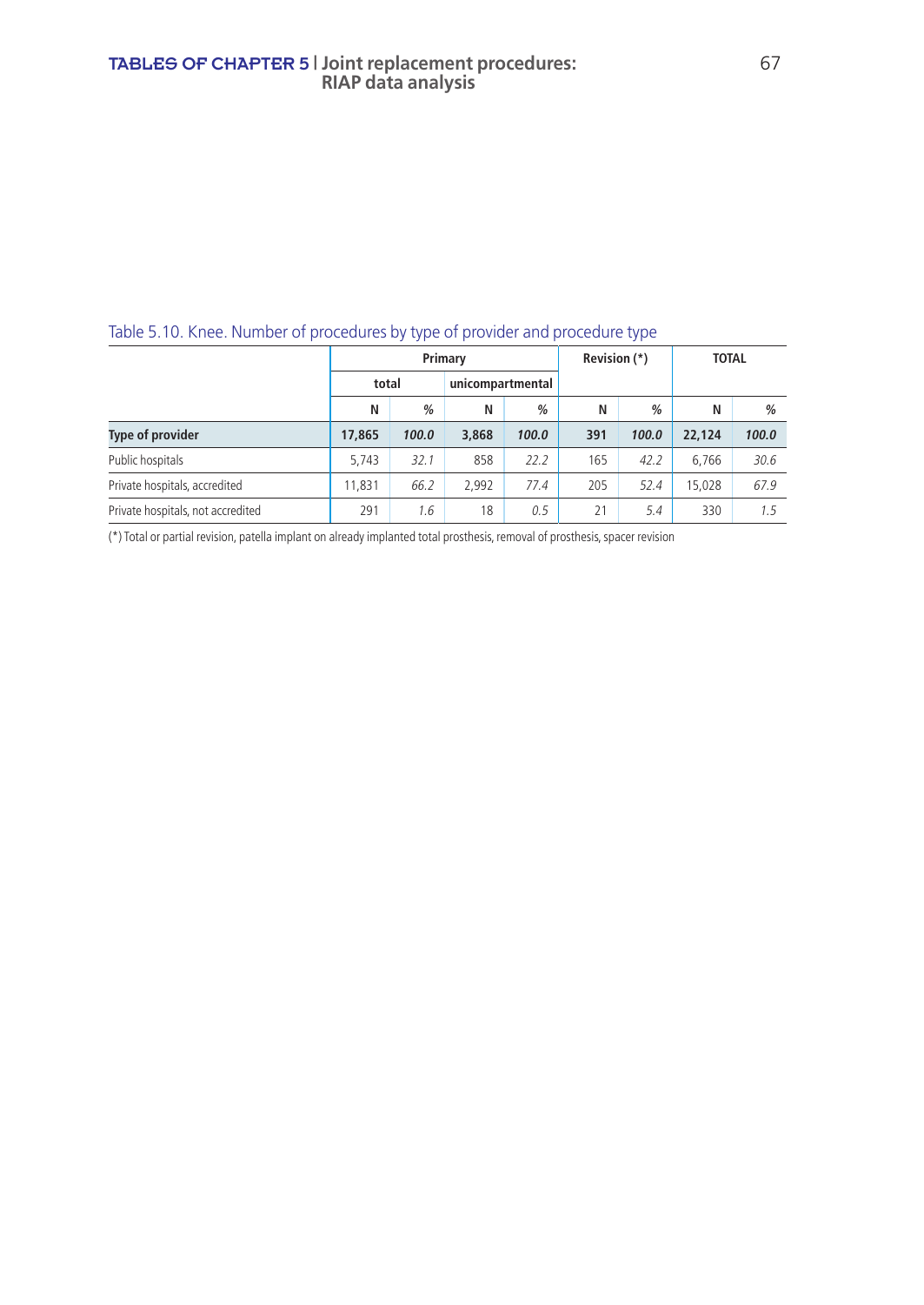Table 5.10. Knee. Number of procedures by type of provider and procedure type

| | Primary | | | | Revision (*) | | TOTAL | |
|---|---|---|---|---|---|---|---|---|
| | total | | unicompartmental | | | | | |
| | N | % | N | % | N | % | N | % |
| **Type of provider** | **17,865** | ***100.0*** | **3,868** | ***100.0*** | **391** | ***100.0*** | **22,124** | ***100.0*** |
| Public hospitals | 5,743 | *32.1* | 858 | *22.2* | 165 | *42.2* | 6,766 | *30.6* |
| Private hospitals, accredited | 11,831 | *66.2* | 2,992 | *77.4* | 205 | *52.4* | 15,028 | *67.9* |
| Private hospitals, not accredited | 291 | *1.6* | 18 | *0.5* | 21 | *5.4* | 330 | *1.5* |

(*) Total or partial revision, patella implant on already implanted total prosthesis, removal of prosthesis, spacer revision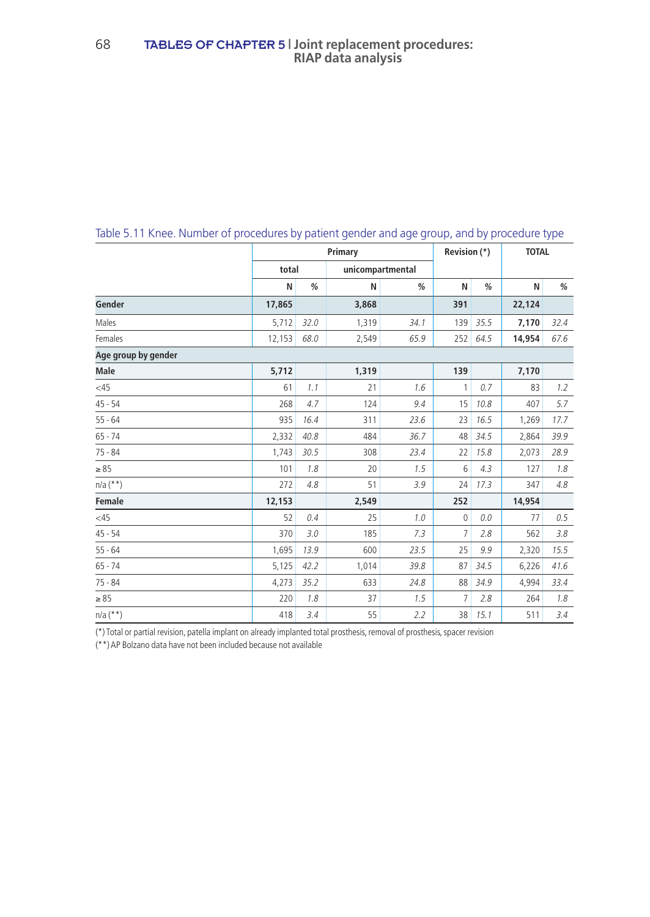Table 5.11 Knee. Number of procedures by patient gender and age group, and by procedure type

| | Primary | | | | Revision (*) | | TOTAL | |
|---|---|---|---|---|---|---|---|---|
| | total | | unicompartmental | | | | | |
| | N | % | N | % | N | % | N | % |
| **Gender** | **17,865** | | **3,868** | | **391** | | **22,124** | |
| Males | 5,712 | *32.0* | 1,319 | *34.1* | 139 | *35.5* | **7,170** | *32.4* |
| Females | 12,153 | *68.0* | 2,549 | *65.9* | 252 | *64.5* | **14,954** | *67.6* |
| **Age group by gender** | | | | | | | | |
| **Male** | **5,712** | | **1,319** | | **139** | | **7,170** | |
| <45 | 61 | *1.1* | 21 | *1.6* | 1 | *0.7* | 83 | *1.2* |
| 45 - 54 | 268 | *4.7* | 124 | *9.4* | 15 | *10.8* | 407 | *5.7* |
| 55 - 64 | 935 | *16.4* | 311 | *23.6* | 23 | *16.5* | 1,269 | *17.7* |
| 65 - 74 | 2,332 | *40.8* | 484 | *36.7* | 48 | *34.5* | 2,864 | *39.9* |
| 75 - 84 | 1,743 | *30.5* | 308 | *23.4* | 22 | *15.8* | 2,073 | *28.9* |
| ≥ 85 | 101 | *1.8* | 20 | *1.5* | 6 | *4.3* | 127 | *1.8* |
| n/a (**) | 272 | *4.8* | 51 | *3.9* | 24 | *17.3* | 347 | *4.8* |
| **Female** | **12,153** | | **2,549** | | **252** | | **14,954** | |
| <45 | 52 | *0.4* | 25 | *1.0* | 0 | *0.0* | 77 | *0.5* |
| 45 - 54 | 370 | *3.0* | 185 | *7.3* | 7 | *2.8* | 562 | *3.8* |
| 55 - 64 | 1,695 | *13.9* | 600 | *23.5* | 25 | *9.9* | 2,320 | *15.5* |
| 65 - 74 | 5,125 | *42.2* | 1,014 | *39.8* | 87 | *34.5* | 6,226 | *41.6* |
| 75 - 84 | 4,273 | *35.2* | 633 | *24.8* | 88 | *34.9* | 4,994 | *33.4* |
| ≥ 85 | 220 | *1.8* | 37 | *1.5* | 7 | *2.8* | 264 | *1.8* |
| n/a (**) | 418 | *3.4* | 55 | *2.2* | 38 | *15.1* | 511 | *3.4* |

(*) Total or partial revision, patella implant on already implanted total prosthesis, removal of prosthesis, spacer revision

(**) AP Bolzano data have not been included because not available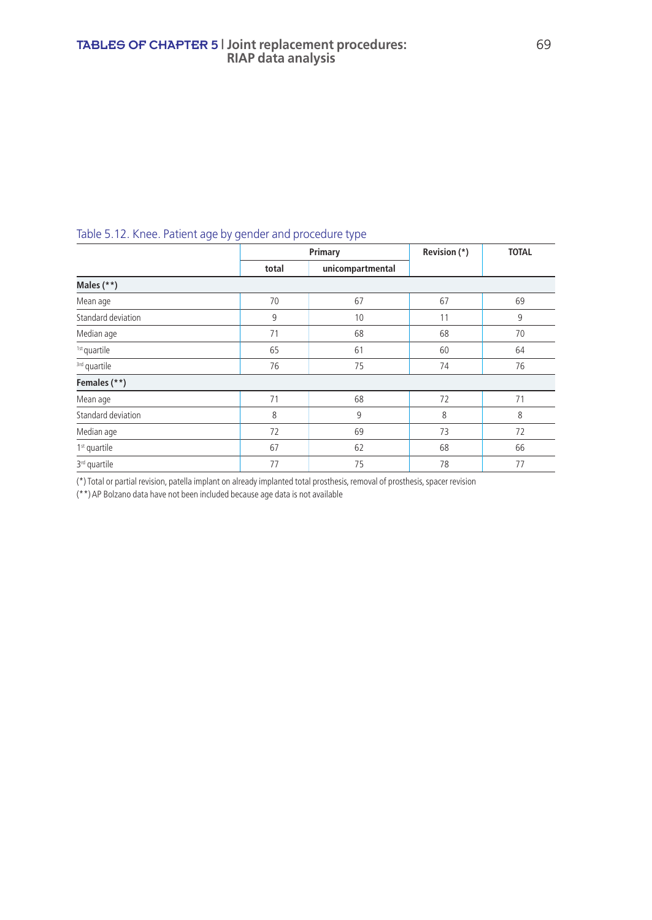Table 5.12. Knee. Patient age by gender and procedure type

| | Primary | | Revision (*) | TOTAL |
|---|---|---|---|---|
| | total | unicompartmental | | |
| **Males (**)** | | | | |
| Mean age | 70 | 67 | 67 | 69 |
| Standard deviation | 9 | 10 | 11 | 9 |
| Median age | 71 | 68 | 68 | 70 |
| 1st quartile | 65 | 61 | 60 | 64 |
| 3rd quartile | 76 | 75 | 74 | 76 |
| **Females (**)** | | | | |
| Mean age | 71 | 68 | 72 | 71 |
| Standard deviation | 8 | 9 | 8 | 8 |
| Median age | 72 | 69 | 73 | 72 |
| 1st quartile | 67 | 62 | 68 | 66 |
| 3rd quartile | 77 | 75 | 78 | 77 |

(*) Total or partial revision, patella implant on already implanted total prosthesis, removal of prosthesis, spacer revision

(**) AP Bolzano data have not been included because age data is not available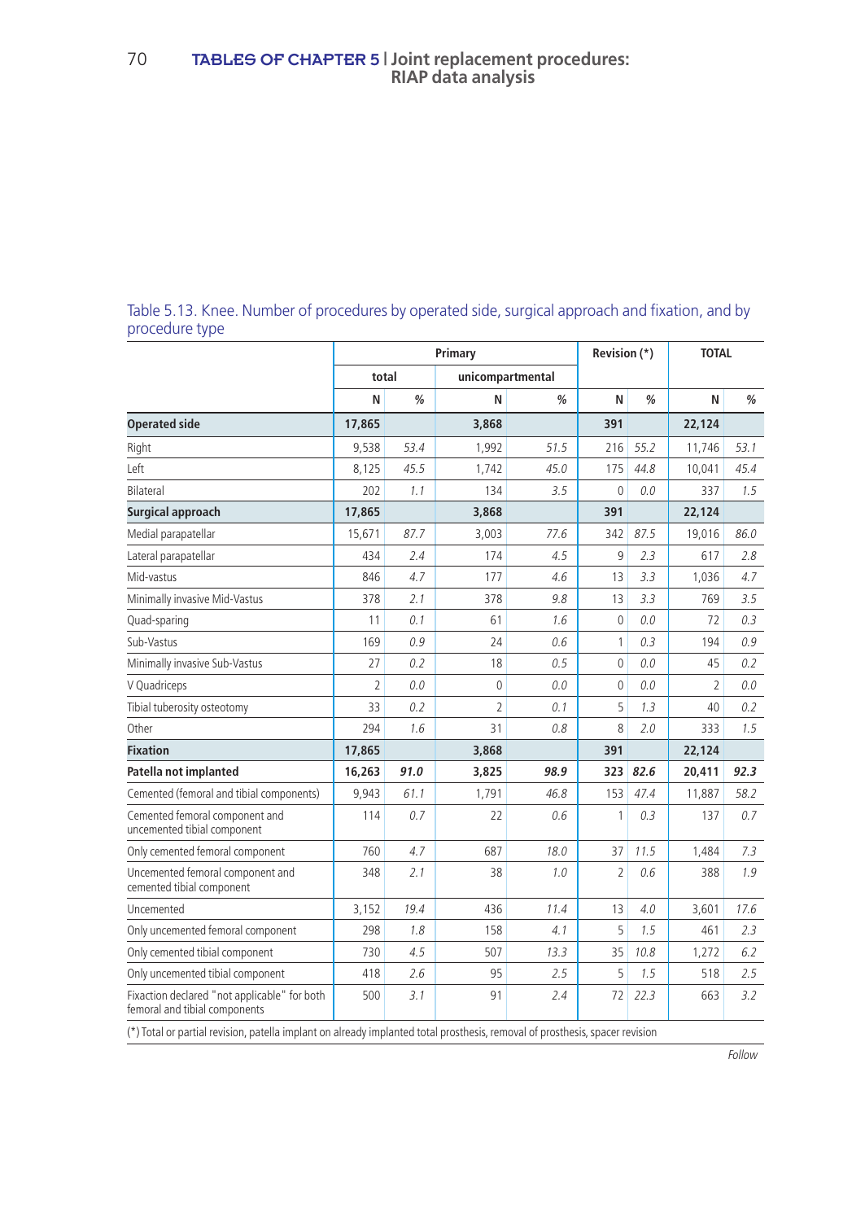Table 5.13. Knee. Number of procedures by operated side, surgical approach and fixation, and by procedure type

| | Primary | | | | Revision (*) | | TOTAL | |
|---|---|---|---|---|---|---|---|---|
| | total | | unicompartmental | | | | | |
| | N | % | N | % | N | % | N | % |
| **Operated side** | **17,865** | | **3,868** | | **391** | | **22,124** | |
| Right | 9,538 | *53.4* | 1,992 | *51.5* | 216 | *55.2* | 11,746 | *53.1* |
| Left | 8,125 | *45.5* | 1,742 | *45.0* | 175 | *44.8* | 10,041 | *45.4* |
| Bilateral | 202 | *1.1* | 134 | *3.5* | 0 | *0.0* | 337 | *1.5* |
| **Surgical approach** | **17,865** | | **3,868** | | **391** | | **22,124** | |
| Medial parapatellar | 15,671 | *87.7* | 3,003 | *77.6* | 342 | *87.5* | 19,016 | *86.0* |
| Lateral parapatellar | 434 | *2.4* | 174 | *4.5* | 9 | *2.3* | 617 | *2.8* |
| Mid-vastus | 846 | *4.7* | 177 | *4.6* | 13 | *3.3* | 1,036 | *4.7* |
| Minimally invasive Mid-Vastus | 378 | *2.1* | 378 | *9.8* | 13 | *3.3* | 769 | *3.5* |
| Quad-sparing | 11 | *0.1* | 61 | *1.6* | 0 | *0.0* | 72 | *0.3* |
| Sub-Vastus | 169 | *0.9* | 24 | *0.6* | 1 | *0.3* | 194 | *0.9* |
| Minimally invasive Sub-Vastus | 27 | *0.2* | 18 | *0.5* | 0 | *0.0* | 45 | *0.2* |
| V Quadriceps | 2 | *0.0* | 0 | *0.0* | 0 | *0.0* | 2 | *0.0* |
| Tibial tuberosity osteotomy | 33 | *0.2* | 2 | *0.1* | 5 | *1.3* | 40 | *0.2* |
| Other | 294 | *1.6* | 31 | *0.8* | 8 | *2.0* | 333 | *1.5* |
| **Fixation** | **17,865** | | **3,868** | | **391** | | **22,124** | |
| **Patella not implanted** | **16,263** | ***91.0*** | **3,825** | ***98.9*** | **323** | ***82.6*** | **20,411** | ***92.3*** |
| Cemented (femoral and tibial components) | 9,943 | *61.1* | 1,791 | *46.8* | 153 | *47.4* | 11,887 | *58.2* |
| Cemented femoral component and uncemented tibial component | 114 | *0.7* | 22 | *0.6* | 1 | *0.3* | 137 | *0.7* |
| Only cemented femoral component | 760 | *4.7* | 687 | *18.0* | 37 | *11.5* | 1,484 | *7.3* |
| Uncemented femoral component and cemented tibial component | 348 | *2.1* | 38 | *1.0* | 2 | *0.6* | 388 | *1.9* |
| Uncemented | 3,152 | *19.4* | 436 | *11.4* | 13 | *4.0* | 3,601 | *17.6* |
| Only uncemented femoral component | 298 | *1.8* | 158 | *4.1* | 5 | *1.5* | 461 | *2.3* |
| Only cemented tibial component | 730 | *4.5* | 507 | *13.3* | 35 | *10.8* | 1,272 | *6.2* |
| Only uncemented tibial component | 418 | *2.6* | 95 | *2.5* | 5 | *1.5* | 518 | *2.5* |
| Fixaction declared "not applicable" for both femoral and tibial components | 500 | *3.1* | 91 | *2.4* | 72 | *22.3* | 663 | *3.2* |

(*) Total or partial revision, patella implant on already implanted total prosthesis, removal of prosthesis, spacer revision

*Follow*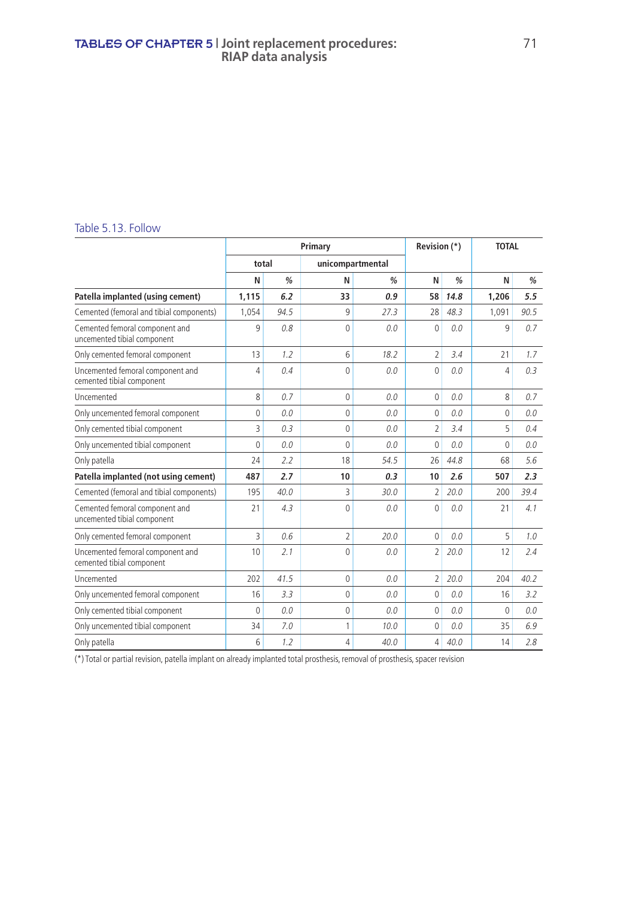Table 5.13. Follow

| | Primary | | | | Revision (*) | | TOTAL | |
|---|---|---|---|---|---|---|---|---|
| | total | | unicompartmental | | | | | |
| | N | % | N | % | N | % | N | % |
| **Patella implanted (using cement)** | **1,115** | ***6.2*** | **33** | ***0.9*** | **58** | ***14.8*** | **1,206** | ***5.5*** |
| Cemented (femoral and tibial components) | 1,054 | *94.5* | 9 | *27.3* | 28 | *48.3* | 1,091 | *90.5* |
| Cemented femoral component and uncemented tibial component | 9 | *0.8* | 0 | *0.0* | 0 | *0.0* | 9 | *0.7* |
| Only cemented femoral component | 13 | *1.2* | 6 | *18.2* | 2 | *3.4* | 21 | *1.7* |
| Uncemented femoral component and cemented tibial component | 4 | *0.4* | 0 | *0.0* | 0 | *0.0* | 4 | *0.3* |
| Uncemented | 8 | *0.7* | 0 | *0.0* | 0 | *0.0* | 8 | *0.7* |
| Only uncemented femoral component | 0 | *0.0* | 0 | *0.0* | 0 | *0.0* | 0 | *0.0* |
| Only cemented tibial component | 3 | *0.3* | 0 | *0.0* | 2 | *3.4* | 5 | *0.4* |
| Only uncemented tibial component | 0 | *0.0* | 0 | *0.0* | 0 | *0.0* | 0 | *0.0* |
| Only patella | 24 | *2.2* | 18 | *54.5* | 26 | *44.8* | 68 | *5.6* |
| **Patella implanted (not using cement)** | **487** | ***2.7*** | **10** | ***0.3*** | **10** | ***2.6*** | **507** | ***2.3*** |
| Cemented (femoral and tibial components) | 195 | *40.0* | 3 | *30.0* | 2 | *20.0* | 200 | *39.4* |
| Cemented femoral component and uncemented tibial component | 21 | *4.3* | 0 | *0.0* | 0 | *0.0* | 21 | *4.1* |
| Only cemented femoral component | 3 | *0.6* | 2 | *20.0* | 0 | *0.0* | 5 | *1.0* |
| Uncemented femoral component and cemented tibial component | 10 | *2.1* | 0 | *0.0* | 2 | *20.0* | 12 | *2.4* |
| Uncemented | 202 | *41.5* | 0 | *0.0* | 2 | *20.0* | 204 | *40.2* |
| Only uncemented femoral component | 16 | *3.3* | 0 | *0.0* | 0 | *0.0* | 16 | *3.2* |
| Only cemented tibial component | 0 | *0.0* | 0 | *0.0* | 0 | *0.0* | 0 | *0.0* |
| Only uncemented tibial component | 34 | *7.0* | 1 | *10.0* | 0 | *0.0* | 35 | *6.9* |
| Only patella | 6 | *1.2* | 4 | *40.0* | 4 | *40.0* | 14 | *2.8* |

(*) Total or partial revision, patella implant on already implanted total prosthesis, removal of prosthesis, spacer revision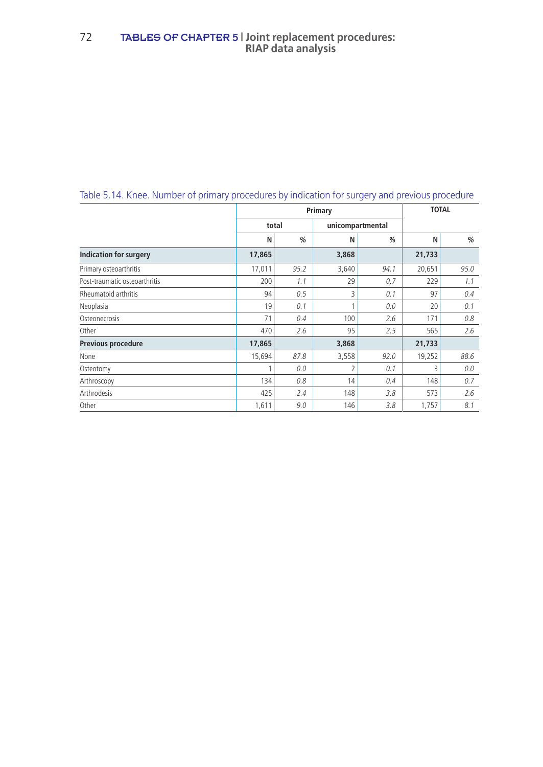Table 5.14. Knee. Number of primary procedures by indication for surgery and previous procedure

| | Primary | | | | TOTAL | |
|---|---|---|---|---|---|---|
| | total | | unicompartmental | | | |
| | N | % | N | % | N | % |
| **Indication for surgery** | **17,865** | | **3,868** | | **21,733** | |
| Primary osteoarthritis | 17,011 | *95.2* | 3,640 | *94.1* | 20,651 | *95.0* |
| Post-traumatic osteoarthritis | 200 | *1.1* | 29 | *0.7* | 229 | *1.1* |
| Rheumatoid arthritis | 94 | *0.5* | 3 | *0.1* | 97 | *0.4* |
| Neoplasia | 19 | *0.1* | 1 | *0.0* | 20 | *0.1* |
| Osteonecrosis | 71 | *0.4* | 100 | *2.6* | 171 | *0.8* |
| Other | 470 | *2.6* | 95 | *2.5* | 565 | *2.6* |
| **Previous procedure** | **17,865** | | **3,868** | | **21,733** | |
| None | 15,694 | *87.8* | 3,558 | *92.0* | 19,252 | *88.6* |
| Osteotomy | 1 | *0.0* | 2 | *0.1* | 3 | *0.0* |
| Arthroscopy | 134 | *0.8* | 14 | *0.4* | 148 | *0.7* |
| Arthrodesis | 425 | *2.4* | 148 | *3.8* | 573 | *2.6* |
| Other | 1,611 | *9.0* | 146 | *3.8* | 1,757 | *8.1* |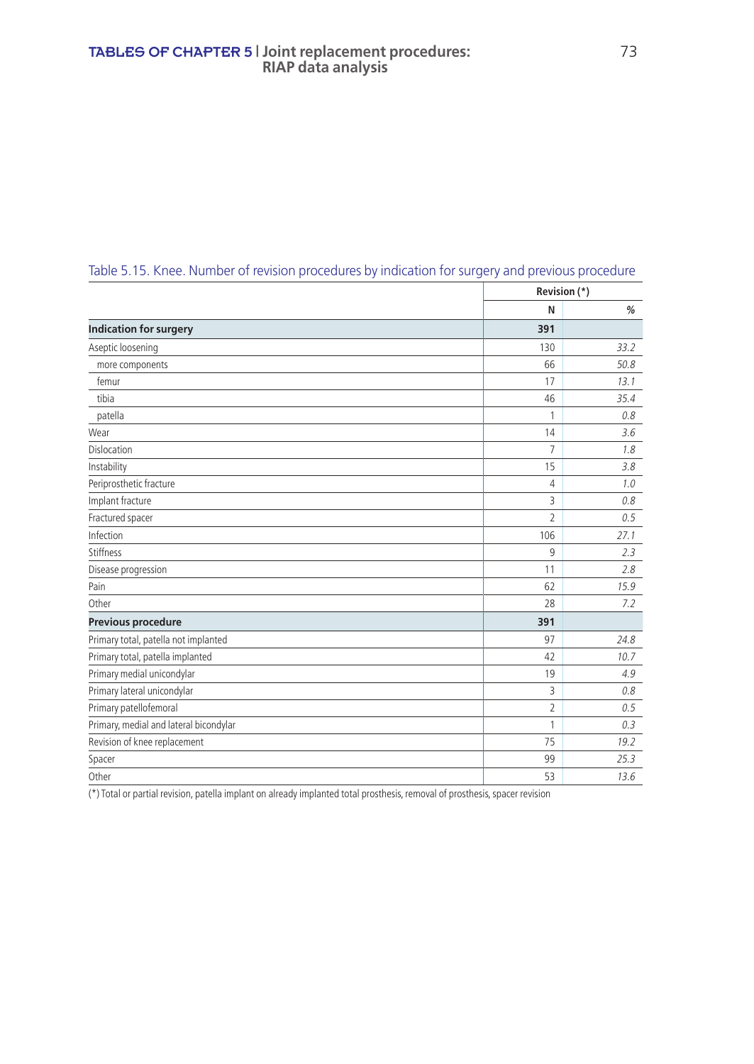Table 5.15. Knee. Number of revision procedures by indication for surgery and previous procedure

| | Revision (*) | |
|---|---|---|
| | N | % |
| **Indication for surgery** | **391** | |
| Aseptic loosening | 130 | *33.2* |
| more components | 66 | *50.8* |
| femur | 17 | *13.1* |
| tibia | 46 | *35.4* |
| patella | 1 | *0.8* |
| Wear | 14 | *3.6* |
| Dislocation | 7 | *1.8* |
| Instability | 15 | *3.8* |
| Periprosthetic fracture | 4 | *1.0* |
| Implant fracture | 3 | *0.8* |
| Fractured spacer | 2 | *0.5* |
| Infection | 106 | *27.1* |
| Stiffness | 9 | *2.3* |
| Disease progression | 11 | *2.8* |
| Pain | 62 | *15.9* |
| Other | 28 | *7.2* |
| **Previous procedure** | **391** | |
| Primary total, patella not implanted | 97 | *24.8* |
| Primary total, patella implanted | 42 | *10.7* |
| Primary medial unicondylar | 19 | *4.9* |
| Primary lateral unicondylar | 3 | *0.8* |
| Primary patellofemoral | 2 | *0.5* |
| Primary, medial and lateral bicondylar | 1 | *0.3* |
| Revision of knee replacement | 75 | *19.2* |
| Spacer | 99 | *25.3* |
| Other | 53 | *13.6* |

(*) Total or partial revision, patella implant on already implanted total prosthesis, removal of prosthesis, spacer revision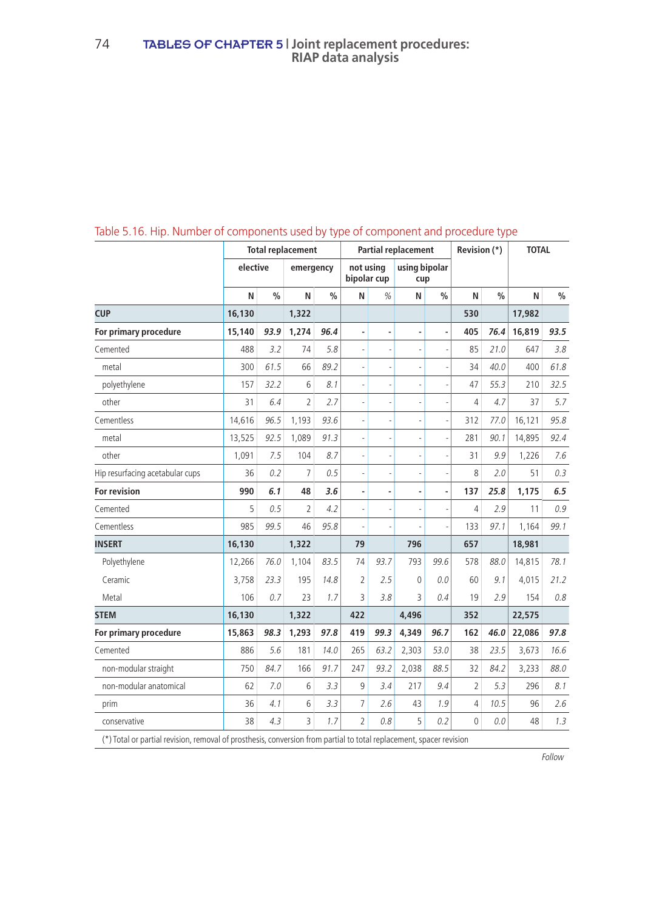Table 5.16. Hip. Number of components used by type of component and procedure type

| | Total replacement | | | | Partial replacement | | | | Revision (*) | | TOTAL | |
|---|---|---|---|---|---|---|---|---|---|---|---|---|
| | elective | | emergency | | not using bipolar cup | | using bipolar cup | | | | | |
| | N | % | N | % | N | % | N | % | N | % | N | % |
| **CUP** | **16,130** | | **1,322** | | | | | | **530** | | **17,982** | |
| **For primary procedure** | **15,140** | ***93.9*** | **1,274** | ***96.4*** | **-** | **-** | **-** | **-** | **405** | ***76.4*** | **16,819** | ***93.5*** |
| Cemented | 488 | *3.2* | 74 | *5.8* | - | - | - | - | 85 | *21.0* | 647 | *3.8* |
| metal | 300 | *61.5* | 66 | *89.2* | - | - | - | - | 34 | *40.0* | 400 | *61.8* |
| polyethylene | 157 | *32.2* | 6 | *8.1* | - | - | - | - | 47 | *55.3* | 210 | *32.5* |
| other | 31 | *6.4* | 2 | *2.7* | - | - | - | - | 4 | *4.7* | 37 | *5.7* |
| Cementless | 14,616 | *96.5* | 1,193 | *93.6* | - | - | - | - | 312 | *77.0* | 16,121 | *95.8* |
| metal | 13,525 | *92.5* | 1,089 | *91.3* | - | - | - | - | 281 | *90.1* | 14,895 | *92.4* |
| other | 1,091 | *7.5* | 104 | *8.7* | - | - | - | - | 31 | *9.9* | 1,226 | *7.6* |
| Hip resurfacing acetabular cups | 36 | *0.2* | 7 | *0.5* | - | - | - | - | 8 | *2.0* | 51 | *0.3* |
| **For revision** | **990** | ***6.1*** | **48** | ***3.6*** | **-** | **-** | **-** | **-** | **137** | ***25.8*** | **1,175** | ***6.5*** |
| Cemented | 5 | *0.5* | 2 | *4.2* | - | - | - | - | 4 | *2.9* | 11 | *0.9* |
| Cementless | 985 | *99.5* | 46 | *95.8* | - | - | - | - | 133 | *97.1* | 1,164 | *99.1* |
| **INSERT** | **16,130** | | **1,322** | | **79** | | **796** | | **657** | | **18,981** | |
| Polyethylene | 12,266 | *76.0* | 1,104 | *83.5* | 74 | *93.7* | 793 | *99.6* | 578 | *88.0* | 14,815 | *78.1* |
| Ceramic | 3,758 | *23.3* | 195 | *14.8* | 2 | *2.5* | 0 | *0.0* | 60 | *9.1* | 4,015 | *21.2* |
| Metal | 106 | *0.7* | 23 | *1.7* | 3 | *3.8* | 3 | *0.4* | 19 | *2.9* | 154 | *0.8* |
| **STEM** | **16,130** | | **1,322** | | **422** | | **4,496** | | **352** | | **22,575** | |
| **For primary procedure** | **15,863** | ***98.3*** | **1,293** | ***97.8*** | **419** | ***99.3*** | **4,349** | ***96.7*** | **162** | ***46.0*** | **22,086** | ***97.8*** |
| Cemented | 886 | *5.6* | 181 | *14.0* | 265 | *63.2* | 2,303 | *53.0* | 38 | *23.5* | 3,673 | *16.6* |
| non-modular straight | 750 | *84.7* | 166 | *91.7* | 247 | *93.2* | 2,038 | *88.5* | 32 | *84.2* | 3,233 | *88.0* |
| non-modular anatomical | 62 | *7.0* | 6 | *3.3* | 9 | *3.4* | 217 | *9.4* | 2 | *5.3* | 296 | *8.1* |
| prim | 36 | *4.1* | 6 | *3.3* | 7 | *2.6* | 43 | *1.9* | 4 | *10.5* | 96 | *2.6* |
| conservative | 38 | *4.3* | 3 | *1.7* | 2 | *0.8* | 5 | *0.2* | 0 | *0.0* | 48 | *1.3* |

(*) Total or partial revision, removal of prosthesis, conversion from partial to total replacement, spacer revision

*Follow*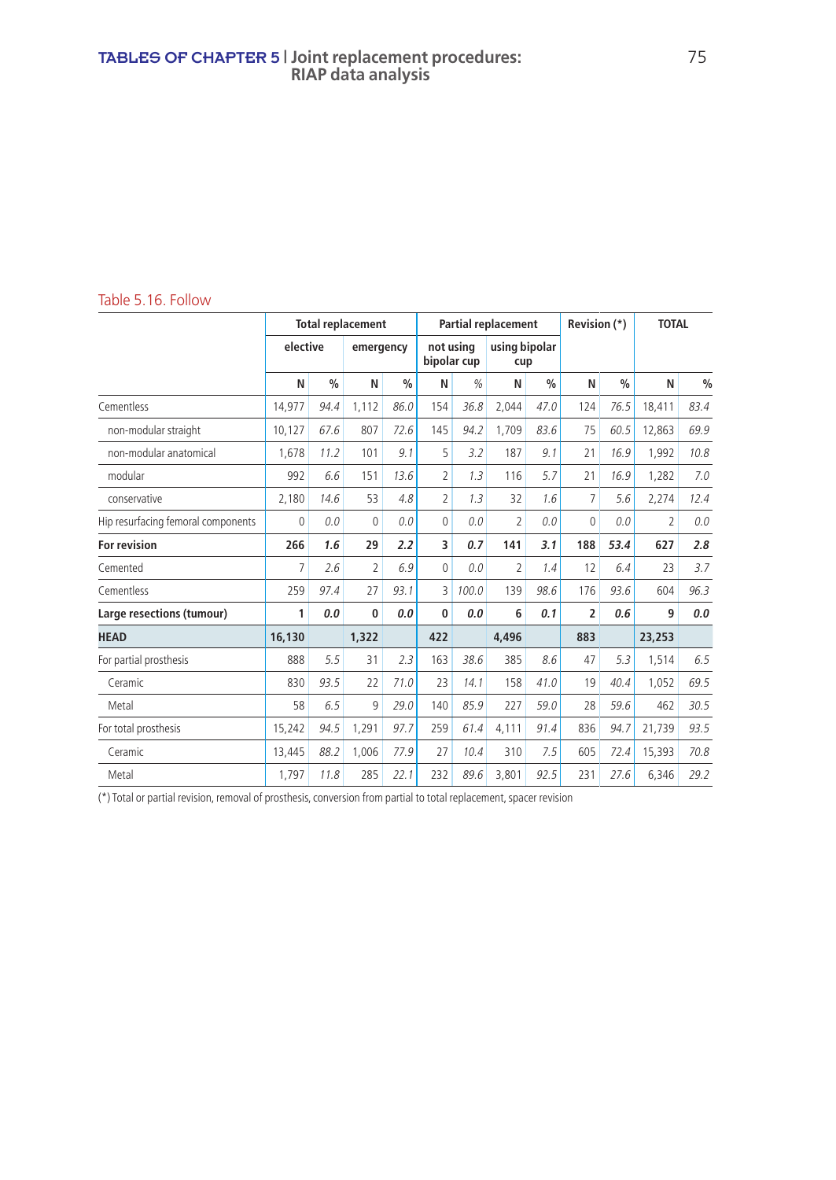Table 5.16. Follow

| | Total replacement | | | | Partial replacement | | | | Revision (*) | | TOTAL | |
|---|---|---|---|---|---|---|---|---|---|---|---|---|
| | elective | | emergency | | not using bipolar cup | | using bipolar cup | | | | | |
| | N | % | N | % | N | % | N | % | N | % | N | % |
| Cementless | 14,977 | *94.4* | 1,112 | *86.0* | 154 | *36.8* | 2,044 | *47.0* | 124 | *76.5* | 18,411 | *83.4* |
| non-modular straight | 10,127 | *67.6* | 807 | *72.6* | 145 | *94.2* | 1,709 | *83.6* | 75 | *60.5* | 12,863 | *69.9* |
| non-modular anatomical | 1,678 | *11.2* | 101 | *9.1* | 5 | *3.2* | 187 | *9.1* | 21 | *16.9* | 1,992 | *10.8* |
| modular | 992 | *6.6* | 151 | *13.6* | 2 | *1.3* | 116 | *5.7* | 21 | *16.9* | 1,282 | *7.0* |
| conservative | 2,180 | *14.6* | 53 | *4.8* | 2 | *1.3* | 32 | *1.6* | 7 | *5.6* | 2,274 | *12.4* |
| Hip resurfacing femoral components | 0 | *0.0* | 0 | *0.0* | 0 | *0.0* | 2 | *0.0* | 0 | *0.0* | 2 | *0.0* |
| **For revision** | **266** | ***1.6*** | **29** | ***2.2*** | **3** | ***0.7*** | **141** | ***3.1*** | **188** | ***53.4*** | **627** | ***2.8*** |
| Cemented | 7 | *2.6* | 2 | *6.9* | 0 | *0.0* | 2 | *1.4* | 12 | *6.4* | 23 | *3.7* |
| Cementless | 259 | *97.4* | 27 | *93.1* | 3 | *100.0* | 139 | *98.6* | 176 | *93.6* | 604 | *96.3* |
| **Large resections (tumour)** | **1** | ***0.0*** | **0** | ***0.0*** | **0** | ***0.0*** | **6** | ***0.1*** | **2** | ***0.6*** | **9** | ***0.0*** |
| **HEAD** | **16,130** | | **1,322** | | **422** | | **4,496** | | **883** | | **23,253** | |
| For partial prosthesis | 888 | *5.5* | 31 | *2.3* | 163 | *38.6* | 385 | *8.6* | 47 | *5.3* | 1,514 | *6.5* |
| Ceramic | 830 | *93.5* | 22 | *71.0* | 23 | *14.1* | 158 | *41.0* | 19 | *40.4* | 1,052 | *69.5* |
| Metal | 58 | *6.5* | 9 | *29.0* | 140 | *85.9* | 227 | *59.0* | 28 | *59.6* | 462 | *30.5* |
| For total prosthesis | 15,242 | *94.5* | 1,291 | *97.7* | 259 | *61.4* | 4,111 | *91.4* | 836 | *94.7* | 21,739 | *93.5* |
| Ceramic | 13,445 | *88.2* | 1,006 | *77.9* | 27 | *10.4* | 310 | *7.5* | 605 | *72.4* | 15,393 | *70.8* |
| Metal | 1,797 | *11.8* | 285 | *22.1* | 232 | *89.6* | 3,801 | *92.5* | 231 | *27.6* | 6,346 | *29.2* |

(*) Total or partial revision, removal of prosthesis, conversion from partial to total replacement, spacer revision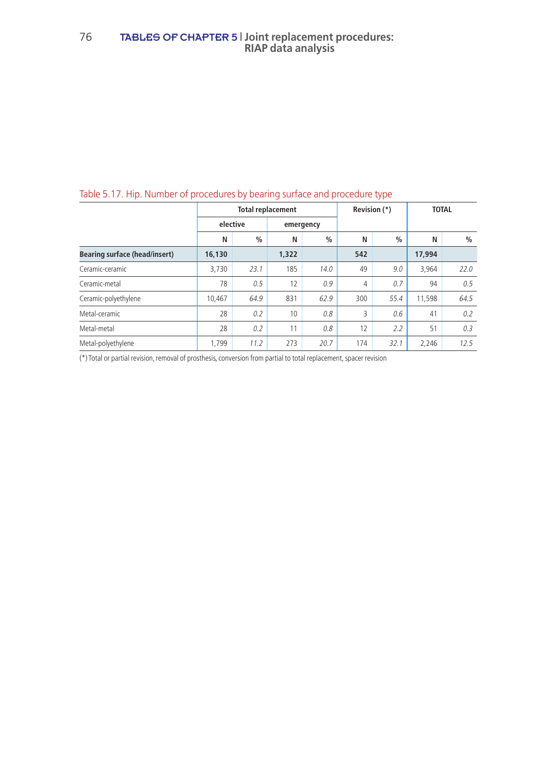Table 5.17. Hip. Number of procedures by bearing surface and procedure type

| | Total replacement | | | | Revision (*) | | TOTAL | |
|---|---|---|---|---|---|---|---|---|
| | elective | | emergency | | | | | |
| | N | % | N | % | N | % | N | % |
| **Bearing surface (head/insert)** | **16,130** | | **1,322** | | **542** | | **17,994** | |
| Ceramic-ceramic | 3,730 | *23.1* | 185 | *14.0* | 49 | *9.0* | 3,964 | *22.0* |
| Ceramic-metal | 78 | *0.5* | 12 | *0.9* | 4 | *0.7* | 94 | *0.5* |
| Ceramic-polyethylene | 10,467 | *64.9* | 831 | *62.9* | 300 | *55.4* | 11,598 | *64.5* |
| Metal-ceramic | 28 | *0.2* | 10 | *0.8* | 3 | *0.6* | 41 | *0.2* |
| Metal-metal | 28 | *0.2* | 11 | *0.8* | 12 | *2.2* | 51 | *0.3* |
| Metal-polyethylene | 1,799 | *11.2* | 273 | *20.7* | 174 | *32.1* | 2,246 | *12.5* |

(*) Total or partial revision, removal of prosthesis, conversion from partial to total replacement, spacer revision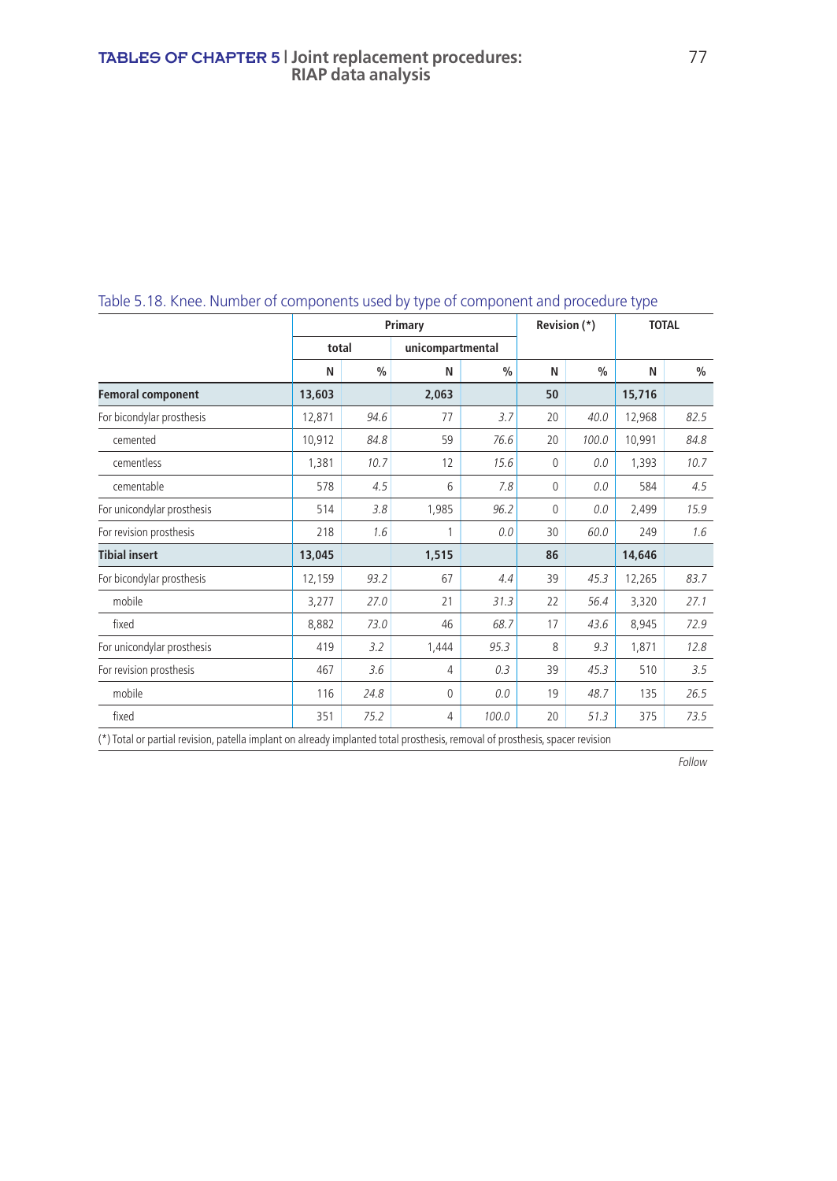Table 5.18. Knee. Number of components used by type of component and procedure type

| | Primary | | | | Revision (*) | | TOTAL | |
|---|---|---|---|---|---|---|---|---|
| | total | | unicompartmental | | | | | |
| | N | % | N | % | N | % | N | % |
| **Femoral component** | **13,603** | | **2,063** | | **50** | | **15,716** | |
| For bicondylar prosthesis | 12,871 | *94.6* | 77 | *3.7* | 20 | *40.0* | 12,968 | *82.5* |
| cemented | 10,912 | *84.8* | 59 | *76.6* | 20 | *100.0* | 10,991 | *84.8* |
| cementless | 1,381 | *10.7* | 12 | *15.6* | 0 | *0.0* | 1,393 | *10.7* |
| cementable | 578 | *4.5* | 6 | *7.8* | 0 | *0.0* | 584 | *4.5* |
| For unicondylar prosthesis | 514 | *3.8* | 1,985 | *96.2* | 0 | *0.0* | 2,499 | *15.9* |
| For revision prosthesis | 218 | *1.6* | 1 | *0.0* | 30 | *60.0* | 249 | *1.6* |
| **Tibial insert** | **13,045** | | **1,515** | | **86** | | **14,646** | |
| For bicondylar prosthesis | 12,159 | *93.2* | 67 | *4.4* | 39 | *45.3* | 12,265 | *83.7* |
| mobile | 3,277 | *27.0* | 21 | *31.3* | 22 | *56.4* | 3,320 | *27.1* |
| fixed | 8,882 | *73.0* | 46 | *68.7* | 17 | *43.6* | 8,945 | *72.9* |
| For unicondylar prosthesis | 419 | *3.2* | 1,444 | *95.3* | 8 | *9.3* | 1,871 | *12.8* |
| For revision prosthesis | 467 | *3.6* | 4 | *0.3* | 39 | *45.3* | 510 | *3.5* |
| mobile | 116 | *24.8* | 0 | *0.0* | 19 | *48.7* | 135 | *26.5* |
| fixed | 351 | *75.2* | 4 | *100.0* | 20 | *51.3* | 375 | *73.5* |

(*) Total or partial revision, patella implant on already implanted total prosthesis, removal of prosthesis, spacer revision

*Follow*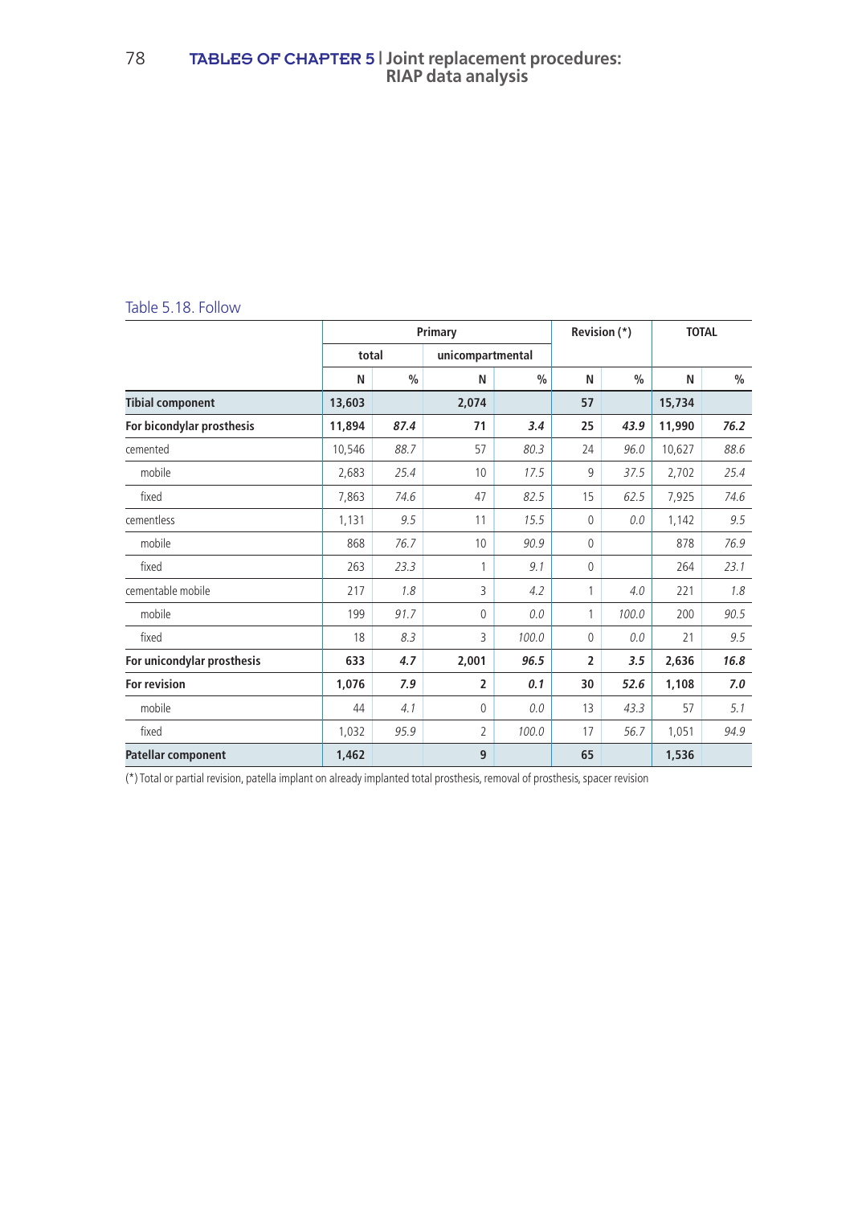Table 5.18. Follow

| | Primary | | | | Revision (*) | | TOTAL | |
|---|---|---|---|---|---|---|---|---|
| | total | | unicompartmental | | | | | |
| | N | % | N | % | N | % | N | % |
| **Tibial component** | **13,603** | | **2,074** | | **57** | | **15,734** | |
| **For bicondylar prosthesis** | **11,894** | ***87.4*** | **71** | ***3.4*** | **25** | ***43.9*** | **11,990** | ***76.2*** |
| cemented | 10,546 | *88.7* | 57 | *80.3* | 24 | *96.0* | 10,627 | *88.6* |
| mobile | 2,683 | *25.4* | 10 | *17.5* | 9 | *37.5* | 2,702 | *25.4* |
| fixed | 7,863 | *74.6* | 47 | *82.5* | 15 | *62.5* | 7,925 | *74.6* |
| cementless | 1,131 | *9.5* | 11 | *15.5* | 0 | *0.0* | 1,142 | *9.5* |
| mobile | 868 | *76.7* | 10 | *90.9* | 0 | | 878 | *76.9* |
| fixed | 263 | *23.3* | 1 | *9.1* | 0 | | 264 | *23.1* |
| cementable mobile | 217 | *1.8* | 3 | *4.2* | 1 | *4.0* | 221 | *1.8* |
| mobile | 199 | *91.7* | 0 | *0.0* | 1 | *100.0* | 200 | *90.5* |
| fixed | 18 | *8.3* | 3 | *100.0* | 0 | *0.0* | 21 | *9.5* |
| **For unicondylar prosthesis** | **633** | ***4.7*** | **2,001** | ***96.5*** | **2** | ***3.5*** | **2,636** | ***16.8*** |
| **For revision** | **1,076** | ***7.9*** | **2** | ***0.1*** | **30** | ***52.6*** | **1,108** | ***7.0*** |
| mobile | 44 | *4.1* | 0 | *0.0* | 13 | *43.3* | 57 | *5.1* |
| fixed | 1,032 | *95.9* | 2 | *100.0* | 17 | *56.7* | 1,051 | *94.9* |
| **Patellar component** | **1,462** | | **9** | | **65** | | **1,536** | |

(*) Total or partial revision, patella implant on already implanted total prosthesis, removal of prosthesis, spacer revision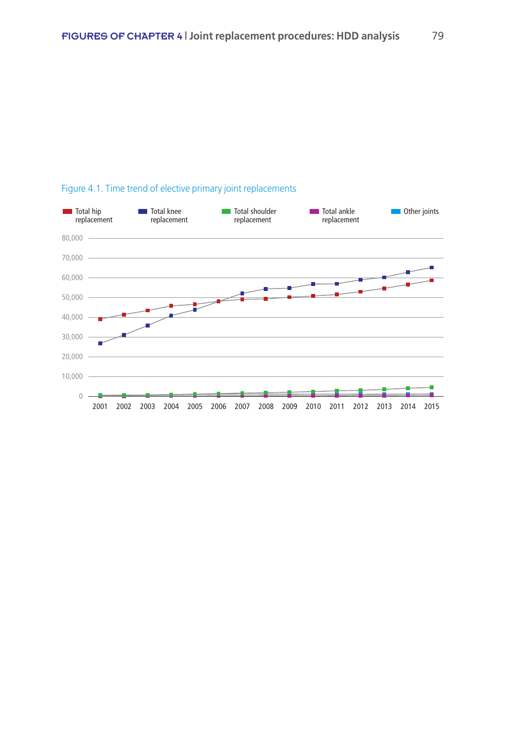Figure 4.1. Time trend of elective primary joint replacements

Total hip replacement | Total knee replacement | Total shoulder replacement | Total ankle replacement | Other joints

80,000
70,000
60,000
50,000
40,000
30,000
20,000
10,000
0

2001 2002 2003 2004 2005 2006 2007 2008 2009 2010 2011 2012 2013 2014 2015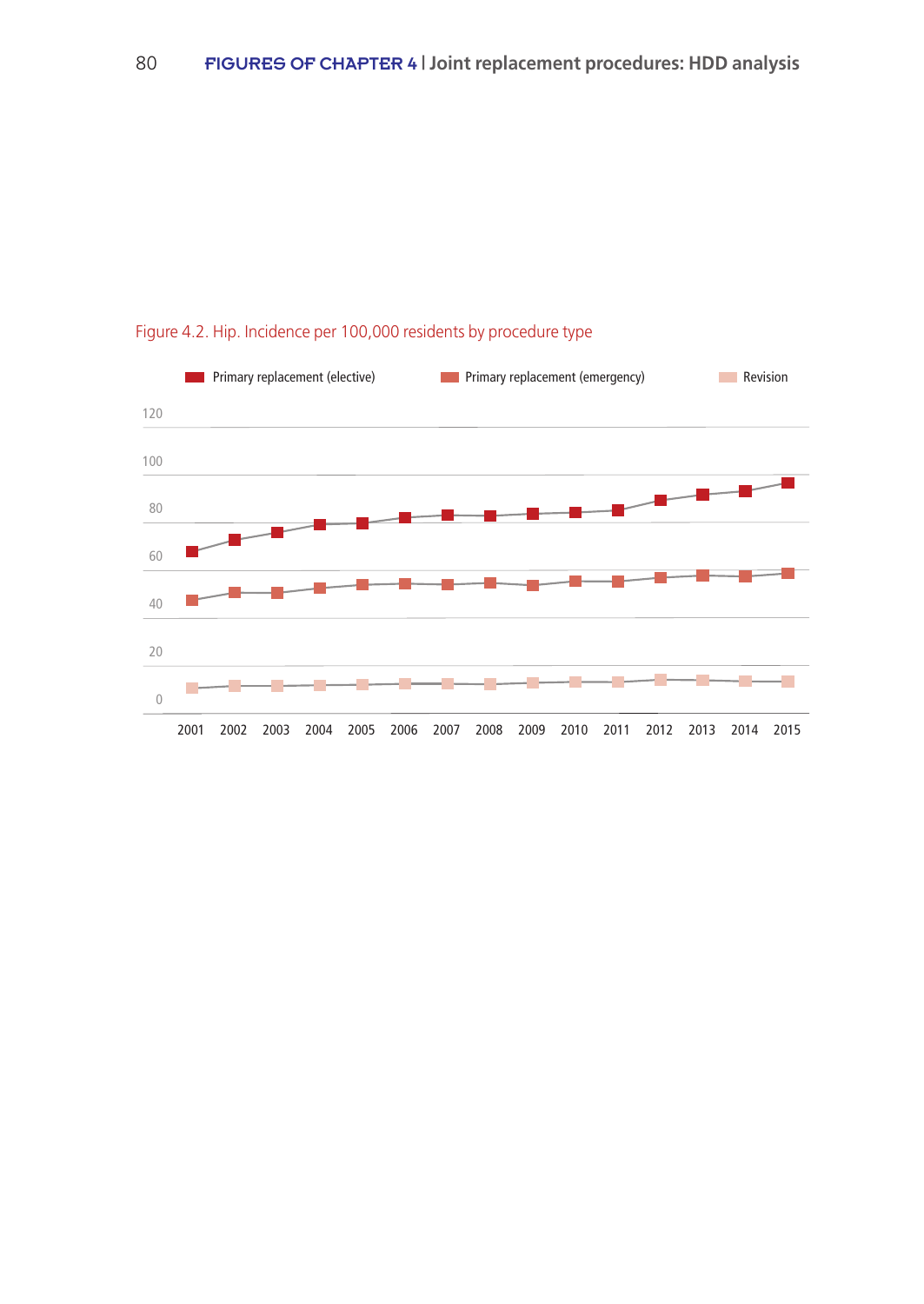Figure 4.2. Hip. Incidence per 100,000 residents by procedure type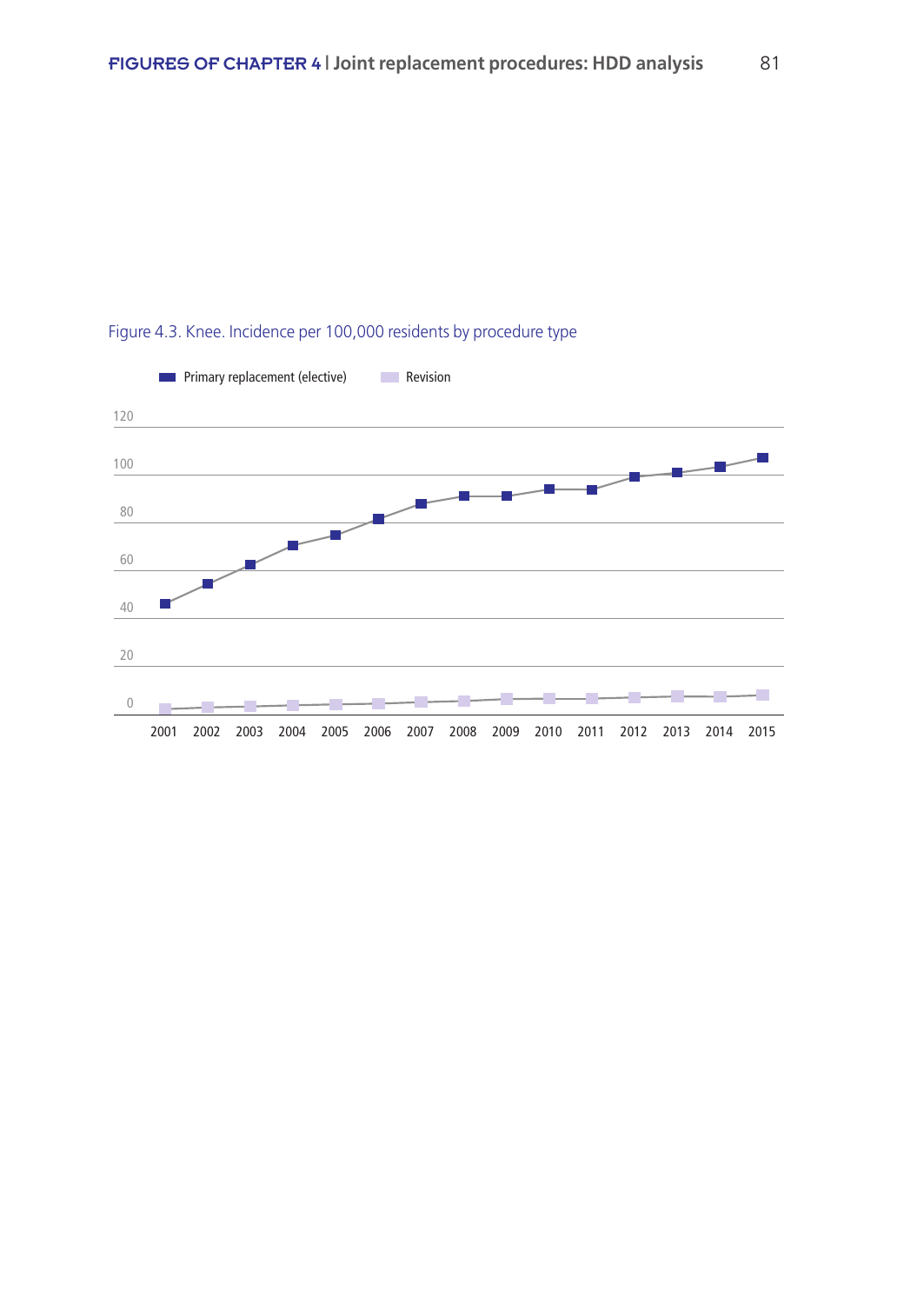Figure 4.3. Knee. Incidence per 100,000 residents by procedure type

Primary replacement (elective) — Revision

120
100
80
60
40
20
0

2001 2002 2003 2004 2005 2006 2007 2008 2009 2010 2011 2012 2013 2014 2015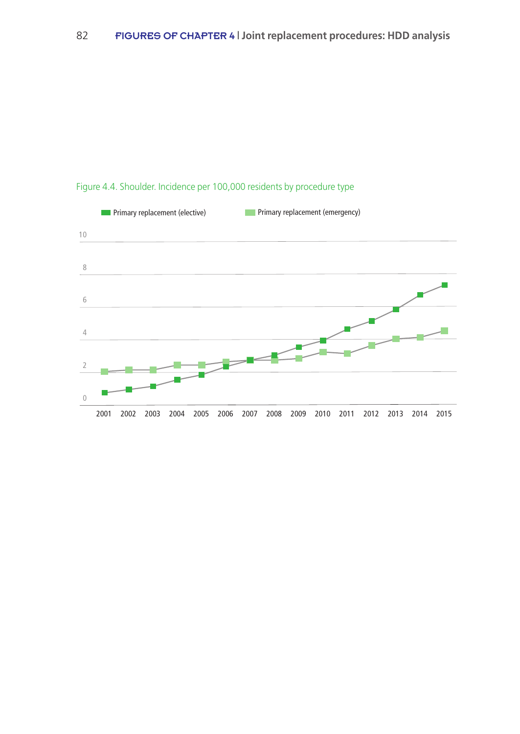Figure 4.4. Shoulder. Incidence per 100,000 residents by procedure type

Primary replacement (elective) | Primary replacement (emergency)

10

8

6

4

2

0

2001 2002 2003 2004 2005 2006 2007 2008 2009 2010 2011 2012 2013 2014 2015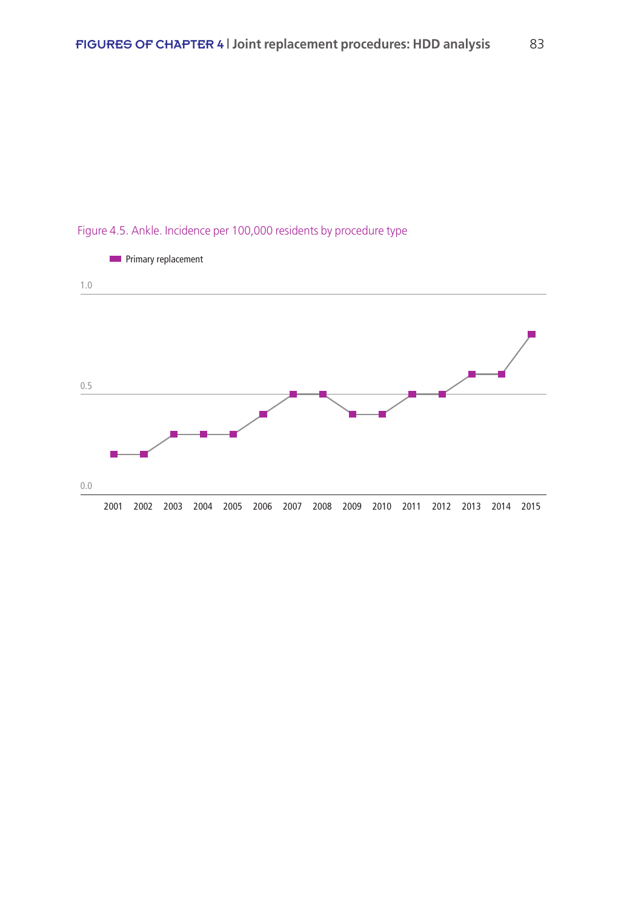Figure 4.5. Ankle. Incidence per 100,000 residents by procedure type

Primary replacement

| Year | Primary replacement |
|---|---|
| 2001 | 0.2 |
| 2002 | 0.2 |
| 2003 | 0.3 |
| 2004 | 0.3 |
| 2005 | 0.3 |
| 2006 | 0.4 |
| 2007 | 0.5 |
| 2008 | 0.5 |
| 2009 | 0.4 |
| 2010 | 0.4 |
| 2011 | 0.5 |
| 2012 | 0.5 |
| 2013 | 0.6 |
| 2014 | 0.6 |
| 2015 | 0.8 |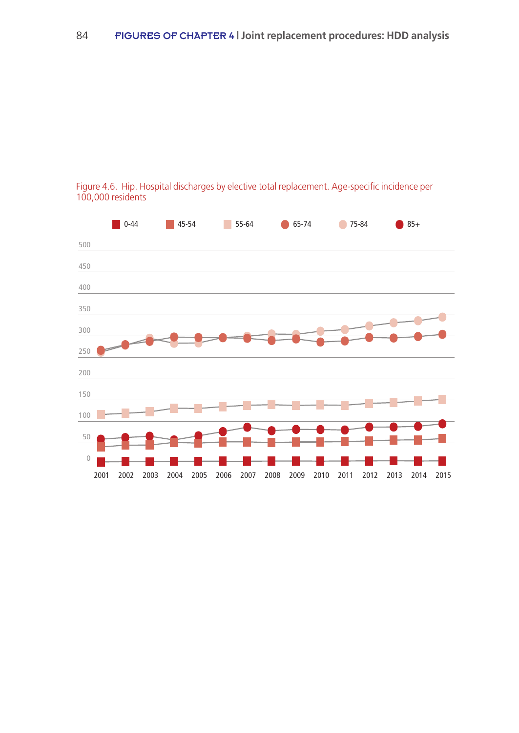Figure 4.6. Hip. Hospital discharges by elective total replacement. Age-specific incidence per 100,000 residents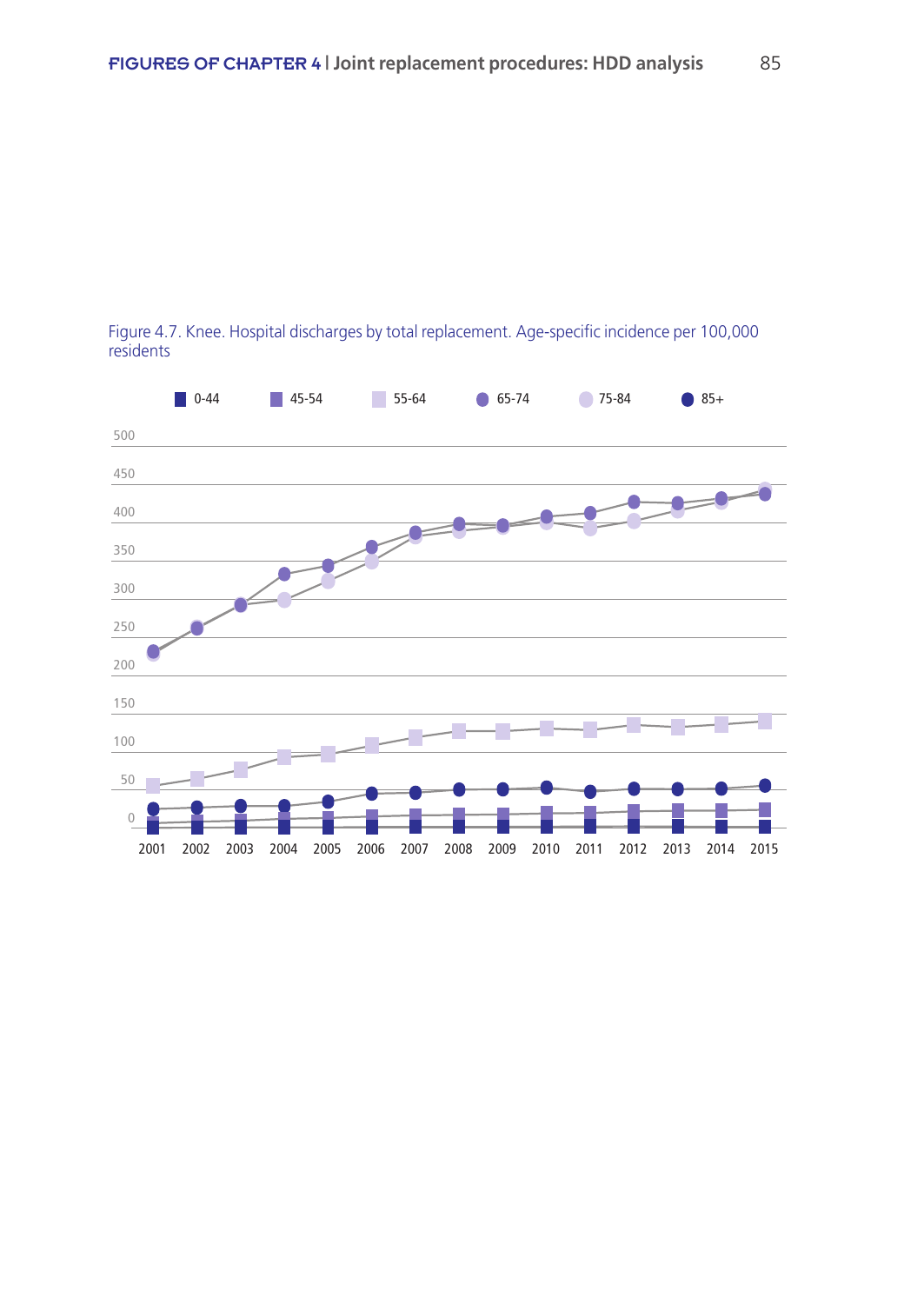Figure 4.7. Knee. Hospital discharges by total replacement. Age-specific incidence per 100,000 residents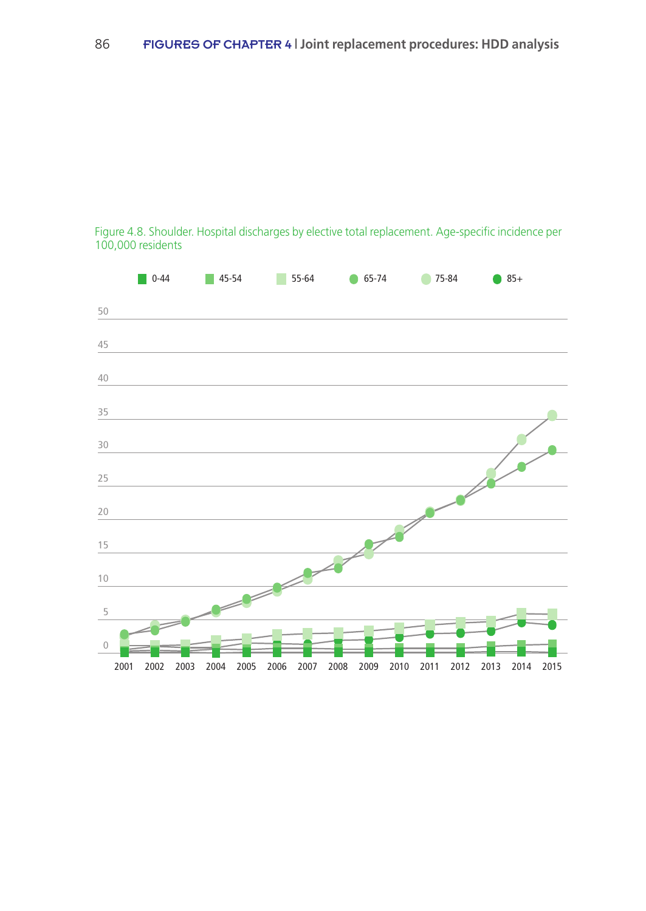Figure 4.8. Shoulder. Hospital discharges by elective total replacement. Age-specific incidence per 100,000 residents

0-44 | 45-54 | 55-64 | 65-74 | 75-84 | 85+

50
45
40
35
30
25
20
15
10
5
0

2001 2002 2003 2004 2005 2006 2007 2008 2009 2010 2011 2012 2013 2014 2015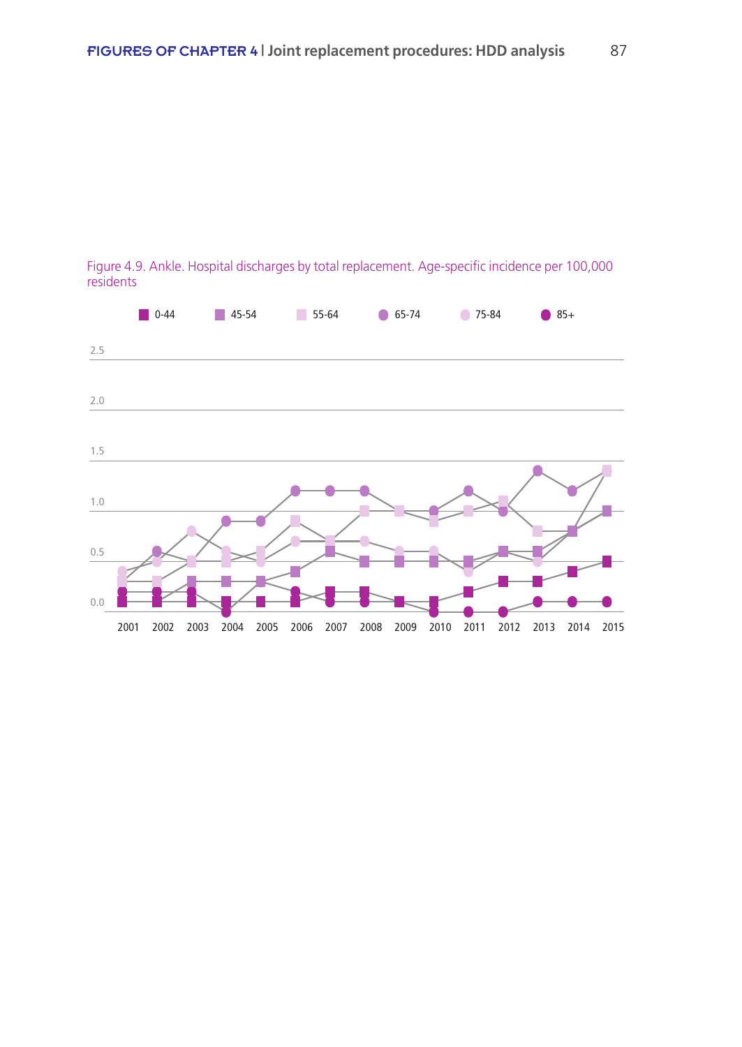Figure 4.9. Ankle. Hospital discharges by total replacement. Age-specific incidence per 100,000 residents

■ 0-44 ■ 45-54 ■ 55-64 ● 65-74 ● 75-84 ● 85+

2.5

2.0

1.5

1.0

0.5

0.0

2001 2002 2003 2004 2005 2006 2007 2008 2009 2010 2011 2012 2013 2014 2015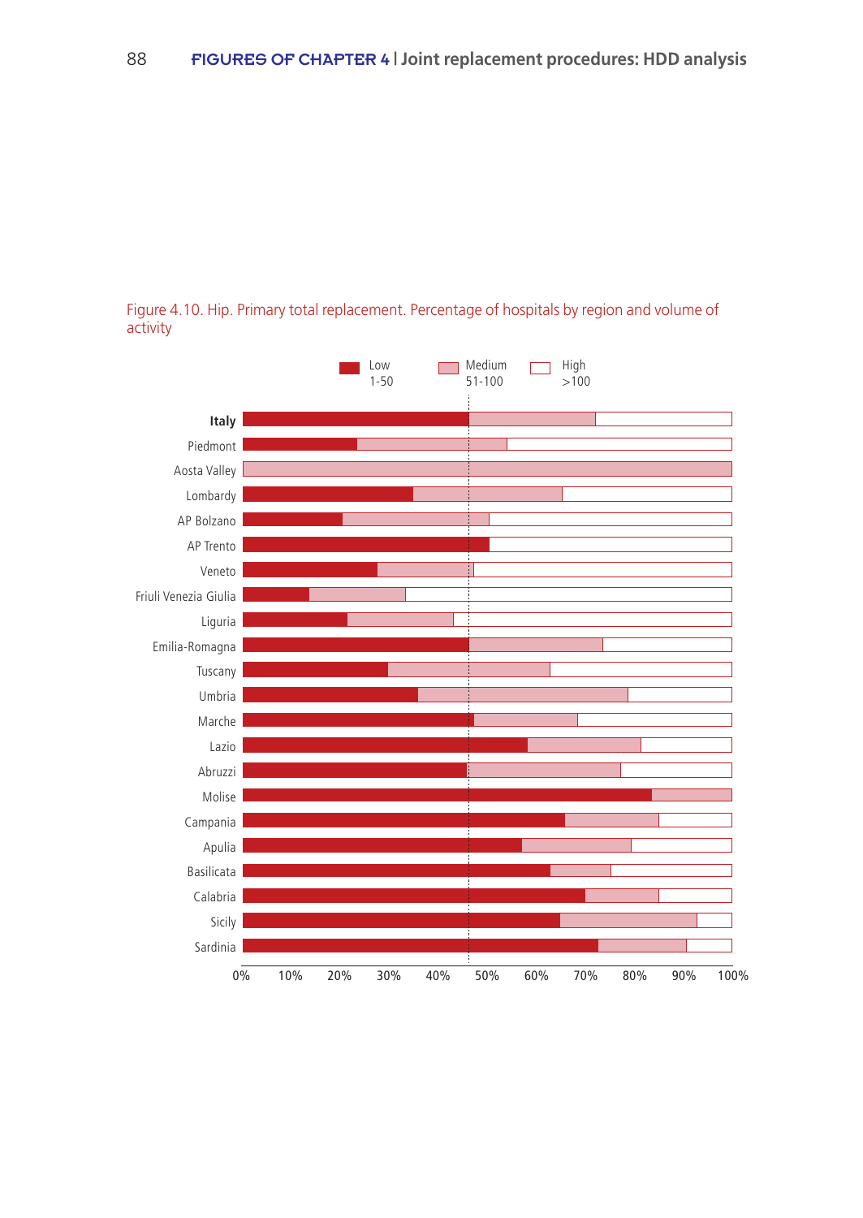Figure 4.10. Hip. Primary total replacement. Percentage of hospitals by region and volume of activity

Low 1-50 | Medium 51-100 | High >100

Italy
Piedmont
Aosta Valley
Lombardy
AP Bolzano
AP Trento
Veneto
Friuli Venezia Giulia
Liguria
Emilia-Romagna
Tuscany
Umbria
Marche
Lazio
Abruzzi
Molise
Campania
Apulia
Basilicata
Calabria
Sicily
Sardinia

0% 10% 20% 30% 40% 50% 60% 70% 80% 90% 100%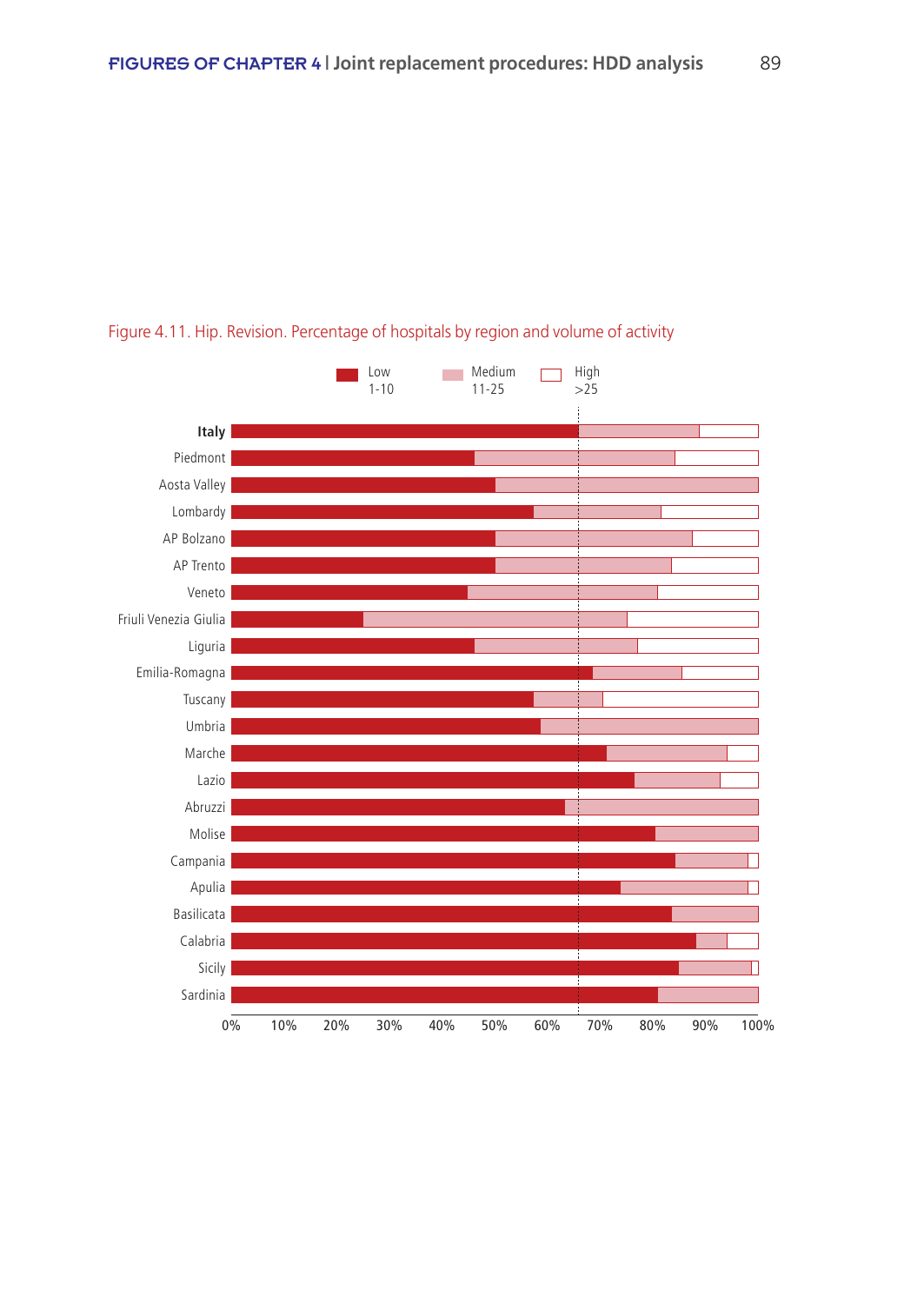Figure 4.11. Hip. Revision. Percentage of hospitals by region and volume of activity

Low 1-10 | Medium 11-25 | High >25

Italy
Piedmont
Aosta Valley
Lombardy
AP Bolzano
AP Trento
Veneto
Friuli Venezia Giulia
Liguria
Emilia-Romagna
Tuscany
Umbria
Marche
Lazio
Abruzzi
Molise
Campania
Apulia
Basilicata
Calabria
Sicily
Sardinia

0% 10% 20% 30% 40% 50% 60% 70% 80% 90% 100%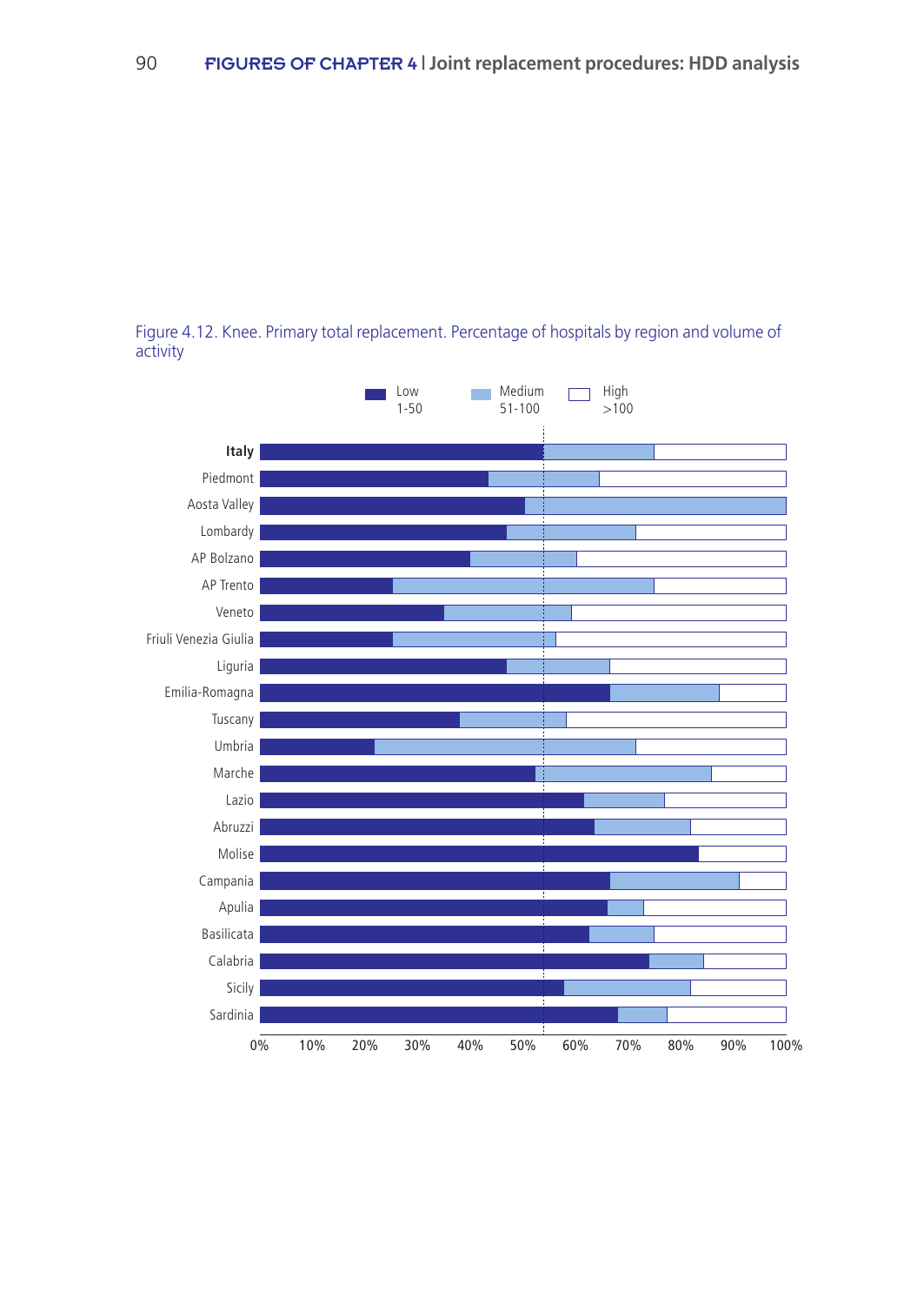Figure 4.12. Knee. Primary total replacement. Percentage of hospitals by region and volume of activity

Low 1-50 | Medium 51-100 | High >100

Italy
Piedmont
Aosta Valley
Lombardy
AP Bolzano
AP Trento
Veneto
Friuli Venezia Giulia
Liguria
Emilia-Romagna
Tuscany
Umbria
Marche
Lazio
Abruzzi
Molise
Campania
Apulia
Basilicata
Calabria
Sicily
Sardinia

0% 10% 20% 30% 40% 50% 60% 70% 80% 90% 100%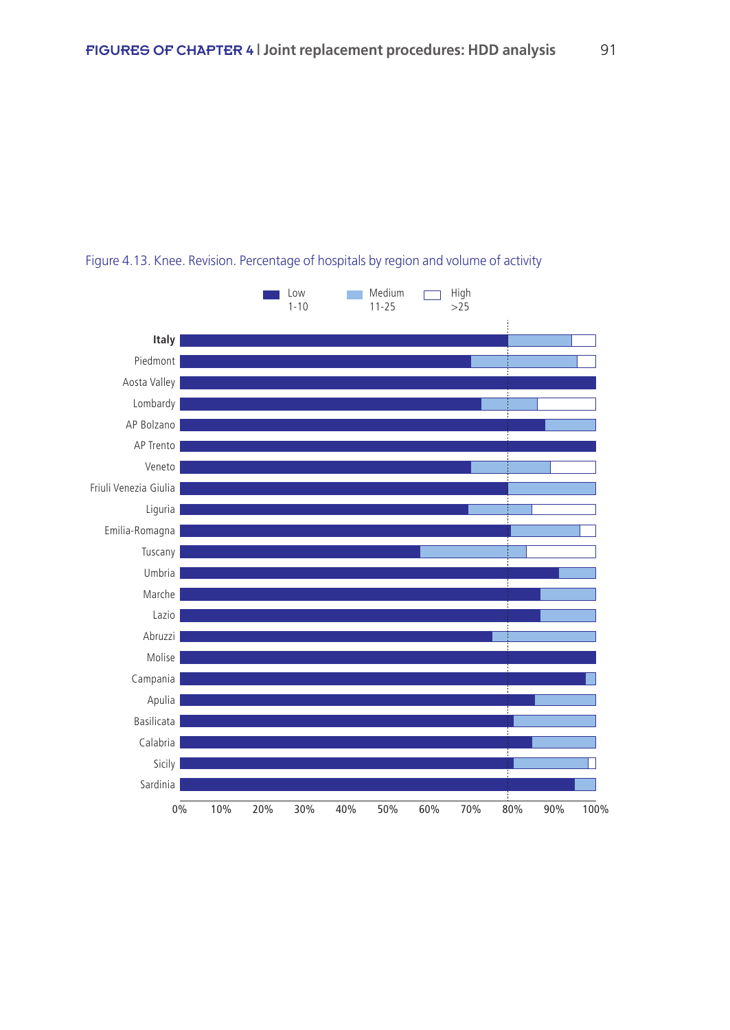Figure 4.13. Knee. Revision. Percentage of hospitals by region and volume of activity

Low 1-10 | Medium 11-25 | High >25

Italy
Piedmont
Aosta Valley
Lombardy
AP Bolzano
AP Trento
Veneto
Friuli Venezia Giulia
Liguria
Emilia-Romagna
Tuscany
Umbria
Marche
Lazio
Abruzzi
Molise
Campania
Apulia
Basilicata
Calabria
Sicily
Sardinia

0% 10% 20% 30% 40% 50% 60% 70% 80% 90% 100%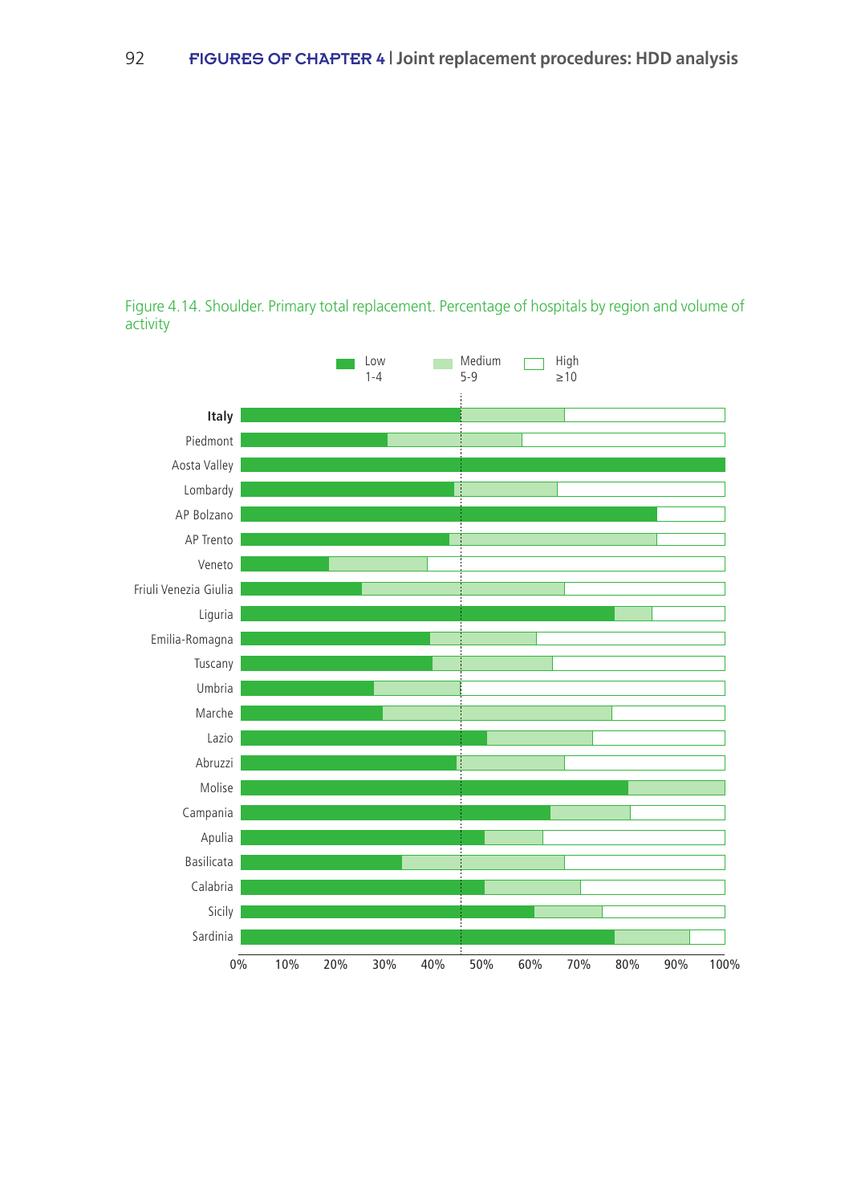Figure 4.14. Shoulder. Primary total replacement. Percentage of hospitals by region and volume of activity

Low 1-4 | Medium 5-9 | High ≥10

Italy
Piedmont
Aosta Valley
Lombardy
AP Bolzano
AP Trento
Veneto
Friuli Venezia Giulia
Liguria
Emilia-Romagna
Tuscany
Umbria
Marche
Lazio
Abruzzi
Molise
Campania
Apulia
Basilicata
Calabria
Sicily
Sardinia

0% 10% 20% 30% 40% 50% 60% 70% 80% 90% 100%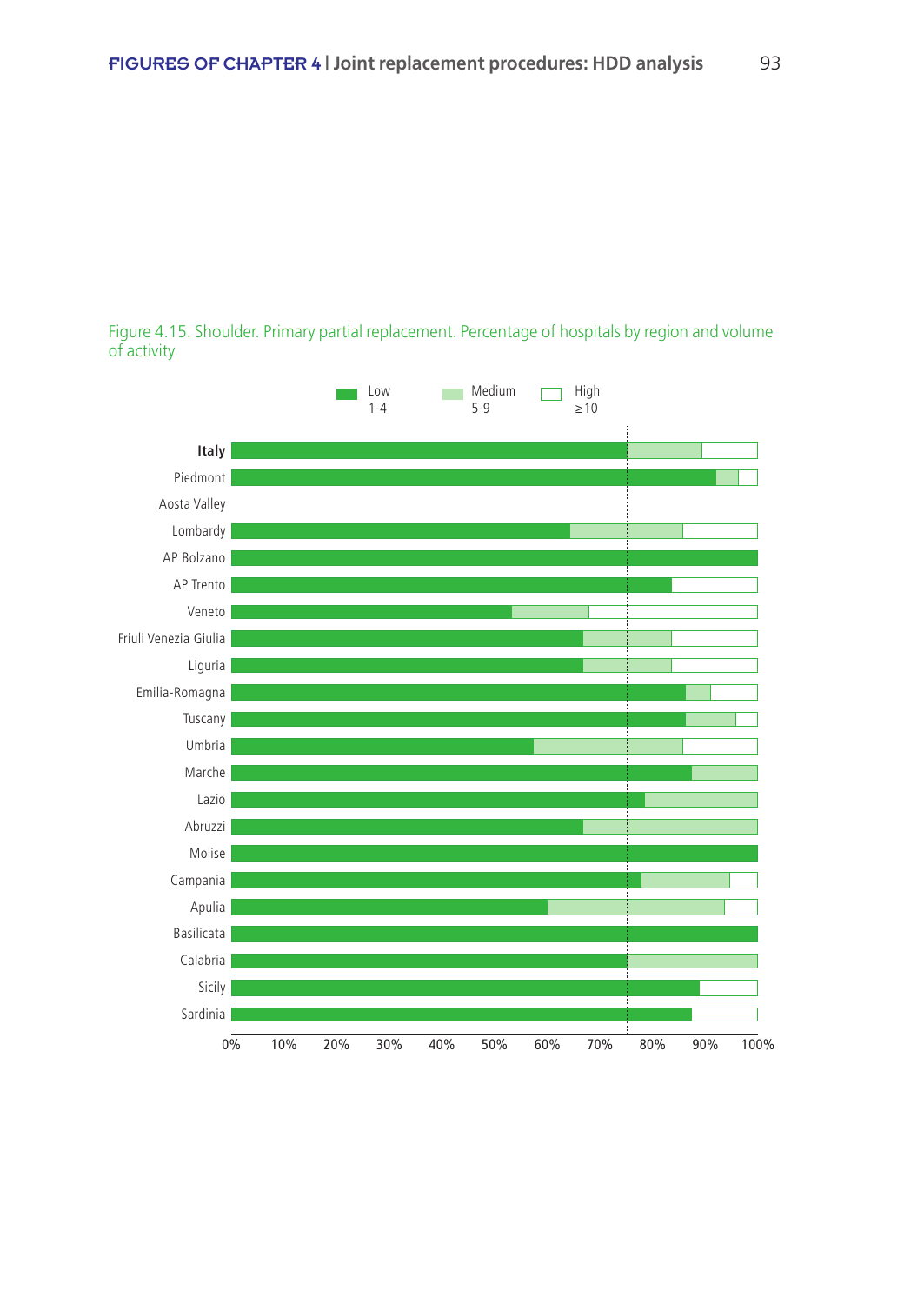Figure 4.15. Shoulder. Primary partial replacement. Percentage of hospitals by region and volume of activity

Low 1-4 | Medium 5-9 | High ≥10

**Italy**
Piedmont
Aosta Valley
Lombardy
AP Bolzano
AP Trento
Veneto
Friuli Venezia Giulia
Liguria
Emilia-Romagna
Tuscany
Umbria
Marche
Lazio
Abruzzi
Molise
Campania
Apulia
Basilicata
Calabria
Sicily
Sardinia

0% 10% 20% 30% 40% 50% 60% 70% 80% 90% 100%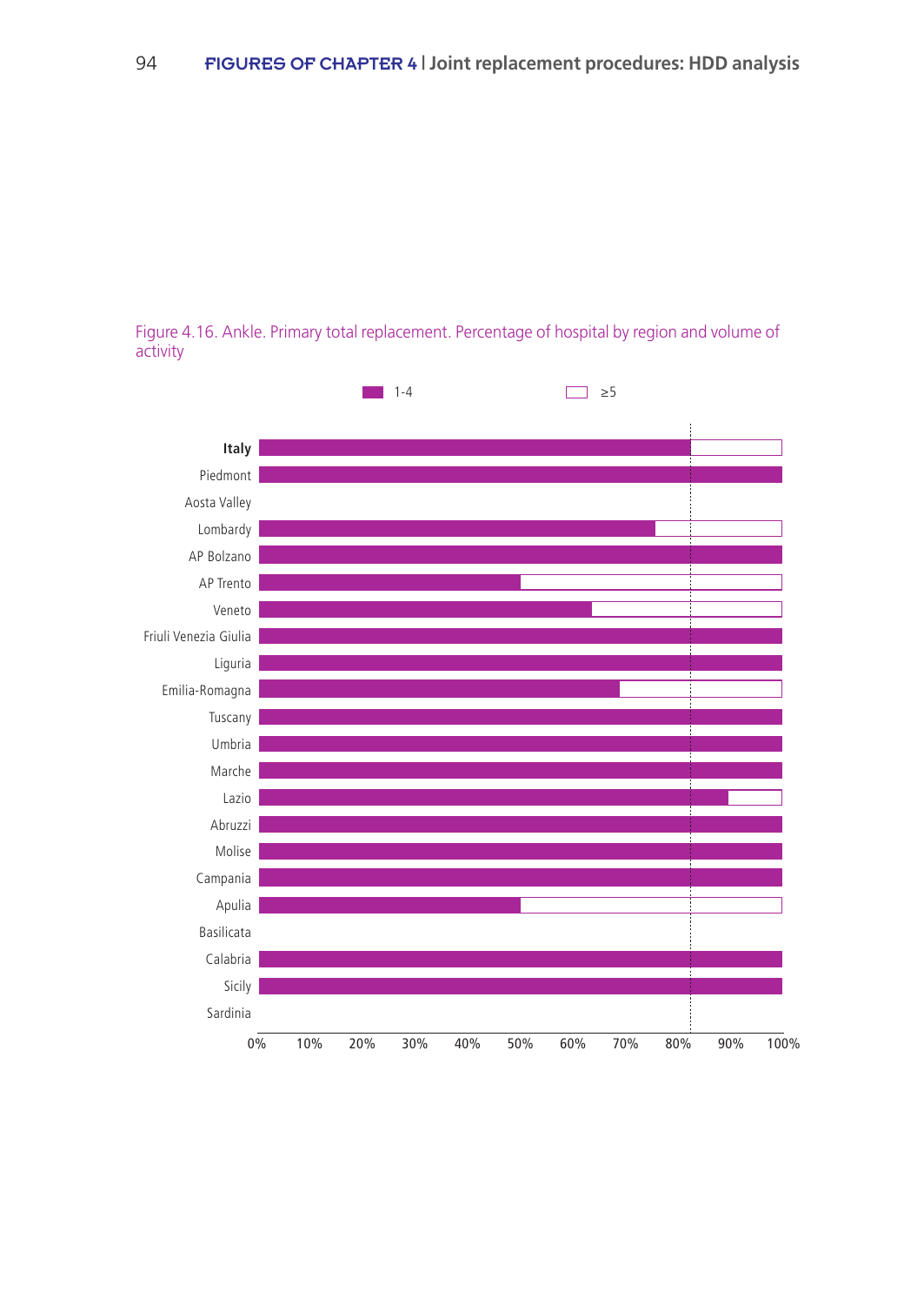Figure 4.16. Ankle. Primary total replacement. Percentage of hospital by region and volume of activity

1-4 ≥5

Italy
Piedmont
Aosta Valley
Lombardy
AP Bolzano
AP Trento
Veneto
Friuli Venezia Giulia
Liguria
Emilia-Romagna
Tuscany
Umbria
Marche
Lazio
Abruzzi
Molise
Campania
Apulia
Basilicata
Calabria
Sicily
Sardinia

0% 10% 20% 30% 40% 50% 60% 70% 80% 90% 100%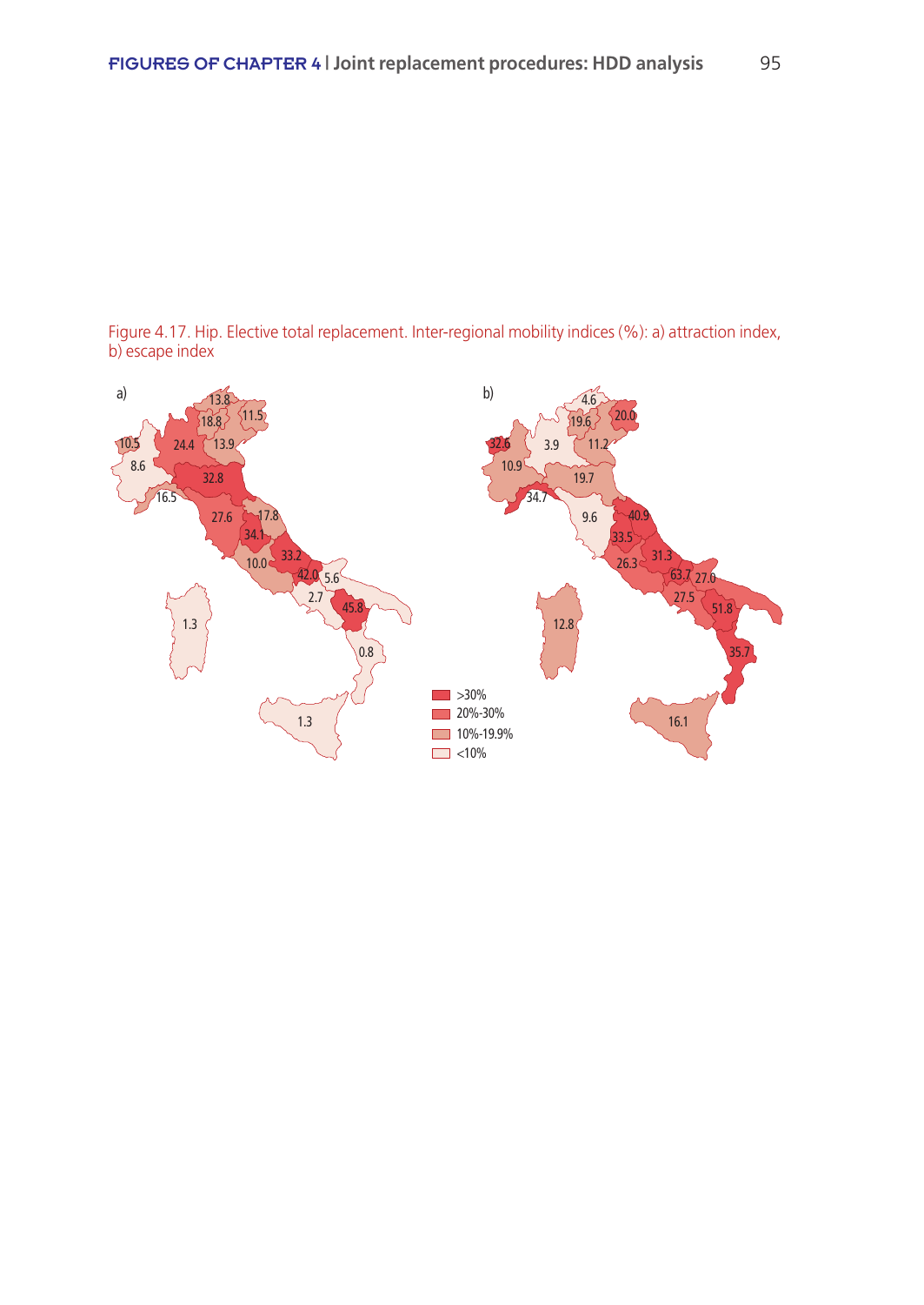Figure 4.17. Hip. Elective total replacement. Inter-regional mobility indices (%): a) attraction index, b) escape index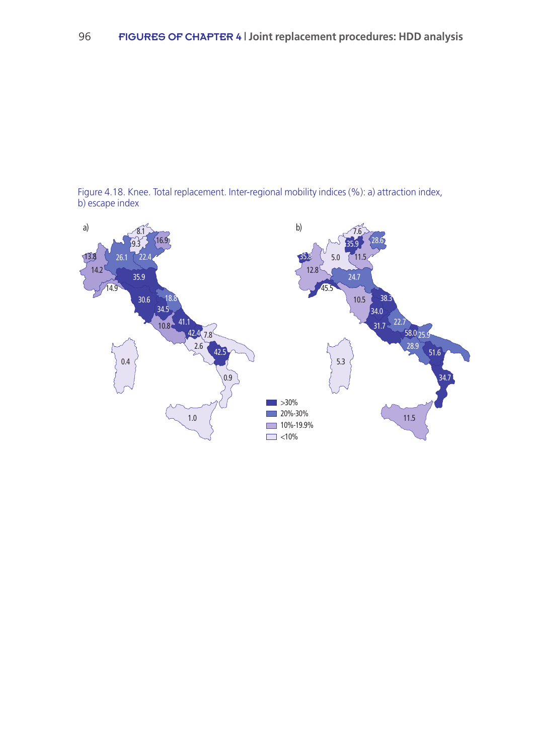Figure 4.18. Knee. Total replacement. Inter-regional mobility indices (%): a) attraction index, b) escape index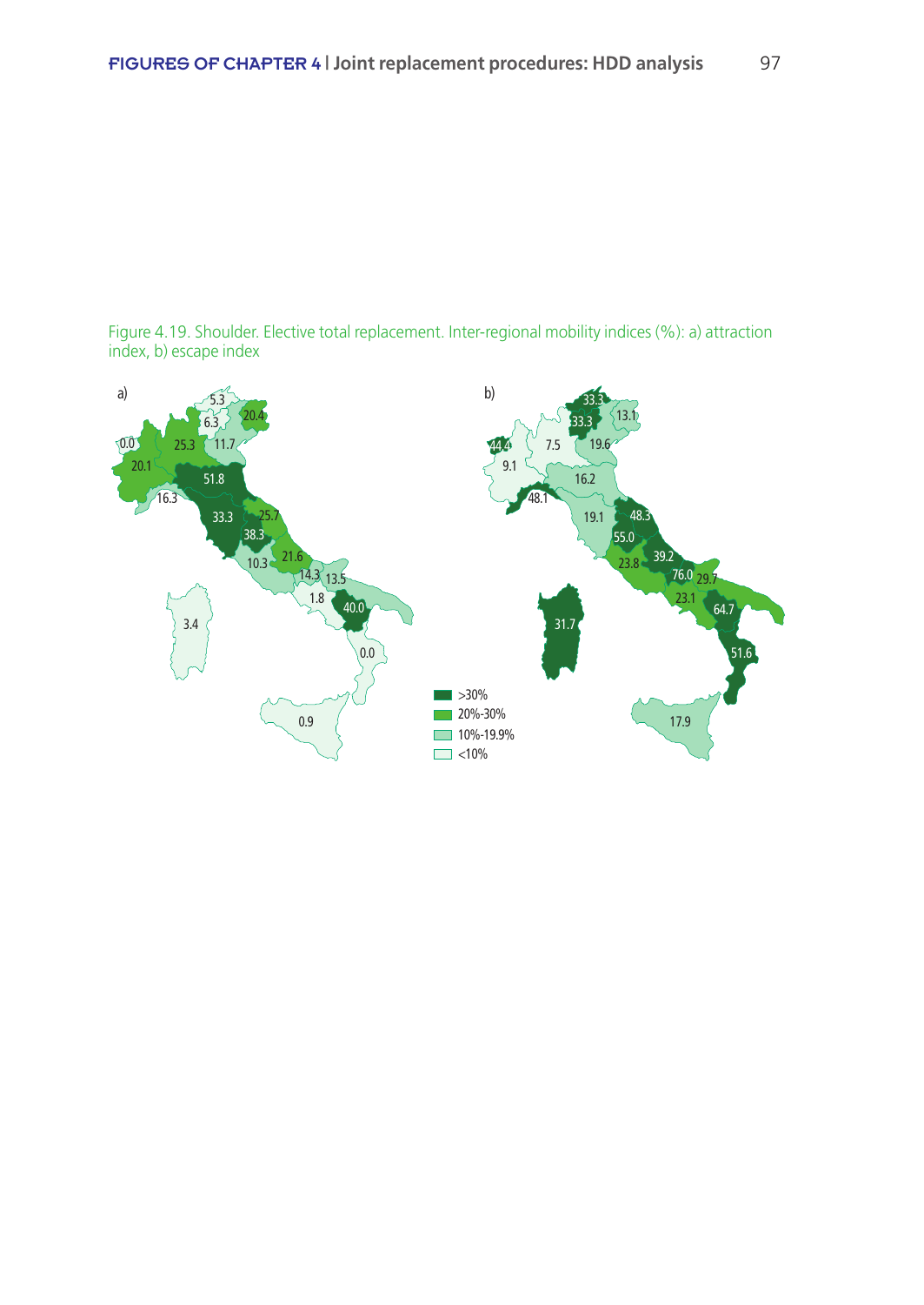Figure 4.19. Shoulder. Elective total replacement. Inter-regional mobility indices (%): a) attraction index, b) escape index

a)

b)

- >30%
- 20%-30%
- 10%-19.9%
- <10%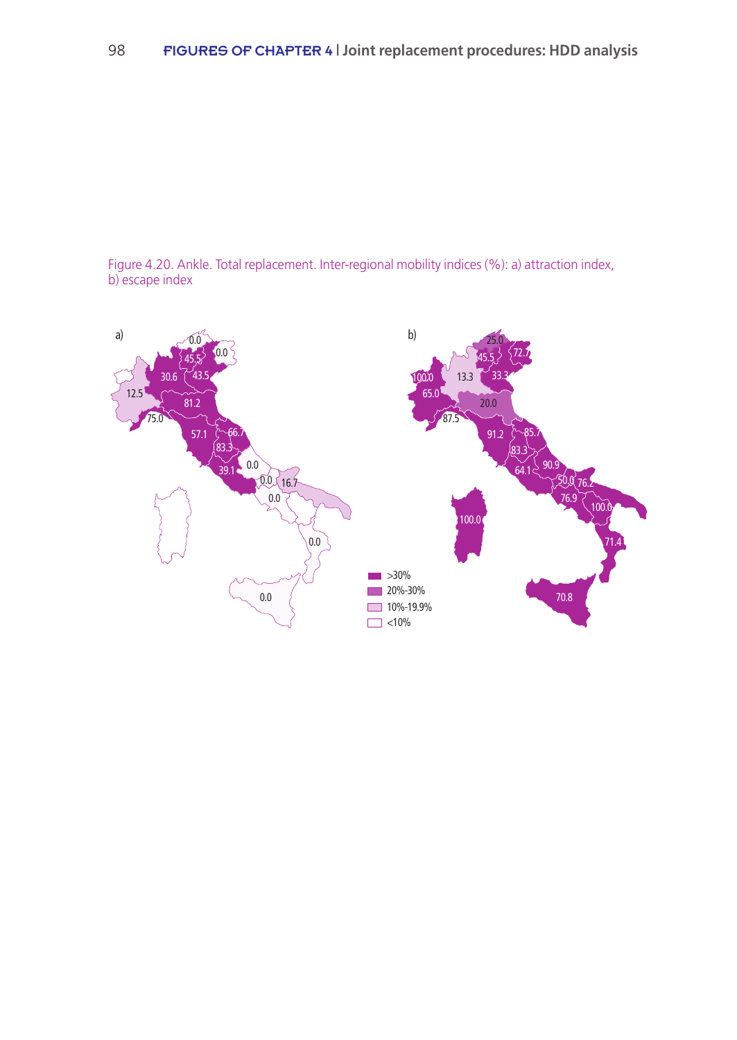Figure 4.20. Ankle. Total replacement. Inter-regional mobility indices (%): a) attraction index, b) escape index

a)

b)

- >30%
- 20%-30%
- 10%-19.9%
- <10%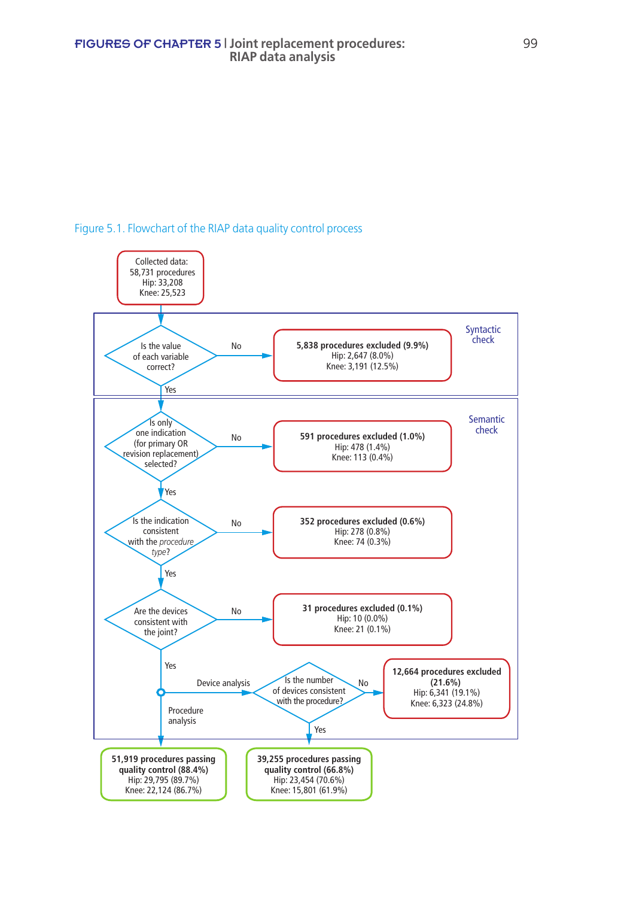Figure 5.1. Flowchart of the RIAP data quality control process

Collected data:
58,731 procedures
Hip: 33,208
Knee: 25,523

Syntactic check

Is the value of each variable correct?

No

5,838 procedures excluded (9.9%)
Hip: 2,647 (8.0%)
Knee: 3,191 (12.5%)

Yes

Semantic check

Is only one indication (for primary OR revision replacement) selected?

No

591 procedures excluded (1.0%)
Hip: 478 (1.4%)
Knee: 113 (0.4%)

Yes

Is the indication consistent with the *procedure type*?

No

352 procedures excluded (0.6%)
Hip: 278 (0.8%)
Knee: 74 (0.3%)

Yes

Are the devices consistent with the joint?

No

31 procedures excluded (0.1%)
Hip: 10 (0.0%)
Knee: 21 (0.1%)

Yes

Device analysis

Is the number of devices consistent with the procedure?

No

12,664 procedures excluded (21.6%)
Hip: 6,341 (19.1%)
Knee: 6,323 (24.8%)

Yes

Procedure analysis

51,919 procedures passing quality control (88.4%)
Hip: 29,795 (89.7%)
Knee: 22,124 (86.7%)

39,255 procedures passing quality control (66.8%)
Hip: 23,454 (70.6%)
Knee: 15,801 (61.9%)